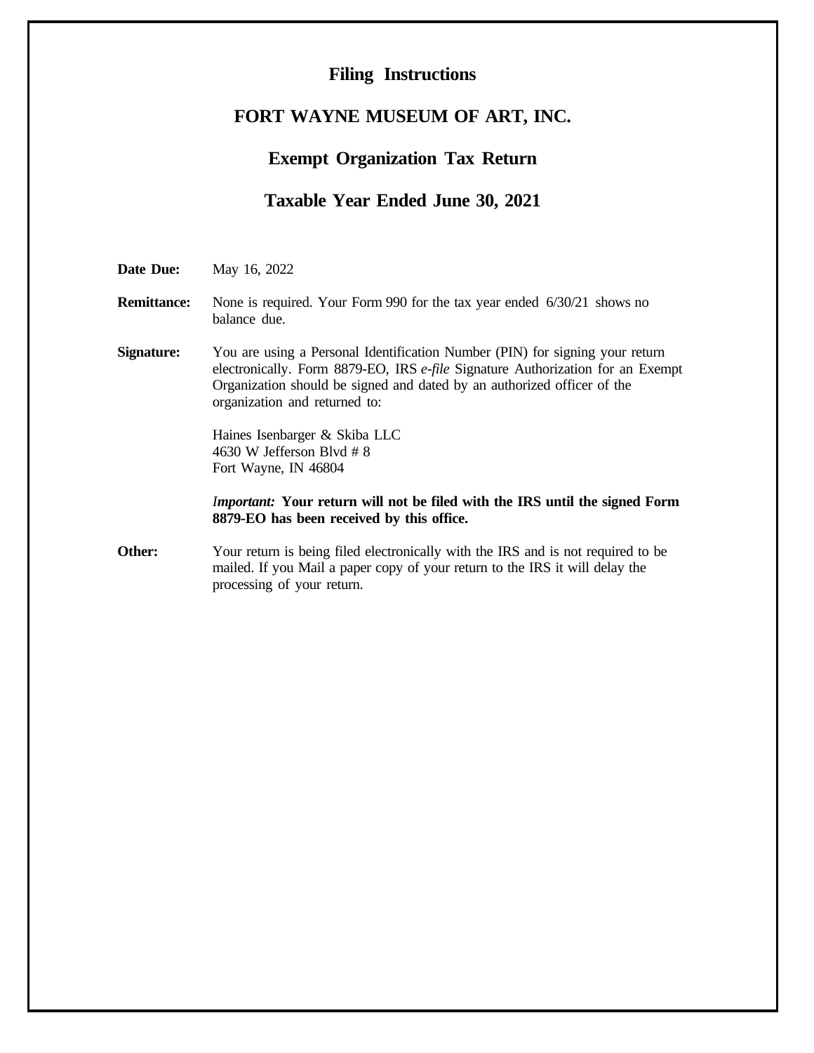# Filing Instructions

## FORT WAYNE MUSEUM OF ART, INC.

## Exempt Organization Tax Return

## Taxable Year Ended June 30, 2021

**Date Due:** May 16, 2022

**Remittance:** None is required. Your Form 990 for the tax year ended 6/30/21 shows no balance due.

**Signature:** You are using a Personal Identification Number (PIN) for signing your return electronically. Form 8879-EO, IRS *e-file* Signature Authorization for an Exempt Organization should be signed and dated by an authorized officer of the organization and returned to:

Haines Isenbarger & Skiba LLC
4630 W Jefferson Blvd # 8
Fort Wayne, IN 46804

*Important:* **Your return will not be filed with the IRS until the signed Form 8879-EO has been received by this office.**

**Other:** Your return is being filed electronically with the IRS and is not required to be mailed. If you Mail a paper copy of your return to the IRS it will delay the processing of your return.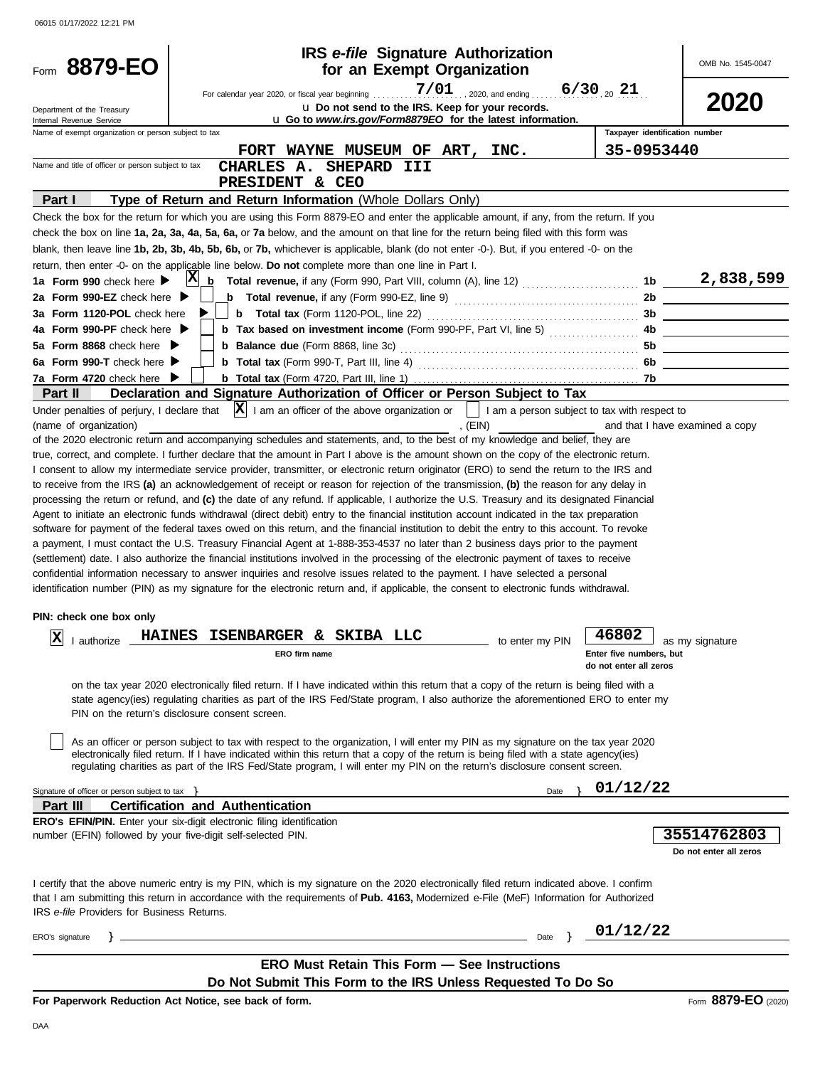06015 01/17/2022 12:21 PM

# Form 8879-EO

## IRS *e-file* Signature Authorization for an Exempt Organization

OMB No. 1545-0047

**2020**

For calendar year 2020, or fiscal year beginning 7/01, 2020, and ending 6/30, 20 21

Department of the Treasury
Internal Revenue Service

u **Do not send to the IRS. Keep for your records.**
u **Go to *www.irs.gov/Form8879EO* for the latest information.**

Name of exempt organization or person subject to tax: **FORT WAYNE MUSEUM OF ART, INC.**

Taxpayer identification number: **35-0953440**

Name and title of officer or person subject to tax: **CHARLES A. SHEPARD III**
**PRESIDENT & CEO**

### Part I — Type of Return and Return Information (Whole Dollars Only)

Check the box for the return for which you are using this Form 8879-EO and enter the applicable amount, if any, from the return. If you check the box on line **1a, 2a, 3a, 4a, 5a, 6a,** or **7a** below, and the amount on that line for the return being filed with this form was blank, then leave line **1b, 2b, 3b, 4b, 5b, 6b,** or **7b,** whichever is applicable, blank (do not enter -0-). But, if you entered -0- on the return, then enter -0- on the applicable line below. **Do not** complete more than one line in Part I.

| Line | Check | Description | Line | Amount |
|---|---|---|---|---|
| **1a Form 990** check here ▶ | X | **b Total revenue,** if any (Form 990, Part VIII, column (A), line 12) | 1b | 2,838,599 |
| **2a Form 990-EZ** check here ▶ | | **b Total revenue,** if any (Form 990-EZ, line 9) | 2b | |
| **3a Form 1120-POL** check here ▶ | | **b Total tax** (Form 1120-POL, line 22) | 3b | |
| **4a Form 990-PF** check here ▶ | | **b Tax based on investment income** (Form 990-PF, Part VI, line 5) | 4b | |
| **5a Form 8868** check here ▶ | | **b Balance due** (Form 8868, line 3c) | 5b | |
| **6a Form 990-T** check here ▶ | | **b Total tax** (Form 990-T, Part III, line 4) | 6b | |
| **7a Form 4720** check here ▶ | | **b Total tax** (Form 4720, Part III, line 1) | 7b | |

### Part II — Declaration and Signature Authorization of Officer or Person Subject to Tax

Under penalties of perjury, I declare that [X] I am an officer of the above organization or [ ] I am a person subject to tax with respect to (name of organization) ____________, (EIN) ____________ and that I have examined a copy of the 2020 electronic return and accompanying schedules and statements, and, to the best of my knowledge and belief, they are true, correct, and complete. I further declare that the amount in Part I above is the amount shown on the copy of the electronic return. I consent to allow my intermediate service provider, transmitter, or electronic return originator (ERO) to send the return to the IRS and to receive from the IRS **(a)** an acknowledgement of receipt or reason for rejection of the transmission, **(b)** the reason for any delay in processing the return or refund, and **(c)** the date of any refund. If applicable, I authorize the U.S. Treasury and its designated Financial Agent to initiate an electronic funds withdrawal (direct debit) entry to the financial institution account indicated in the tax preparation software for payment of the federal taxes owed on this return, and the financial institution to debit the entry to this account. To revoke a payment, I must contact the U.S. Treasury Financial Agent at 1-888-353-4537 no later than 2 business days prior to the payment (settlement) date. I also authorize the financial institutions involved in the processing of the electronic payment of taxes to receive confidential information necessary to answer inquiries and resolve issues related to the payment. I have selected a personal identification number (PIN) as my signature for the electronic return and, if applicable, the consent to electronic funds withdrawal.

**PIN: check one box only**

[X] I authorize **HAINES ISENBARGER & SKIBA LLC** (ERO firm name) to enter my PIN **46802** (Enter five numbers, but do not enter all zeros) as my signature on the tax year 2020 electronically filed return. If I have indicated within this return that a copy of the return is being filed with a state agency(ies) regulating charities as part of the IRS Fed/State program, I also authorize the aforementioned ERO to enter my PIN on the return's disclosure consent screen.

[ ] As an officer or person subject to tax with respect to the organization, I will enter my PIN as my signature on the tax year 2020 electronically filed return. If I have indicated within this return that a copy of the return is being filed with a state agency(ies) regulating charities as part of the IRS Fed/State program, I will enter my PIN on the return's disclosure consent screen.

Signature of officer or person subject to tax } ____________ Date } 01/12/22

### Part III — Certification and Authentication

**ERO's EFIN/PIN.** Enter your six-digit electronic filing identification number (EFIN) followed by your five-digit self-selected PIN. **35514762803** (Do not enter all zeros)

I certify that the above numeric entry is my PIN, which is my signature on the 2020 electronically filed return indicated above. I confirm that I am submitting this return in accordance with the requirements of **Pub. 4163,** Modernized e-File (MeF) Information for Authorized IRS *e-file* Providers for Business Returns.

ERO's signature } ____________ Date } 01/12/22

**ERO Must Retain This Form — See Instructions**
**Do Not Submit This Form to the IRS Unless Requested To Do So**

**For Paperwork Reduction Act Notice, see back of form.** Form **8879-EO** (2020)

DAA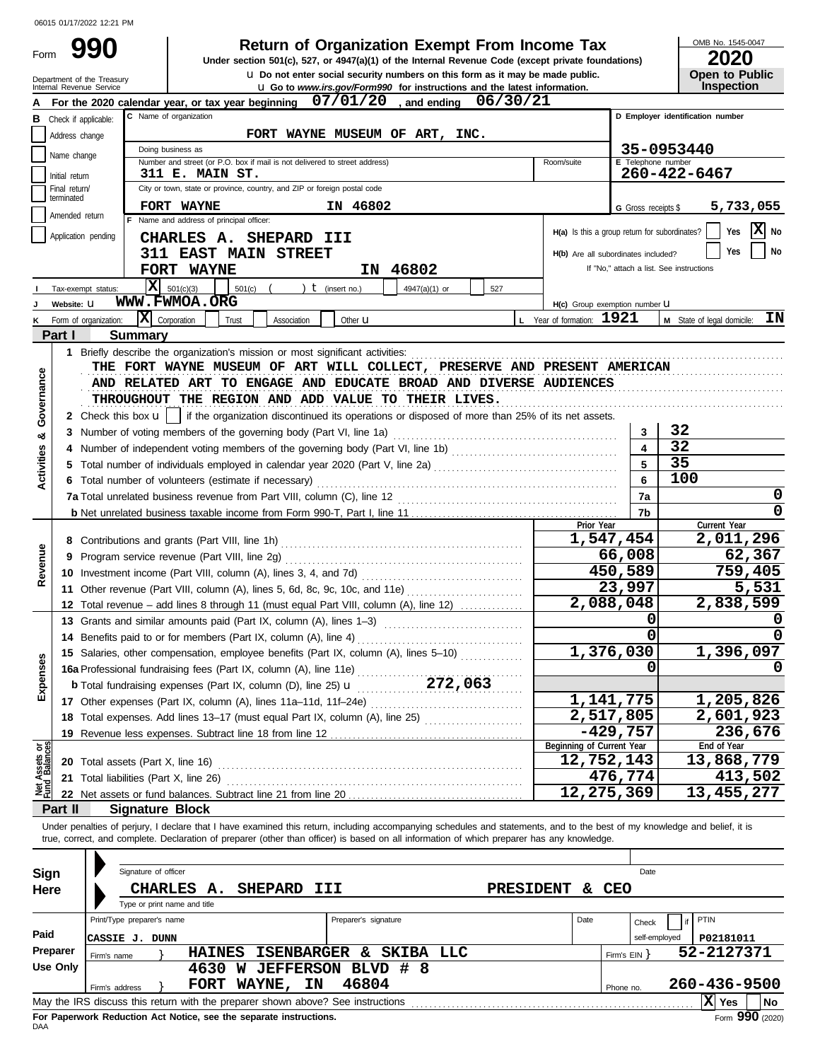06015 01/17/2022 12:21 PM

# Form 990 — Return of Organization Exempt From Income Tax

Under section 501(c), 527, or 4947(a)(1) of the Internal Revenue Code (except private foundations)

Do not enter social security numbers on this form as it may be made public.

Go to *www.irs.gov/Form990* for instructions and the latest information.

Department of the Treasury
Internal Revenue Service

OMB No. 1545-0047

**2020**

**Open to Public Inspection**

**A** For the 2020 calendar year, or tax year beginning **07/01/20**, and ending **06/30/21**

**B** Check if applicable: Address change | Name change | Initial return | Final return/terminated | Amended return | Application pending

**C** Name of organization: **FORT WAYNE MUSEUM OF ART, INC.**

Doing business as

Number and street (or P.O. box if mail is not delivered to street address): **311 E. MAIN ST.** Room/suite

City or town, state or province, country, and ZIP or foreign postal code: **FORT WAYNE IN 46802**

**D** Employer identification number: **35-0953440**

**E** Telephone number: **260-422-6467**

**G** Gross receipts $ **5,733,055**

**F** Name and address of principal officer:
**CHARLES A. SHEPARD III**
**311 EAST MAIN STREET**
**FORT WAYNE IN 46802**

**H(a)** Is this a group return for subordinates? Yes [ ] No [X]

**H(b)** Are all subordinates included? Yes [ ] No [ ]
If "No," attach a list. See instructions

**I** Tax-exempt status: [X] 501(c)(3) [ ] 501(c) ( ) (insert no.) [ ] 4947(a)(1) or [ ] 527

**J** Website: **WWW.FWMOA.ORG**

**H(c)** Group exemption number

**K** Form of organization: [X] Corporation [ ] Trust [ ] Association [ ] Other

**L** Year of formation: **1921**

**M** State of legal domicile: **IN**

## Part I Summary

### Activities & Governance

1 Briefly describe the organization's mission or most significant activities:
THE FORT WAYNE MUSEUM OF ART WILL COLLECT, PRESERVE AND PRESENT AMERICAN AND RELATED ART TO ENGAGE AND EDUCATE BROAD AND DIVERSE AUDIENCES THROUGHOUT THE REGION AND ADD VALUE TO THEIR LIVES.

2 Check this box [ ] if the organization discontinued its operations or disposed of more than 25% of its net assets.

| | | Line | Value |
|---|---|---|---|
| 3 | Number of voting members of the governing body (Part VI, line 1a) | 3 | 32 |
| 4 | Number of independent voting members of the governing body (Part VI, line 1b) | 4 | 32 |
| 5 | Total number of individuals employed in calendar year 2020 (Part V, line 2a) | 5 | 35 |
| 6 | Total number of volunteers (estimate if necessary) | 6 | 100 |
| 7a | Total unrelated business revenue from Part VIII, column (C), line 12 | 7a | 0 |
| b | Net unrelated business taxable income from Form 990-T, Part I, line 11 | 7b | 0 |

### Revenue, Expenses, and Net Assets

| | | Prior Year | Current Year |
|---|---|---|---|
| 8 | Contributions and grants (Part VIII, line 1h) | 1,547,454 | 2,011,296 |
| 9 | Program service revenue (Part VIII, line 2g) | 66,008 | 62,367 |
| 10 | Investment income (Part VIII, column (A), lines 3, 4, and 7d) | 450,589 | 759,405 |
| 11 | Other revenue (Part VIII, column (A), lines 5, 6d, 8c, 9c, 10c, and 11e) | 23,997 | 5,531 |
| 12 | Total revenue – add lines 8 through 11 (must equal Part VIII, column (A), line 12) | 2,088,048 | 2,838,599 |
| 13 | Grants and similar amounts paid (Part IX, column (A), lines 1–3) | 0 | 0 |
| 14 | Benefits paid to or for members (Part IX, column (A), line 4) | 0 | 0 |
| 15 | Salaries, other compensation, employee benefits (Part IX, column (A), lines 5–10) | 1,376,030 | 1,396,097 |
| 16a | Professional fundraising fees (Part IX, column (A), line 11e) | 0 | 0 |
| b | Total fundraising expenses (Part IX, column (D), line 25) 272,063 | | |
| 17 | Other expenses (Part IX, column (A), lines 11a–11d, 11f–24e) | 1,141,775 | 1,205,826 |
| 18 | Total expenses. Add lines 13–17 (must equal Part IX, column (A), line 25) | 2,517,805 | 2,601,923 |
| 19 | Revenue less expenses. Subtract line 18 from line 12 | -429,757 | 236,676 |

| | | Beginning of Current Year | End of Year |
|---|---|---|---|
| 20 | Total assets (Part X, line 16) | 12,752,143 | 13,868,779 |
| 21 | Total liabilities (Part X, line 26) | 476,774 | 413,502 |
| 22 | Net assets or fund balances. Subtract line 21 from line 20 | 12,275,369 | 13,455,277 |

## Part II Signature Block

Under penalties of perjury, I declare that I have examined this return, including accompanying schedules and statements, and to the best of my knowledge and belief, it is true, correct, and complete. Declaration of preparer (other than officer) is based on all information of which preparer has any knowledge.

**Sign Here**

Signature of officer | Date

**CHARLES A. SHEPARD III — PRESIDENT & CEO**
Type or print name and title

**Paid Preparer Use Only**

| Print/Type preparer's name | Preparer's signature | Date | Check if self-employed | PTIN |
|---|---|---|---|---|
| CASSIE J. DUNN | | | | P02181011 |

Firm's name: **HAINES ISENBARGER & SKIBA LLC** — Firm's EIN: **52-2127371**

Firm's address: **4630 W JEFFERSON BLVD # 8, FORT WAYNE, IN 46804** — Phone no. **260-436-9500**

May the IRS discuss this return with the preparer shown above? See instructions [X] Yes [ ] No

For Paperwork Reduction Act Notice, see the separate instructions.

DAA Form **990** (2020)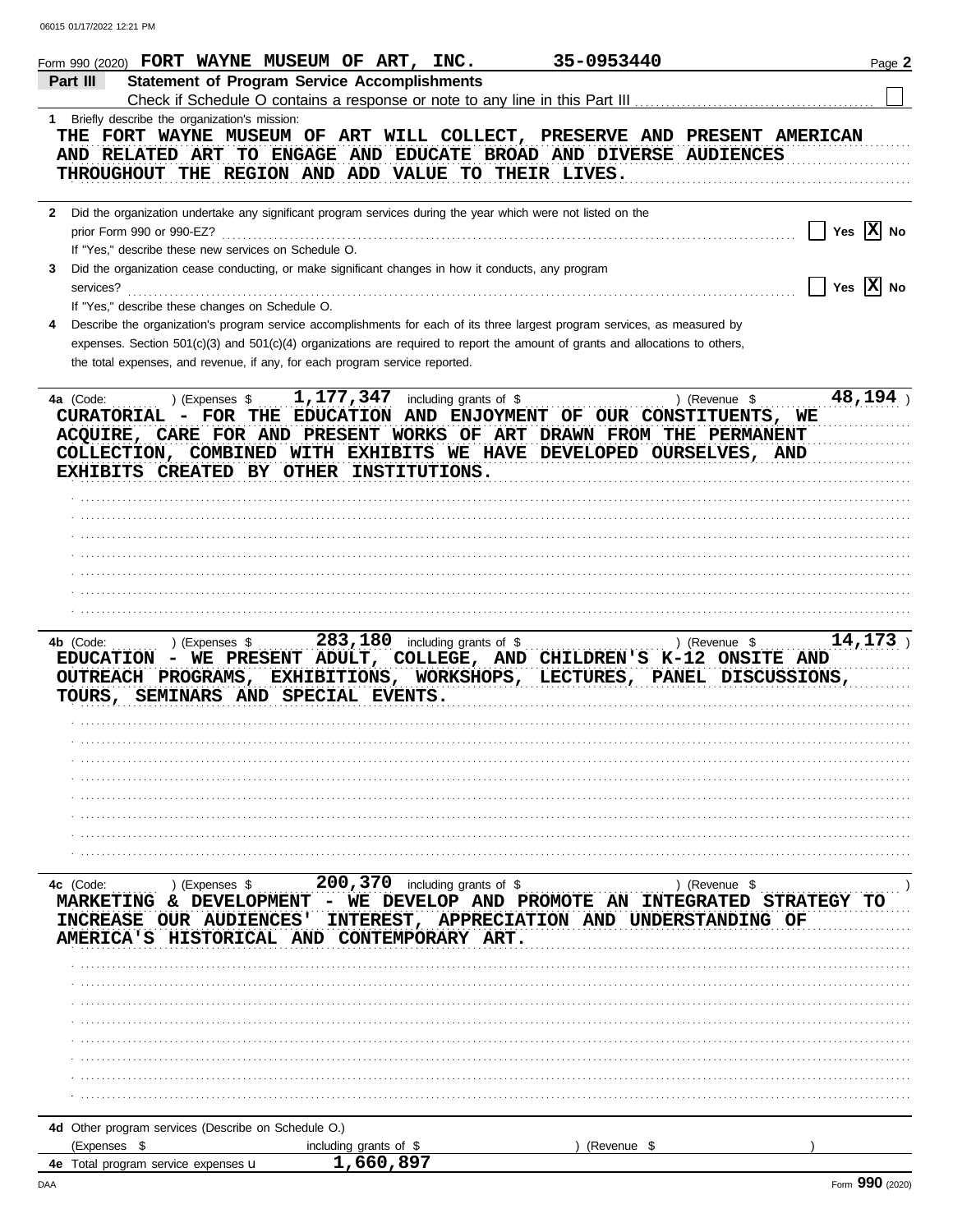06015 01/17/2022 12:21 PM

Form 990 (2020) **FORT WAYNE MUSEUM OF ART, INC.** **35-0953440** Page **2**

## Part III Statement of Program Service Accomplishments

Check if Schedule O contains a response or note to any line in this Part III ☐

**1** Briefly describe the organization's mission:

THE FORT WAYNE MUSEUM OF ART WILL COLLECT, PRESERVE AND PRESENT AMERICAN AND RELATED ART TO ENGAGE AND EDUCATE BROAD AND DIVERSE AUDIENCES THROUGHOUT THE REGION AND ADD VALUE TO THEIR LIVES.

**2** Did the organization undertake any significant program services during the year which were not listed on the prior Form 990 or 990-EZ? ☐ Yes ☒ No

If "Yes," describe these new services on Schedule O.

**3** Did the organization cease conducting, or make significant changes in how it conducts, any program services? ☐ Yes ☒ No

If "Yes," describe these changes on Schedule O.

**4** Describe the organization's program service accomplishments for each of its three largest program services, as measured by expenses. Section 501(c)(3) and 501(c)(4) organizations are required to report the amount of grants and allocations to others, the total expenses, and revenue, if any, for each program service reported.

**4a** (Code: ) (Expenses $ 1,177,347 including grants of $ ) (Revenue $ 48,194 )

CURATORIAL - FOR THE EDUCATION AND ENJOYMENT OF OUR CONSTITUENTS, WE ACQUIRE, CARE FOR AND PRESENT WORKS OF ART DRAWN FROM THE PERMANENT COLLECTION, COMBINED WITH EXHIBITS WE HAVE DEVELOPED OURSELVES, AND EXHIBITS CREATED BY OTHER INSTITUTIONS.

**4b** (Code: ) (Expenses $ 283,180 including grants of $ ) (Revenue $ 14,173 )

EDUCATION - WE PRESENT ADULT, COLLEGE, AND CHILDREN'S K-12 ONSITE AND OUTREACH PROGRAMS, EXHIBITIONS, WORKSHOPS, LECTURES, PANEL DISCUSSIONS, TOURS, SEMINARS AND SPECIAL EVENTS.

**4c** (Code: ) (Expenses $ 200,370 including grants of $ ) (Revenue $ )

MARKETING & DEVELOPMENT - WE DEVELOP AND PROMOTE AN INTEGRATED STRATEGY TO INCREASE OUR AUDIENCES' INTEREST, APPRECIATION AND UNDERSTANDING OF AMERICA'S HISTORICAL AND CONTEMPORARY ART.

**4d** Other program services (Describe on Schedule O.)

(Expenses $ including grants of $ ) (Revenue $ )

**4e** Total program service expenses ▶ 1,660,897

DAA Form **990** (2020)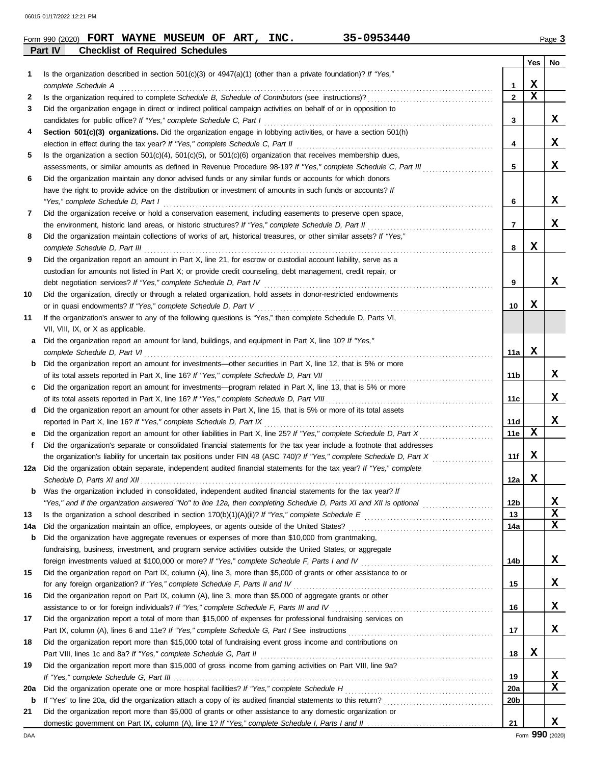Form 990 (2020) **FORT WAYNE MUSEUM OF ART, INC.** **35-0953440** Page **3**

## Part IV Checklist of Required Schedules

| | | | Yes | No |
|---|---|---|---|---|
| **1** | Is the organization described in section 501(c)(3) or 4947(a)(1) (other than a private foundation)? *If "Yes," complete Schedule A* | **1** | X | |
| **2** | Is the organization required to complete *Schedule B, Schedule of Contributors* (see instructions)? | **2** | X | |
| **3** | Did the organization engage in direct or indirect political campaign activities on behalf of or in opposition to candidates for public office? *If "Yes," complete Schedule C, Part I* | **3** | | X |
| **4** | **Section 501(c)(3) organizations.** Did the organization engage in lobbying activities, or have a section 501(h) election in effect during the tax year? *If "Yes," complete Schedule C, Part II* | **4** | | X |
| **5** | Is the organization a section 501(c)(4), 501(c)(5), or 501(c)(6) organization that receives membership dues, assessments, or similar amounts as defined in Revenue Procedure 98-19? *If "Yes," complete Schedule C, Part III* | **5** | | X |
| **6** | Did the organization maintain any donor advised funds or any similar funds or accounts for which donors have the right to provide advice on the distribution or investment of amounts in such funds or accounts? *If "Yes," complete Schedule D, Part I* | **6** | | X |
| **7** | Did the organization receive or hold a conservation easement, including easements to preserve open space, the environment, historic land areas, or historic structures? *If "Yes," complete Schedule D, Part II* | **7** | | X |
| **8** | Did the organization maintain collections of works of art, historical treasures, or other similar assets? *If "Yes," complete Schedule D, Part III* | **8** | X | |
| **9** | Did the organization report an amount in Part X, line 21, for escrow or custodial account liability, serve as a custodian for amounts not listed in Part X; or provide credit counseling, debt management, credit repair, or debt negotiation services? *If "Yes," complete Schedule D, Part IV* | **9** | | X |
| **10** | Did the organization, directly or through a related organization, hold assets in donor-restricted endowments or in quasi endowments? *If "Yes," complete Schedule D, Part V* | **10** | X | |
| **11** | If the organization's answer to any of the following questions is "Yes," then complete Schedule D, Parts VI, VII, VIII, IX, or X as applicable. | | | |
| **a** | Did the organization report an amount for land, buildings, and equipment in Part X, line 10? *If "Yes," complete Schedule D, Part VI* | **11a** | X | |
| **b** | Did the organization report an amount for investments—other securities in Part X, line 12, that is 5% or more of its total assets reported in Part X, line 16? *If "Yes," complete Schedule D, Part VII* | **11b** | | X |
| **c** | Did the organization report an amount for investments—program related in Part X, line 13, that is 5% or more of its total assets reported in Part X, line 16? *If "Yes," complete Schedule D, Part VIII* | **11c** | | X |
| **d** | Did the organization report an amount for other assets in Part X, line 15, that is 5% or more of its total assets reported in Part X, line 16? *If "Yes," complete Schedule D, Part IX* | **11d** | | X |
| **e** | Did the organization report an amount for other liabilities in Part X, line 25? *If "Yes," complete Schedule D, Part X* | **11e** | X | |
| **f** | Did the organization's separate or consolidated financial statements for the tax year include a footnote that addresses the organization's liability for uncertain tax positions under FIN 48 (ASC 740)? *If "Yes," complete Schedule D, Part X* | **11f** | X | |
| **12a** | Did the organization obtain separate, independent audited financial statements for the tax year? *If "Yes," complete Schedule D, Parts XI and XII* | **12a** | X | |
| **b** | Was the organization included in consolidated, independent audited financial statements for the tax year? *If "Yes," and if the organization answered "No" to line 12a, then completing Schedule D, Parts XI and XII is optional* | **12b** | | X |
| **13** | Is the organization a school described in section 170(b)(1)(A)(ii)? *If "Yes," complete Schedule E* | **13** | | X |
| **14a** | Did the organization maintain an office, employees, or agents outside of the United States? | **14a** | | X |
| **b** | Did the organization have aggregate revenues or expenses of more than $10,000 from grantmaking, fundraising, business, investment, and program service activities outside the United States, or aggregate foreign investments valued at $100,000 or more? *If "Yes," complete Schedule F, Parts I and IV* | **14b** | | X |
| **15** | Did the organization report on Part IX, column (A), line 3, more than $5,000 of grants or other assistance to or for any foreign organization? *If "Yes," complete Schedule F, Parts II and IV* | **15** | | X |
| **16** | Did the organization report on Part IX, column (A), line 3, more than $5,000 of aggregate grants or other assistance to or for foreign individuals? *If "Yes," complete Schedule F, Parts III and IV* | **16** | | X |
| **17** | Did the organization report a total of more than $15,000 of expenses for professional fundraising services on Part IX, column (A), lines 6 and 11e? *If "Yes," complete Schedule G, Part I* See instructions | **17** | | X |
| **18** | Did the organization report more than $15,000 total of fundraising event gross income and contributions on Part VIII, lines 1c and 8a? *If "Yes," complete Schedule G, Part II* | **18** | X | |
| **19** | Did the organization report more than $15,000 of gross income from gaming activities on Part VIII, line 9a? *If "Yes," complete Schedule G, Part III* | **19** | | X |
| **20a** | Did the organization operate one or more hospital facilities? *If "Yes," complete Schedule H* | **20a** | | X |
| **b** | If "Yes" to line 20a, did the organization attach a copy of its audited financial statements to this return? | **20b** | | |
| **21** | Did the organization report more than $5,000 of grants or other assistance to any domestic organization or domestic government on Part IX, column (A), line 1? *If "Yes," complete Schedule I, Parts I and II* | **21** | | X |

Form **990** (2020)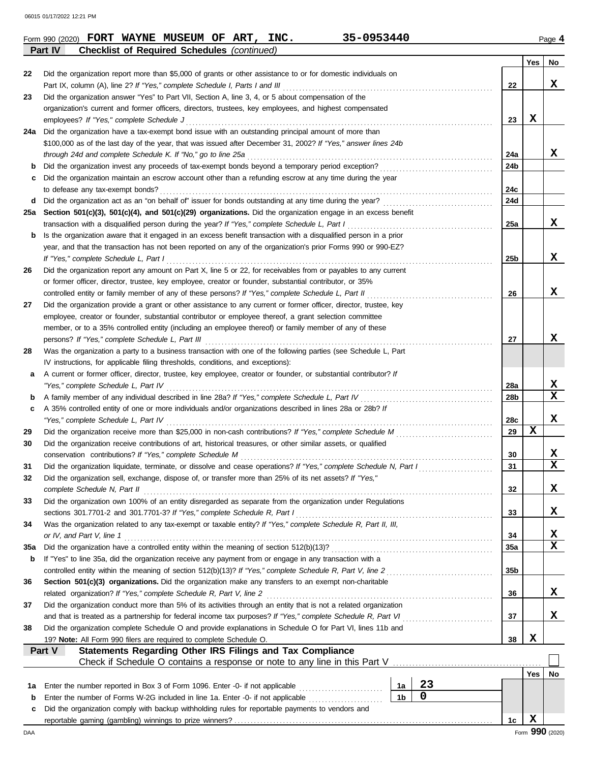Form 990 (2020) **FORT WAYNE MUSEUM OF ART, INC.** **35-0953440** Page **4**

**Part IV** **Checklist of Required Schedules** *(continued)*

| | | | Yes | No |
|---|---|---|---|---|
| 22 | Did the organization report more than $5,000 of grants or other assistance to or for domestic individuals on Part IX, column (A), line 2? *If "Yes," complete Schedule I, Parts I and III* | 22 | | X |
| 23 | Did the organization answer "Yes" to Part VII, Section A, line 3, 4, or 5 about compensation of the organization's current and former officers, directors, trustees, key employees, and highest compensated employees? *If "Yes," complete Schedule J* | 23 | X | |
| 24a | Did the organization have a tax-exempt bond issue with an outstanding principal amount of more than $100,000 as of the last day of the year, that was issued after December 31, 2002? *If "Yes," answer lines 24b through 24d and complete Schedule K. If "No," go to line 25a* | 24a | | X |
| b | Did the organization invest any proceeds of tax-exempt bonds beyond a temporary period exception? | 24b | | |
| c | Did the organization maintain an escrow account other than a refunding escrow at any time during the year to defease any tax-exempt bonds? | 24c | | |
| d | Did the organization act as an "on behalf of" issuer for bonds outstanding at any time during the year? | 24d | | |
| 25a | **Section 501(c)(3), 501(c)(4), and 501(c)(29) organizations.** Did the organization engage in an excess benefit transaction with a disqualified person during the year? *If "Yes," complete Schedule L, Part I* | 25a | | X |
| b | Is the organization aware that it engaged in an excess benefit transaction with a disqualified person in a prior year, and that the transaction has not been reported on any of the organization's prior Forms 990 or 990-EZ? *If "Yes," complete Schedule L, Part I* | 25b | | X |
| 26 | Did the organization report any amount on Part X, line 5 or 22, for receivables from or payables to any current or former officer, director, trustee, key employee, creator or founder, substantial contributor, or 35% controlled entity or family member of any of these persons? *If "Yes," complete Schedule L, Part II* | 26 | | X |
| 27 | Did the organization provide a grant or other assistance to any current or former officer, director, trustee, key employee, creator or founder, substantial contributor or employee thereof, a grant selection committee member, or to a 35% controlled entity (including an employee thereof) or family member of any of these persons? *If "Yes," complete Schedule L, Part III* | 27 | | X |
| 28 | Was the organization a party to a business transaction with one of the following parties (see Schedule L, Part IV instructions, for applicable filing thresholds, conditions, and exceptions): | | | |
| a | A current or former officer, director, trustee, key employee, creator or founder, or substantial contributor? *If "Yes," complete Schedule L, Part IV* | 28a | | X |
| b | A family member of any individual described in line 28a? *If "Yes," complete Schedule L, Part IV* | 28b | | X |
| c | A 35% controlled entity of one or more individuals and/or organizations described in lines 28a or 28b? *If "Yes," complete Schedule L, Part IV* | 28c | | X |
| 29 | Did the organization receive more than $25,000 in non-cash contributions? *If "Yes," complete Schedule M* | 29 | X | |
| 30 | Did the organization receive contributions of art, historical treasures, or other similar assets, or qualified conservation contributions? *If "Yes," complete Schedule M* | 30 | | X |
| 31 | Did the organization liquidate, terminate, or dissolve and cease operations? *If "Yes," complete Schedule N, Part I* | 31 | | X |
| 32 | Did the organization sell, exchange, dispose of, or transfer more than 25% of its net assets? *If "Yes," complete Schedule N, Part II* | 32 | | X |
| 33 | Did the organization own 100% of an entity disregarded as separate from the organization under Regulations sections 301.7701-2 and 301.7701-3? *If "Yes," complete Schedule R, Part I* | 33 | | X |
| 34 | Was the organization related to any tax-exempt or taxable entity? *If "Yes," complete Schedule R, Part II, III, or IV, and Part V, line 1* | 34 | | X |
| 35a | Did the organization have a controlled entity within the meaning of section 512(b)(13)? | 35a | | X |
| b | If "Yes" to line 35a, did the organization receive any payment from or engage in any transaction with a controlled entity within the meaning of section 512(b)(13)? *If "Yes," complete Schedule R, Part V, line 2* | 35b | | |
| 36 | **Section 501(c)(3) organizations.** Did the organization make any transfers to an exempt non-charitable related organization? *If "Yes," complete Schedule R, Part V, line 2* | 36 | | X |
| 37 | Did the organization conduct more than 5% of its activities through an entity that is not a related organization and that is treated as a partnership for federal income tax purposes? *If "Yes," complete Schedule R, Part VI* | 37 | | X |
| 38 | Did the organization complete Schedule O and provide explanations in Schedule O for Part VI, lines 11b and 19? **Note:** All Form 990 filers are required to complete Schedule O. | 38 | X | |

**Part V** **Statements Regarding Other IRS Filings and Tax Compliance**

Check if Schedule O contains a response or note to any line in this Part V ☐

| | | | | | Yes | No |
|---|---|---|---|---|---|---|
| 1a | Enter the number reported in Box 3 of Form 1096. Enter -0- if not applicable | 1a | 23 | | | |
| b | Enter the number of Forms W-2G included in line 1a. Enter -0- if not applicable | 1b | 0 | | | |
| c | Did the organization comply with backup withholding rules for reportable payments to vendors and reportable gaming (gambling) winnings to prize winners? | | | 1c | X | |

DAA Form **990** (2020)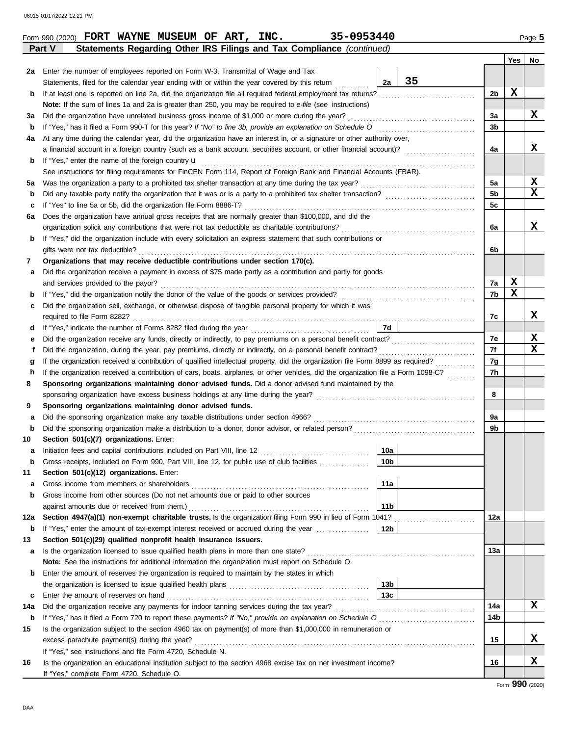Form 990 (2020) **FORT WAYNE MUSEUM OF ART, INC.** **35-0953440** Page **5**

## Part V Statements Regarding Other IRS Filings and Tax Compliance *(continued)*

| | | | | Yes | No |
|---|---|---|---|---|---|
| **2a** | Enter the number of employees reported on Form W-3, Transmittal of Wage and Tax Statements, filed for the calendar year ending with or within the year covered by this return | 2a: **35** | | | |
| **b** | If at least one is reported on line 2a, did the organization file all required federal employment tax returns? | | 2b | X | |
| | **Note:** If the sum of lines 1a and 2a is greater than 250, you may be required to *e-file* (see instructions) | | | | |
| **3a** | Did the organization have unrelated business gross income of $1,000 or more during the year? | | 3a | | X |
| **b** | If "Yes," has it filed a Form 990-T for this year? *If "No" to line 3b, provide an explanation on Schedule O* | | 3b | | |
| **4a** | At any time during the calendar year, did the organization have an interest in, or a signature or other authority over, a financial account in a foreign country (such as a bank account, securities account, or other financial account)? | | 4a | | X |
| **b** | If "Yes," enter the name of the foreign country u | | | | |
| | See instructions for filing requirements for FinCEN Form 114, Report of Foreign Bank and Financial Accounts (FBAR). | | | | |
| **5a** | Was the organization a party to a prohibited tax shelter transaction at any time during the tax year? | | 5a | | X |
| **b** | Did any taxable party notify the organization that it was or is a party to a prohibited tax shelter transaction? | | 5b | | X |
| **c** | If "Yes" to line 5a or 5b, did the organization file Form 8886-T? | | 5c | | |
| **6a** | Does the organization have annual gross receipts that are normally greater than $100,000, and did the organization solicit any contributions that were not tax deductible as charitable contributions? | | 6a | | X |
| **b** | If "Yes," did the organization include with every solicitation an express statement that such contributions or gifts were not tax deductible? | | 6b | | |
| **7** | **Organizations that may receive deductible contributions under section 170(c).** | | | | |
| **a** | Did the organization receive a payment in excess of $75 made partly as a contribution and partly for goods and services provided to the payor? | | 7a | X | |
| **b** | If "Yes," did the organization notify the donor of the value of the goods or services provided? | | 7b | X | |
| **c** | Did the organization sell, exchange, or otherwise dispose of tangible personal property for which it was required to file Form 8282? | | 7c | | X |
| **d** | If "Yes," indicate the number of Forms 8282 filed during the year | 7d | | | |
| **e** | Did the organization receive any funds, directly or indirectly, to pay premiums on a personal benefit contract? | | 7e | | X |
| **f** | Did the organization, during the year, pay premiums, directly or indirectly, on a personal benefit contract? | | 7f | | X |
| **g** | If the organization received a contribution of qualified intellectual property, did the organization file Form 8899 as required? | | 7g | | |
| **h** | If the organization received a contribution of cars, boats, airplanes, or other vehicles, did the organization file a Form 1098-C? | | 7h | | |
| **8** | **Sponsoring organizations maintaining donor advised funds.** Did a donor advised fund maintained by the sponsoring organization have excess business holdings at any time during the year? | | 8 | | |
| **9** | **Sponsoring organizations maintaining donor advised funds.** | | | | |
| **a** | Did the sponsoring organization make any taxable distributions under section 4966? | | 9a | | |
| **b** | Did the sponsoring organization make a distribution to a donor, donor advisor, or related person? | | 9b | | |
| **10** | **Section 501(c)(7) organizations.** Enter: | | | | |
| **a** | Initiation fees and capital contributions included on Part VIII, line 12 | 10a | | | |
| **b** | Gross receipts, included on Form 990, Part VIII, line 12, for public use of club facilities | 10b | | | |
| **11** | **Section 501(c)(12) organizations.** Enter: | | | | |
| **a** | Gross income from members or shareholders | 11a | | | |
| **b** | Gross income from other sources (Do not net amounts due or paid to other sources against amounts due or received from them.) | 11b | | | |
| **12a** | **Section 4947(a)(1) non-exempt charitable trusts.** Is the organization filing Form 990 in lieu of Form 1041? | | 12a | | |
| **b** | If "Yes," enter the amount of tax-exempt interest received or accrued during the year | 12b | | | |
| **13** | **Section 501(c)(29) qualified nonprofit health insurance issuers.** | | | | |
| **a** | Is the organization licensed to issue qualified health plans in more than one state? | | 13a | | |
| | **Note:** See the instructions for additional information the organization must report on Schedule O. | | | | |
| **b** | Enter the amount of reserves the organization is required to maintain by the states in which the organization is licensed to issue qualified health plans | 13b | | | |
| **c** | Enter the amount of reserves on hand | 13c | | | |
| **14a** | Did the organization receive any payments for indoor tanning services during the tax year? | | 14a | | X |
| **b** | If "Yes," has it filed a Form 720 to report these payments? *If "No," provide an explanation on Schedule O* | | 14b | | |
| **15** | Is the organization subject to the section 4960 tax on payment(s) of more than $1,000,000 in remuneration or excess parachute payment(s) during the year? | | 15 | | X |
| | If "Yes," see instructions and file Form 4720, Schedule N. | | | | |
| **16** | Is the organization an educational institution subject to the section 4968 excise tax on net investment income? | | 16 | | X |
| | If "Yes," complete Form 4720, Schedule O. | | | | |

Form **990** (2020)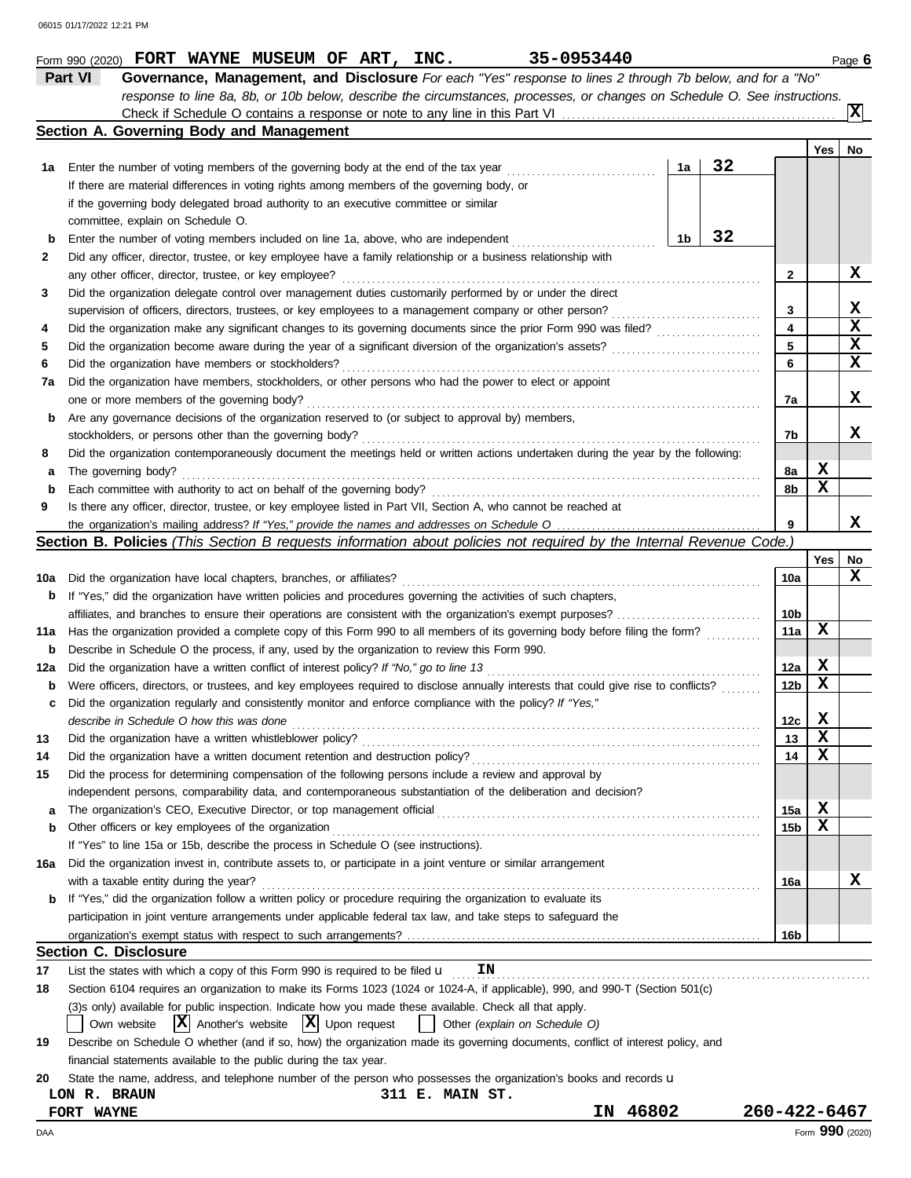Form 990 (2020) **FORT WAYNE MUSEUM OF ART, INC.** **35-0953440** Page **6**

**Part VI** **Governance, Management, and Disclosure** *For each "Yes" response to lines 2 through 7b below, and for a "No" response to line 8a, 8b, or 10b below, describe the circumstances, processes, or changes on Schedule O. See instructions.*

Check if Schedule O contains a response or note to any line in this Part VI ..... [X]

## Section A. Governing Body and Management

| | | | | Line | Yes | No |
|---|---|---|---|---|---|---|
| **1a** | Enter the number of voting members of the governing body at the end of the tax year ..... If there are material differences in voting rights among members of the governing body, or if the governing body delegated broad authority to an executive committee or similar committee, explain on Schedule O. | 1a | 32 | | | |
| **b** | Enter the number of voting members included on line 1a, above, who are independent ..... | 1b | 32 | | | |
| **2** | Did any officer, director, trustee, or key employee have a family relationship or a business relationship with any other officer, director, trustee, or key employee? ..... | | | 2 | | X |
| **3** | Did the organization delegate control over management duties customarily performed by or under the direct supervision of officers, directors, trustees, or key employees to a management company or other person? ..... | | | 3 | | X |
| **4** | Did the organization make any significant changes to its governing documents since the prior Form 990 was filed? ..... | | | 4 | | X |
| **5** | Did the organization become aware during the year of a significant diversion of the organization's assets? ..... | | | 5 | | X |
| **6** | Did the organization have members or stockholders? ..... | | | 6 | | X |
| **7a** | Did the organization have members, stockholders, or other persons who had the power to elect or appoint one or more members of the governing body? ..... | | | 7a | | X |
| **b** | Are any governance decisions of the organization reserved to (or subject to approval by) members, stockholders, or persons other than the governing body? ..... | | | 7b | | X |
| **8** | Did the organization contemporaneously document the meetings held or written actions undertaken during the year by the following: | | | | | |
| **a** | The governing body? ..... | | | 8a | X | |
| **b** | Each committee with authority to act on behalf of the governing body? ..... | | | 8b | X | |
| **9** | Is there any officer, director, trustee, or key employee listed in Part VII, Section A, who cannot be reached at the organization's mailing address? *If "Yes," provide the names and addresses on Schedule O* ..... | | | 9 | | X |

## Section B. Policies *(This Section B requests information about policies not required by the Internal Revenue Code.)*

| | | Line | Yes | No |
|---|---|---|---|---|
| **10a** | Did the organization have local chapters, branches, or affiliates? ..... | 10a | | X |
| **b** | If "Yes," did the organization have written policies and procedures governing the activities of such chapters, affiliates, and branches to ensure their operations are consistent with the organization's exempt purposes? ..... | 10b | | |
| **11a** | Has the organization provided a complete copy of this Form 990 to all members of its governing body before filing the form? ..... | 11a | X | |
| **b** | Describe in Schedule O the process, if any, used by the organization to review this Form 990. | | | |
| **12a** | Did the organization have a written conflict of interest policy? *If "No," go to line 13* ..... | 12a | X | |
| **b** | Were officers, directors, or trustees, and key employees required to disclose annually interests that could give rise to conflicts? ..... | 12b | X | |
| **c** | Did the organization regularly and consistently monitor and enforce compliance with the policy? *If "Yes," describe in Schedule O how this was done* ..... | 12c | X | |
| **13** | Did the organization have a written whistleblower policy? ..... | 13 | X | |
| **14** | Did the organization have a written document retention and destruction policy? ..... | 14 | X | |
| **15** | Did the process for determining compensation of the following persons include a review and approval by independent persons, comparability data, and contemporaneous substantiation of the deliberation and decision? | | | |
| **a** | The organization's CEO, Executive Director, or top management official ..... | 15a | X | |
| **b** | Other officers or key employees of the organization ..... If "Yes" to line 15a or 15b, describe the process in Schedule O (see instructions). | 15b | X | |
| **16a** | Did the organization invest in, contribute assets to, or participate in a joint venture or similar arrangement with a taxable entity during the year? ..... | 16a | | X |
| **b** | If "Yes," did the organization follow a written policy or procedure requiring the organization to evaluate its participation in joint venture arrangements under applicable federal tax law, and take steps to safeguard the organization's exempt status with respect to such arrangements? ..... | 16b | | |

## Section C. Disclosure

**17** List the states with which a copy of this Form 990 is required to be filed **IN**

**18** Section 6104 requires an organization to make its Forms 1023 (1024 or 1024-A, if applicable), 990, and 990-T (Section 501(c)(3)s only) available for public inspection. Indicate how you made these available. Check all that apply.

[ ] Own website [X] Another's website [X] Upon request [ ] Other *(explain on Schedule O)*

**19** Describe on Schedule O whether (and if so, how) the organization made its governing documents, conflict of interest policy, and financial statements available to the public during the tax year.

**20** State the name, address, and telephone number of the person who possesses the organization's books and records

**LON R. BRAUN** **311 E. MAIN ST.**
**FORT WAYNE** **IN 46802** **260-422-6467**

Form **990** (2020)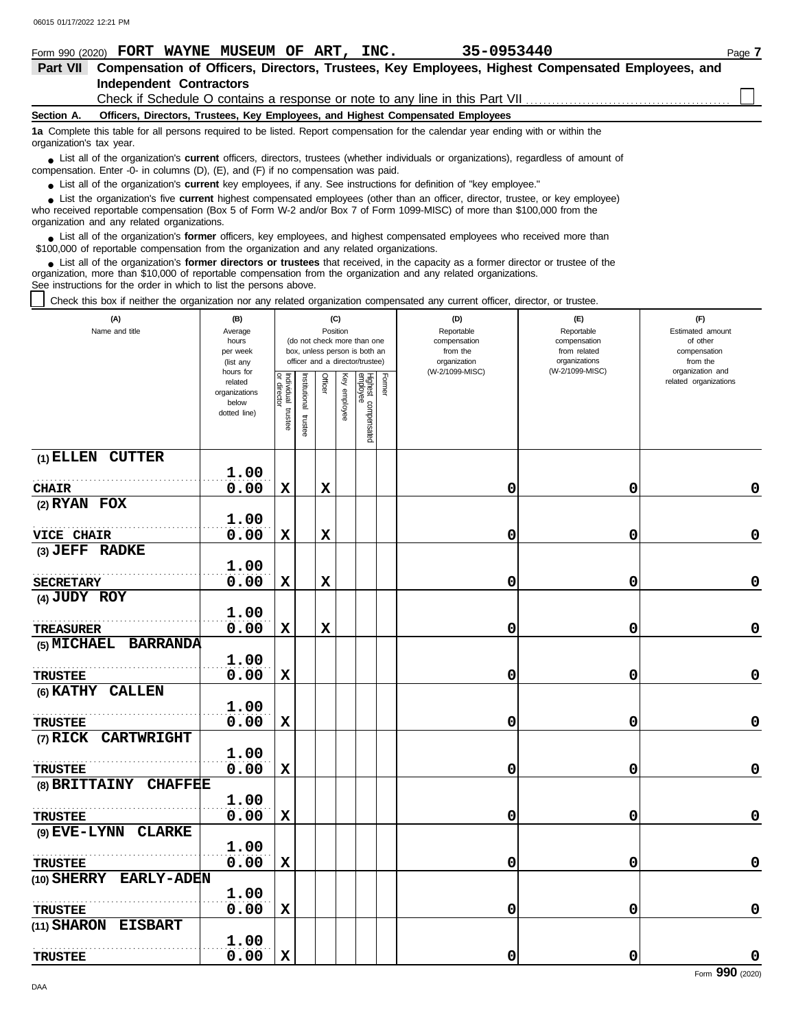Form 990 (2020) **FORT WAYNE MUSEUM OF ART, INC.** **35-0953440**

**Part VII Compensation of Officers, Directors, Trustees, Key Employees, Highest Compensated Employees, and Independent Contractors**

Check if Schedule O contains a response or note to any line in this Part VII ☐

**Section A. Officers, Directors, Trustees, Key Employees, and Highest Compensated Employees**

**1a** Complete this table for all persons required to be listed. Report compensation for the calendar year ending with or within the organization's tax year.

- List all of the organization's **current** officers, directors, trustees (whether individuals or organizations), regardless of amount of compensation. Enter -0- in columns (D), (E), and (F) if no compensation was paid.
- List all of the organization's **current** key employees, if any. See instructions for definition of "key employee."
- List the organization's five **current** highest compensated employees (other than an officer, director, trustee, or key employee) who received reportable compensation (Box 5 of Form W-2 and/or Box 7 of Form 1099-MISC) of more than $100,000 from the organization and any related organizations.
- List all of the organization's **former** officers, key employees, and highest compensated employees who received more than $100,000 of reportable compensation from the organization and any related organizations.
- List all of the organization's **former directors or trustees** that received, in the capacity as a former director or trustee of the organization, more than $10,000 of reportable compensation from the organization and any related organizations.

See instructions for the order in which to list the persons above.

☐ Check this box if neither the organization nor any related organization compensated any current officer, director, or trustee.

| (A) Name and title | (B) Average hours per week (list any hours for related organizations below dotted line) | (C) Position: Individual trustee or director | Institutional trustee | Officer | Key employee | Highest compensated employee | Former | (D) Reportable compensation from the organization (W-2/1099-MISC) | (E) Reportable compensation from related organizations (W-2/1099-MISC) | (F) Estimated amount of other compensation from the organization and related organizations |
|---|---|---|---|---|---|---|---|---|---|---|
| (1) ELLEN CUTTER<br>CHAIR | 1.00<br>0.00 | X | | X | | | | 0 | 0 | 0 |
| (2) RYAN FOX<br>VICE CHAIR | 1.00<br>0.00 | X | | X | | | | 0 | 0 | 0 |
| (3) JEFF RADKE<br>SECRETARY | 1.00<br>0.00 | X | | X | | | | 0 | 0 | 0 |
| (4) JUDY ROY<br>TREASURER | 1.00<br>0.00 | X | | X | | | | 0 | 0 | 0 |
| (5) MICHAEL BARRANDA<br>TRUSTEE | 1.00<br>0.00 | X | | | | | | 0 | 0 | 0 |
| (6) KATHY CALLEN<br>TRUSTEE | 1.00<br>0.00 | X | | | | | | 0 | 0 | 0 |
| (7) RICK CARTWRIGHT<br>TRUSTEE | 1.00<br>0.00 | X | | | | | | 0 | 0 | 0 |
| (8) BRITTAINY CHAFFEE<br>TRUSTEE | 1.00<br>0.00 | X | | | | | | 0 | 0 | 0 |
| (9) EVE-LYNN CLARKE<br>TRUSTEE | 1.00<br>0.00 | X | | | | | | 0 | 0 | 0 |
| (10) SHERRY EARLY-ADEN<br>TRUSTEE | 1.00<br>0.00 | X | | | | | | 0 | 0 | 0 |
| (11) SHARON EISBART<br>TRUSTEE | 1.00<br>0.00 | X | | | | | | 0 | 0 | 0 |

Form **990** (2020)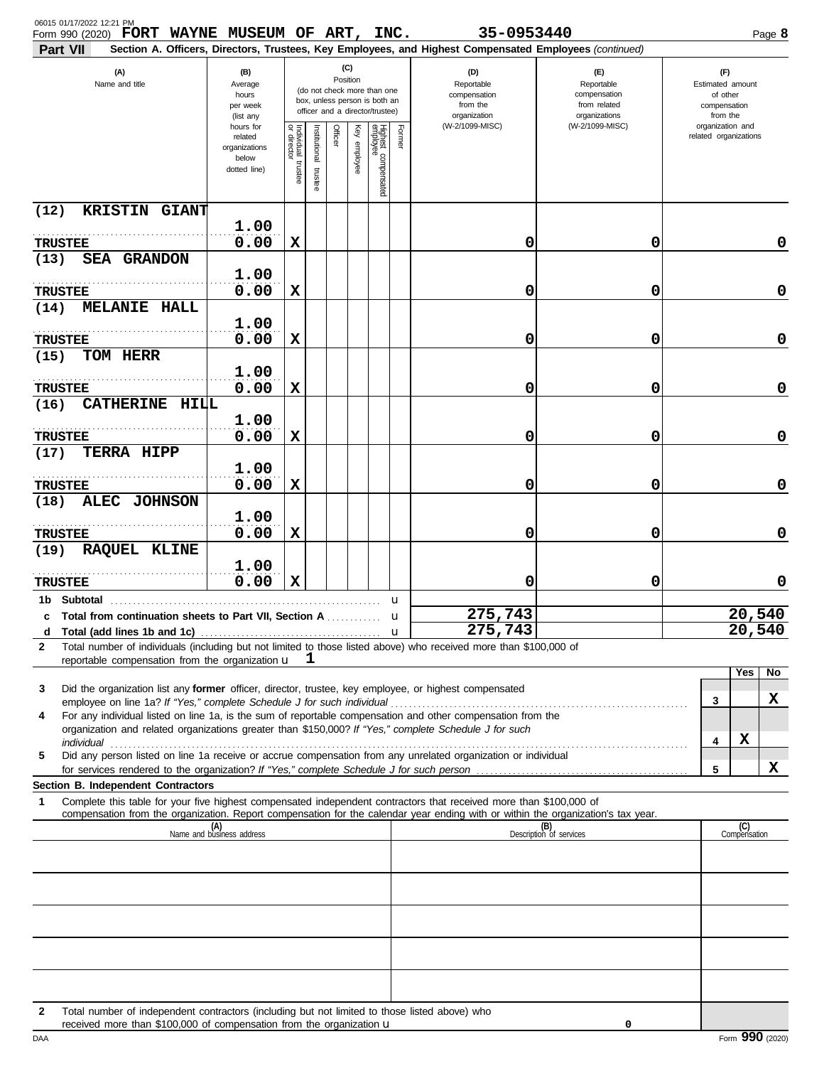06015 01/17/2022 12:21 PM

Form 990 (2020) **FORT WAYNE MUSEUM OF ART, INC.** **35-0953440** Page **8**

**Part VII** **Section A. Officers, Directors, Trustees, Key Employees, and Highest Compensated Employees** *(continued)*

| (A) Name and title | (B) Average hours per week (list any hours for related organizations below dotted line) | (C) Position: Individual trustee or director | Institutional trustee | Officer | Key employee | Highest compensated employee | Former | (D) Reportable compensation from the organization (W-2/1099-MISC) | (E) Reportable compensation from related organizations (W-2/1099-MISC) | (F) Estimated amount of other compensation from the organization and related organizations |
|---|---|---|---|---|---|---|---|---|---|---|
| (12) KRISTIN GIANT<br>TRUSTEE | 1.00<br>0.00 | X | | | | | | 0 | 0 | 0 |
| (13) SEA GRANDON<br>TRUSTEE | 1.00<br>0.00 | X | | | | | | 0 | 0 | 0 |
| (14) MELANIE HALL<br>TRUSTEE | 1.00<br>0.00 | X | | | | | | 0 | 0 | 0 |
| (15) TOM HERR<br>TRUSTEE | 1.00<br>0.00 | X | | | | | | 0 | 0 | 0 |
| (16) CATHERINE HILL<br>TRUSTEE | 1.00<br>0.00 | X | | | | | | 0 | 0 | 0 |
| (17) TERRA HIPP<br>TRUSTEE | 1.00<br>0.00 | X | | | | | | 0 | 0 | 0 |
| (18) ALEC JOHNSON<br>TRUSTEE | 1.00<br>0.00 | X | | | | | | 0 | 0 | 0 |
| (19) RAQUEL KLINE<br>TRUSTEE | 1.00<br>0.00 | X | | | | | | 0 | 0 | 0 |
| **1b Subtotal** | | | | | | | | | | |
| **c Total from continuation sheets to Part VII, Section A** | | | | | | | | 275,743 | | 20,540 |
| **d Total (add lines 1b and 1c)** | | | | | | | | 275,743 | | 20,540 |

**2** Total number of individuals (including but not limited to those listed above) who received more than $100,000 of reportable compensation from the organization u **1**

| | | | Yes | No |
|---|---|---|---|---|
| **3** | Did the organization list any **former** officer, director, trustee, key employee, or highest compensated employee on line 1a? *If "Yes," complete Schedule J for such individual* | 3 | | X |
| **4** | For any individual listed on line 1a, is the sum of reportable compensation and other compensation from the organization and related organizations greater than $150,000? *If "Yes," complete Schedule J for such individual* | 4 | X | |
| **5** | Did any person listed on line 1a receive or accrue compensation from any unrelated organization or individual for services rendered to the organization? *If "Yes," complete Schedule J for such person* | 5 | | X |

**Section B. Independent Contractors**

**1** Complete this table for your five highest compensated independent contractors that received more than $100,000 of compensation from the organization. Report compensation for the calendar year ending with or within the organization's tax year.

| (A) Name and business address | (B) Description of services | (C) Compensation |
|---|---|---|
| | | |
| | | |
| | | |
| | | |
| | | |

**2** Total number of independent contractors (including but not limited to those listed above) who received more than $100,000 of compensation from the organization u **0**

DAA Form **990** (2020)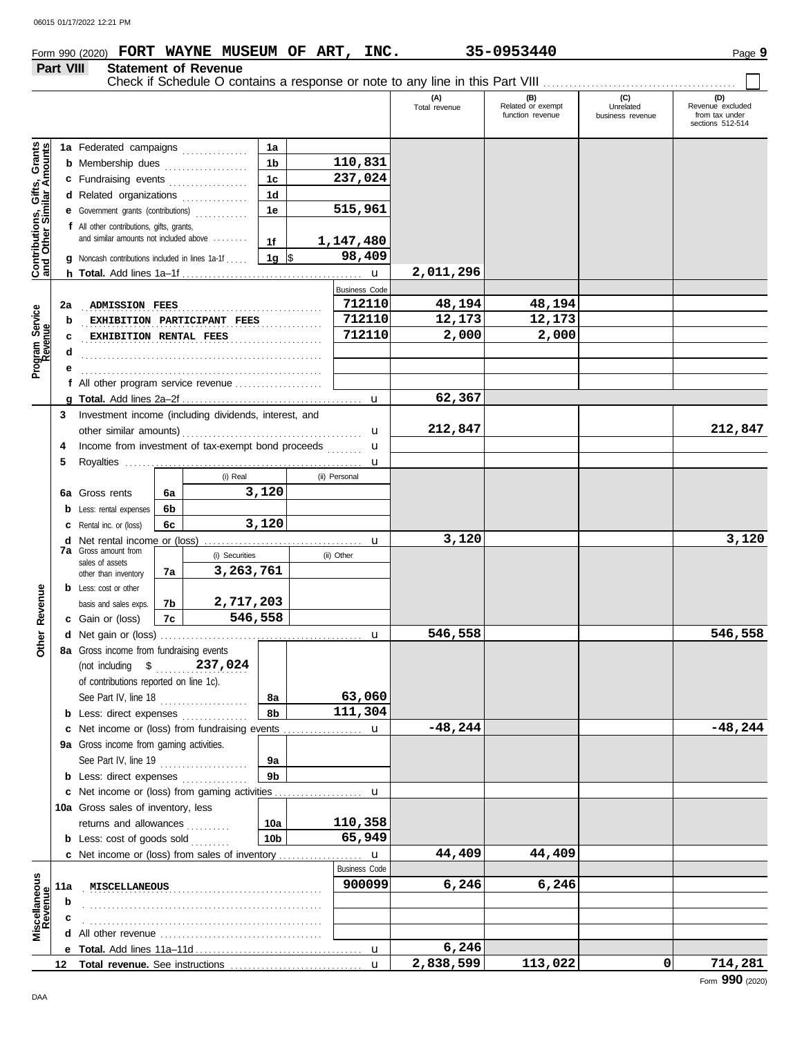Form 990 (2020) **FORT WAYNE MUSEUM OF ART, INC.** **35-0953440** Page **9**

## Part VIII Statement of Revenue

Check if Schedule O contains a response or note to any line in this Part VIII ☐

| | | | | (A) Total revenue | (B) Related or exempt function revenue | (C) Unrelated business revenue | (D) Revenue excluded from tax under sections 512-514 |
|---|---|---|---|---|---|---|---|
| **Contributions, Gifts, Grants and Other Similar Amounts** | 1a Federated campaigns | 1a | | | | | |
| | b Membership dues | 1b | 110,831 | | | | |
| | c Fundraising events | 1c | 237,024 | | | | |
| | d Related organizations | 1d | | | | | |
| | e Government grants (contributions) | 1e | 515,961 | | | | |
| | f All other contributions, gifts, grants, and similar amounts not included above | 1f | 1,147,480 | | | | |
| | g Noncash contributions included in lines 1a-1f | 1g | $ 98,409 | | | | |
| | h **Total.** Add lines 1a–1f | | u | 2,011,296 | | | |
| **Program Service Revenue** | | | Business Code | | | | |
| | 2a ADMISSION FEES | | 712110 | 48,194 | 48,194 | | |
| | b EXHIBITION PARTICIPANT FEES | | 712110 | 12,173 | 12,173 | | |
| | c EXHIBITION RENTAL FEES | | 712110 | 2,000 | 2,000 | | |
| | d | | | | | | |
| | e | | | | | | |
| | f All other program service revenue | | | | | | |
| | g **Total.** Add lines 2a–2f | | u | 62,367 | | | |
| **Other Revenue** | 3 Investment income (including dividends, interest, and other similar amounts) | | u | 212,847 | | | 212,847 |
| | 4 Income from investment of tax-exempt bond proceeds | | u | | | | |
| | 5 Royalties | | u | | | | |
| | | (i) Real | (ii) Personal | | | | |
| | 6a Gross rents (6a) | 3,120 | | | | | |
| | b Less: rental expenses (6b) | | | | | | |
| | c Rental inc. or (loss) (6c) | 3,120 | | | | | |
| | d Net rental income or (loss) | | u | 3,120 | | | 3,120 |
| | 7a Gross amount from sales of assets other than inventory | (i) Securities | (ii) Other | | | | |
| | (7a) | 3,263,761 | | | | | |
| | b Less: cost or other basis and sales exps. (7b) | 2,717,203 | | | | | |
| | c Gain or (loss) (7c) | 546,558 | | | | | |
| | d Net gain or (loss) | | u | 546,558 | | | 546,558 |
| | 8a Gross income from fundraising events (not including $ 237,024 of contributions reported on line 1c). See Part IV, line 18 | 8a | 63,060 | | | | |
| | b Less: direct expenses | 8b | 111,304 | | | | |
| | c Net income or (loss) from fundraising events | | u | -48,244 | | | -48,244 |
| | 9a Gross income from gaming activities. See Part IV, line 19 | 9a | | | | | |
| | b Less: direct expenses | 9b | | | | | |
| | c Net income or (loss) from gaming activities | | u | | | | |
| | 10a Gross sales of inventory, less returns and allowances | 10a | 110,358 | | | | |
| | b Less: cost of goods sold | 10b | 65,949 | | | | |
| | c Net income or (loss) from sales of inventory | | u | 44,409 | 44,409 | | |
| **Miscellaneous Revenue** | | | Business Code | | | | |
| | 11a MISCELLANEOUS | | 900099 | 6,246 | 6,246 | | |
| | b | | | | | | |
| | c | | | | | | |
| | d All other revenue | | | | | | |
| | e **Total.** Add lines 11a–11d | | u | 6,246 | | | |
| 12 | **Total revenue.** See instructions | | u | 2,838,599 | 113,022 | 0 | 714,281 |

Form **990** (2020)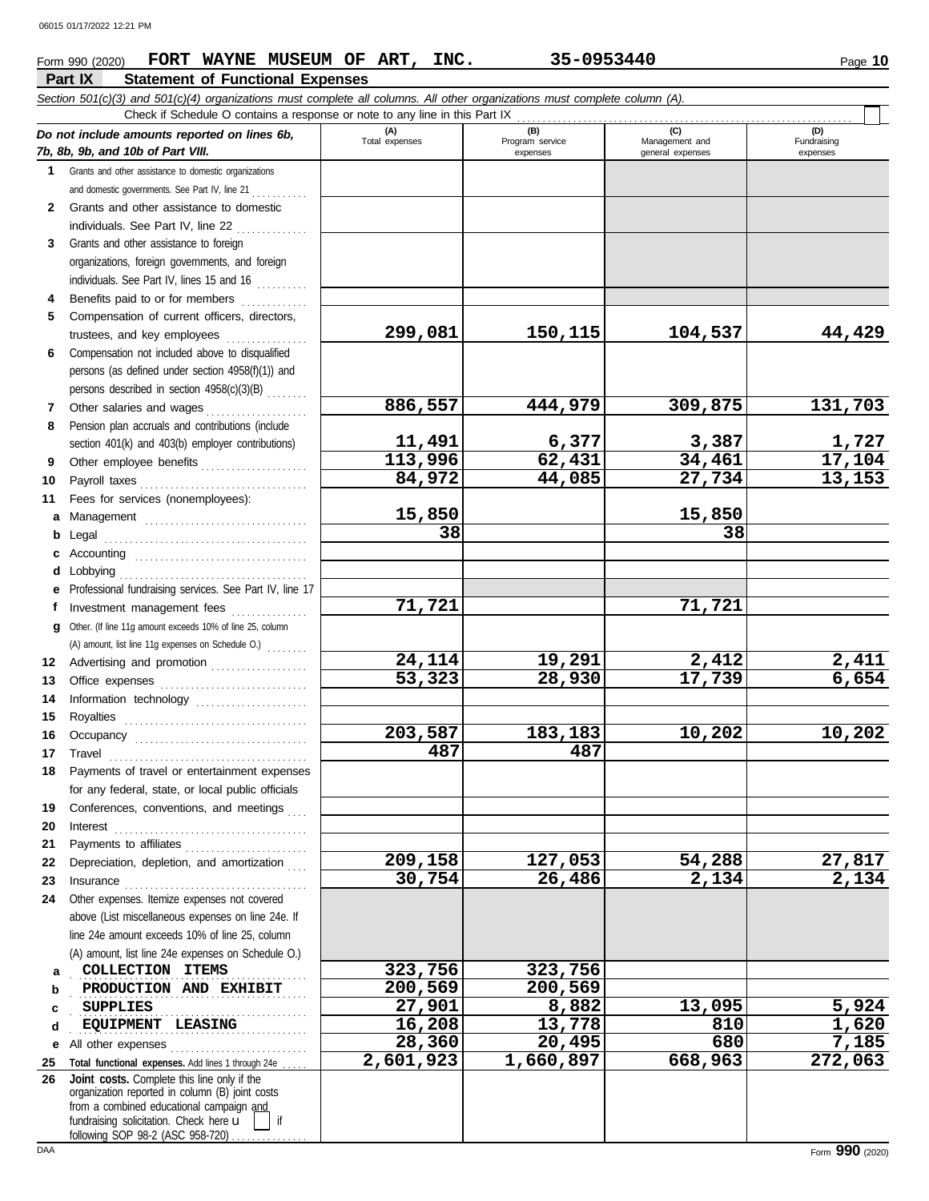Form 990 (2020) **FORT WAYNE MUSEUM OF ART, INC.** **35-0953440** Page **10**

## Part IX Statement of Functional Expenses

*Section 501(c)(3) and 501(c)(4) organizations must complete all columns. All other organizations must complete column (A).*

Check if Schedule O contains a response or note to any line in this Part IX

| *Do not include amounts reported on lines 6b, 7b, 8b, 9b, and 10b of Part VIII.* | (A) Total expenses | (B) Program service expenses | (C) Management and general expenses | (D) Fundraising expenses |
|---|---|---|---|---|
| **1** Grants and other assistance to domestic organizations and domestic governments. See Part IV, line 21 | | | | |
| **2** Grants and other assistance to domestic individuals. See Part IV, line 22 | | | | |
| **3** Grants and other assistance to foreign organizations, foreign governments, and foreign individuals. See Part IV, lines 15 and 16 | | | | |
| **4** Benefits paid to or for members | | | | |
| **5** Compensation of current officers, directors, trustees, and key employees | 299,081 | 150,115 | 104,537 | 44,429 |
| **6** Compensation not included above to disqualified persons (as defined under section 4958(f)(1)) and persons described in section 4958(c)(3)(B) | | | | |
| **7** Other salaries and wages | 886,557 | 444,979 | 309,875 | 131,703 |
| **8** Pension plan accruals and contributions (include section 401(k) and 403(b) employer contributions) | 11,491 | 6,377 | 3,387 | 1,727 |
| **9** Other employee benefits | 113,996 | 62,431 | 34,461 | 17,104 |
| **10** Payroll taxes | 84,972 | 44,085 | 27,734 | 13,153 |
| **11** Fees for services (nonemployees): | | | | |
| **a** Management | 15,850 | | 15,850 | |
| **b** Legal | 38 | | 38 | |
| **c** Accounting | | | | |
| **d** Lobbying | | | | |
| **e** Professional fundraising services. See Part IV, line 17 | | | | |
| **f** Investment management fees | 71,721 | | 71,721 | |
| **g** Other. (If line 11g amount exceeds 10% of line 25, column (A) amount, list line 11g expenses on Schedule O.) | | | | |
| **12** Advertising and promotion | 24,114 | 19,291 | 2,412 | 2,411 |
| **13** Office expenses | 53,323 | 28,930 | 17,739 | 6,654 |
| **14** Information technology | | | | |
| **15** Royalties | | | | |
| **16** Occupancy | 203,587 | 183,183 | 10,202 | 10,202 |
| **17** Travel | 487 | 487 | | |
| **18** Payments of travel or entertainment expenses for any federal, state, or local public officials | | | | |
| **19** Conferences, conventions, and meetings | | | | |
| **20** Interest | | | | |
| **21** Payments to affiliates | | | | |
| **22** Depreciation, depletion, and amortization | 209,158 | 127,053 | 54,288 | 27,817 |
| **23** Insurance | 30,754 | 26,486 | 2,134 | 2,134 |
| **24** Other expenses. Itemize expenses not covered above (List miscellaneous expenses on line 24e. If line 24e amount exceeds 10% of line 25, column (A) amount, list line 24e expenses on Schedule O.) | | | | |
| **a** COLLECTION ITEMS | 323,756 | 323,756 | | |
| **b** PRODUCTION AND EXHIBIT | 200,569 | 200,569 | | |
| **c** SUPPLIES | 27,901 | 8,882 | 13,095 | 5,924 |
| **d** EQUIPMENT LEASING | 16,208 | 13,778 | 810 | 1,620 |
| **e** All other expenses | 28,360 | 20,495 | 680 | 7,185 |
| **25 Total functional expenses.** Add lines 1 through 24e | 2,601,923 | 1,660,897 | 668,963 | 272,063 |
| **26 Joint costs.** Complete this line only if the organization reported in column (B) joint costs from a combined educational campaign and fundraising solicitation. Check here ☐ if following SOP 98-2 (ASC 958-720) | | | | |

Form **990** (2020)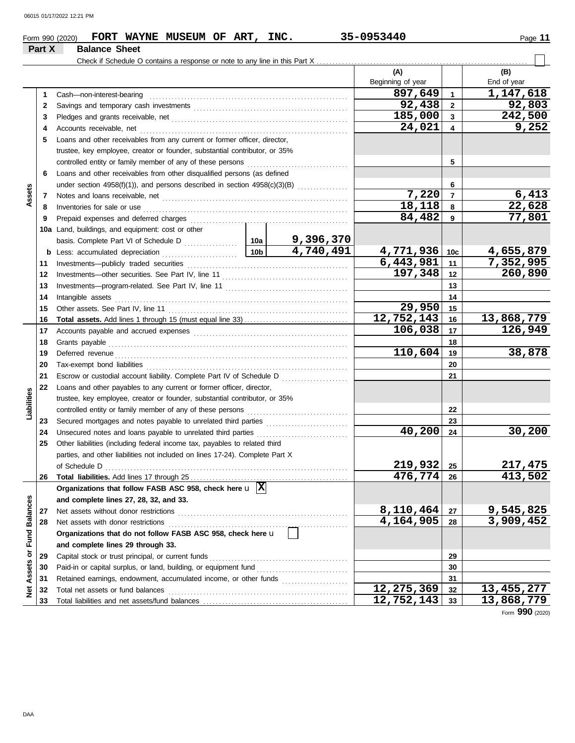Form 990 (2020) **FORT WAYNE MUSEUM OF ART, INC.** 35-0953440

## Part X Balance Sheet

Check if Schedule O contains a response or note to any line in this Part X . . . . . . . . . . . . . . . . . . . . ☐

| | | | | (A) Beginning of year | | (B) End of year |
|---|---|---|---|---|---|---|
| **Assets** | 1 | Cash—non-interest-bearing | | 897,649 | 1 | 1,147,618 |
| | 2 | Savings and temporary cash investments | | 92,438 | 2 | 92,803 |
| | 3 | Pledges and grants receivable, net | | 185,000 | 3 | 242,500 |
| | 4 | Accounts receivable, net | | 24,021 | 4 | 9,252 |
| | 5 | Loans and other receivables from any current or former officer, director, trustee, key employee, creator or founder, substantial contributor, or 35% controlled entity or family member of any of these persons | | | 5 | |
| | 6 | Loans and other receivables from other disqualified persons (as defined under section 4958(f)(1)), and persons described in section 4958(c)(3)(B) | | | 6 | |
| | 7 | Notes and loans receivable, net | | 7,220 | 7 | 6,413 |
| | 8 | Inventories for sale or use | | 18,118 | 8 | 22,628 |
| | 9 | Prepaid expenses and deferred charges | | 84,482 | 9 | 77,801 |
| | 10a | Land, buildings, and equipment: cost or other basis. Complete Part VI of Schedule D | 10a 9,396,370 | | | |
| | b | Less: accumulated depreciation | 10b 4,740,491 | 4,771,936 | 10c | 4,655,879 |
| | 11 | Investments—publicly traded securities | | 6,443,981 | 11 | 7,352,995 |
| | 12 | Investments—other securities. See Part IV, line 11 | | 197,348 | 12 | 260,890 |
| | 13 | Investments—program-related. See Part IV, line 11 | | | 13 | |
| | 14 | Intangible assets | | | 14 | |
| | 15 | Other assets. See Part IV, line 11 | | 29,950 | 15 | |
| | 16 | **Total assets.** Add lines 1 through 15 (must equal line 33) | | 12,752,143 | 16 | 13,868,779 |
| **Liabilities** | 17 | Accounts payable and accrued expenses | | 106,038 | 17 | 126,949 |
| | 18 | Grants payable | | | 18 | |
| | 19 | Deferred revenue | | 110,604 | 19 | 38,878 |
| | 20 | Tax-exempt bond liabilities | | | 20 | |
| | 21 | Escrow or custodial account liability. Complete Part IV of Schedule D | | | 21 | |
| | 22 | Loans and other payables to any current or former officer, director, trustee, key employee, creator or founder, substantial contributor, or 35% controlled entity or family member of any of these persons | | | 22 | |
| | 23 | Secured mortgages and notes payable to unrelated third parties | | | 23 | |
| | 24 | Unsecured notes and loans payable to unrelated third parties | | 40,200 | 24 | 30,200 |
| | 25 | Other liabilities (including federal income tax, payables to related third parties, and other liabilities not included on lines 17-24). Complete Part X of Schedule D | | 219,932 | 25 | 217,475 |
| | 26 | **Total liabilities.** Add lines 17 through 25 | | 476,774 | 26 | 413,502 |
| **Net Assets or Fund Balances** | | **Organizations that follow FASB ASC 958, check here** ☒ **and complete lines 27, 28, 32, and 33.** | | | | |
| | 27 | Net assets without donor restrictions | | 8,110,464 | 27 | 9,545,825 |
| | 28 | Net assets with donor restrictions | | 4,164,905 | 28 | 3,909,452 |
| | | **Organizations that do not follow FASB ASC 958, check here** ☐ **and complete lines 29 through 33.** | | | | |
| | 29 | Capital stock or trust principal, or current funds | | | 29 | |
| | 30 | Paid-in or capital surplus, or land, building, or equipment fund | | | 30 | |
| | 31 | Retained earnings, endowment, accumulated income, or other funds | | | 31 | |
| | 32 | Total net assets or fund balances | | 12,275,369 | 32 | 13,455,277 |
| | 33 | Total liabilities and net assets/fund balances | | 12,752,143 | 33 | 13,868,779 |

Form **990** (2020)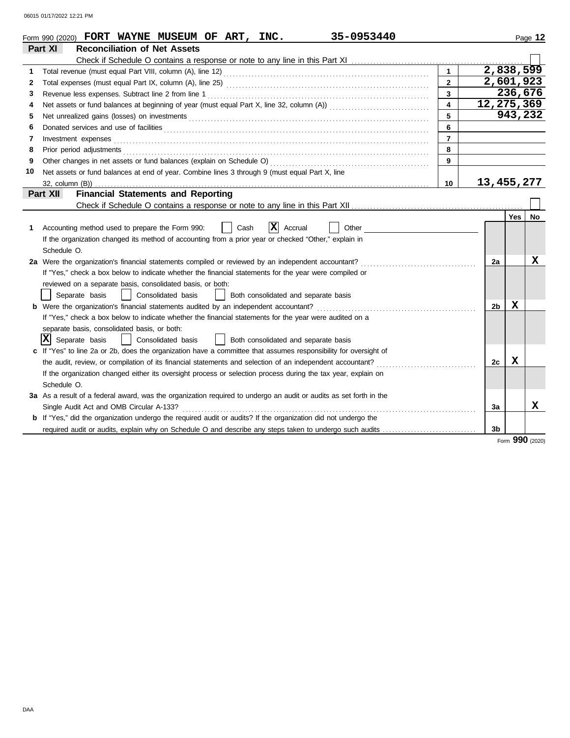Form 990 (2020) **FORT WAYNE MUSEUM OF ART, INC.** **35-0953440** Page **12**

## Part XI Reconciliation of Net Assets

Check if Schedule O contains a response or note to any line in this Part XI ☐

| | | | |
|---|---|---|---|
| 1 | Total revenue (must equal Part VIII, column (A), line 12) | 1 | 2,838,599 |
| 2 | Total expenses (must equal Part IX, column (A), line 25) | 2 | 2,601,923 |
| 3 | Revenue less expenses. Subtract line 2 from line 1 | 3 | 236,676 |
| 4 | Net assets or fund balances at beginning of year (must equal Part X, line 32, column (A)) | 4 | 12,275,369 |
| 5 | Net unrealized gains (losses) on investments | 5 | 943,232 |
| 6 | Donated services and use of facilities | 6 | |
| 7 | Investment expenses | 7 | |
| 8 | Prior period adjustments | 8 | |
| 9 | Other changes in net assets or fund balances (explain on Schedule O) | 9 | |
| 10 | Net assets or fund balances at end of year. Combine lines 3 through 9 (must equal Part X, line 32, column (B)) | 10 | 13,455,277 |

## Part XII Financial Statements and Reporting

Check if Schedule O contains a response or note to any line in this Part XII ☐

| | | | Yes | No |
|---|---|---|---|---|
| 1 | Accounting method used to prepare the Form 990: ☐ Cash ☒ Accrual ☐ Other<br>If the organization changed its method of accounting from a prior year or checked "Other," explain in Schedule O. | | | |
| 2a | Were the organization's financial statements compiled or reviewed by an independent accountant?<br>If "Yes," check a box below to indicate whether the financial statements for the year were compiled or reviewed on a separate basis, consolidated basis, or both:<br>☐ Separate basis ☐ Consolidated basis ☐ Both consolidated and separate basis | 2a | | X |
| b | Were the organization's financial statements audited by an independent accountant?<br>If "Yes," check a box below to indicate whether the financial statements for the year were audited on a separate basis, consolidated basis, or both:<br>☒ Separate basis ☐ Consolidated basis ☐ Both consolidated and separate basis | 2b | X | |
| c | If "Yes" to line 2a or 2b, does the organization have a committee that assumes responsibility for oversight of the audit, review, or compilation of its financial statements and selection of an independent accountant?<br>If the organization changed either its oversight process or selection process during the tax year, explain on Schedule O. | 2c | X | |
| 3a | As a result of a federal award, was the organization required to undergo an audit or audits as set forth in the Single Audit Act and OMB Circular A-133? | 3a | | X |
| b | If "Yes," did the organization undergo the required audit or audits? If the organization did not undergo the required audit or audits, explain why on Schedule O and describe any steps taken to undergo such audits | 3b | | |

Form **990** (2020)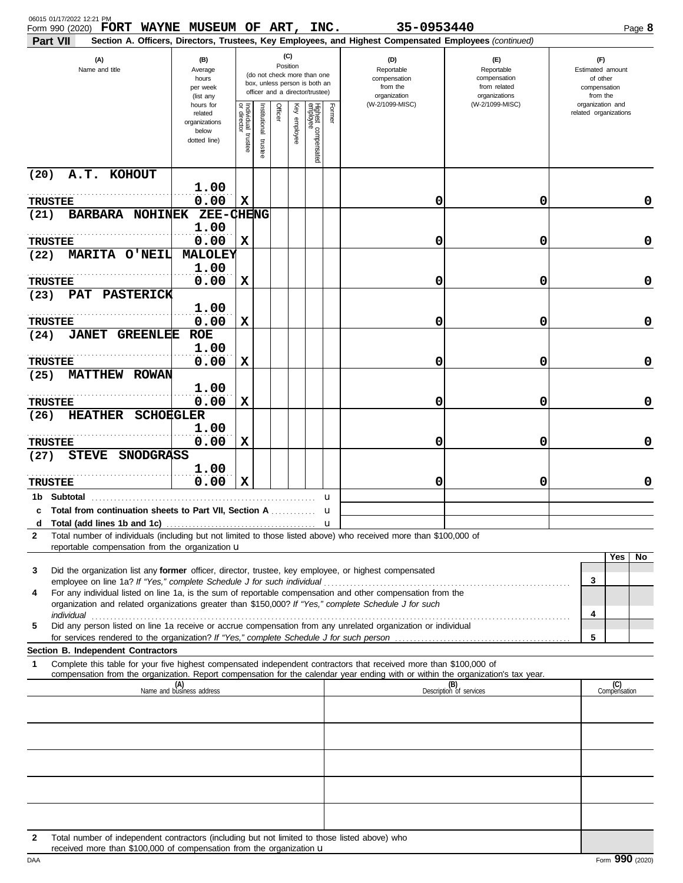Form 990 (2020) **FORT WAYNE MUSEUM OF ART, INC.** 35-0953440 Page **8**

**Part VII** **Section A. Officers, Directors, Trustees, Key Employees, and Highest Compensated Employees** *(continued)*

| (A) Name and title | (B) Average hours per week (list any hours for related organizations below dotted line) | (C) Position: Individual trustee or director | Institutional trustee | Officer | Key employee | Highest compensated employee | Former | (D) Reportable compensation from the organization (W-2/1099-MISC) | (E) Reportable compensation from related organizations (W-2/1099-MISC) | (F) Estimated amount of other compensation from the organization and related organizations |
|---|---|---|---|---|---|---|---|---|---|---|
| (20) A.T. KOHOUT<br>TRUSTEE | 1.00<br>0.00 | X | | | | | | 0 | 0 | 0 |
| (21) BARBARA NOHINEK ZEE-CHENG<br>TRUSTEE | 1.00<br>0.00 | X | | | | | | 0 | 0 | 0 |
| (22) MARITA O'NEIL MALOLEY<br>TRUSTEE | 1.00<br>0.00 | X | | | | | | 0 | 0 | 0 |
| (23) PAT PASTERICK<br>TRUSTEE | 1.00<br>0.00 | X | | | | | | 0 | 0 | 0 |
| (24) JANET GREENLEE ROE<br>TRUSTEE | 1.00<br>0.00 | X | | | | | | 0 | 0 | 0 |
| (25) MATTHEW ROWAN<br>TRUSTEE | 1.00<br>0.00 | X | | | | | | 0 | 0 | 0 |
| (26) HEATHER SCHOEGLER<br>TRUSTEE | 1.00<br>0.00 | X | | | | | | 0 | 0 | 0 |
| (27) STEVE SNODGRASS<br>TRUSTEE | 1.00<br>0.00 | X | | | | | | 0 | 0 | 0 |
| 1b Subtotal | | | | | | | | | | |
| c Total from continuation sheets to Part VII, Section A | | | | | | | | | | |
| d Total (add lines 1b and 1c) | | | | | | | | | | |

**2** Total number of individuals (including but not limited to those listed above) who received more than $100,000 of reportable compensation from the organization

| | | Yes | No |
|---|---|---|---|
| **3** Did the organization list any **former** officer, director, trustee, key employee, or highest compensated employee on line 1a? *If "Yes," complete Schedule J for such individual* | 3 | | |
| **4** For any individual listed on line 1a, is the sum of reportable compensation and other compensation from the organization and related organizations greater than $150,000? *If "Yes," complete Schedule J for such individual* | 4 | | |
| **5** Did any person listed on line 1a receive or accrue compensation from any unrelated organization or individual for services rendered to the organization? *If "Yes," complete Schedule J for such person* | 5 | | |

**Section B. Independent Contractors**

**1** Complete this table for your five highest compensated independent contractors that received more than $100,000 of compensation from the organization. Report compensation for the calendar year ending with or within the organization's tax year.

| (A) Name and business address | (B) Description of services | (C) Compensation |
|---|---|---|
| | | |
| | | |
| | | |
| | | |
| | | |

**2** Total number of independent contractors (including but not limited to those listed above) who received more than $100,000 of compensation from the organization

Form **990** (2020)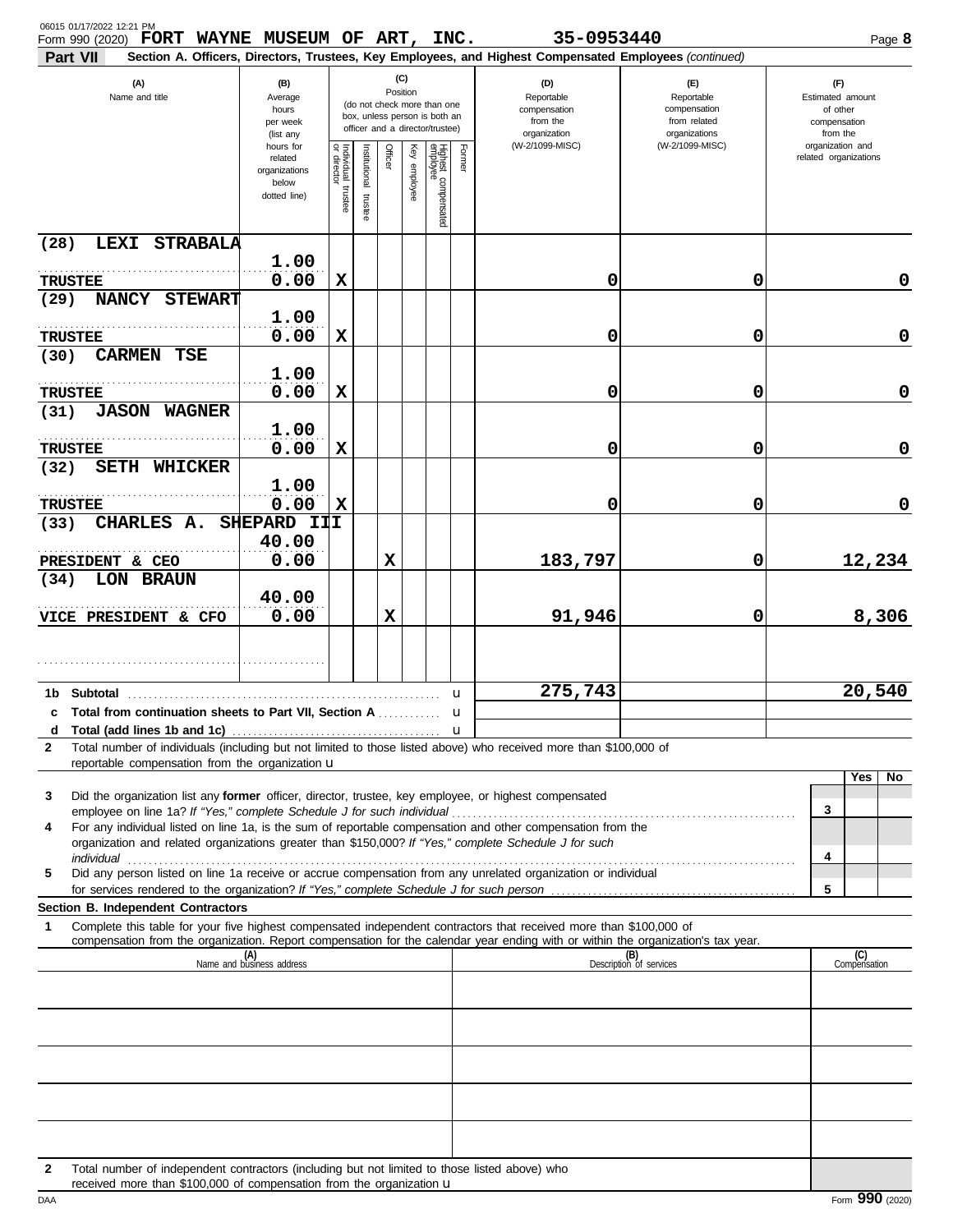Form 990 (2020) **FORT WAYNE MUSEUM OF ART, INC.** **35-0953440**

## Part VII Section A. Officers, Directors, Trustees, Key Employees, and Highest Compensated Employees *(continued)*

| (A) Name and title | (B) Average hours per week (list any hours for related organizations below dotted line) | (C) Individual trustee or director | (C) Institutional trustee | (C) Officer | (C) Key employee | (C) Highest compensated employee | (C) Former | (D) Reportable compensation from the organization (W-2/1099-MISC) | (E) Reportable compensation from related organizations (W-2/1099-MISC) | (F) Estimated amount of other compensation from the organization and related organizations |
|---|---|---|---|---|---|---|---|---|---|---|
| (28) LEXI STRABALA<br>TRUSTEE | 1.00<br>0.00 | X | | | | | | 0 | 0 | 0 |
| (29) NANCY STEWART<br>TRUSTEE | 1.00<br>0.00 | X | | | | | | 0 | 0 | 0 |
| (30) CARMEN TSE<br>TRUSTEE | 1.00<br>0.00 | X | | | | | | 0 | 0 | 0 |
| (31) JASON WAGNER<br>TRUSTEE | 1.00<br>0.00 | X | | | | | | 0 | 0 | 0 |
| (32) SETH WHICKER<br>TRUSTEE | 1.00<br>0.00 | X | | | | | | 0 | 0 | 0 |
| (33) CHARLES A. SHEPARD III<br>PRESIDENT & CEO | 40.00<br>0.00 | | | X | | | | 183,797 | 0 | 12,234 |
| (34) LON BRAUN<br>VICE PRESIDENT & CFO | 40.00<br>0.00 | | | X | | | | 91,946 | 0 | 8,306 |
| | | | | | | | | | | |

| | | (D) | (E) | (F) |
|---|---|---|---|---|
| 1b | Subtotal | 275,743 | | 20,540 |
| c | Total from continuation sheets to Part VII, Section A | | | |
| d | Total (add lines 1b and 1c) | | | |

**2** Total number of individuals (including but not limited to those listed above) who received more than $100,000 of reportable compensation from the organization

| | | | Yes | No |
|---|---|---|---|---|
| 3 | Did the organization list any **former** officer, director, trustee, key employee, or highest compensated employee on line 1a? *If "Yes," complete Schedule J for such individual* | 3 | | |
| 4 | For any individual listed on line 1a, is the sum of reportable compensation and other compensation from the organization and related organizations greater than $150,000? *If "Yes," complete Schedule J for such individual* | 4 | | |
| 5 | Did any person listed on line 1a receive or accrue compensation from any unrelated organization or individual for services rendered to the organization? *If "Yes," complete Schedule J for such person* | 5 | | |

### Section B. Independent Contractors

**1** Complete this table for your five highest compensated independent contractors that received more than $100,000 of compensation from the organization. Report compensation for the calendar year ending with or within the organization's tax year.

| (A) Name and business address | (B) Description of services | (C) Compensation |
|---|---|---|
| | | |
| | | |
| | | |
| | | |
| | | |

**2** Total number of independent contractors (including but not limited to those listed above) who received more than $100,000 of compensation from the organization

Form **990** (2020)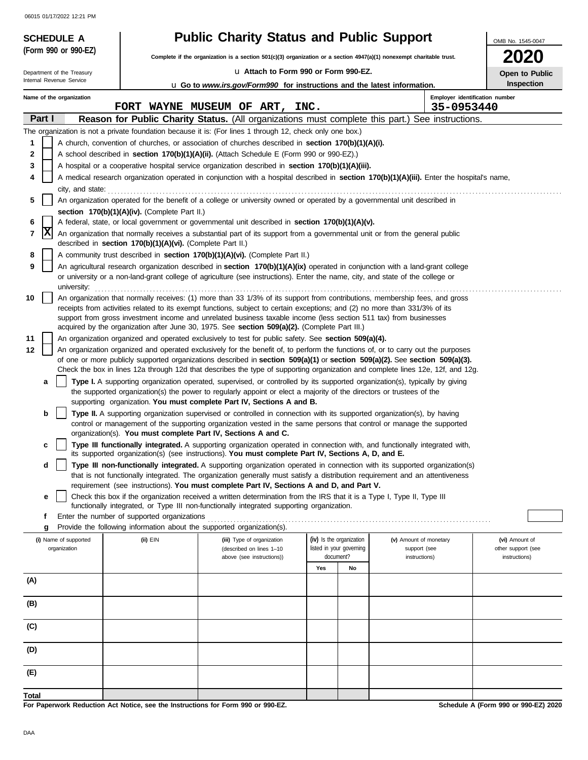# SCHEDULE A (Form 990 or 990-EZ)

Department of the Treasury
Internal Revenue Service

## Public Charity Status and Public Support

**Complete if the organization is a section 501(c)(3) organization or a section 4947(a)(1) nonexempt charitable trust.**

u **Attach to Form 990 or Form 990-EZ.**

u **Go to *www.irs.gov/Form990* for instructions and the latest information.**

OMB No. 1545-0047

**2020**

**Open to Public Inspection**

**Name of the organization:** FORT WAYNE MUSEUM OF ART, INC.

**Employer identification number:** 35-0953440

### Part I — Reason for Public Charity Status. (All organizations must complete this part.) See instructions.

The organization is not a private foundation because it is: (For lines 1 through 12, check only one box.)

1. [ ] A church, convention of churches, or association of churches described in **section 170(b)(1)(A)(i).**
2. [ ] A school described in **section 170(b)(1)(A)(ii).** (Attach Schedule E (Form 990 or 990-EZ).)
3. [ ] A hospital or a cooperative hospital service organization described in **section 170(b)(1)(A)(iii).**
4. [ ] A medical research organization operated in conjunction with a hospital described in **section 170(b)(1)(A)(iii).** Enter the hospital's name, city, and state:
5. [ ] An organization operated for the benefit of a college or university owned or operated by a governmental unit described in **section 170(b)(1)(A)(iv).** (Complete Part II.)
6. [ ] A federal, state, or local government or governmental unit described in **section 170(b)(1)(A)(v).**
7. [X] An organization that normally receives a substantial part of its support from a governmental unit or from the general public described in **section 170(b)(1)(A)(vi).** (Complete Part II.)
8. [ ] A community trust described in **section 170(b)(1)(A)(vi).** (Complete Part II.)
9. [ ] An agricultural research organization described in **section 170(b)(1)(A)(ix)** operated in conjunction with a land-grant college or university or a non-land-grant college of agriculture (see instructions). Enter the name, city, and state of the college or university:
10. [ ] An organization that normally receives: (1) more than 33 1/3% of its support from contributions, membership fees, and gross receipts from activities related to its exempt functions, subject to certain exceptions; and (2) no more than 331/3% of its support from gross investment income and unrelated business taxable income (less section 511 tax) from businesses acquired by the organization after June 30, 1975. See **section 509(a)(2).** (Complete Part III.)
11. [ ] An organization organized and operated exclusively to test for public safety. See **section 509(a)(4).**
12. [ ] An organization organized and operated exclusively for the benefit of, to perform the functions of, or to carry out the purposes of one or more publicly supported organizations described in **section 509(a)(1)** or **section 509(a)(2).** See **section 509(a)(3).** Check the box in lines 12a through 12d that describes the type of supporting organization and complete lines 12e, 12f, and 12g.
   - **a** [ ] **Type I.** A supporting organization operated, supervised, or controlled by its supported organization(s), typically by giving the supported organization(s) the power to regularly appoint or elect a majority of the directors or trustees of the supporting organization. **You must complete Part IV, Sections A and B.**
   - **b** [ ] **Type II.** A supporting organization supervised or controlled in connection with its supported organization(s), by having control or management of the supporting organization vested in the same persons that control or manage the supported organization(s). **You must complete Part IV, Sections A and C.**
   - **c** [ ] **Type III functionally integrated.** A supporting organization operated in connection with, and functionally integrated with, its supported organization(s) (see instructions). **You must complete Part IV, Sections A, D, and E.**
   - **d** [ ] **Type III non-functionally integrated.** A supporting organization operated in connection with its supported organization(s) that is not functionally integrated. The organization generally must satisfy a distribution requirement and an attentiveness requirement (see instructions). **You must complete Part IV, Sections A and D, and Part V.**
   - **e** [ ] Check this box if the organization received a written determination from the IRS that it is a Type I, Type II, Type III functionally integrated, or Type III non-functionally integrated supporting organization.
   - **f** Enter the number of supported organizations
   - **g** Provide the following information about the supported organization(s).

| (i) Name of supported organization | (ii) EIN | (iii) Type of organization (described on lines 1–10 above (see instructions)) | (iv) Is the organization listed in your governing document? Yes | No | (v) Amount of monetary support (see instructions) | (vi) Amount of other support (see instructions) |
|---|---|---|---|---|---|---|
| (A) | | | | | | |
| (B) | | | | | | |
| (C) | | | | | | |
| (D) | | | | | | |
| (E) | | | | | | |
| Total | | | | | | |

**For Paperwork Reduction Act Notice, see the Instructions for Form 990 or 990-EZ.**

**Schedule A (Form 990 or 990-EZ) 2020**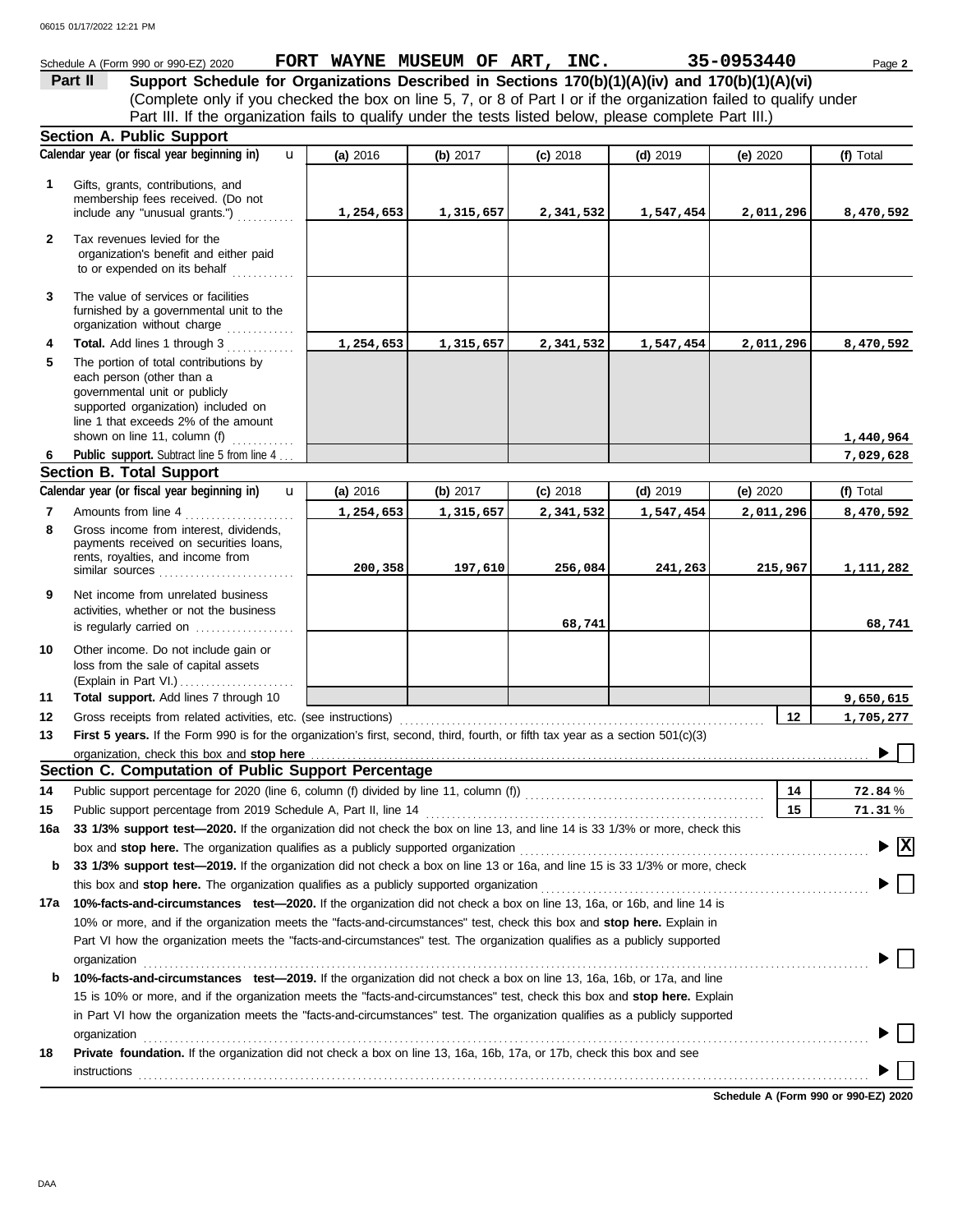Schedule A (Form 990 or 990-EZ) 2020 **FORT WAYNE MUSEUM OF ART, INC.** **35-0953440** Page **2**

**Part II** **Support Schedule for Organizations Described in Sections 170(b)(1)(A)(iv) and 170(b)(1)(A)(vi)**

(Complete only if you checked the box on line 5, 7, or 8 of Part I or if the organization failed to qualify under Part III. If the organization fails to qualify under the tests listed below, please complete Part III.)

## Section A. Public Support

| | Calendar year (or fiscal year beginning in) | (a) 2016 | (b) 2017 | (c) 2018 | (d) 2019 | (e) 2020 | (f) Total |
|---|---|---|---|---|---|---|---|
| 1 | Gifts, grants, contributions, and membership fees received. (Do not include any "unusual grants.") | 1,254,653 | 1,315,657 | 2,341,532 | 1,547,454 | 2,011,296 | 8,470,592 |
| 2 | Tax revenues levied for the organization's benefit and either paid to or expended on its behalf | | | | | | |
| 3 | The value of services or facilities furnished by a governmental unit to the organization without charge | | | | | | |
| 4 | **Total.** Add lines 1 through 3 | 1,254,653 | 1,315,657 | 2,341,532 | 1,547,454 | 2,011,296 | 8,470,592 |
| 5 | The portion of total contributions by each person (other than a governmental unit or publicly supported organization) included on line 1 that exceeds 2% of the amount shown on line 11, column (f) | | | | | | 1,440,964 |
| 6 | **Public support.** Subtract line 5 from line 4 | | | | | | 7,029,628 |

## Section B. Total Support

| | Calendar year (or fiscal year beginning in) | (a) 2016 | (b) 2017 | (c) 2018 | (d) 2019 | (e) 2020 | (f) Total |
|---|---|---|---|---|---|---|---|
| 7 | Amounts from line 4 | 1,254,653 | 1,315,657 | 2,341,532 | 1,547,454 | 2,011,296 | 8,470,592 |
| 8 | Gross income from interest, dividends, payments received on securities loans, rents, royalties, and income from similar sources | 200,358 | 197,610 | 256,084 | 241,263 | 215,967 | 1,111,282 |
| 9 | Net income from unrelated business activities, whether or not the business is regularly carried on | | | 68,741 | | | 68,741 |
| 10 | Other income. Do not include gain or loss from the sale of capital assets (Explain in Part VI.) | | | | | | |
| 11 | **Total support.** Add lines 7 through 10 | | | | | | 9,650,615 |

12 Gross receipts from related activities, etc. (see instructions) — **12** — 1,705,277

13 **First 5 years.** If the Form 990 is for the organization's first, second, third, fourth, or fifth tax year as a section 501(c)(3) organization, check this box and **stop here** ☐

## Section C. Computation of Public Support Percentage

14 Public support percentage for 2020 (line 6, column (f) divided by line 11, column (f)) — **14** — 72.84 %

15 Public support percentage from 2019 Schedule A, Part II, line 14 — **15** — 71.31 %

16a **33 1/3% support test—2020.** If the organization did not check the box on line 13, and line 14 is 33 1/3% or more, check this box and **stop here.** The organization qualifies as a publicly supported organization ☒

b **33 1/3% support test—2019.** If the organization did not check a box on line 13 or 16a, and line 15 is 33 1/3% or more, check this box and **stop here.** The organization qualifies as a publicly supported organization ☐

17a **10%-facts-and-circumstances test—2020.** If the organization did not check a box on line 13, 16a, or 16b, and line 14 is 10% or more, and if the organization meets the "facts-and-circumstances" test, check this box and **stop here.** Explain in Part VI how the organization meets the "facts-and-circumstances" test. The organization qualifies as a publicly supported organization ☐

b **10%-facts-and-circumstances test—2019.** If the organization did not check a box on line 13, 16a, 16b, or 17a, and line 15 is 10% or more, and if the organization meets the "facts-and-circumstances" test, check this box and **stop here.** Explain in Part VI how the organization meets the "facts-and-circumstances" test. The organization qualifies as a publicly supported organization ☐

18 **Private foundation.** If the organization did not check a box on line 13, 16a, 16b, 17a, or 17b, check this box and see instructions ☐

**Schedule A (Form 990 or 990-EZ) 2020**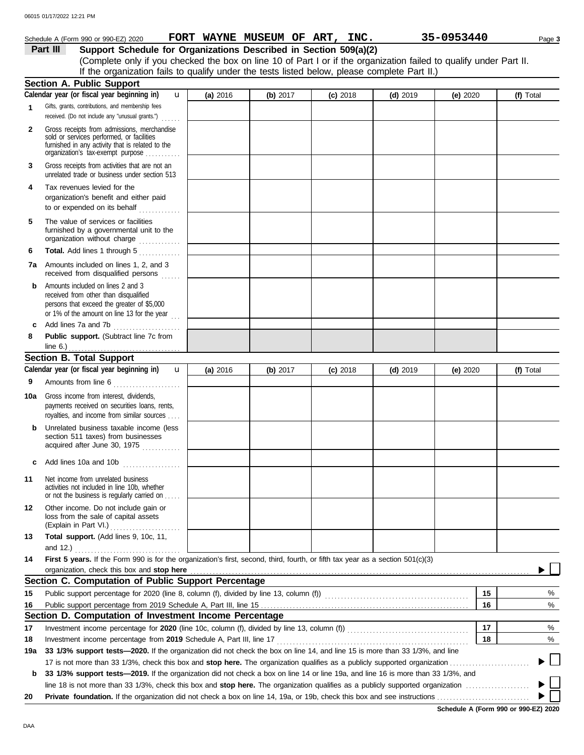Schedule A (Form 990 or 990-EZ) 2020 **FORT WAYNE MUSEUM OF ART, INC.** **35-0953440**

## Part III Support Schedule for Organizations Described in Section 509(a)(2)

(Complete only if you checked the box on line 10 of Part I or if the organization failed to qualify under Part II. If the organization fails to qualify under the tests listed below, please complete Part II.)

### Section A. Public Support

| Calendar year (or fiscal year beginning in) | (a) 2016 | (b) 2017 | (c) 2018 | (d) 2019 | (e) 2020 | (f) Total |
|---|---|---|---|---|---|---|
| **1** Gifts, grants, contributions, and membership fees received. (Do not include any "unusual grants.") | | | | | | |
| **2** Gross receipts from admissions, merchandise sold or services performed, or facilities furnished in any activity that is related to the organization's tax-exempt purpose | | | | | | |
| **3** Gross receipts from activities that are not an unrelated trade or business under section 513 | | | | | | |
| **4** Tax revenues levied for the organization's benefit and either paid to or expended on its behalf | | | | | | |
| **5** The value of services or facilities furnished by a governmental unit to the organization without charge | | | | | | |
| **6** **Total.** Add lines 1 through 5 | | | | | | |
| **7a** Amounts included on lines 1, 2, and 3 received from disqualified persons | | | | | | |
| **b** Amounts included on lines 2 and 3 received from other than disqualified persons that exceed the greater of $5,000 or 1% of the amount on line 13 for the year | | | | | | |
| **c** Add lines 7a and 7b | | | | | | |
| **8** **Public support.** (Subtract line 7c from line 6.) | | | | | | |

### Section B. Total Support

| Calendar year (or fiscal year beginning in) | (a) 2016 | (b) 2017 | (c) 2018 | (d) 2019 | (e) 2020 | (f) Total |
|---|---|---|---|---|---|---|
| **9** Amounts from line 6 | | | | | | |
| **10a** Gross income from interest, dividends, payments received on securities loans, rents, royalties, and income from similar sources | | | | | | |
| **b** Unrelated business taxable income (less section 511 taxes) from businesses acquired after June 30, 1975 | | | | | | |
| **c** Add lines 10a and 10b | | | | | | |
| **11** Net income from unrelated business activities not included in line 10b, whether or not the business is regularly carried on | | | | | | |
| **12** Other income. Do not include gain or loss from the sale of capital assets (Explain in Part VI.) | | | | | | |
| **13** **Total support.** (Add lines 9, 10c, 11, and 12.) | | | | | | |

**14** **First 5 years.** If the Form 990 is for the organization's first, second, third, fourth, or fifth tax year as a section 501(c)(3) organization, check this box and **stop here** ☐

### Section C. Computation of Public Support Percentage

| | | | |
|---|---|---|---|
| **15** | Public support percentage for 2020 (line 8, column (f), divided by line 13, column (f)) | 15 | % |
| **16** | Public support percentage from 2019 Schedule A, Part III, line 15 | 16 | % |

### Section D. Computation of Investment Income Percentage

| | | | |
|---|---|---|---|
| **17** | Investment income percentage for **2020** (line 10c, column (f), divided by line 13, column (f)) | 17 | % |
| **18** | Investment income percentage from **2019** Schedule A, Part III, line 17 | 18 | % |

**19a** **33 1/3% support tests—2020.** If the organization did not check the box on line 14, and line 15 is more than 33 1/3%, and line 17 is not more than 33 1/3%, check this box and **stop here.** The organization qualifies as a publicly supported organization ☐

**b** **33 1/3% support tests—2019.** If the organization did not check a box on line 14 or line 19a, and line 16 is more than 33 1/3%, and line 18 is not more than 33 1/3%, check this box and **stop here.** The organization qualifies as a publicly supported organization ☐

**20** **Private foundation.** If the organization did not check a box on line 14, 19a, or 19b, check this box and see instructions ☐

**Schedule A (Form 990 or 990-EZ) 2020**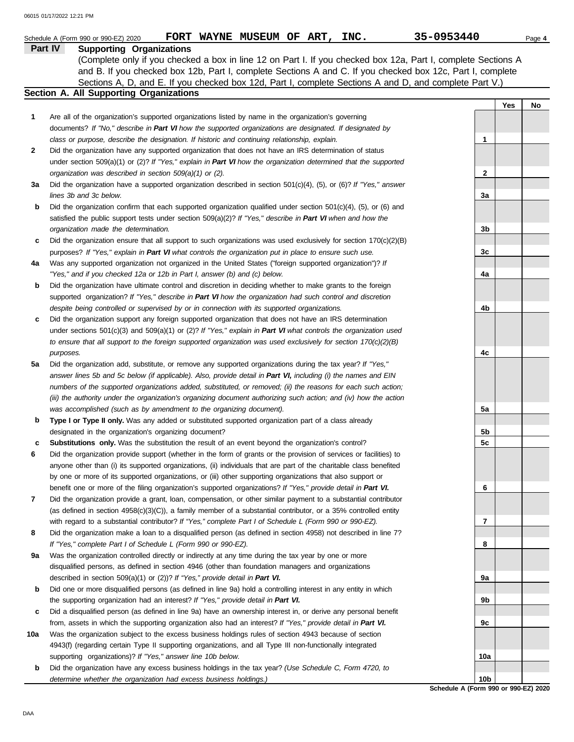Schedule A (Form 990 or 990-EZ) 2020 **FORT WAYNE MUSEUM OF ART, INC.** **35-0953440** Page **4**

## Part IV Supporting Organizations

(Complete only if you checked a box in line 12 on Part I. If you checked box 12a, Part I, complete Sections A and B. If you checked box 12b, Part I, complete Sections A and C. If you checked box 12c, Part I, complete Sections A, D, and E. If you checked box 12d, Part I, complete Sections A and D, and complete Part V.)

### Section A. All Supporting Organizations

| | | | Yes | No |
|---|---|---|---|---|
| **1** | Are all of the organization's supported organizations listed by name in the organization's governing documents? *If "No," describe in **Part VI** how the supported organizations are designated. If designated by class or purpose, describe the designation. If historic and continuing relationship, explain.* | 1 | | |
| **2** | Did the organization have any supported organization that does not have an IRS determination of status under section 509(a)(1) or (2)? *If "Yes," explain in **Part VI** how the organization determined that the supported organization was described in section 509(a)(1) or (2).* | 2 | | |
| **3a** | Did the organization have a supported organization described in section 501(c)(4), (5), or (6)? *If "Yes," answer lines 3b and 3c below.* | 3a | | |
| **b** | Did the organization confirm that each supported organization qualified under section 501(c)(4), (5), or (6) and satisfied the public support tests under section 509(a)(2)? *If "Yes," describe in **Part VI** when and how the organization made the determination.* | 3b | | |
| **c** | Did the organization ensure that all support to such organizations was used exclusively for section 170(c)(2)(B) purposes? *If "Yes," explain in **Part VI** what controls the organization put in place to ensure such use.* | 3c | | |
| **4a** | Was any supported organization not organized in the United States ("foreign supported organization")? *If "Yes," and if you checked 12a or 12b in Part I, answer (b) and (c) below.* | 4a | | |
| **b** | Did the organization have ultimate control and discretion in deciding whether to make grants to the foreign supported organization? *If "Yes," describe in **Part VI** how the organization had such control and discretion despite being controlled or supervised by or in connection with its supported organizations.* | 4b | | |
| **c** | Did the organization support any foreign supported organization that does not have an IRS determination under sections 501(c)(3) and 509(a)(1) or (2)? *If "Yes," explain in **Part VI** what controls the organization used to ensure that all support to the foreign supported organization was used exclusively for section 170(c)(2)(B) purposes.* | 4c | | |
| **5a** | Did the organization add, substitute, or remove any supported organizations during the tax year? *If "Yes," answer lines 5b and 5c below (if applicable). Also, provide detail in **Part VI,** including (i) the names and EIN numbers of the supported organizations added, substituted, or removed; (ii) the reasons for each such action; (iii) the authority under the organization's organizing document authorizing such action; and (iv) how the action was accomplished (such as by amendment to the organizing document).* | 5a | | |
| **b** | **Type I or Type II only.** Was any added or substituted supported organization part of a class already designated in the organization's organizing document? | 5b | | |
| **c** | **Substitutions only.** Was the substitution the result of an event beyond the organization's control? | 5c | | |
| **6** | Did the organization provide support (whether in the form of grants or the provision of services or facilities) to anyone other than (i) its supported organizations, (ii) individuals that are part of the charitable class benefited by one or more of its supported organizations, or (iii) other supporting organizations that also support or benefit one or more of the filing organization's supported organizations? *If "Yes," provide detail in **Part VI.*** | 6 | | |
| **7** | Did the organization provide a grant, loan, compensation, or other similar payment to a substantial contributor (as defined in section 4958(c)(3)(C)), a family member of a substantial contributor, or a 35% controlled entity with regard to a substantial contributor? *If "Yes," complete Part I of Schedule L (Form 990 or 990-EZ).* | 7 | | |
| **8** | Did the organization make a loan to a disqualified person (as defined in section 4958) not described in line 7? *If "Yes," complete Part I of Schedule L (Form 990 or 990-EZ).* | 8 | | |
| **9a** | Was the organization controlled directly or indirectly at any time during the tax year by one or more disqualified persons, as defined in section 4946 (other than foundation managers and organizations described in section 509(a)(1) or (2))? *If "Yes," provide detail in **Part VI.*** | 9a | | |
| **b** | Did one or more disqualified persons (as defined in line 9a) hold a controlling interest in any entity in which the supporting organization had an interest? *If "Yes," provide detail in **Part VI.*** | 9b | | |
| **c** | Did a disqualified person (as defined in line 9a) have an ownership interest in, or derive any personal benefit from, assets in which the supporting organization also had an interest? *If "Yes," provide detail in **Part VI.*** | 9c | | |
| **10a** | Was the organization subject to the excess business holdings rules of section 4943 because of section 4943(f) (regarding certain Type II supporting organizations, and all Type III non-functionally integrated supporting organizations)? *If "Yes," answer line 10b below.* | 10a | | |
| **b** | Did the organization have any excess business holdings in the tax year? *(Use Schedule C, Form 4720, to determine whether the organization had excess business holdings.)* | 10b | | |

**Schedule A (Form 990 or 990-EZ) 2020**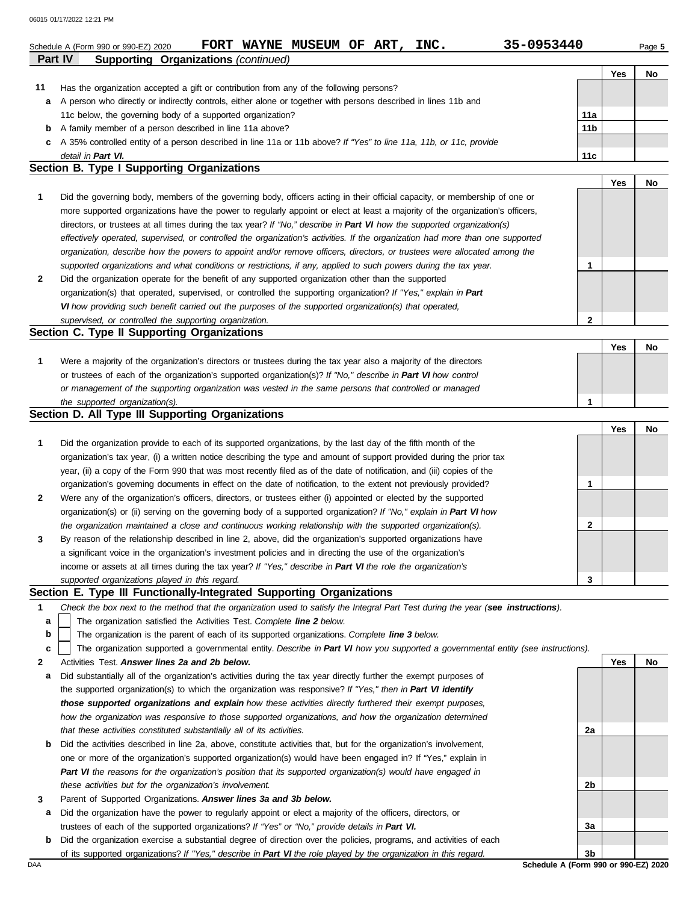Schedule A (Form 990 or 990-EZ) 2020 **FORT WAYNE MUSEUM OF ART, INC.** **35-0953440**

## Part IV Supporting Organizations *(continued)*

| | | | Yes | No |
|---|---|---|---|---|
| **11** | Has the organization accepted a gift or contribution from any of the following persons? | | | |
| **a** | A person who directly or indirectly controls, either alone or together with persons described in lines 11b and 11c below, the governing body of a supported organization? | **11a** | | |
| **b** | A family member of a person described in line 11a above? | **11b** | | |
| **c** | A 35% controlled entity of a person described in line 11a or 11b above? *If "Yes" to line 11a, 11b, or 11c, provide detail in* ***Part VI.*** | **11c** | | |

### Section B. Type I Supporting Organizations

| | | | Yes | No |
|---|---|---|---|---|
| **1** | Did the governing body, members of the governing body, officers acting in their official capacity, or membership of one or more supported organizations have the power to regularly appoint or elect at least a majority of the organization's officers, directors, or trustees at all times during the tax year? *If "No," describe in* ***Part VI*** *how the supported organization(s) effectively operated, supervised, or controlled the organization's activities. If the organization had more than one supported organization, describe how the powers to appoint and/or remove officers, directors, or trustees were allocated among the supported organizations and what conditions or restrictions, if any, applied to such powers during the tax year.* | **1** | | |
| **2** | Did the organization operate for the benefit of any supported organization other than the supported organization(s) that operated, supervised, or controlled the supporting organization? *If "Yes," explain in* ***Part VI*** *how providing such benefit carried out the purposes of the supported organization(s) that operated, supervised, or controlled the supporting organization.* | **2** | | |

### Section C. Type II Supporting Organizations

| | | | Yes | No |
|---|---|---|---|---|
| **1** | Were a majority of the organization's directors or trustees during the tax year also a majority of the directors or trustees of each of the organization's supported organization(s)? *If "No," describe in* ***Part VI*** *how control or management of the supporting organization was vested in the same persons that controlled or managed the supported organization(s).* | **1** | | |

### Section D. All Type III Supporting Organizations

| | | | Yes | No |
|---|---|---|---|---|
| **1** | Did the organization provide to each of its supported organizations, by the last day of the fifth month of the organization's tax year, (i) a written notice describing the type and amount of support provided during the prior tax year, (ii) a copy of the Form 990 that was most recently filed as of the date of notification, and (iii) copies of the organization's governing documents in effect on the date of notification, to the extent not previously provided? | **1** | | |
| **2** | Were any of the organization's officers, directors, or trustees either (i) appointed or elected by the supported organization(s) or (ii) serving on the governing body of a supported organization? *If "No," explain in* ***Part VI*** *how the organization maintained a close and continuous working relationship with the supported organization(s).* | **2** | | |
| **3** | By reason of the relationship described in line 2, above, did the organization's supported organizations have a significant voice in the organization's investment policies and in directing the use of the organization's income or assets at all times during the tax year? *If "Yes," describe in* ***Part VI*** *the role the organization's supported organizations played in this regard.* | **3** | | |

### Section E. Type III Functionally-Integrated Supporting Organizations

**1** *Check the box next to the method that the organization used to satisfy the Integral Part Test during the year (**see instructions**).*

- **a** ☐ The organization satisfied the Activities Test. *Complete **line 2** below.*
- **b** ☐ The organization is the parent of each of its supported organizations. *Complete **line 3** below.*
- **c** ☐ The organization supported a governmental entity. *Describe in **Part VI** how you supported a governmental entity (see instructions).*

| | | | Yes | No |
|---|---|---|---|---|
| **2** | Activities Test. ***Answer lines 2a and 2b below.*** | | | |
| **a** | Did substantially all of the organization's activities during the tax year directly further the exempt purposes of the supported organization(s) to which the organization was responsive? *If "Yes," then in **Part VI identify those supported organizations and explain** how these activities directly furthered their exempt purposes, how the organization was responsive to those supported organizations, and how the organization determined that these activities constituted substantially all of its activities.* | **2a** | | |
| **b** | Did the activities described in line 2a, above, constitute activities that, but for the organization's involvement, one or more of the organization's supported organization(s) would have been engaged in? If "Yes," explain in ***Part VI*** *the reasons for the organization's position that its supported organization(s) would have engaged in these activities but for the organization's involvement.* | **2b** | | |
| **3** | Parent of Supported Organizations. ***Answer lines 3a and 3b below.*** | | | |
| **a** | Did the organization have the power to regularly appoint or elect a majority of the officers, directors, or trustees of each of the supported organizations? *If "Yes" or "No," provide details in* ***Part VI.*** | **3a** | | |
| **b** | Did the organization exercise a substantial degree of direction over the policies, programs, and activities of each of its supported organizations? *If "Yes," describe in* ***Part VI*** *the role played by the organization in this regard.* | **3b** | | |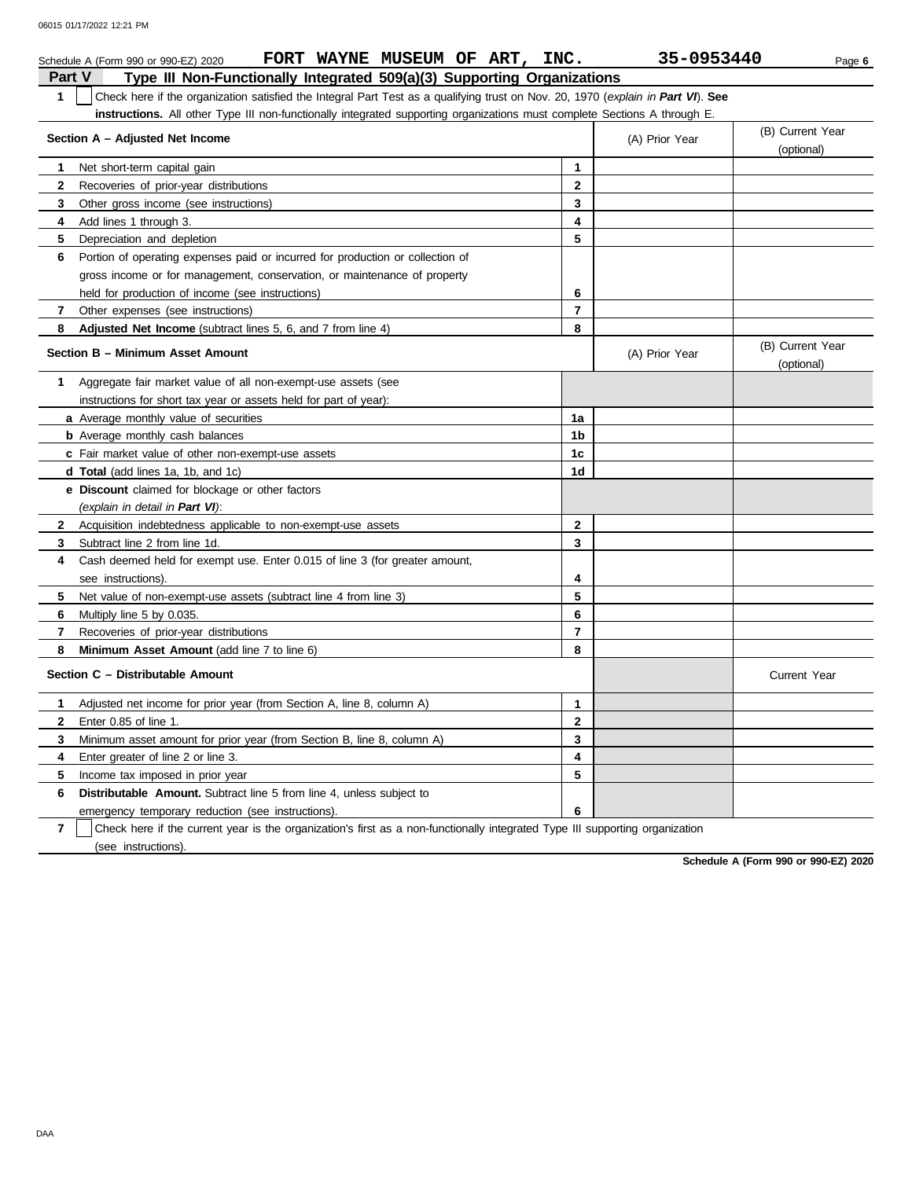Schedule A (Form 990 or 990-EZ) 2020 **FORT WAYNE MUSEUM OF ART, INC.** **35-0953440**

## Part V Type III Non-Functionally Integrated 509(a)(3) Supporting Organizations

**1** ☐ Check here if the organization satisfied the Integral Part Test as a qualifying trust on Nov. 20, 1970 (*explain in* ***Part VI***). **See instructions.** All other Type III non-functionally integrated supporting organizations must complete Sections A through E.

| Section A – Adjusted Net Income | | (A) Prior Year | (B) Current Year (optional) |
|---|---|---|---|
| **1** Net short-term capital gain | **1** | | |
| **2** Recoveries of prior-year distributions | **2** | | |
| **3** Other gross income (see instructions) | **3** | | |
| **4** Add lines 1 through 3. | **4** | | |
| **5** Depreciation and depletion | **5** | | |
| **6** Portion of operating expenses paid or incurred for production or collection of gross income or for management, conservation, or maintenance of property held for production of income (see instructions) | **6** | | |
| **7** Other expenses (see instructions) | **7** | | |
| **8** **Adjusted Net Income** (subtract lines 5, 6, and 7 from line 4) | **8** | | |

| Section B – Minimum Asset Amount | | (A) Prior Year | (B) Current Year (optional) |
|---|---|---|---|
| **1** Aggregate fair market value of all non-exempt-use assets (see instructions for short tax year or assets held for part of year): | | | |
| **a** Average monthly value of securities | **1a** | | |
| **b** Average monthly cash balances | **1b** | | |
| **c** Fair market value of other non-exempt-use assets | **1c** | | |
| **d** **Total** (add lines 1a, 1b, and 1c) | **1d** | | |
| **e** **Discount** claimed for blockage or other factors (*explain in detail in* ***Part VI***): | | | |
| **2** Acquisition indebtedness applicable to non-exempt-use assets | **2** | | |
| **3** Subtract line 2 from line 1d. | **3** | | |
| **4** Cash deemed held for exempt use. Enter 0.015 of line 3 (for greater amount, see instructions). | **4** | | |
| **5** Net value of non-exempt-use assets (subtract line 4 from line 3) | **5** | | |
| **6** Multiply line 5 by 0.035. | **6** | | |
| **7** Recoveries of prior-year distributions | **7** | | |
| **8** **Minimum Asset Amount** (add line 7 to line 6) | **8** | | |

| Section C – Distributable Amount | | | Current Year |
|---|---|---|---|
| **1** Adjusted net income for prior year (from Section A, line 8, column A) | **1** | | |
| **2** Enter 0.85 of line 1. | **2** | | |
| **3** Minimum asset amount for prior year (from Section B, line 8, column A) | **3** | | |
| **4** Enter greater of line 2 or line 3. | **4** | | |
| **5** Income tax imposed in prior year | **5** | | |
| **6** **Distributable Amount.** Subtract line 5 from line 4, unless subject to emergency temporary reduction (see instructions). | **6** | | |

**7** ☐ Check here if the current year is the organization's first as a non-functionally integrated Type III supporting organization (see instructions).

**Schedule A (Form 990 or 990-EZ) 2020**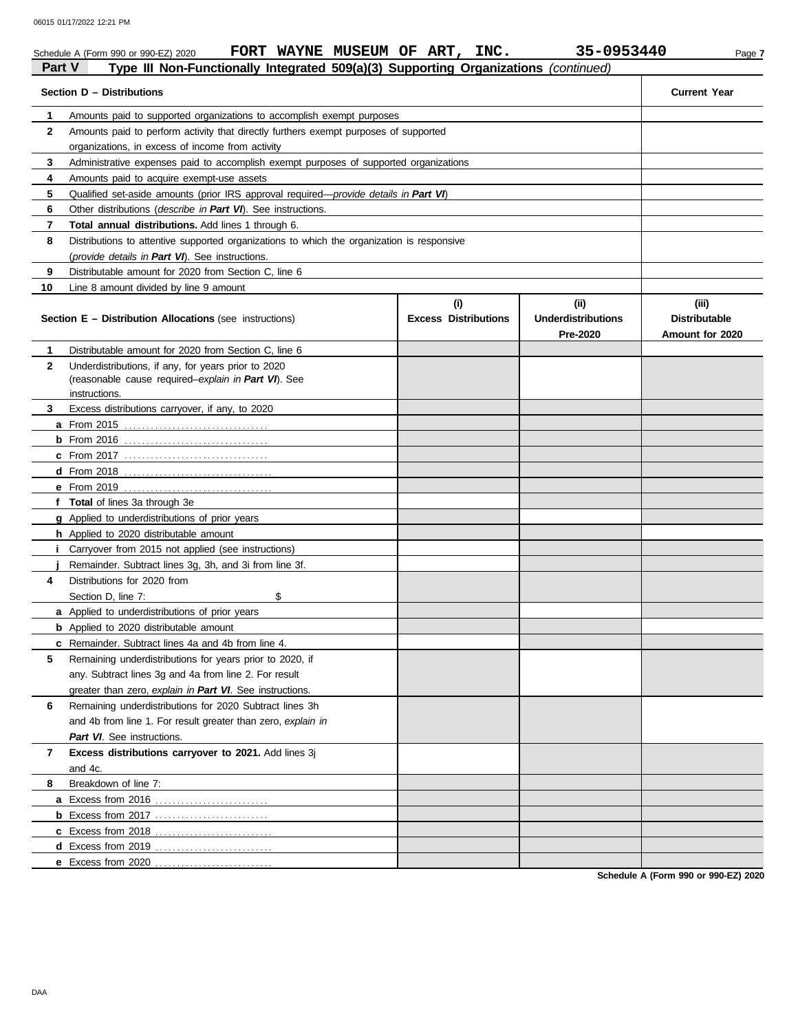Schedule A (Form 990 or 990-EZ) 2020 FORT WAYNE MUSEUM OF ART, INC. 35-0953440

## Part V Type III Non-Functionally Integrated 509(a)(3) Supporting Organizations *(continued)*

| | Section D – Distributions | Current Year |
|---|---|---|
| 1 | Amounts paid to supported organizations to accomplish exempt purposes | |
| 2 | Amounts paid to perform activity that directly furthers exempt purposes of supported organizations, in excess of income from activity | |
| 3 | Administrative expenses paid to accomplish exempt purposes of supported organizations | |
| 4 | Amounts paid to acquire exempt-use assets | |
| 5 | Qualified set-aside amounts (prior IRS approval required—*provide details in **Part VI***) | |
| 6 | Other distributions (*describe in **Part VI***). See instructions. | |
| 7 | **Total annual distributions.** Add lines 1 through 6. | |
| 8 | Distributions to attentive supported organizations to which the organization is responsive (*provide details in **Part VI***). See instructions. | |
| 9 | Distributable amount for 2020 from Section C, line 6 | |
| 10 | Line 8 amount divided by line 9 amount | |

| | Section E – Distribution Allocations (see instructions) | (i) Excess Distributions | (ii) Underdistributions Pre-2020 | (iii) Distributable Amount for 2020 |
|---|---|---|---|---|
| 1 | Distributable amount for 2020 from Section C, line 6 | | | |
| 2 | Underdistributions, if any, for years prior to 2020 (reasonable cause required–*explain in **Part VI***). See instructions. | | | |
| 3 | Excess distributions carryover, if any, to 2020 | | | |
| a | From 2015 | | | |
| b | From 2016 | | | |
| c | From 2017 | | | |
| d | From 2018 | | | |
| e | From 2019 | | | |
| f | **Total** of lines 3a through 3e | | | |
| g | Applied to underdistributions of prior years | | | |
| h | Applied to 2020 distributable amount | | | |
| i | Carryover from 2015 not applied (see instructions) | | | |
| j | Remainder. Subtract lines 3g, 3h, and 3i from line 3f. | | | |
| 4 | Distributions for 2020 from Section D, line 7: $ | | | |
| a | Applied to underdistributions of prior years | | | |
| b | Applied to 2020 distributable amount | | | |
| c | Remainder. Subtract lines 4a and 4b from line 4. | | | |
| 5 | Remaining underdistributions for years prior to 2020, if any. Subtract lines 3g and 4a from line 2. For result greater than zero, *explain in **Part VI***. See instructions. | | | |
| 6 | Remaining underdistributions for 2020 Subtract lines 3h and 4b from line 1. For result greater than zero, *explain in **Part VI***. See instructions. | | | |
| 7 | **Excess distributions carryover to 2021.** Add lines 3j and 4c. | | | |
| 8 | Breakdown of line 7: | | | |
| a | Excess from 2016 | | | |
| b | Excess from 2017 | | | |
| c | Excess from 2018 | | | |
| d | Excess from 2019 | | | |
| e | Excess from 2020 | | | |

Schedule A (Form 990 or 990-EZ) 2020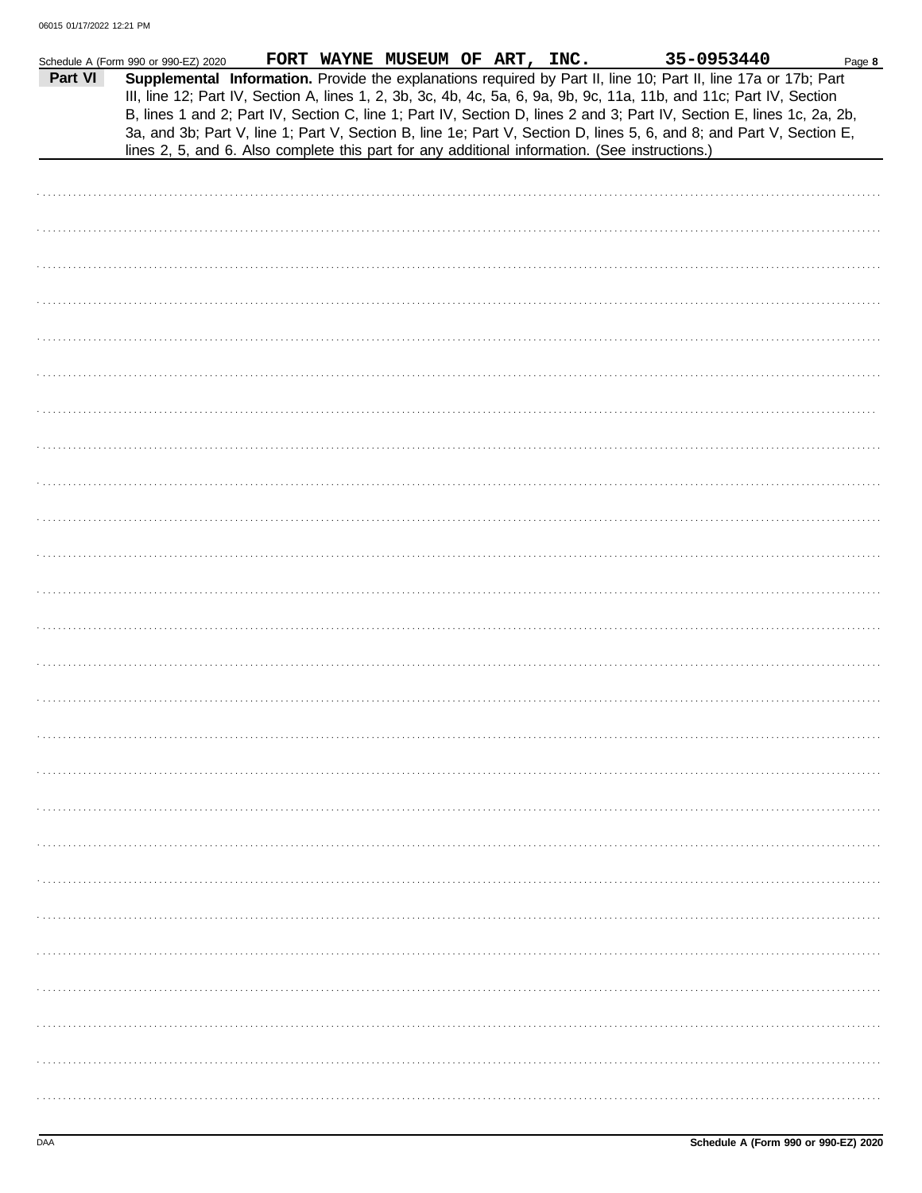Schedule A (Form 990 or 990-EZ) 2020 FORT WAYNE MUSEUM OF ART, INC. 35-0953440

**Part VI** **Supplemental Information.** Provide the explanations required by Part II, line 10; Part II, line 17a or 17b; Part III, line 12; Part IV, Section A, lines 1, 2, 3b, 3c, 4b, 4c, 5a, 6, 9a, 9b, 9c, 11a, 11b, and 11c; Part IV, Section B, lines 1 and 2; Part IV, Section C, line 1; Part IV, Section D, lines 2 and 3; Part IV, Section E, lines 1c, 2a, 2b, 3a, and 3b; Part V, line 1; Part V, Section B, line 1e; Part V, Section D, lines 5, 6, and 8; and Part V, Section E, lines 2, 5, and 6. Also complete this part for any additional information. (See instructions.)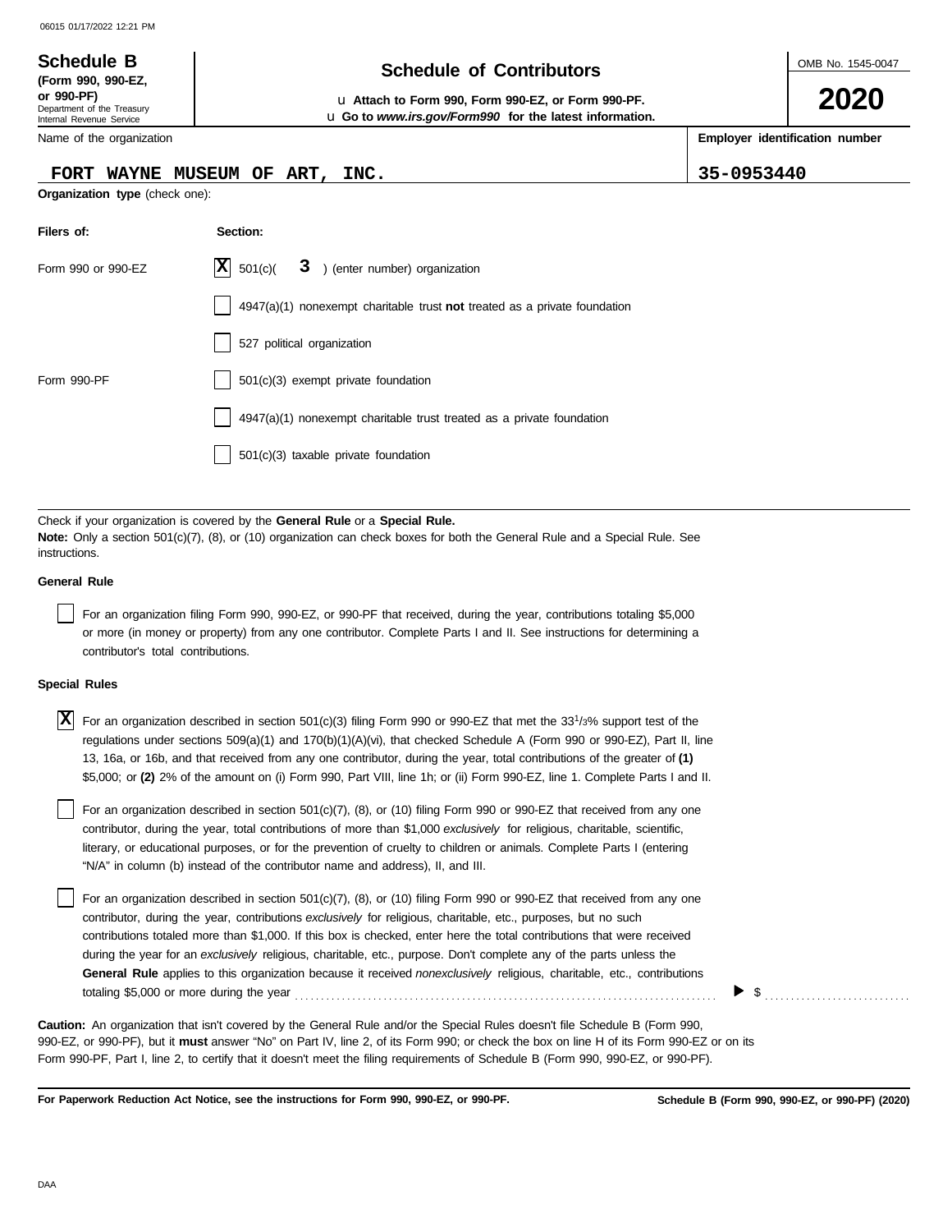**Schedule B**
**(Form 990, 990-EZ, or 990-PF)**
Department of the Treasury
Internal Revenue Service

# Schedule of Contributors

u **Attach to Form 990, Form 990-EZ, or Form 990-PF.**
u **Go to *www.irs.gov/Form990* for the latest information.**

OMB No. 1545-0047

**2020**

Name of the organization: **FORT WAYNE MUSEUM OF ART, INC.**

**Employer identification number:** **35-0953440**

**Organization type** (check one):

| **Filers of:** | **Section:** |
|---|---|
| Form 990 or 990-EZ | [X] 501(c)( **3** ) (enter number) organization |
| | [ ] 4947(a)(1) nonexempt charitable trust **not** treated as a private foundation |
| | [ ] 527 political organization |
| Form 990-PF | [ ] 501(c)(3) exempt private foundation |
| | [ ] 4947(a)(1) nonexempt charitable trust treated as a private foundation |
| | [ ] 501(c)(3) taxable private foundation |

Check if your organization is covered by the **General Rule** or a **Special Rule.**
**Note:** Only a section 501(c)(7), (8), or (10) organization can check boxes for both the General Rule and a Special Rule. See instructions.

**General Rule**

[ ] For an organization filing Form 990, 990-EZ, or 990-PF that received, during the year, contributions totaling $5,000 or more (in money or property) from any one contributor. Complete Parts I and II. See instructions for determining a contributor's total contributions.

**Special Rules**

[X] For an organization described in section 501(c)(3) filing Form 990 or 990-EZ that met the 33 1/3% support test of the regulations under sections 509(a)(1) and 170(b)(1)(A)(vi), that checked Schedule A (Form 990 or 990-EZ), Part II, line 13, 16a, or 16b, and that received from any one contributor, during the year, total contributions of the greater of **(1)** $5,000; or **(2)** 2% of the amount on (i) Form 990, Part VIII, line 1h; or (ii) Form 990-EZ, line 1. Complete Parts I and II.

[ ] For an organization described in section 501(c)(7), (8), or (10) filing Form 990 or 990-EZ that received from any one contributor, during the year, total contributions of more than $1,000 *exclusively* for religious, charitable, scientific, literary, or educational purposes, or for the prevention of cruelty to children or animals. Complete Parts I (entering "N/A" in column (b) instead of the contributor name and address), II, and III.

[ ] For an organization described in section 501(c)(7), (8), or (10) filing Form 990 or 990-EZ that received from any one contributor, during the year, contributions *exclusively* for religious, charitable, etc., purposes, but no such contributions totaled more than $1,000. If this box is checked, enter here the total contributions that were received during the year for an *exclusively* religious, charitable, etc., purpose. Don't complete any of the parts unless the **General Rule** applies to this organization because it received *nonexclusively* religious, charitable, etc., contributions totaling $5,000 or more during the year . . . . . . . . . . ▶ $ . . . . . . . . . .

**Caution:** An organization that isn't covered by the General Rule and/or the Special Rules doesn't file Schedule B (Form 990, 990-EZ, or 990-PF), but it **must** answer "No" on Part IV, line 2, of its Form 990; or check the box on line H of its Form 990-EZ or on its Form 990-PF, Part I, line 2, to certify that it doesn't meet the filing requirements of Schedule B (Form 990, 990-EZ, or 990-PF).

**For Paperwork Reduction Act Notice, see the instructions for Form 990, 990-EZ, or 990-PF.** **Schedule B (Form 990, 990-EZ, or 990-PF) (2020)**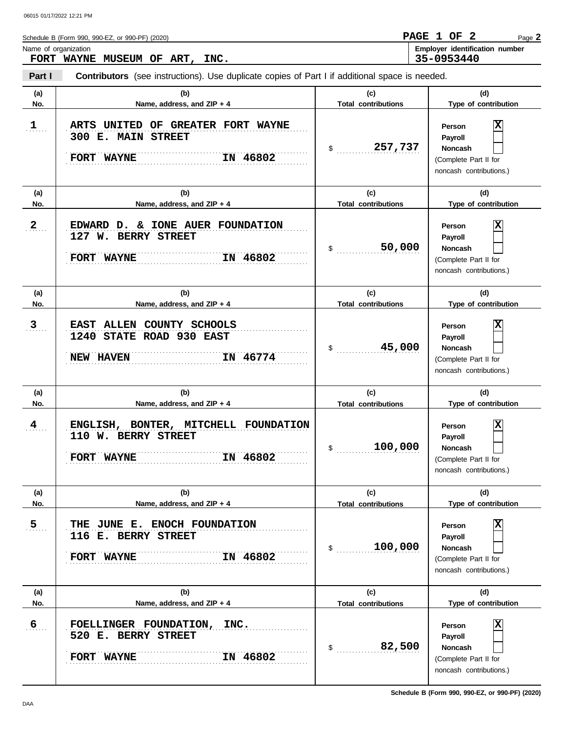Schedule B (Form 990, 990-EZ, or 990-PF) (2020)

PAGE 1 OF 2

Name of organization: **FORT WAYNE MUSEUM OF ART, INC.**

Employer identification number: **35-0953440**

**Part I** **Contributors** (see instructions). Use duplicate copies of Part I if additional space is needed.

| (a) No. | (b) Name, address, and ZIP + 4 | (c) Total contributions | (d) Type of contribution |
|---|---|---|---|
| 1 | ARTS UNITED OF GREATER FORT WAYNE<br>300 E. MAIN STREET<br>FORT WAYNE IN 46802 | $ 257,737 | Person [X]<br>Payroll [ ]<br>Noncash [ ]<br>(Complete Part II for noncash contributions.) |
| 2 | EDWARD D. & IONE AUER FOUNDATION<br>127 W. BERRY STREET<br>FORT WAYNE IN 46802 | $ 50,000 | Person [X]<br>Payroll [ ]<br>Noncash [ ]<br>(Complete Part II for noncash contributions.) |
| 3 | EAST ALLEN COUNTY SCHOOLS<br>1240 STATE ROAD 930 EAST<br>NEW HAVEN IN 46774 | $ 45,000 | Person [X]<br>Payroll [ ]<br>Noncash [ ]<br>(Complete Part II for noncash contributions.) |
| 4 | ENGLISH, BONTER, MITCHELL FOUNDATION<br>110 W. BERRY STREET<br>FORT WAYNE IN 46802 | $ 100,000 | Person [X]<br>Payroll [ ]<br>Noncash [ ]<br>(Complete Part II for noncash contributions.) |
| 5 | THE JUNE E. ENOCH FOUNDATION<br>116 E. BERRY STREET<br>FORT WAYNE IN 46802 | $ 100,000 | Person [X]<br>Payroll [ ]<br>Noncash [ ]<br>(Complete Part II for noncash contributions.) |
| 6 | FOELLINGER FOUNDATION, INC.<br>520 E. BERRY STREET<br>FORT WAYNE IN 46802 | $ 82,500 | Person [X]<br>Payroll [ ]<br>Noncash [ ]<br>(Complete Part II for noncash contributions.) |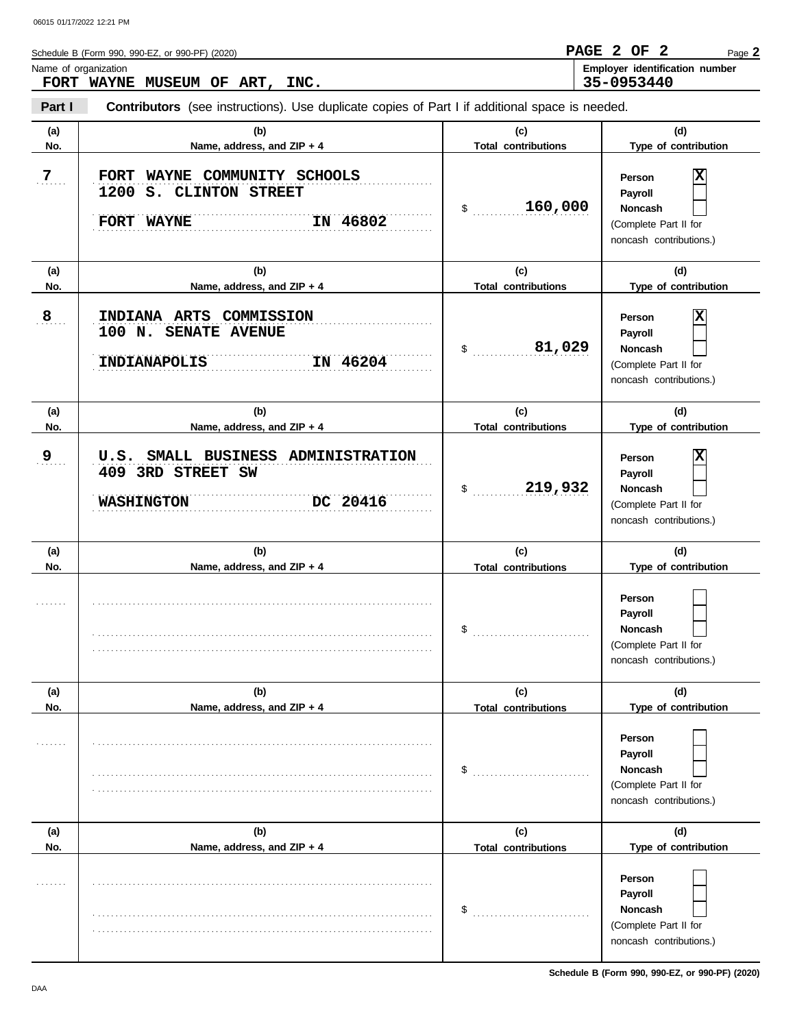Schedule B (Form 990, 990-EZ, or 990-PF) (2020)

Name of organization
**FORT WAYNE MUSEUM OF ART, INC.**

Employer identification number
**35-0953440**

**Part I** **Contributors** (see instructions). Use duplicate copies of Part I if additional space is needed.

| (a) No. | (b) Name, address, and ZIP + 4 | (c) Total contributions | (d) Type of contribution |
|---|---|---|---|
| 7 | FORT WAYNE COMMUNITY SCHOOLS<br>1200 S. CLINTON STREET<br>FORT WAYNE IN 46802 | $ 160,000 | Person [X]<br>Payroll [ ]<br>Noncash [ ]<br>(Complete Part II for noncash contributions.) |
| 8 | INDIANA ARTS COMMISSION<br>100 N. SENATE AVENUE<br>INDIANAPOLIS IN 46204 | $ 81,029 | Person [X]<br>Payroll [ ]<br>Noncash [ ]<br>(Complete Part II for noncash contributions.) |
| 9 | U.S. SMALL BUSINESS ADMINISTRATION<br>409 3RD STREET SW<br>WASHINGTON DC 20416 | $ 219,932 | Person [X]<br>Payroll [ ]<br>Noncash [ ]<br>(Complete Part II for noncash contributions.) |
| | | $ | Person [ ]<br>Payroll [ ]<br>Noncash [ ]<br>(Complete Part II for noncash contributions.) |
| | | $ | Person [ ]<br>Payroll [ ]<br>Noncash [ ]<br>(Complete Part II for noncash contributions.) |
| | | $ | Person [ ]<br>Payroll [ ]<br>Noncash [ ]<br>(Complete Part II for noncash contributions.) |

Schedule B (Form 990, 990-EZ, or 990-PF) (2020)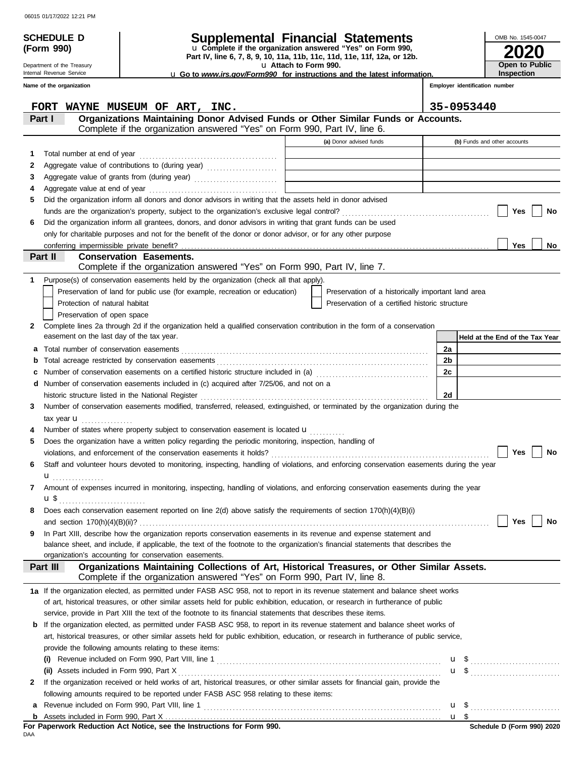06015 01/17/2022 12:21 PM

**SCHEDULE D (Form 990)**

Department of the Treasury
Internal Revenue Service

# Supplemental Financial Statements

u Complete if the organization answered "Yes" on Form 990, Part IV, line 6, 7, 8, 9, 10, 11a, 11b, 11c, 11d, 11e, 11f, 12a, or 12b.
u Attach to Form 990.
u Go to *www.irs.gov/Form990* for instructions and the latest information.

OMB No. 1545-0047

**2020**

**Open to Public Inspection**

**Name of the organization**: FORT WAYNE MUSEUM OF ART, INC.

**Employer identification number**: 35-0953440

## Part I Organizations Maintaining Donor Advised Funds or Other Similar Funds or Accounts.

Complete if the organization answered "Yes" on Form 990, Part IV, line 6.

| | | (a) Donor advised funds | (b) Funds and other accounts |
|---|---|---|---|
| 1 | Total number at end of year | | |
| 2 | Aggregate value of contributions to (during year) | | |
| 3 | Aggregate value of grants from (during year) | | |
| 4 | Aggregate value at end of year | | |

5 Did the organization inform all donors and donor advisors in writing that the assets held in donor advised funds are the organization's property, subject to the organization's exclusive legal control? Yes No

6 Did the organization inform all grantees, donors, and donor advisors in writing that grant funds can be used only for charitable purposes and not for the benefit of the donor or donor advisor, or for any other purpose conferring impermissible private benefit? Yes No

## Part II Conservation Easements.

Complete if the organization answered "Yes" on Form 990, Part IV, line 7.

1 Purpose(s) of conservation easements held by the organization (check all that apply).

- Preservation of land for public use (for example, recreation or education)
- Protection of natural habitat
- Preservation of open space
- Preservation of a historically important land area
- Preservation of a certified historic structure

2 Complete lines 2a through 2d if the organization held a qualified conservation contribution in the form of a conservation easement on the last day of the tax year.

| | | | Held at the End of the Tax Year |
|---|---|---|---|
| a | Total number of conservation easements | 2a | |
| b | Total acreage restricted by conservation easements | 2b | |
| c | Number of conservation easements on a certified historic structure included in (a) | 2c | |
| d | Number of conservation easements included in (c) acquired after 7/25/06, and not on a historic structure listed in the National Register | 2d | |

3 Number of conservation easements modified, transferred, released, extinguished, or terminated by the organization during the tax year u

4 Number of states where property subject to conservation easement is located u

5 Does the organization have a written policy regarding the periodic monitoring, inspection, handling of violations, and enforcement of the conservation easements it holds? Yes No

6 Staff and volunteer hours devoted to monitoring, inspecting, handling of violations, and enforcing conservation easements during the year u

7 Amount of expenses incurred in monitoring, inspecting, handling of violations, and enforcing conservation easements during the year u $

8 Does each conservation easement reported on line 2(d) above satisfy the requirements of section 170(h)(4)(B)(i) and section 170(h)(4)(B)(ii)? Yes No

9 In Part XIII, describe how the organization reports conservation easements in its revenue and expense statement and balance sheet, and include, if applicable, the text of the footnote to the organization's financial statements that describes the organization's accounting for conservation easements.

## Part III Organizations Maintaining Collections of Art, Historical Treasures, or Other Similar Assets.

Complete if the organization answered "Yes" on Form 990, Part IV, line 8.

1a If the organization elected, as permitted under FASB ASC 958, not to report in its revenue statement and balance sheet works of art, historical treasures, or other similar assets held for public exhibition, education, or research in furtherance of public service, provide in Part XIII the text of the footnote to its financial statements that describes these items.

b If the organization elected, as permitted under FASB ASC 958, to report in its revenue statement and balance sheet works of art, historical treasures, or other similar assets held for public exhibition, education, or research in furtherance of public service, provide the following amounts relating to these items:

(i) Revenue included on Form 990, Part VIII, line 1 u $

(ii) Assets included in Form 990, Part X u $

2 If the organization received or held works of art, historical treasures, or other similar assets for financial gain, provide the following amounts required to be reported under FASB ASC 958 relating to these items:

a Revenue included on Form 990, Part VIII, line 1 u $

b Assets included in Form 990, Part X u $

**For Paperwork Reduction Act Notice, see the Instructions for Form 990.**

DAA

**Schedule D (Form 990) 2020**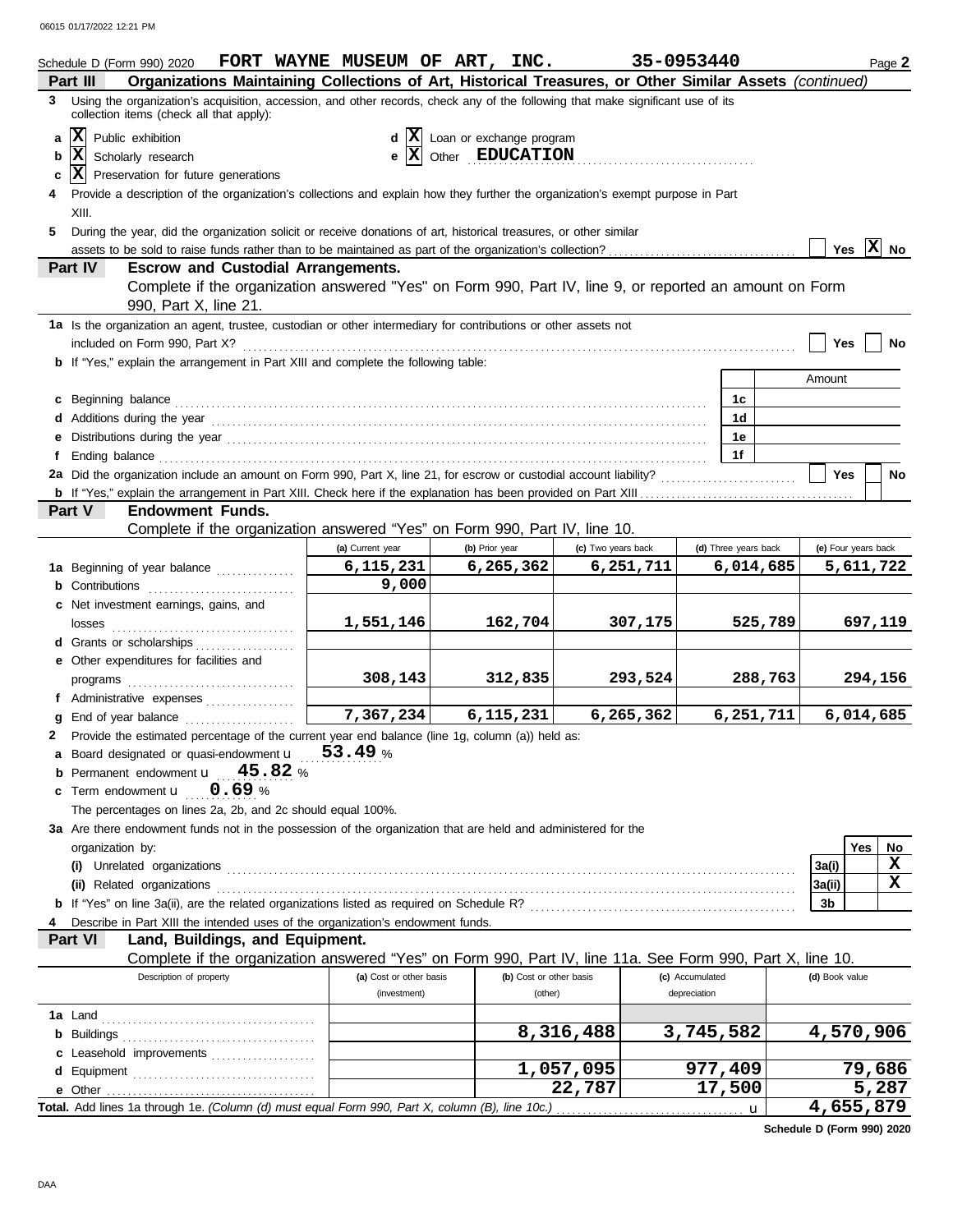Schedule D (Form 990) 2020 FORT WAYNE MUSEUM OF ART, INC. 35-0953440 Page 2

## Part III Organizations Maintaining Collections of Art, Historical Treasures, or Other Similar Assets (continued)

**3** Using the organization's acquisition, accession, and other records, check any of the following that make significant use of its collection items (check all that apply):

- a [X] Public exhibition
- b [X] Scholarly research
- c [X] Preservation for future generations
- d [X] Loan or exchange program
- e [X] Other EDUCATION

**4** Provide a description of the organization's collections and explain how they further the organization's exempt purpose in Part XIII.

**5** During the year, did the organization solicit or receive donations of art, historical treasures, or other similar assets to be sold to raise funds rather than to be maintained as part of the organization's collection? [ ] Yes [X] No

## Part IV Escrow and Custodial Arrangements.

Complete if the organization answered "Yes" on Form 990, Part IV, line 9, or reported an amount on Form 990, Part X, line 21.

**1a** Is the organization an agent, trustee, custodian or other intermediary for contributions or other assets not included on Form 990, Part X? [ ] Yes [ ] No

**b** If "Yes," explain the arrangement in Part XIII and complete the following table:

| | | Amount |
|---|---|---|
| c Beginning balance | 1c | |
| d Additions during the year | 1d | |
| e Distributions during the year | 1e | |
| f Ending balance | 1f | |

**2a** Did the organization include an amount on Form 990, Part X, line 21, for escrow or custodial account liability? [ ] Yes [ ] No

**b** If "Yes," explain the arrangement in Part XIII. Check here if the explanation has been provided on Part XIII [ ]

## Part V Endowment Funds.

Complete if the organization answered "Yes" on Form 990, Part IV, line 10.

| | (a) Current year | (b) Prior year | (c) Two years back | (d) Three years back | (e) Four years back |
|---|---|---|---|---|---|
| 1a Beginning of year balance | 6,115,231 | 6,265,362 | 6,251,711 | 6,014,685 | 5,611,722 |
| b Contributions | 9,000 | | | | |
| c Net investment earnings, gains, and losses | 1,551,146 | 162,704 | 307,175 | 525,789 | 697,119 |
| d Grants or scholarships | | | | | |
| e Other expenditures for facilities and programs | 308,143 | 312,835 | 293,524 | 288,763 | 294,156 |
| f Administrative expenses | | | | | |
| g End of year balance | 7,367,234 | 6,115,231 | 6,265,362 | 6,251,711 | 6,014,685 |

**2** Provide the estimated percentage of the current year end balance (line 1g, column (a)) held as:

- a Board designated or quasi-endowment 53.49 %
- b Permanent endowment 45.82 %
- c Term endowment 0.69 %

The percentages on lines 2a, 2b, and 2c should equal 100%.

**3a** Are there endowment funds not in the possession of the organization that are held and administered for the organization by:

| | | Yes | No |
|---|---|---|---|
| (i) Unrelated organizations | 3a(i) | | X |
| (ii) Related organizations | 3a(ii) | | X |
| b If "Yes" on line 3a(ii), are the related organizations listed as required on Schedule R? | 3b | | |

**4** Describe in Part XIII the intended uses of the organization's endowment funds.

## Part VI Land, Buildings, and Equipment.

Complete if the organization answered "Yes" on Form 990, Part IV, line 11a. See Form 990, Part X, line 10.

| Description of property | (a) Cost or other basis (investment) | (b) Cost or other basis (other) | (c) Accumulated depreciation | (d) Book value |
|---|---|---|---|---|
| 1a Land | | | | |
| b Buildings | | 8,316,488 | 3,745,582 | 4,570,906 |
| c Leasehold improvements | | | | |
| d Equipment | | 1,057,095 | 977,409 | 79,686 |
| e Other | | 22,787 | 17,500 | 5,287 |
| **Total.** Add lines 1a through 1e. *(Column (d) must equal Form 990, Part X, column (B), line 10c.)* | | | | 4,655,879 |

Schedule D (Form 990) 2020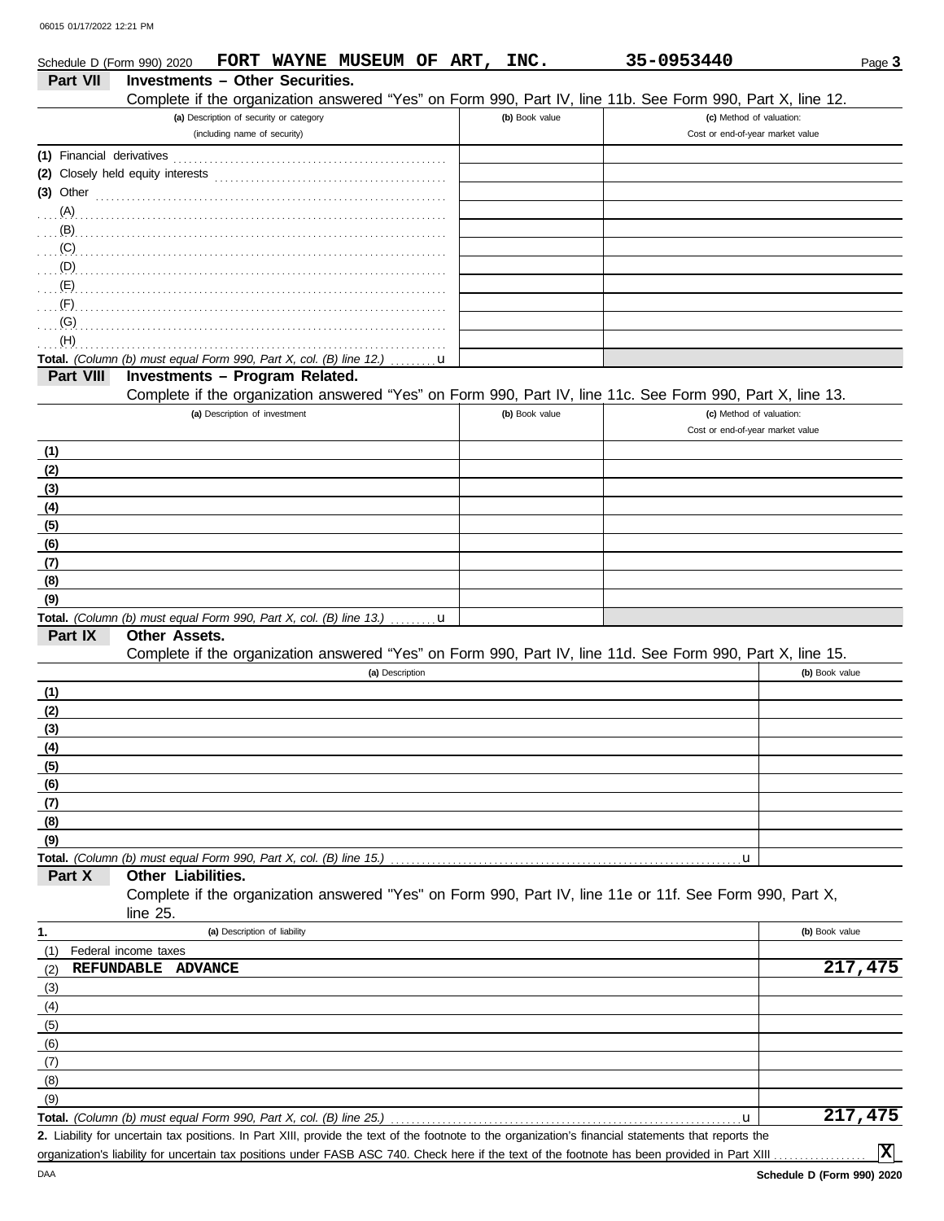Schedule D (Form 990) 2020 FORT WAYNE MUSEUM OF ART, INC. 35-0953440 Page 3

## Part VII Investments – Other Securities.

Complete if the organization answered "Yes" on Form 990, Part IV, line 11b. See Form 990, Part X, line 12.

| (a) Description of security or category (including name of security) | (b) Book value | (c) Method of valuation: Cost or end-of-year market value |
|---|---|---|
| (1) Financial derivatives | | |
| (2) Closely held equity interests | | |
| (3) Other | | |
| (A) | | |
| (B) | | |
| (C) | | |
| (D) | | |
| (E) | | |
| (F) | | |
| (G) | | |
| (H) | | |
| **Total.** *(Column (b) must equal Form 990, Part X, col. (B) line 12.)* u | | |

## Part VIII Investments – Program Related.

Complete if the organization answered "Yes" on Form 990, Part IV, line 11c. See Form 990, Part X, line 13.

| (a) Description of investment | (b) Book value | (c) Method of valuation: Cost or end-of-year market value |
|---|---|---|
| (1) | | |
| (2) | | |
| (3) | | |
| (4) | | |
| (5) | | |
| (6) | | |
| (7) | | |
| (8) | | |
| (9) | | |
| **Total.** *(Column (b) must equal Form 990, Part X, col. (B) line 13.)* u | | |

## Part IX Other Assets.

Complete if the organization answered "Yes" on Form 990, Part IV, line 11d. See Form 990, Part X, line 15.

| (a) Description | (b) Book value |
|---|---|
| (1) | |
| (2) | |
| (3) | |
| (4) | |
| (5) | |
| (6) | |
| (7) | |
| (8) | |
| (9) | |
| **Total.** *(Column (b) must equal Form 990, Part X, col. (B) line 15.)* u | |

## Part X Other Liabilities.

Complete if the organization answered "Yes" on Form 990, Part IV, line 11e or 11f. See Form 990, Part X, line 25.

| 1. (a) Description of liability | (b) Book value |
|---|---|
| (1) Federal income taxes | |
| (2) REFUNDABLE ADVANCE | 217,475 |
| (3) | |
| (4) | |
| (5) | |
| (6) | |
| (7) | |
| (8) | |
| (9) | |
| **Total.** *(Column (b) must equal Form 990, Part X, col. (B) line 25.)* u | 217,475 |

**2.** Liability for uncertain tax positions. In Part XIII, provide the text of the footnote to the organization's financial statements that reports the organization's liability for uncertain tax positions under FASB ASC 740. Check here if the text of the footnote has been provided in Part XIII .................. [X]

Schedule D (Form 990) 2020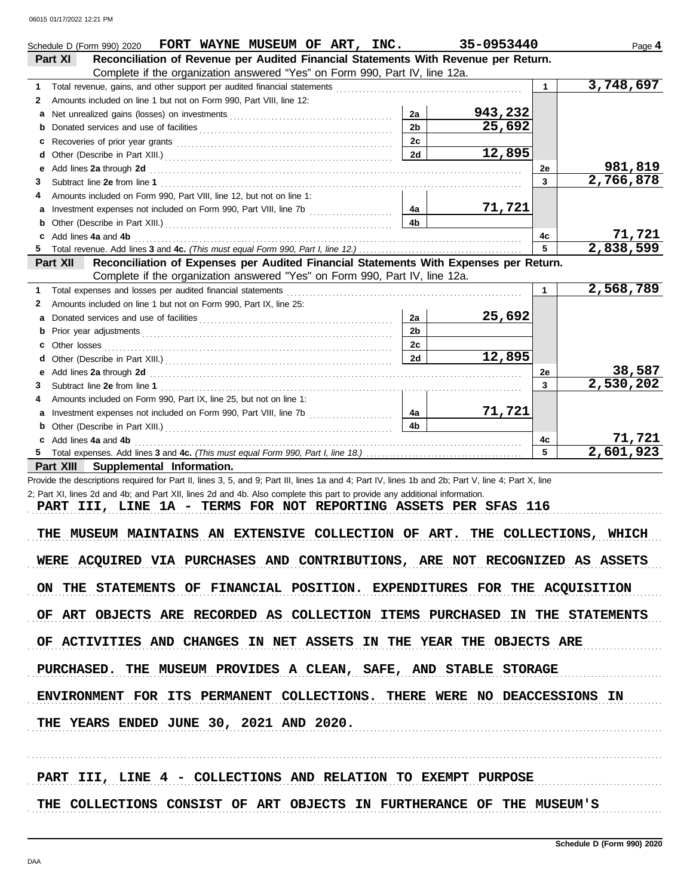Schedule D (Form 990) 2020 **FORT WAYNE MUSEUM OF ART, INC.** **35-0953440**

## Part XI Reconciliation of Revenue per Audited Financial Statements With Revenue per Return.

Complete if the organization answered "Yes" on Form 990, Part IV, line 12a.

| | | | | | |
|---|---|---|---|---|---|
| 1 | Total revenue, gains, and other support per audited financial statements | | | 1 | 3,748,697 |
| 2 | Amounts included on line 1 but not on Form 990, Part VIII, line 12: | | | | |
| a | Net unrealized gains (losses) on investments | 2a | 943,232 | | |
| b | Donated services and use of facilities | 2b | 25,692 | | |
| c | Recoveries of prior year grants | 2c | | | |
| d | Other (Describe in Part XIII.) | 2d | 12,895 | | |
| e | Add lines **2a** through **2d** | | | 2e | 981,819 |
| 3 | Subtract line **2e** from line **1** | | | 3 | 2,766,878 |
| 4 | Amounts included on Form 990, Part VIII, line 12, but not on line 1: | | | | |
| a | Investment expenses not included on Form 990, Part VIII, line 7b | 4a | 71,721 | | |
| b | Other (Describe in Part XIII.) | 4b | | | |
| c | Add lines **4a** and **4b** | | | 4c | 71,721 |
| 5 | Total revenue. Add lines **3** and **4c.** *(This must equal Form 990, Part I, line 12.)* | | | 5 | 2,838,599 |

## Part XII Reconciliation of Expenses per Audited Financial Statements With Expenses per Return.

Complete if the organization answered "Yes" on Form 990, Part IV, line 12a.

| | | | | | |
|---|---|---|---|---|---|
| 1 | Total expenses and losses per audited financial statements | | | 1 | 2,568,789 |
| 2 | Amounts included on line 1 but not on Form 990, Part IX, line 25: | | | | |
| a | Donated services and use of facilities | 2a | 25,692 | | |
| b | Prior year adjustments | 2b | | | |
| c | Other losses | 2c | | | |
| d | Other (Describe in Part XIII.) | 2d | 12,895 | | |
| e | Add lines **2a** through **2d** | | | 2e | 38,587 |
| 3 | Subtract line **2e** from line **1** | | | 3 | 2,530,202 |
| 4 | Amounts included on Form 990, Part IX, line 25, but not on line 1: | | | | |
| a | Investment expenses not included on Form 990, Part VIII, line 7b | 4a | 71,721 | | |
| b | Other (Describe in Part XIII.) | 4b | | | |
| c | Add lines **4a** and **4b** | | | 4c | 71,721 |
| 5 | Total expenses. Add lines **3** and **4c.** *(This must equal Form 990, Part I, line 18.)* | | | 5 | 2,601,923 |

## Part XIII Supplemental Information.

Provide the descriptions required for Part II, lines 3, 5, and 9; Part III, lines 1a and 4; Part IV, lines 1b and 2b; Part V, line 4; Part X, line 2; Part XI, lines 2d and 4b; and Part XII, lines 2d and 4b. Also complete this part to provide any additional information.

PART III, LINE 1A - TERMS FOR NOT REPORTING ASSETS PER SFAS 116

THE MUSEUM MAINTAINS AN EXTENSIVE COLLECTION OF ART. THE COLLECTIONS, WHICH WERE ACQUIRED VIA PURCHASES AND CONTRIBUTIONS, ARE NOT RECOGNIZED AS ASSETS ON THE STATEMENTS OF FINANCIAL POSITION. EXPENDITURES FOR THE ACQUISITION OF ART OBJECTS ARE RECORDED AS COLLECTION ITEMS PURCHASED IN THE STATEMENTS OF ACTIVITIES AND CHANGES IN NET ASSETS IN THE YEAR THE OBJECTS ARE PURCHASED. THE MUSEUM PROVIDES A CLEAN, SAFE, AND STABLE STORAGE ENVIRONMENT FOR ITS PERMANENT COLLECTIONS. THERE WERE NO DEACCESSIONS IN THE YEARS ENDED JUNE 30, 2021 AND 2020.

PART III, LINE 4 - COLLECTIONS AND RELATION TO EXEMPT PURPOSE

THE COLLECTIONS CONSIST OF ART OBJECTS IN FURTHERANCE OF THE MUSEUM'S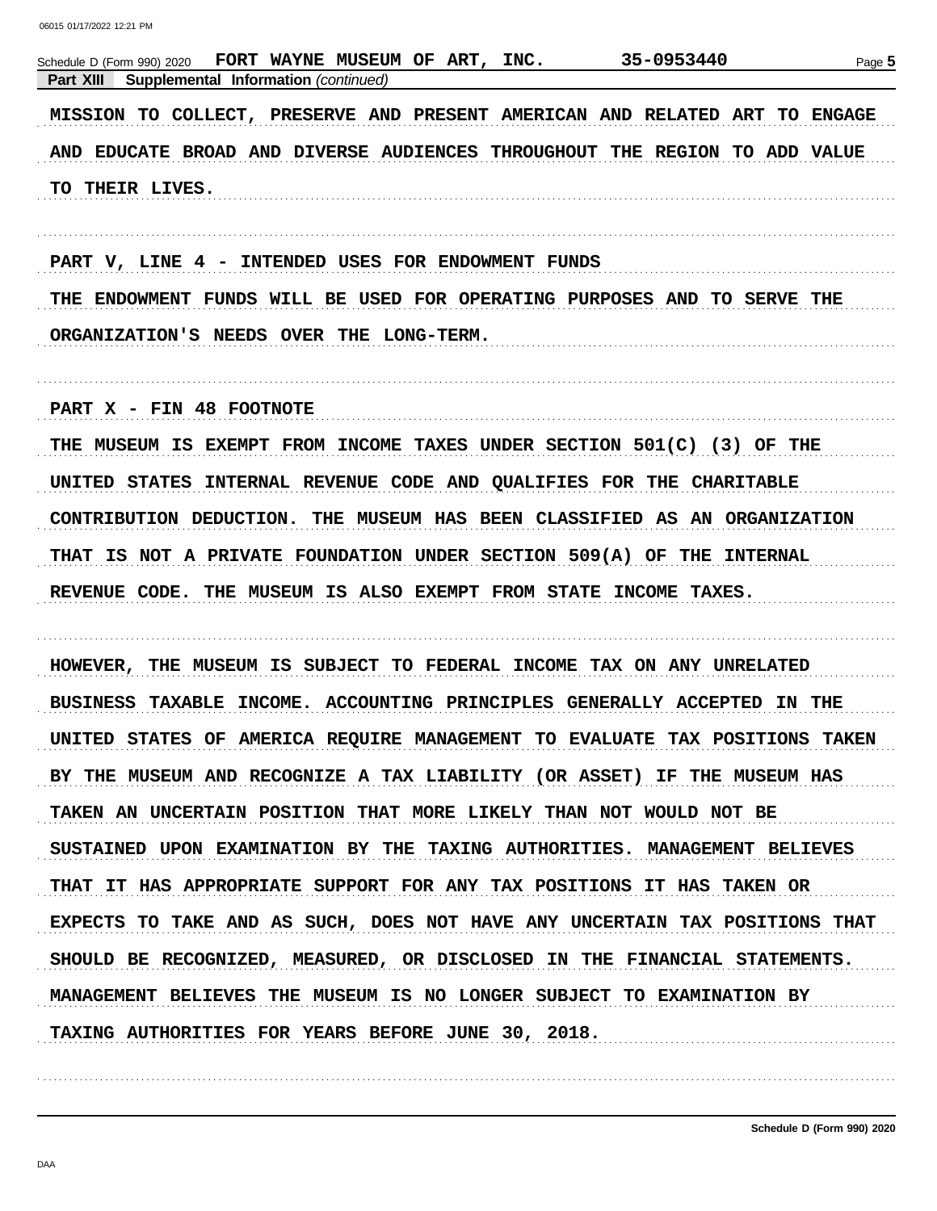Schedule D (Form 990) 2020 FORT WAYNE MUSEUM OF ART, INC. 35-0953440

**Part XIII Supplemental Information** *(continued)*

MISSION TO COLLECT, PRESERVE AND PRESENT AMERICAN AND RELATED ART TO ENGAGE AND EDUCATE BROAD AND DIVERSE AUDIENCES THROUGHOUT THE REGION TO ADD VALUE TO THEIR LIVES.

PART V, LINE 4 - INTENDED USES FOR ENDOWMENT FUNDS

THE ENDOWMENT FUNDS WILL BE USED FOR OPERATING PURPOSES AND TO SERVE THE ORGANIZATION'S NEEDS OVER THE LONG-TERM.

PART X - FIN 48 FOOTNOTE

THE MUSEUM IS EXEMPT FROM INCOME TAXES UNDER SECTION 501(C) (3) OF THE UNITED STATES INTERNAL REVENUE CODE AND QUALIFIES FOR THE CHARITABLE CONTRIBUTION DEDUCTION. THE MUSEUM HAS BEEN CLASSIFIED AS AN ORGANIZATION THAT IS NOT A PRIVATE FOUNDATION UNDER SECTION 509(A) OF THE INTERNAL REVENUE CODE. THE MUSEUM IS ALSO EXEMPT FROM STATE INCOME TAXES.

HOWEVER, THE MUSEUM IS SUBJECT TO FEDERAL INCOME TAX ON ANY UNRELATED BUSINESS TAXABLE INCOME. ACCOUNTING PRINCIPLES GENERALLY ACCEPTED IN THE UNITED STATES OF AMERICA REQUIRE MANAGEMENT TO EVALUATE TAX POSITIONS TAKEN BY THE MUSEUM AND RECOGNIZE A TAX LIABILITY (OR ASSET) IF THE MUSEUM HAS TAKEN AN UNCERTAIN POSITION THAT MORE LIKELY THAN NOT WOULD NOT BE SUSTAINED UPON EXAMINATION BY THE TAXING AUTHORITIES. MANAGEMENT BELIEVES THAT IT HAS APPROPRIATE SUPPORT FOR ANY TAX POSITIONS IT HAS TAKEN OR EXPECTS TO TAKE AND AS SUCH, DOES NOT HAVE ANY UNCERTAIN TAX POSITIONS THAT SHOULD BE RECOGNIZED, MEASURED, OR DISCLOSED IN THE FINANCIAL STATEMENTS. MANAGEMENT BELIEVES THE MUSEUM IS NO LONGER SUBJECT TO EXAMINATION BY TAXING AUTHORITIES FOR YEARS BEFORE JUNE 30, 2018.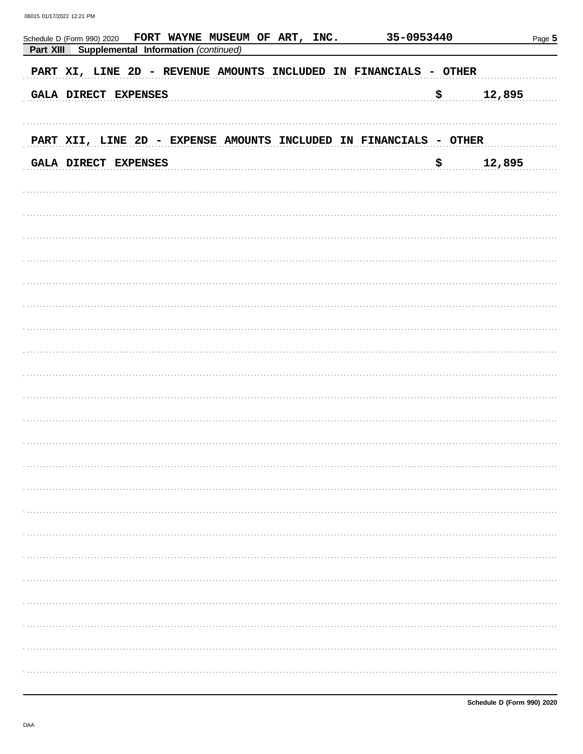Schedule D (Form 990) 2020 FORT WAYNE MUSEUM OF ART, INC. 35-0953440

**Part XIII Supplemental Information** *(continued)*

PART XI, LINE 2D - REVENUE AMOUNTS INCLUDED IN FINANCIALS - OTHER

GALA DIRECT EXPENSES $ 12,895

PART XII, LINE 2D - EXPENSE AMOUNTS INCLUDED IN FINANCIALS - OTHER

GALA DIRECT EXPENSES $ 12,895

Schedule D (Form 990) 2020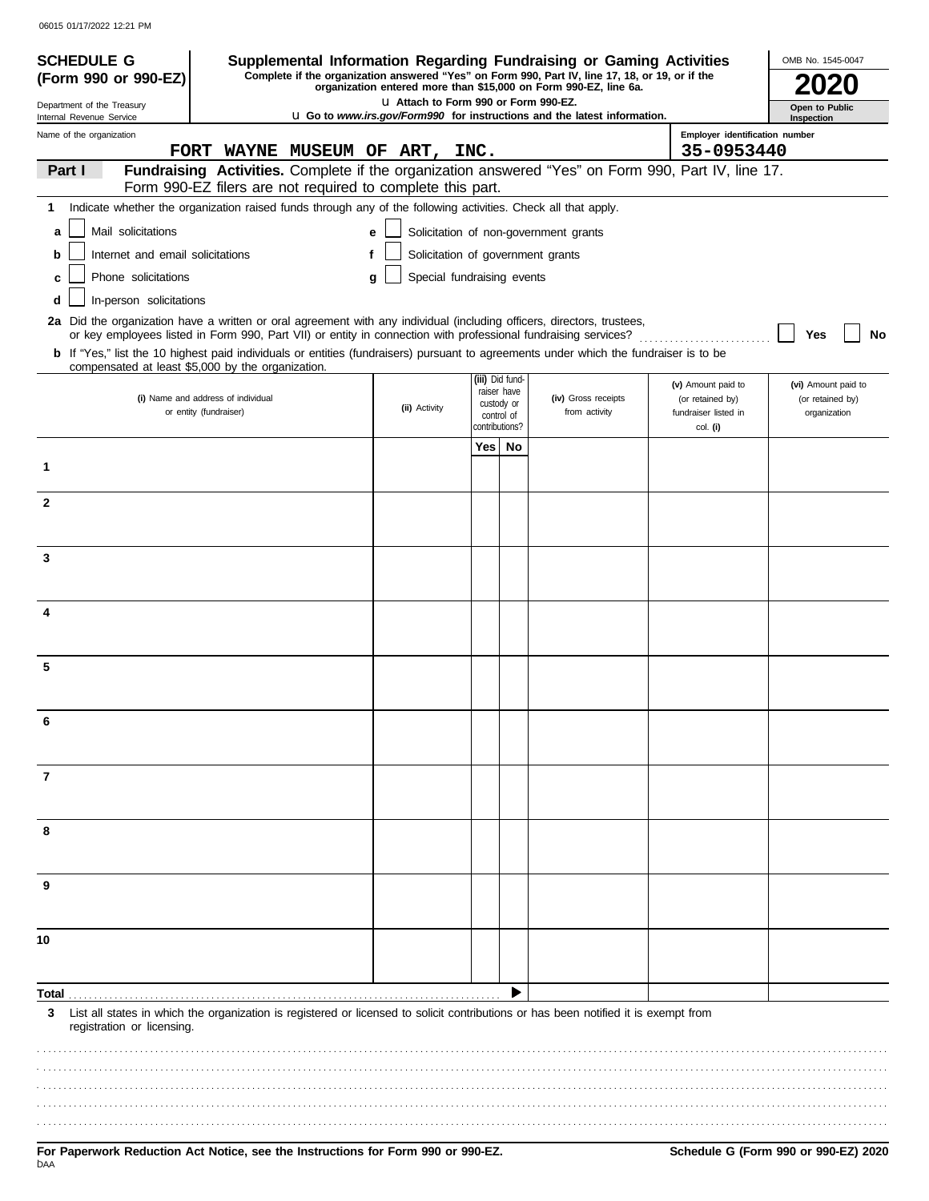06015 01/17/2022 12:21 PM

**SCHEDULE G (Form 990 or 990-EZ)**

Department of the Treasury
Internal Revenue Service

# Supplemental Information Regarding Fundraising or Gaming Activities

**Complete if the organization answered "Yes" on Form 990, Part IV, line 17, 18, or 19, or if the organization entered more than $15,000 on Form 990-EZ, line 6a.**

u Attach to Form 990 or Form 990-EZ.

u Go to *www.irs.gov/Form990* for instructions and the latest information.

OMB No. 1545-0047

**2020**

**Open to Public Inspection**

Name of the organization: FORT WAYNE MUSEUM OF ART, INC.

Employer identification number: 35-0953440

**Part I** **Fundraising Activities.** Complete if the organization answered "Yes" on Form 990, Part IV, line 17. Form 990-EZ filers are not required to complete this part.

**1** Indicate whether the organization raised funds through any of the following activities. Check all that apply.

- **a** ☐ Mail solicitations
- **b** ☐ Internet and email solicitations
- **c** ☐ Phone solicitations
- **d** ☐ In-person solicitations
- **e** ☐ Solicitation of non-government grants
- **f** ☐ Solicitation of government grants
- **g** ☐ Special fundraising events

**2a** Did the organization have a written or oral agreement with any individual (including officers, directors, trustees, or key employees listed in Form 990, Part VII) or entity in connection with professional fundraising services? ☐ Yes ☐ No

**b** If "Yes," list the 10 highest paid individuals or entities (fundraisers) pursuant to agreements under which the fundraiser is to be compensated at least $5,000 by the organization.

| | (i) Name and address of individual or entity (fundraiser) | (ii) Activity | (iii) Did fund-raiser have custody or control of contributions? Yes | No | (iv) Gross receipts from activity | (v) Amount paid to (or retained by) fundraiser listed in col. (i) | (vi) Amount paid to (or retained by) organization |
|---|---|---|---|---|---|---|---|
| 1 | | | | | | | |
| 2 | | | | | | | |
| 3 | | | | | | | |
| 4 | | | | | | | |
| 5 | | | | | | | |
| 6 | | | | | | | |
| 7 | | | | | | | |
| 8 | | | | | | | |
| 9 | | | | | | | |
| 10 | | | | | | | |
| **Total** | | | | ▶ | | | |

**3** List all states in which the organization is registered or licensed to solicit contributions or has been notified it is exempt from registration or licensing.

**For Paperwork Reduction Act Notice, see the Instructions for Form 990 or 990-EZ.**

**Schedule G (Form 990 or 990-EZ) 2020**

DAA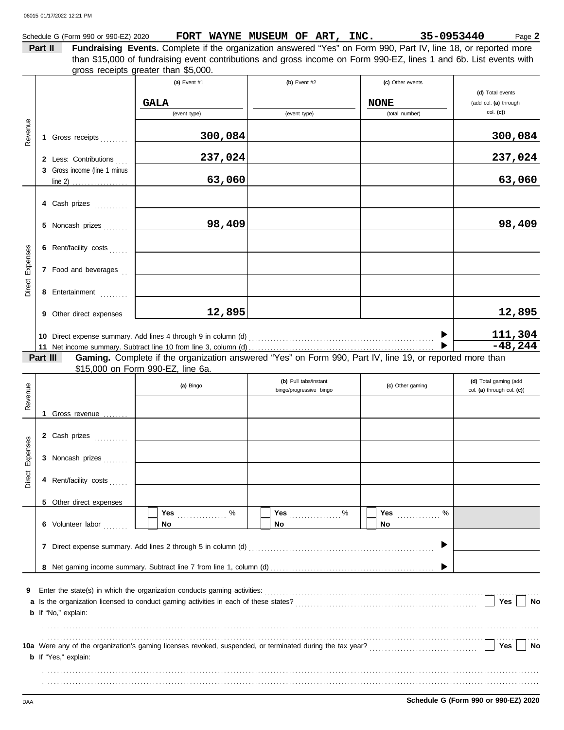Schedule G (Form 990 or 990-EZ) 2020 **FORT WAYNE MUSEUM OF ART, INC.** **35-0953440** Page **2**

**Part II** **Fundraising Events.** Complete if the organization answered "Yes" on Form 990, Part IV, line 18, or reported more than $15,000 of fundraising event contributions and gross income on Form 990-EZ, lines 1 and 6b. List events with gross receipts greater than $5,000.

| | | (a) Event #1 | (b) Event #2 | (c) Other events | (d) Total events (add col. (a) through col. (c)) |
|---|---|---|---|---|---|
| | | GALA (event type) | (event type) | NONE (total number) | |
| Revenue | 1 Gross receipts | 300,084 | | | 300,084 |
| | 2 Less: Contributions | 237,024 | | | 237,024 |
| | 3 Gross income (line 1 minus line 2) | 63,060 | | | 63,060 |
| Direct Expenses | 4 Cash prizes | | | | |
| | 5 Noncash prizes | 98,409 | | | 98,409 |
| | 6 Rent/facility costs | | | | |
| | 7 Food and beverages | | | | |
| | 8 Entertainment | | | | |
| | 9 Other direct expenses | 12,895 | | | 12,895 |
| | 10 Direct expense summary. Add lines 4 through 9 in column (d) | | | | 111,304 |
| | 11 Net income summary. Subtract line 10 from line 3, column (d) | | | | -48,244 |

**Part III** **Gaming.** Complete if the organization answered "Yes" on Form 990, Part IV, line 19, or reported more than $15,000 on Form 990-EZ, line 6a.

| | | (a) Bingo | (b) Pull tabs/instant bingo/progressive bingo | (c) Other gaming | (d) Total gaming (add col. (a) through col. (c)) |
|---|---|---|---|---|---|
| Revenue | 1 Gross revenue | | | | |
| Direct Expenses | 2 Cash prizes | | | | |
| | 3 Noncash prizes | | | | |
| | 4 Rent/facility costs | | | | |
| | 5 Other direct expenses | | | | |
| | 6 Volunteer labor | Yes ___ % No | Yes ___ % No | Yes ___ % No | |
| | 7 Direct expense summary. Add lines 2 through 5 in column (d) | | | | |
| | 8 Net gaming income summary. Subtract line 7 from line 1, column (d) | | | | |

**9** Enter the state(s) in which the organization conducts gaming activities:

**a** Is the organization licensed to conduct gaming activities in each of these states? Yes No

**b** If "No," explain:

**10a** Were any of the organization's gaming licenses revoked, suspended, or terminated during the tax year? Yes No

**b** If "Yes," explain:

**Schedule G (Form 990 or 990-EZ) 2020**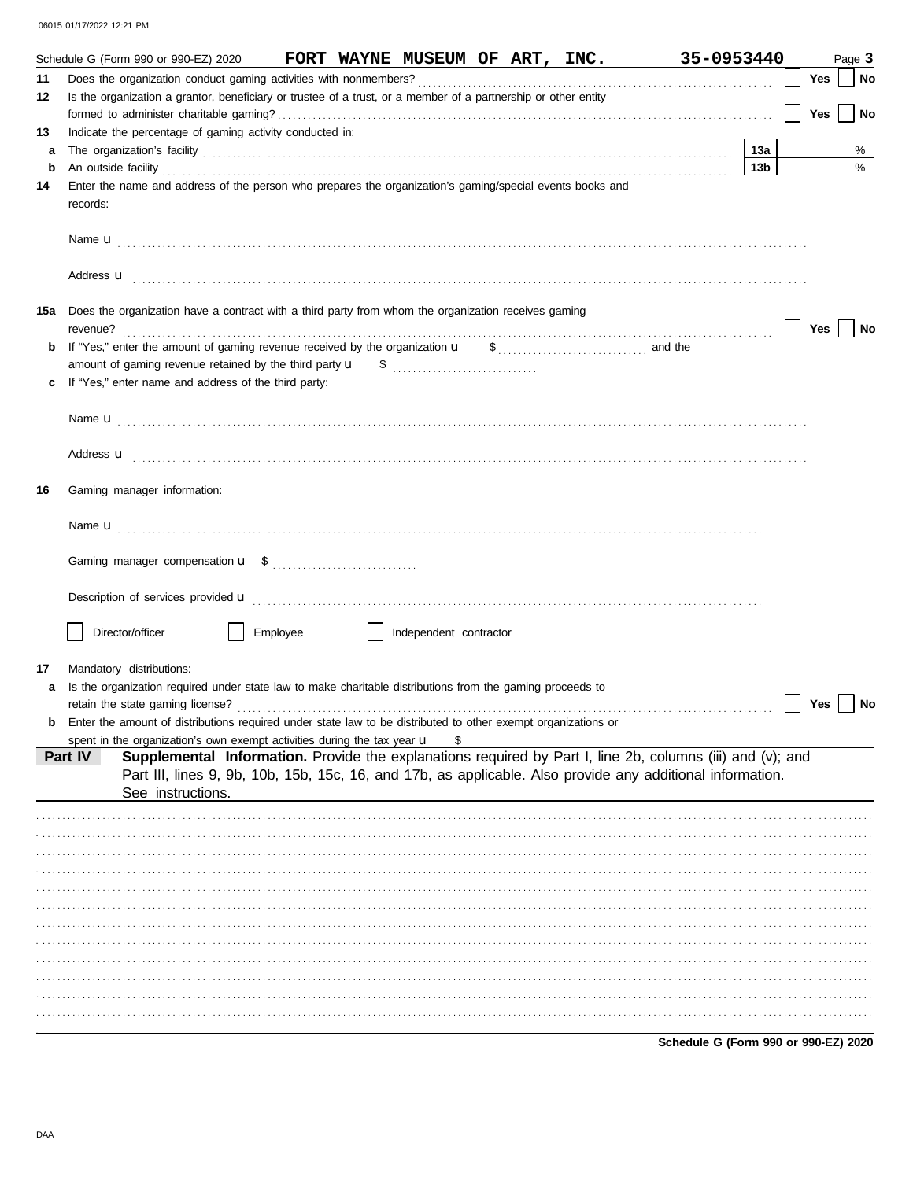Schedule G (Form 990 or 990-EZ) 2020 **FORT WAYNE MUSEUM OF ART, INC.** **35-0953440** Page **3**

**11** Does the organization conduct gaming activities with nonmembers? ☐ Yes ☐ No

**12** Is the organization a grantor, beneficiary or trustee of a trust, or a member of a partnership or other entity formed to administer charitable gaming? ☐ Yes ☐ No

**13** Indicate the percentage of gaming activity conducted in:

**a** The organization's facility **13a** %

**b** An outside facility **13b** %

**14** Enter the name and address of the person who prepares the organization's gaming/special events books and records:

Name u

Address u

**15a** Does the organization have a contract with a third party from whom the organization receives gaming revenue? ☐ Yes ☐ No

**b** If "Yes," enter the amount of gaming revenue received by the organization u $ and the amount of gaming revenue retained by the third party u $

**c** If "Yes," enter name and address of the third party:

Name u

Address u

**16** Gaming manager information:

Name u

Gaming manager compensation u $

Description of services provided u

☐ Director/officer ☐ Employee ☐ Independent contractor

**17** Mandatory distributions:

**a** Is the organization required under state law to make charitable distributions from the gaming proceeds to retain the state gaming license? ☐ Yes ☐ No

**b** Enter the amount of distributions required under state law to be distributed to other exempt organizations or spent in the organization's own exempt activities during the tax year u $

**Part IV** **Supplemental Information.** Provide the explanations required by Part I, line 2b, columns (iii) and (v); and Part III, lines 9, 9b, 10b, 15b, 15c, 16, and 17b, as applicable. Also provide any additional information. See instructions.

**Schedule G (Form 990 or 990-EZ) 2020**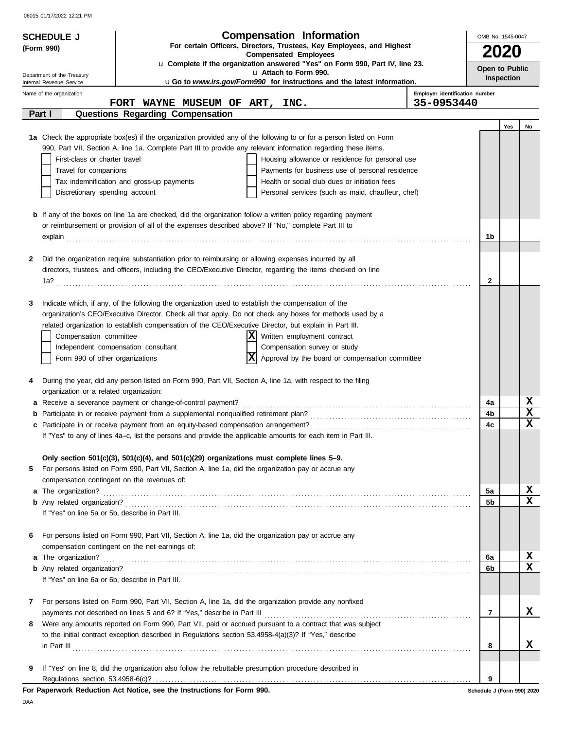06015 01/17/2022 12:21 PM

# SCHEDULE J (Form 990)

## Compensation Information

**For certain Officers, Directors, Trustees, Key Employees, and Highest Compensated Employees**

u Complete if the organization answered "Yes" on Form 990, Part IV, line 23.

u Attach to Form 990.

u Go to *www.irs.gov/Form990* for instructions and the latest information.

OMB No. 1545-0047

**2020**

**Open to Public Inspection**

Department of the Treasury
Internal Revenue Service

Name of the organization: **FORT WAYNE MUSEUM OF ART, INC.**

Employer identification number: **35-0953440**

### Part I Questions Regarding Compensation

| | | | Yes | No |
|---|---|---|---|---|
| **1a** | Check the appropriate box(es) if the organization provided any of the following to or for a person listed on Form 990, Part VII, Section A, line 1a. Complete Part III to provide any relevant information regarding these items.<br>☐ First-class or charter travel ☐ Housing allowance or residence for personal use<br>☐ Travel for companions ☐ Payments for business use of personal residence<br>☐ Tax indemnification and gross-up payments ☐ Health or social club dues or initiation fees<br>☐ Discretionary spending account ☐ Personal services (such as maid, chauffeur, chef) | | | |
| **b** | If any of the boxes on line 1a are checked, did the organization follow a written policy regarding payment or reimbursement or provision of all of the expenses described above? If "No," complete Part III to explain | 1b | | |
| **2** | Did the organization require substantiation prior to reimbursing or allowing expenses incurred by all directors, trustees, and officers, including the CEO/Executive Director, regarding the items checked on line 1a? | 2 | | |
| **3** | Indicate which, if any, of the following the organization used to establish the compensation of the organization's CEO/Executive Director. Check all that apply. Do not check any boxes for methods used by a related organization to establish compensation of the CEO/Executive Director, but explain in Part III.<br>☐ Compensation committee ☒ Written employment contract<br>☐ Independent compensation consultant ☐ Compensation survey or study<br>☐ Form 990 of other organizations ☒ Approval by the board or compensation committee | | | |
| **4** | During the year, did any person listed on Form 990, Part VII, Section A, line 1a, with respect to the filing organization or a related organization: | | | |
| **a** | Receive a severance payment or change-of-control payment? | 4a | | X |
| **b** | Participate in or receive payment from a supplemental nonqualified retirement plan? | 4b | | X |
| **c** | Participate in or receive payment from an equity-based compensation arrangement? | 4c | | X |
| | If "Yes" to any of lines 4a–c, list the persons and provide the applicable amounts for each item in Part III. | | | |
| | **Only section 501(c)(3), 501(c)(4), and 501(c)(29) organizations must complete lines 5–9.** | | | |
| **5** | For persons listed on Form 990, Part VII, Section A, line 1a, did the organization pay or accrue any compensation contingent on the revenues of: | | | |
| **a** | The organization? | 5a | | X |
| **b** | Any related organization? | 5b | | X |
| | If "Yes" on line 5a or 5b, describe in Part III. | | | |
| **6** | For persons listed on Form 990, Part VII, Section A, line 1a, did the organization pay or accrue any compensation contingent on the net earnings of: | | | |
| **a** | The organization? | 6a | | X |
| **b** | Any related organization? | 6b | | X |
| | If "Yes" on line 6a or 6b, describe in Part III. | | | |
| **7** | For persons listed on Form 990, Part VII, Section A, line 1a, did the organization provide any nonfixed payments not described on lines 5 and 6? If "Yes," describe in Part III | 7 | | X |
| **8** | Were any amounts reported on Form 990, Part VII, paid or accrued pursuant to a contract that was subject to the initial contract exception described in Regulations section 53.4958-4(a)(3)? If "Yes," describe in Part III | 8 | | X |
| **9** | If "Yes" on line 8, did the organization also follow the rebuttable presumption procedure described in Regulations section 53.4958-6(c)? | 9 | | |

**For Paperwork Reduction Act Notice, see the Instructions for Form 990.**

Schedule J (Form 990) 2020

DAA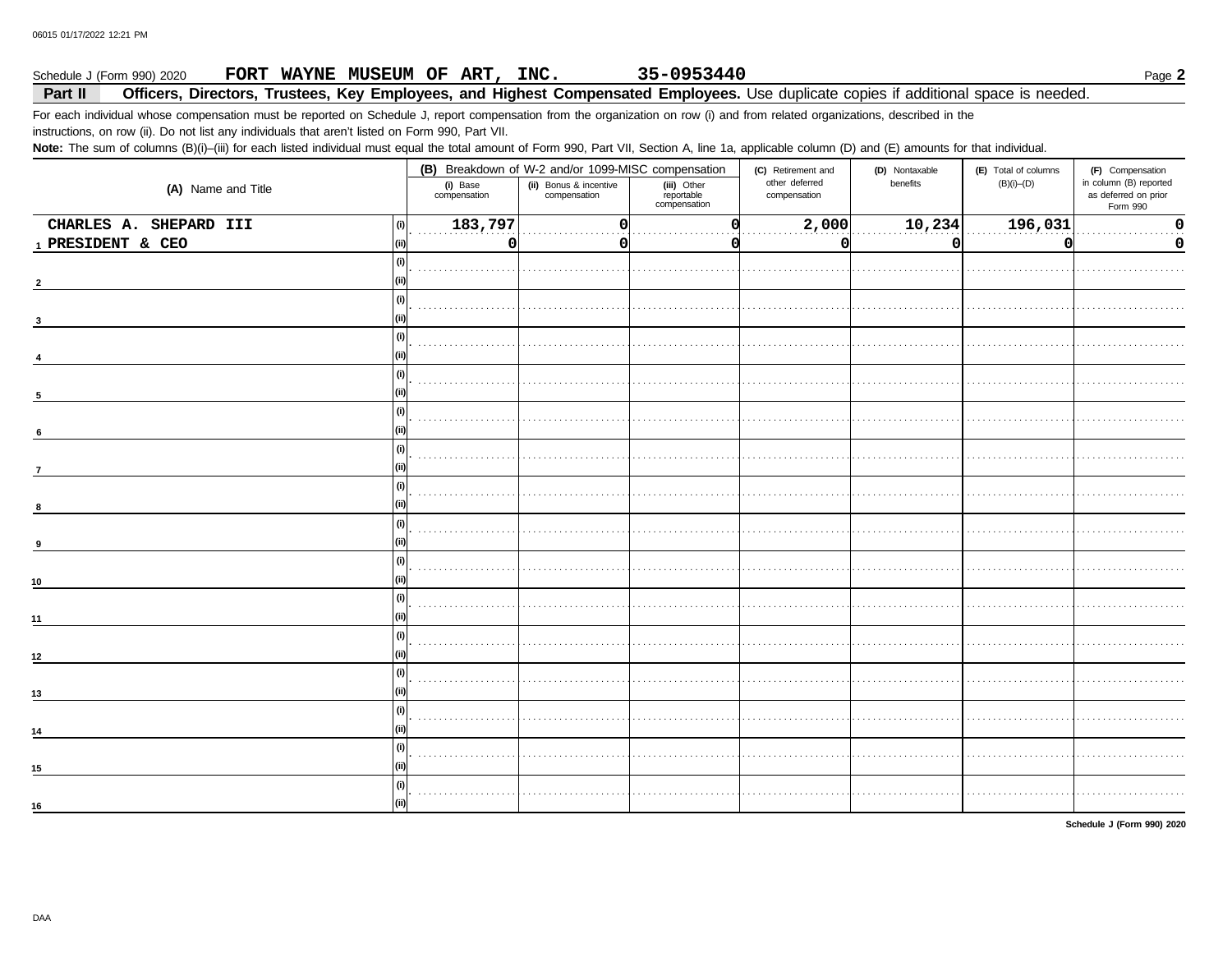Schedule J (Form 990) 2020 **FORT WAYNE MUSEUM OF ART, INC.** **35-0953440** Page **2**

**Part II Officers, Directors, Trustees, Key Employees, and Highest Compensated Employees.** Use duplicate copies if additional space is needed.

For each individual whose compensation must be reported on Schedule J, report compensation from the organization on row (i) and from related organizations, described in the instructions, on row (ii). Do not list any individuals that aren't listed on Form 990, Part VII.

**Note:** The sum of columns (B)(i)–(iii) for each listed individual must equal the total amount of Form 990, Part VII, Section A, line 1a, applicable column (D) and (E) amounts for that individual.

| (A) Name and Title | | (B) Breakdown of W-2 and/or 1099-MISC compensation | | | (C) Retirement and other deferred compensation | (D) Nontaxable benefits | (E) Total of columns (B)(i)–(D) | (F) Compensation in column (B) reported as deferred on prior Form 990 |
|---|---|---|---|---|---|---|---|---|
| | | (i) Base compensation | (ii) Bonus & incentive compensation | (iii) Other reportable compensation | | | | |
| 1 CHARLES A. SHEPARD III | (i) | 183,797 | 0 | 0 | 2,000 | 10,234 | 196,031 | 0 |
| PRESIDENT & CEO | (ii) | 0 | 0 | 0 | 0 | 0 | 0 | 0 |
| 2 | (i) | | | | | | | |
| | (ii) | | | | | | | |
| 3 | (i) | | | | | | | |
| | (ii) | | | | | | | |
| 4 | (i) | | | | | | | |
| | (ii) | | | | | | | |
| 5 | (i) | | | | | | | |
| | (ii) | | | | | | | |
| 6 | (i) | | | | | | | |
| | (ii) | | | | | | | |
| 7 | (i) | | | | | | | |
| | (ii) | | | | | | | |
| 8 | (i) | | | | | | | |
| | (ii) | | | | | | | |
| 9 | (i) | | | | | | | |
| | (ii) | | | | | | | |
| 10 | (i) | | | | | | | |
| | (ii) | | | | | | | |
| 11 | (i) | | | | | | | |
| | (ii) | | | | | | | |
| 12 | (i) | | | | | | | |
| | (ii) | | | | | | | |
| 13 | (i) | | | | | | | |
| | (ii) | | | | | | | |
| 14 | (i) | | | | | | | |
| | (ii) | | | | | | | |
| 15 | (i) | | | | | | | |
| | (ii) | | | | | | | |
| 16 | (i) | | | | | | | |
| | (ii) | | | | | | | |

**Schedule J (Form 990) 2020**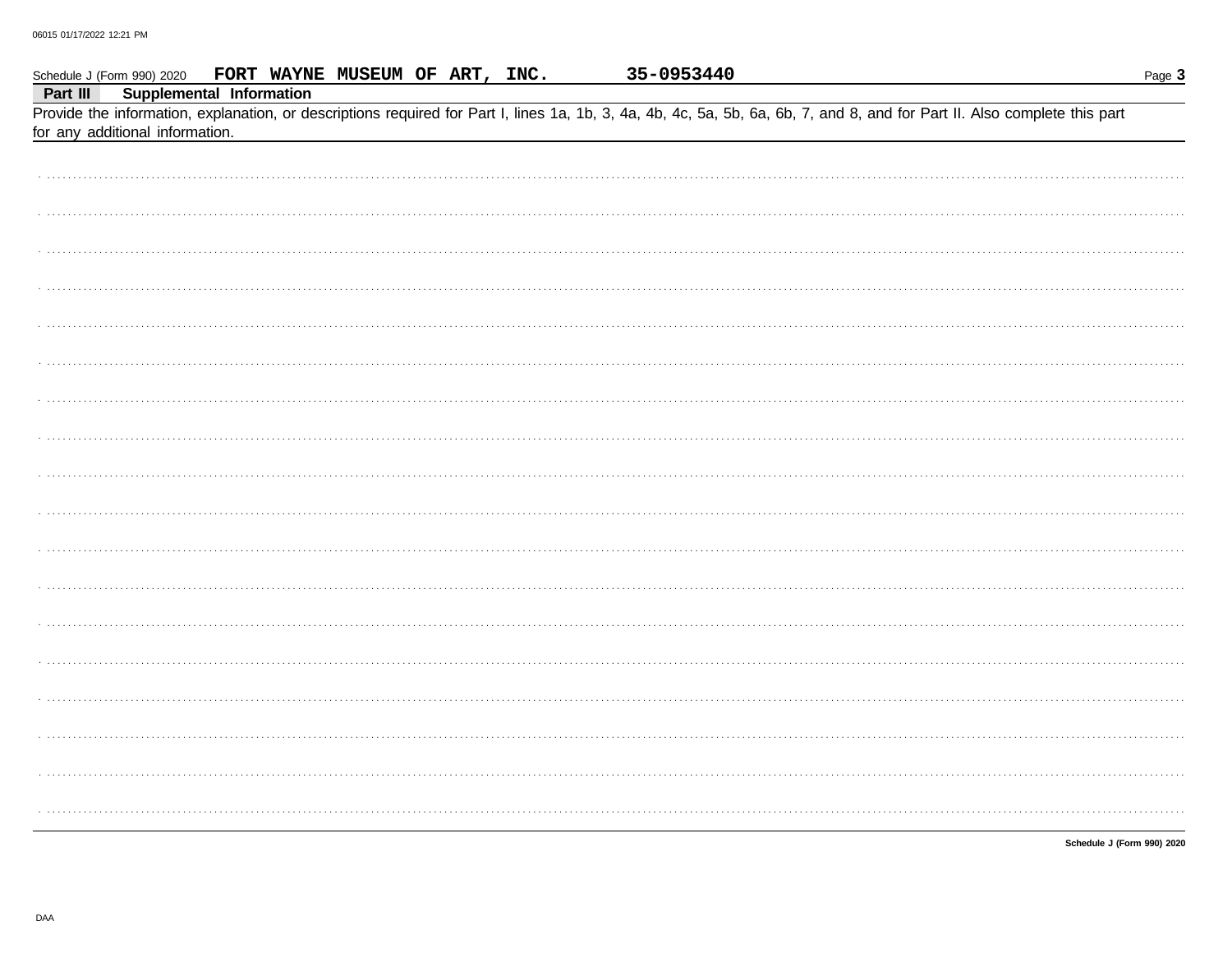Schedule J (Form 990) 2020 **FORT WAYNE MUSEUM OF ART, INC.** **35-0953440**

**Part III Supplemental Information**

Provide the information, explanation, or descriptions required for Part I, lines 1a, 1b, 3, 4a, 4b, 4c, 5a, 5b, 6a, 6b, 7, and 8, and for Part II. Also complete this part for any additional information.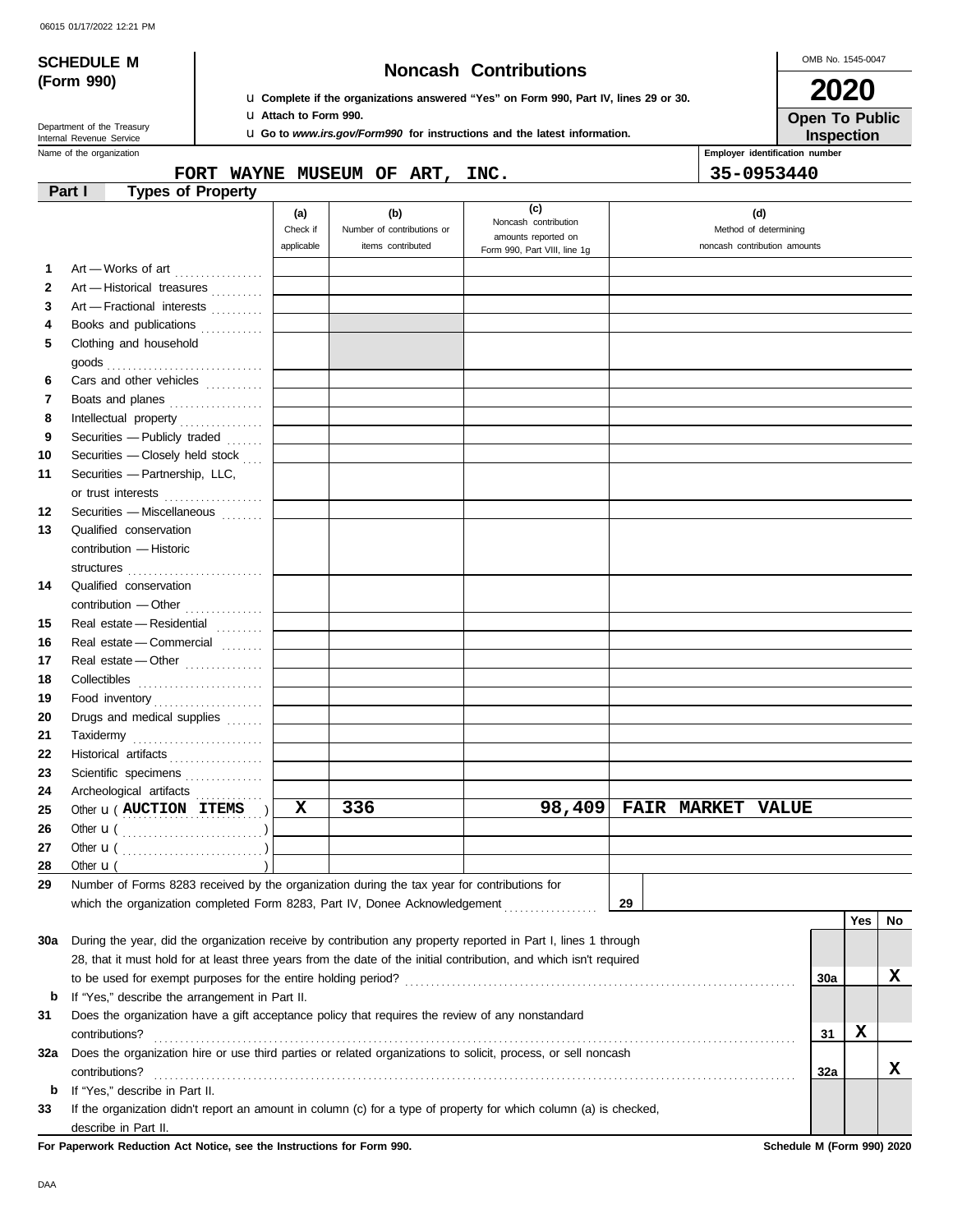06015 01/17/2022 12:21 PM

**SCHEDULE M (Form 990)**

Department of the Treasury
Internal Revenue Service

# Noncash Contributions

u Complete if the organizations answered "Yes" on Form 990, Part IV, lines 29 or 30.
u Attach to Form 990.
u Go to *www.irs.gov/Form990* for instructions and the latest information.

OMB No. 1545-0047

**2020**

**Open To Public Inspection**

Name of the organization: **FORT WAYNE MUSEUM OF ART, INC.**

Employer identification number: **35-0953440**

## Part I Types of Property

| | | (a) Check if applicable | (b) Number of contributions or items contributed | (c) Noncash contribution amounts reported on Form 990, Part VIII, line 1g | (d) Method of determining noncash contribution amounts |
|---|---|---|---|---|---|
| 1 | Art — Works of art | | | | |
| 2 | Art — Historical treasures | | | | |
| 3 | Art — Fractional interests | | | | |
| 4 | Books and publications | | | | |
| 5 | Clothing and household goods | | | | |
| 6 | Cars and other vehicles | | | | |
| 7 | Boats and planes | | | | |
| 8 | Intellectual property | | | | |
| 9 | Securities — Publicly traded | | | | |
| 10 | Securities — Closely held stock | | | | |
| 11 | Securities — Partnership, LLC, or trust interests | | | | |
| 12 | Securities — Miscellaneous | | | | |
| 13 | Qualified conservation contribution — Historic structures | | | | |
| 14 | Qualified conservation contribution — Other | | | | |
| 15 | Real estate — Residential | | | | |
| 16 | Real estate — Commercial | | | | |
| 17 | Real estate — Other | | | | |
| 18 | Collectibles | | | | |
| 19 | Food inventory | | | | |
| 20 | Drugs and medical supplies | | | | |
| 21 | Taxidermy | | | | |
| 22 | Historical artifacts | | | | |
| 23 | Scientific specimens | | | | |
| 24 | Archeological artifacts | | | | |
| 25 | Other u ( AUCTION ITEMS ) | X | 336 | 98,409 | FAIR MARKET VALUE |
| 26 | Other u ( ) | | | | |
| 27 | Other u ( ) | | | | |
| 28 | Other u ( ) | | | | |

29 Number of Forms 8283 received by the organization during the tax year for contributions for which the organization completed Form 8283, Part IV, Donee Acknowledgement . . . **29**

| | | | Yes | No |
|---|---|---|---|---|
| 30a | During the year, did the organization receive by contribution any property reported in Part I, lines 1 through 28, that it must hold for at least three years from the date of the initial contribution, and which isn't required to be used for exempt purposes for the entire holding period? | 30a | | X |
| b | If "Yes," describe the arrangement in Part II. | | | |
| 31 | Does the organization have a gift acceptance policy that requires the review of any nonstandard contributions? | 31 | X | |
| 32a | Does the organization hire or use third parties or related organizations to solicit, process, or sell noncash contributions? | 32a | | X |
| b | If "Yes," describe in Part II. | | | |
| 33 | If the organization didn't report an amount in column (c) for a type of property for which column (a) is checked, describe in Part II. | | | |

**For Paperwork Reduction Act Notice, see the Instructions for Form 990.** **Schedule M (Form 990) 2020**

DAA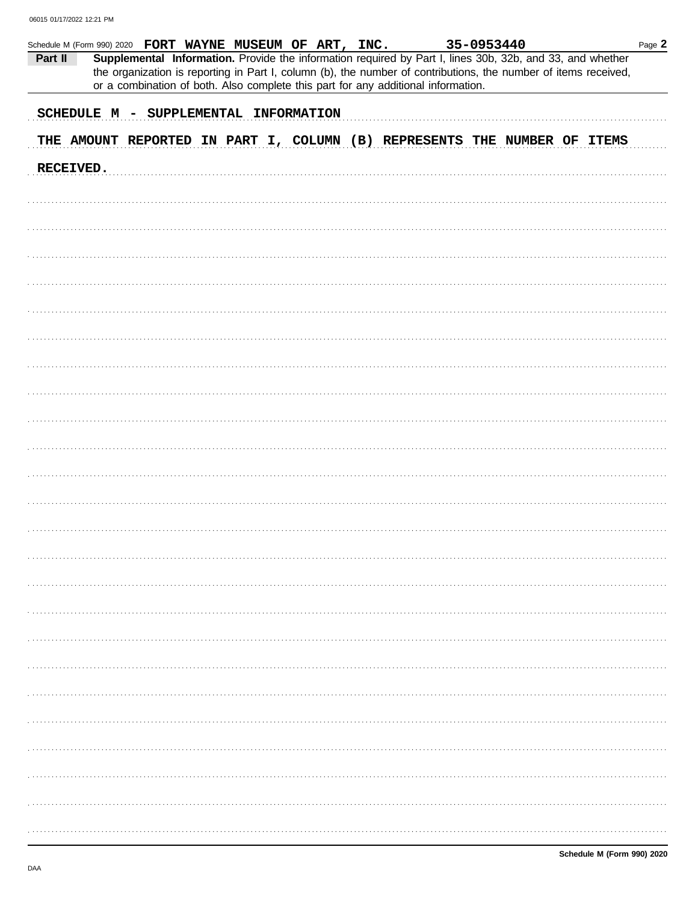Schedule M (Form 990) 2020 **FORT WAYNE MUSEUM OF ART, INC.** **35-0953440**

**Part II** **Supplemental Information.** Provide the information required by Part I, lines 30b, 32b, and 33, and whether the organization is reporting in Part I, column (b), the number of contributions, the number of items received, or a combination of both. Also complete this part for any additional information.

SCHEDULE M - SUPPLEMENTAL INFORMATION

THE AMOUNT REPORTED IN PART I, COLUMN (B) REPRESENTS THE NUMBER OF ITEMS RECEIVED.

**Schedule M (Form 990) 2020**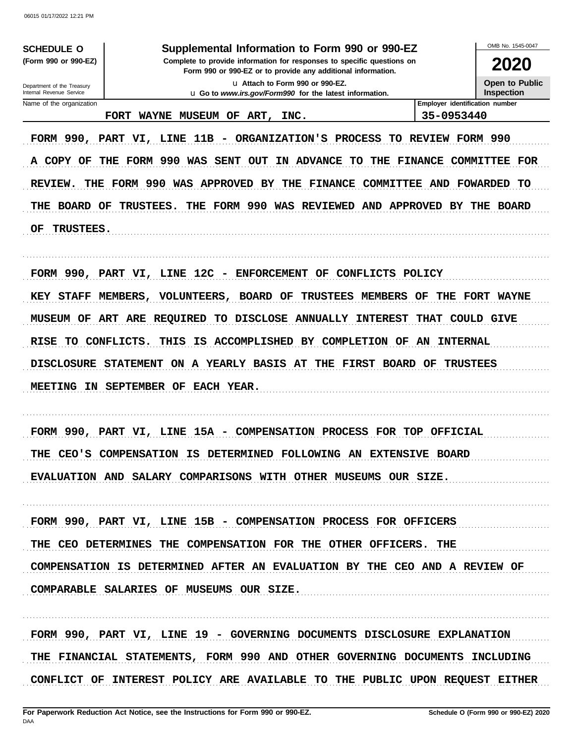**SCHEDULE O (Form 990 or 990-EZ)**

Department of the Treasury
Internal Revenue Service

# Supplemental Information to Form 990 or 990-EZ

**Complete to provide information for responses to specific questions on Form 990 or 990-EZ or to provide any additional information.**

u Attach to Form 990 or 990-EZ.

u Go to *www.irs.gov/Form990* for the latest information.

OMB No. 1545-0047

**2020**

**Open to Public Inspection**

| Name of the organization | Employer identification number |
|---|---|
| FORT WAYNE MUSEUM OF ART, INC. | 35-0953440 |

FORM 990, PART VI, LINE 11B - ORGANIZATION'S PROCESS TO REVIEW FORM 990

A COPY OF THE FORM 990 WAS SENT OUT IN ADVANCE TO THE FINANCE COMMITTEE FOR REVIEW. THE FORM 990 WAS APPROVED BY THE FINANCE COMMITTEE AND FOWARDED TO THE BOARD OF TRUSTEES. THE FORM 990 WAS REVIEWED AND APPROVED BY THE BOARD OF TRUSTEES.

FORM 990, PART VI, LINE 12C - ENFORCEMENT OF CONFLICTS POLICY

KEY STAFF MEMBERS, VOLUNTEERS, BOARD OF TRUSTEES MEMBERS OF THE FORT WAYNE MUSEUM OF ART ARE REQUIRED TO DISCLOSE ANNUALLY INTEREST THAT COULD GIVE RISE TO CONFLICTS. THIS IS ACCOMPLISHED BY COMPLETION OF AN INTERNAL DISCLOSURE STATEMENT ON A YEARLY BASIS AT THE FIRST BOARD OF TRUSTEES MEETING IN SEPTEMBER OF EACH YEAR.

FORM 990, PART VI, LINE 15A - COMPENSATION PROCESS FOR TOP OFFICIAL

THE CEO'S COMPENSATION IS DETERMINED FOLLOWING AN EXTENSIVE BOARD EVALUATION AND SALARY COMPARISONS WITH OTHER MUSEUMS OUR SIZE.

FORM 990, PART VI, LINE 15B - COMPENSATION PROCESS FOR OFFICERS

THE CEO DETERMINES THE COMPENSATION FOR THE OTHER OFFICERS. THE COMPENSATION IS DETERMINED AFTER AN EVALUATION BY THE CEO AND A REVIEW OF COMPARABLE SALARIES OF MUSEUMS OUR SIZE.

FORM 990, PART VI, LINE 19 - GOVERNING DOCUMENTS DISCLOSURE EXPLANATION

THE FINANCIAL STATEMENTS, FORM 990 AND OTHER GOVERNING DOCUMENTS INCLUDING CONFLICT OF INTEREST POLICY ARE AVAILABLE TO THE PUBLIC UPON REQUEST EITHER

**For Paperwork Reduction Act Notice, see the Instructions for Form 990 or 990-EZ.** **Schedule O (Form 990 or 990-EZ) 2020**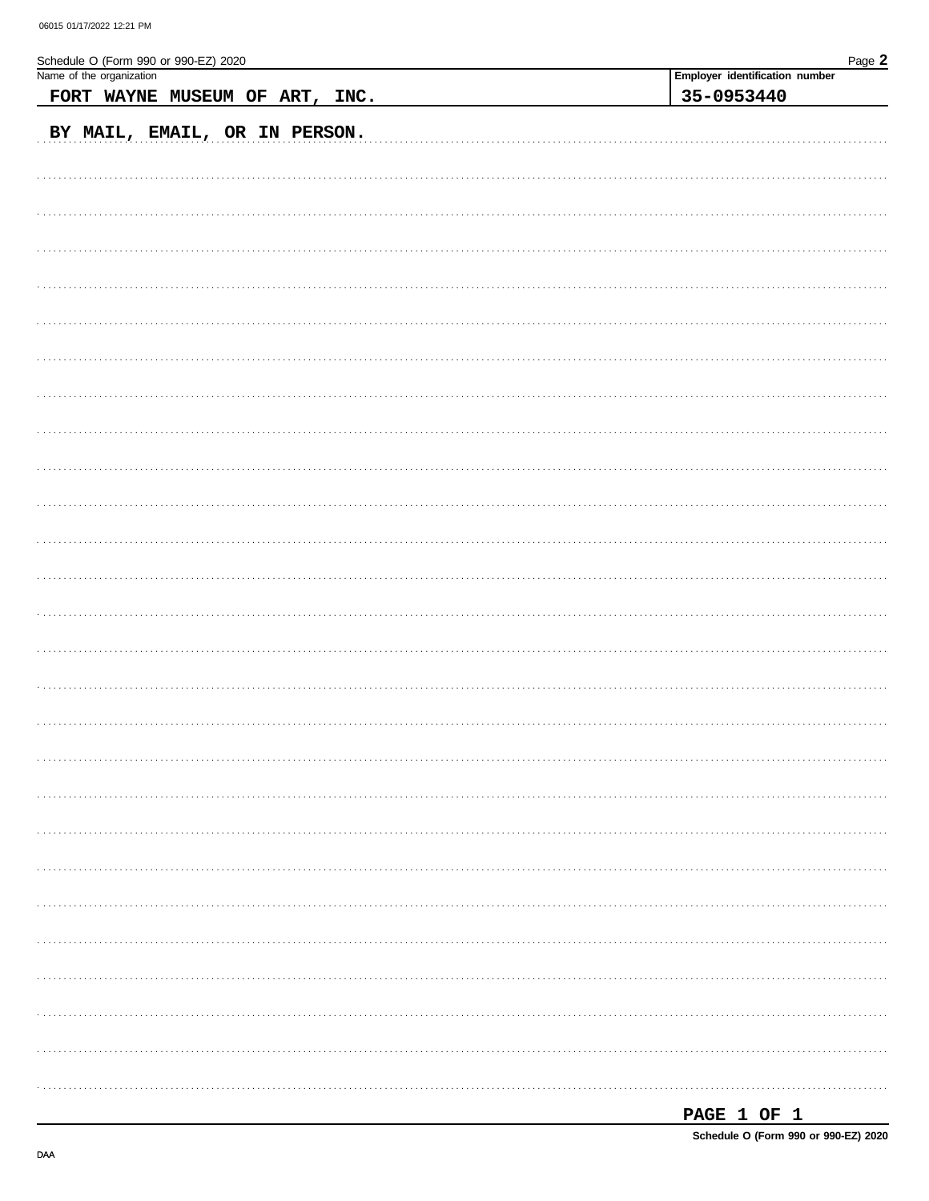Name of the organization: FORT WAYNE MUSEUM OF ART, INC.

Employer identification number: 35-0953440

BY MAIL, EMAIL, OR IN PERSON.

PAGE 1 OF 1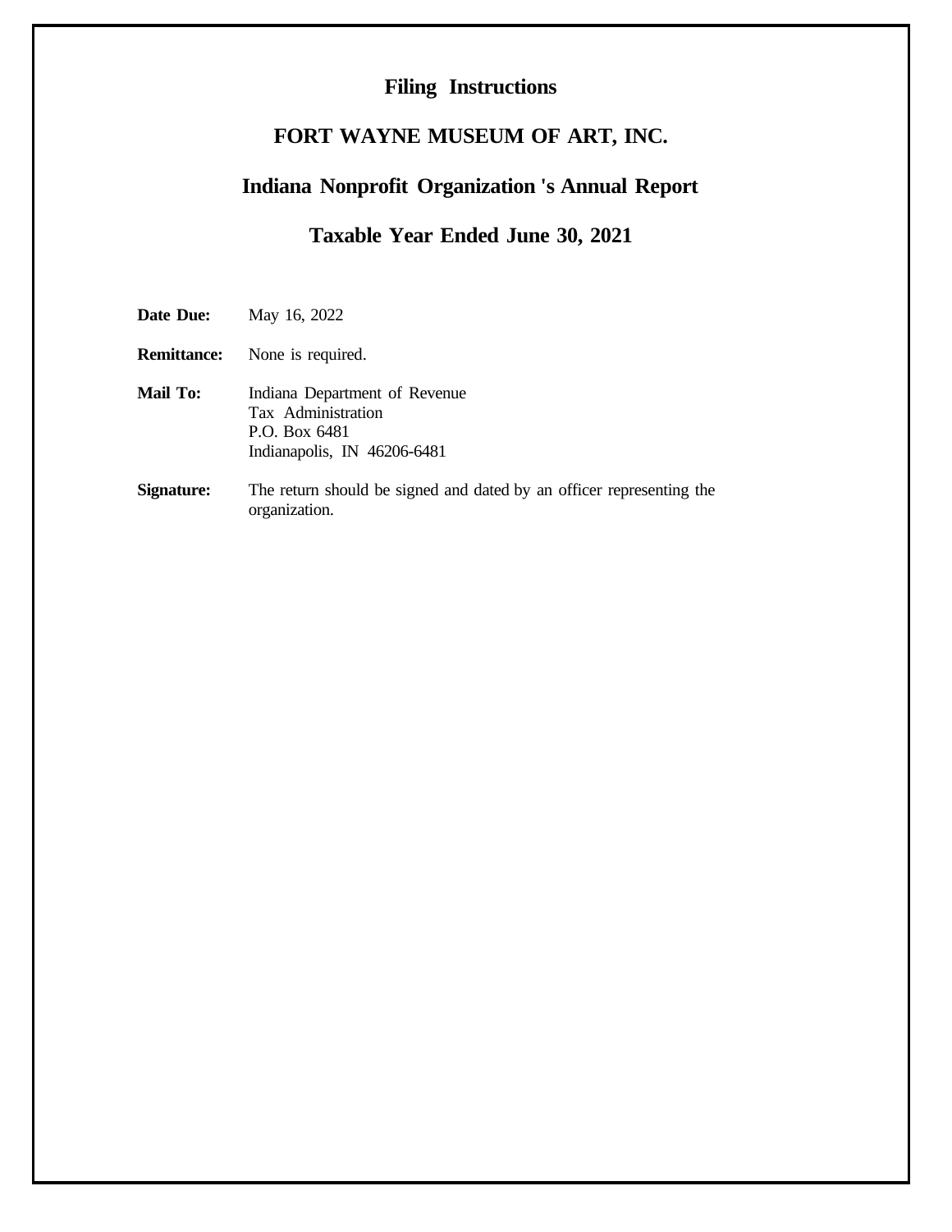# Filing Instructions

## FORT WAYNE MUSEUM OF ART, INC.

## Indiana Nonprofit Organization 's Annual Report

## Taxable Year Ended June 30, 2021

**Date Due:** May 16, 2022

**Remittance:** None is required.

**Mail To:** Indiana Department of Revenue
Tax Administration
P.O. Box 6481
Indianapolis, IN 46206-6481

**Signature:** The return should be signed and dated by an officer representing the organization.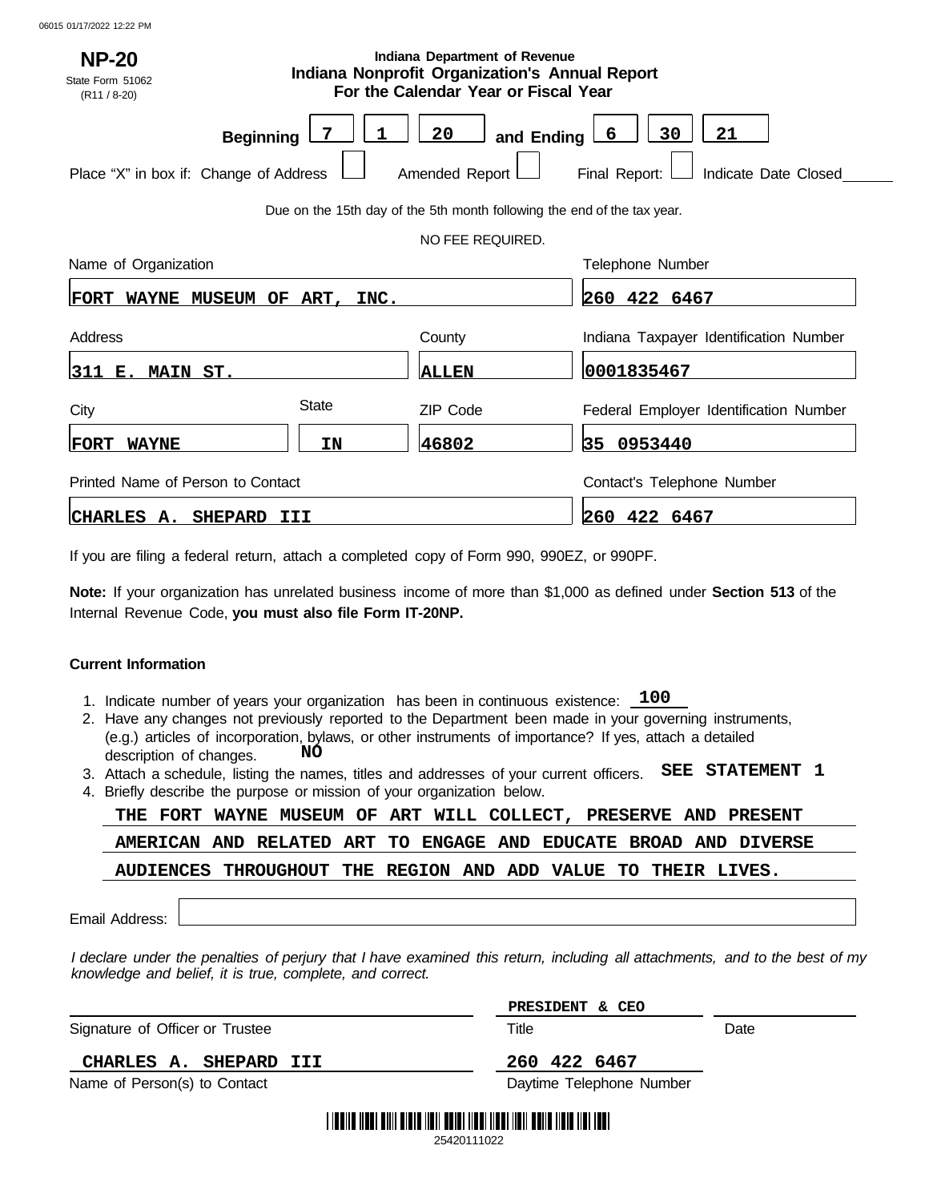06015 01/17/2022 12:22 PM

**NP-20**
State Form 51062
(R11 / 8-20)

**Indiana Department of Revenue**
**Indiana Nonprofit Organization's Annual Report**
**For the Calendar Year or Fiscal Year**

**Beginning** 7 1 20 **and Ending** 6 30 21

Place "X" in box if: Change of Address ☐ Amended Report ☐ Final Report: ☐ Indicate Date Closed______

Due on the 15th day of the 5th month following the end of the tax year.

NO FEE REQUIRED.

| Name of Organization | | | Telephone Number |
|---|---|---|---|
| FORT WAYNE MUSEUM OF ART, INC. | | | 260 422 6467 |
| **Address** | | **County** | **Indiana Taxpayer Identification Number** |
| 311 E. MAIN ST. | | ALLEN | 0001835467 |
| **City** | **State** | **ZIP Code** | **Federal Employer Identification Number** |
| FORT WAYNE | IN | 46802 | 35 0953440 |
| **Printed Name of Person to Contact** | | | **Contact's Telephone Number** |
| CHARLES A. SHEPARD III | | | 260 422 6467 |

If you are filing a federal return, attach a completed copy of Form 990, 990EZ, or 990PF.

**Note:** If your organization has unrelated business income of more than $1,000 as defined under **Section 513** of the Internal Revenue Code, **you must also file Form IT-20NP.**

**Current Information**

1. Indicate number of years your organization has been in continuous existence: 100
2. Have any changes not previously reported to the Department been made in your governing instruments, (e.g.) articles of incorporation, bylaws, or other instruments of importance? If yes, attach a detailed description of changes. NO
3. Attach a schedule, listing the names, titles and addresses of your current officers. SEE STATEMENT 1
4. Briefly describe the purpose or mission of your organization below.

THE FORT WAYNE MUSEUM OF ART WILL COLLECT, PRESERVE AND PRESENT AMERICAN AND RELATED ART TO ENGAGE AND EDUCATE BROAD AND DIVERSE AUDIENCES THROUGHOUT THE REGION AND ADD VALUE TO THEIR LIVES.

Email Address: ______

*I declare under the penalties of perjury that I have examined this return, including all attachments, and to the best of my knowledge and belief, it is true, complete, and correct.*

| Signature of Officer or Trustee | Title | Date |
|---|---|---|
| | PRESIDENT & CEO | |

| Name of Person(s) to Contact | Daytime Telephone Number |
|---|---|
| CHARLES A. SHEPARD III | 260 422 6467 |

25420111022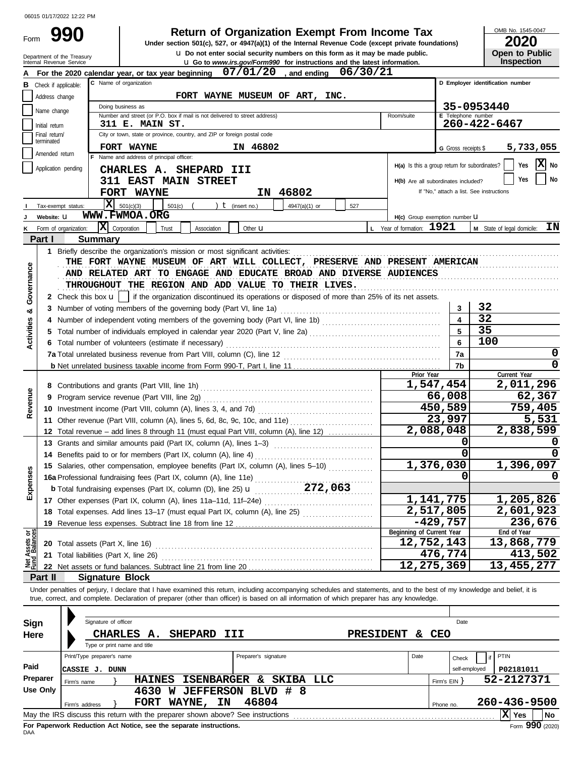06015 01/17/2022 12:22 PM

# Form 990 — Return of Organization Exempt From Income Tax

Under section 501(c), 527, or 4947(a)(1) of the Internal Revenue Code (except private foundations)

u Do not enter social security numbers on this form as it may be made public.

u Go to *www.irs.gov/Form990* for instructions and the latest information.

Department of the Treasury
Internal Revenue Service

OMB No. 1545-0047

**2020**

**Open to Public Inspection**

**A** For the 2020 calendar year, or tax year beginning **07/01/20**, and ending **06/30/21**

**B** Check if applicable:
- Address change
- Name change
- Initial return
- Final return/terminated
- Amended return
- Application pending

**C** Name of organization: **FORT WAYNE MUSEUM OF ART, INC.**

Doing business as

Number and street (or P.O. box if mail is not delivered to street address): **311 E. MAIN ST.** Room/suite

City or town, state or province, country, and ZIP or foreign postal code: **FORT WAYNE IN 46802**

**D** Employer identification number: **35-0953440**

**E** Telephone number: **260-422-6467**

**G** Gross receipts $ **5,733,055**

**F** Name and address of principal officer:
**CHARLES A. SHEPARD III**
**311 EAST MAIN STREET**
**FORT WAYNE IN 46802**

**H(a)** Is this a group return for subordinates? Yes [ ] No [X]

**H(b)** Are all subordinates included? Yes [ ] No [ ]
If "No," attach a list. See instructions

**I** Tax-exempt status: [X] 501(c)(3) [ ] 501(c) ( ) t (insert no.) [ ] 4947(a)(1) or [ ] 527

**J** Website: u **WWW.FWMOA.ORG**

**H(c)** Group exemption number u

**K** Form of organization: [X] Corporation [ ] Trust [ ] Association [ ] Other u

**L** Year of formation: **1921**

**M** State of legal domicile: **IN**

## Part I Summary

**Activities & Governance**

1 Briefly describe the organization's mission or most significant activities:
THE FORT WAYNE MUSEUM OF ART WILL COLLECT, PRESERVE AND PRESENT AMERICAN AND RELATED ART TO ENGAGE AND EDUCATE BROAD AND DIVERSE AUDIENCES THROUGHOUT THE REGION AND ADD VALUE TO THEIR LIVES.

2 Check this box u [ ] if the organization discontinued its operations or disposed of more than 25% of its net assets.

| | | | |
|---|---|---|---|
| 3 | Number of voting members of the governing body (Part VI, line 1a) | 3 | 32 |
| 4 | Number of independent voting members of the governing body (Part VI, line 1b) | 4 | 32 |
| 5 | Total number of individuals employed in calendar year 2020 (Part V, line 2a) | 5 | 35 |
| 6 | Total number of volunteers (estimate if necessary) | 6 | 100 |
| 7a | Total unrelated business revenue from Part VIII, column (C), line 12 | 7a | 0 |
| b | Net unrelated business taxable income from Form 990-T, Part I, line 11 | 7b | 0 |

| | | Prior Year | Current Year |
|---|---|---|---|
| **Revenue** | | | |
| 8 | Contributions and grants (Part VIII, line 1h) | 1,547,454 | 2,011,296 |
| 9 | Program service revenue (Part VIII, line 2g) | 66,008 | 62,367 |
| 10 | Investment income (Part VIII, column (A), lines 3, 4, and 7d) | 450,589 | 759,405 |
| 11 | Other revenue (Part VIII, column (A), lines 5, 6d, 8c, 9c, 10c, and 11e) | 23,997 | 5,531 |
| 12 | Total revenue – add lines 8 through 11 (must equal Part VIII, column (A), line 12) | 2,088,048 | 2,838,599 |
| **Expenses** | | | |
| 13 | Grants and similar amounts paid (Part IX, column (A), lines 1–3) | 0 | 0 |
| 14 | Benefits paid to or for members (Part IX, column (A), line 4) | 0 | 0 |
| 15 | Salaries, other compensation, employee benefits (Part IX, column (A), lines 5–10) | 1,376,030 | 1,396,097 |
| 16a | Professional fundraising fees (Part IX, column (A), line 11e) | 0 | 0 |
| b | Total fundraising expenses (Part IX, column (D), line 25) u 272,063 | | |
| 17 | Other expenses (Part IX, column (A), lines 11a–11d, 11f–24e) | 1,141,775 | 1,205,826 |
| 18 | Total expenses. Add lines 13–17 (must equal Part IX, column (A), line 25) | 2,517,805 | 2,601,923 |
| 19 | Revenue less expenses. Subtract line 18 from line 12 | -429,757 | 236,676 |
| **Net Assets or Fund Balances** | | **Beginning of Current Year** | **End of Year** |
| 20 | Total assets (Part X, line 16) | 12,752,143 | 13,868,779 |
| 21 | Total liabilities (Part X, line 26) | 476,774 | 413,502 |
| 22 | Net assets or fund balances. Subtract line 21 from line 20 | 12,275,369 | 13,455,277 |

## Part II Signature Block

Under penalties of perjury, I declare that I have examined this return, including accompanying schedules and statements, and to the best of my knowledge and belief, it is true, correct, and complete. Declaration of preparer (other than officer) is based on all information of which preparer has any knowledge.

**Sign Here**

Signature of officer | Date

**CHARLES A. SHEPARD III PRESIDENT & CEO**
Type or print name and title

**Paid Preparer Use Only**

| Print/Type preparer's name | Preparer's signature | Date | Check [ ] if self-employed | PTIN |
|---|---|---|---|---|
| CASSIE J. DUNN | | | | P02181011 |

Firm's name } **HAINES ISENBARGER & SKIBA LLC** — Firm's EIN } **52-2127371**

Firm's address } **4630 W JEFFERSON BLVD # 8, FORT WAYNE, IN 46804** — Phone no. **260-436-9500**

May the IRS discuss this return with the preparer shown above? See instructions [X] Yes [ ] No

**For Paperwork Reduction Act Notice, see the separate instructions.**

DAA

Form **990** (2020)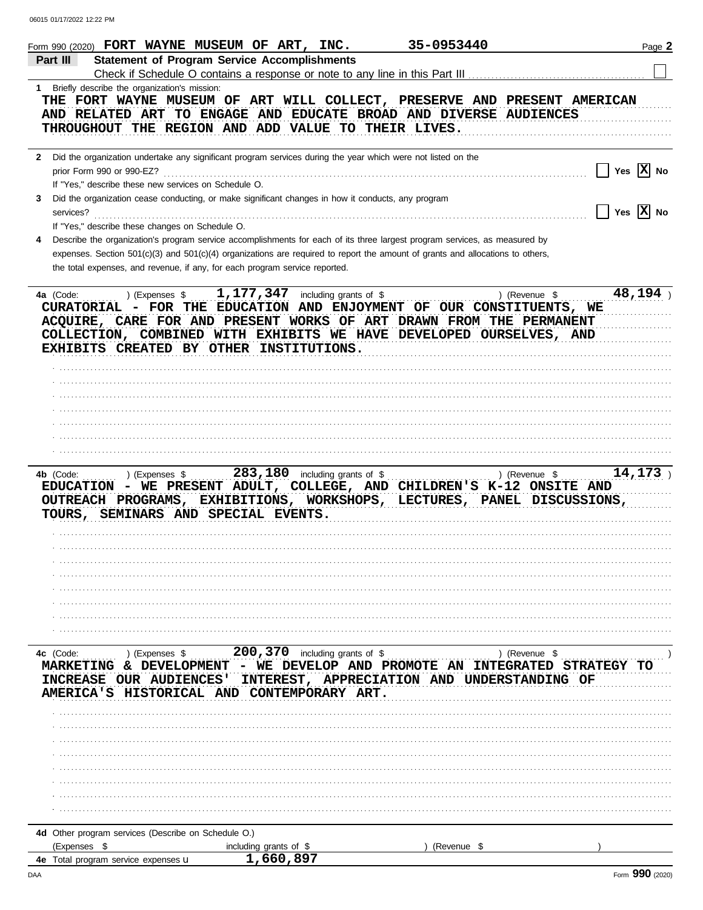Form 990 (2020) FORT WAYNE MUSEUM OF ART, INC. 35-0953440 Page 2

**Part III Statement of Program Service Accomplishments**

Check if Schedule O contains a response or note to any line in this Part III ☐

**1** Briefly describe the organization's mission:

THE FORT WAYNE MUSEUM OF ART WILL COLLECT, PRESERVE AND PRESENT AMERICAN AND RELATED ART TO ENGAGE AND EDUCATE BROAD AND DIVERSE AUDIENCES THROUGHOUT THE REGION AND ADD VALUE TO THEIR LIVES.

**2** Did the organization undertake any significant program services during the year which were not listed on the prior Form 990 or 990-EZ? ☐ Yes ☒ No

If "Yes," describe these new services on Schedule O.

**3** Did the organization cease conducting, or make significant changes in how it conducts, any program services? ☐ Yes ☒ No

If "Yes," describe these changes on Schedule O.

**4** Describe the organization's program service accomplishments for each of its three largest program services, as measured by expenses. Section 501(c)(3) and 501(c)(4) organizations are required to report the amount of grants and allocations to others, the total expenses, and revenue, if any, for each program service reported.

**4a** (Code: ) (Expenses $ 1,177,347 including grants of $ ) (Revenue $ 48,194 )

CURATORIAL - FOR THE EDUCATION AND ENJOYMENT OF OUR CONSTITUENTS, WE ACQUIRE, CARE FOR AND PRESENT WORKS OF ART DRAWN FROM THE PERMANENT COLLECTION, COMBINED WITH EXHIBITS WE HAVE DEVELOPED OURSELVES, AND EXHIBITS CREATED BY OTHER INSTITUTIONS.

**4b** (Code: ) (Expenses $ 283,180 including grants of $ ) (Revenue $ 14,173 )

EDUCATION - WE PRESENT ADULT, COLLEGE, AND CHILDREN'S K-12 ONSITE AND OUTREACH PROGRAMS, EXHIBITIONS, WORKSHOPS, LECTURES, PANEL DISCUSSIONS, TOURS, SEMINARS AND SPECIAL EVENTS.

**4c** (Code: ) (Expenses $ 200,370 including grants of $ ) (Revenue $ )

MARKETING & DEVELOPMENT - WE DEVELOP AND PROMOTE AN INTEGRATED STRATEGY TO INCREASE OUR AUDIENCES' INTEREST, APPRECIATION AND UNDERSTANDING OF AMERICA'S HISTORICAL AND CONTEMPORARY ART.

**4d** Other program services (Describe on Schedule O.)

(Expenses $ including grants of $ ) (Revenue $ )

**4e** Total program service expenses 1,660,897

Form 990 (2020)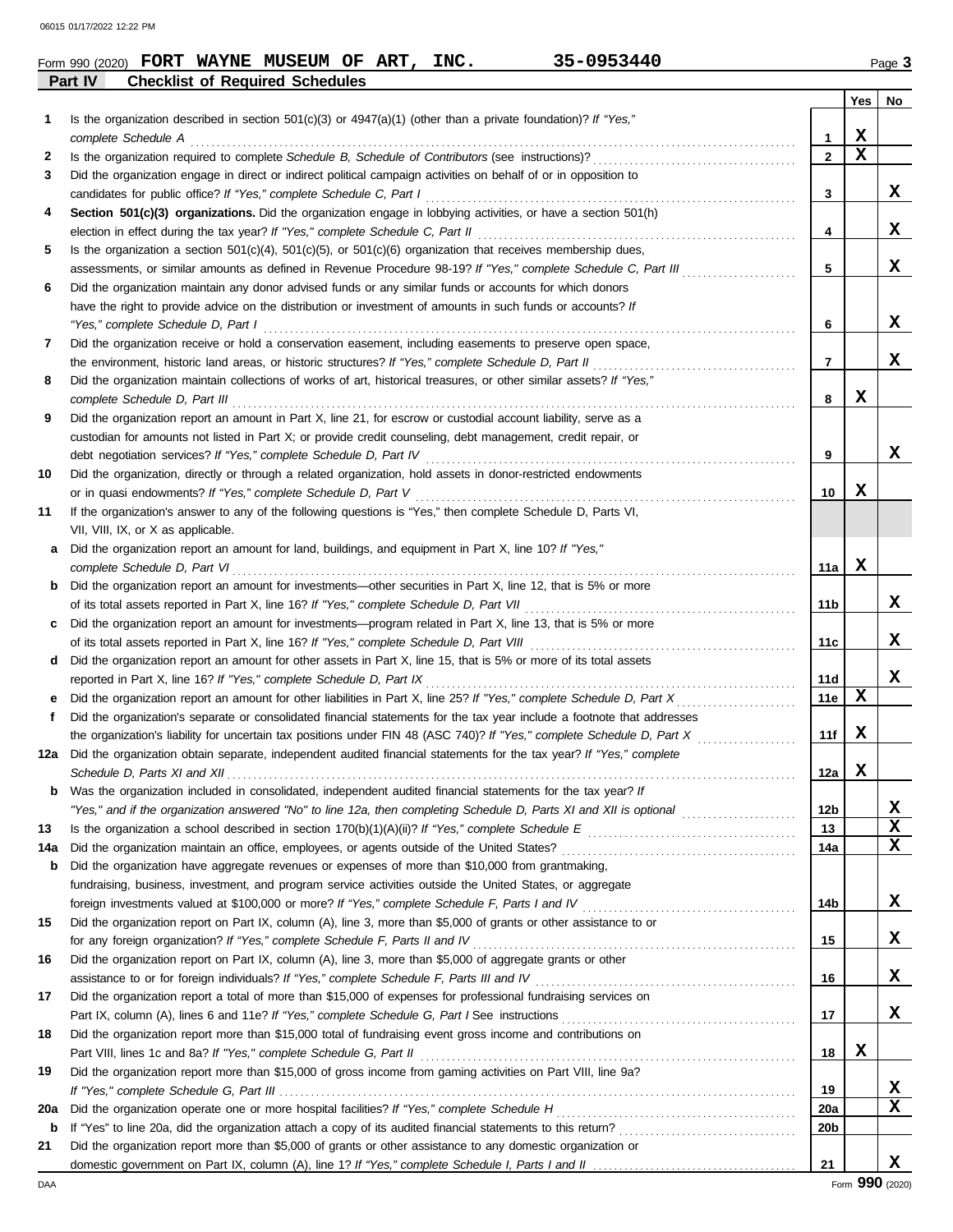Form 990 (2020) **FORT WAYNE MUSEUM OF ART, INC.** **35-0953440**

## Part IV Checklist of Required Schedules

| | | | Yes | No |
|---|---|---|---|---|
| **1** | Is the organization described in section 501(c)(3) or 4947(a)(1) (other than a private foundation)? *If "Yes," complete Schedule A* | 1 | X | |
| **2** | Is the organization required to complete *Schedule B, Schedule of Contributors* (see instructions)? | 2 | X | |
| **3** | Did the organization engage in direct or indirect political campaign activities on behalf of or in opposition to candidates for public office? *If "Yes," complete Schedule C, Part I* | 3 | | X |
| **4** | **Section 501(c)(3) organizations.** Did the organization engage in lobbying activities, or have a section 501(h) election in effect during the tax year? *If "Yes," complete Schedule C, Part II* | 4 | | X |
| **5** | Is the organization a section 501(c)(4), 501(c)(5), or 501(c)(6) organization that receives membership dues, assessments, or similar amounts as defined in Revenue Procedure 98-19? *If "Yes," complete Schedule C, Part III* | 5 | | X |
| **6** | Did the organization maintain any donor advised funds or any similar funds or accounts for which donors have the right to provide advice on the distribution or investment of amounts in such funds or accounts? *If "Yes," complete Schedule D, Part I* | 6 | | X |
| **7** | Did the organization receive or hold a conservation easement, including easements to preserve open space, the environment, historic land areas, or historic structures? *If "Yes," complete Schedule D, Part II* | 7 | | X |
| **8** | Did the organization maintain collections of works of art, historical treasures, or other similar assets? *If "Yes," complete Schedule D, Part III* | 8 | X | |
| **9** | Did the organization report an amount in Part X, line 21, for escrow or custodial account liability, serve as a custodian for amounts not listed in Part X; or provide credit counseling, debt management, credit repair, or debt negotiation services? *If "Yes," complete Schedule D, Part IV* | 9 | | X |
| **10** | Did the organization, directly or through a related organization, hold assets in donor-restricted endowments or in quasi endowments? *If "Yes," complete Schedule D, Part V* | 10 | X | |
| **11** | If the organization's answer to any of the following questions is "Yes," then complete Schedule D, Parts VI, VII, VIII, IX, or X as applicable. | | | |
| **a** | Did the organization report an amount for land, buildings, and equipment in Part X, line 10? *If "Yes," complete Schedule D, Part VI* | 11a | X | |
| **b** | Did the organization report an amount for investments—other securities in Part X, line 12, that is 5% or more of its total assets reported in Part X, line 16? *If "Yes," complete Schedule D, Part VII* | 11b | | X |
| **c** | Did the organization report an amount for investments—program related in Part X, line 13, that is 5% or more of its total assets reported in Part X, line 16? *If "Yes," complete Schedule D, Part VIII* | 11c | | X |
| **d** | Did the organization report an amount for other assets in Part X, line 15, that is 5% or more of its total assets reported in Part X, line 16? *If "Yes," complete Schedule D, Part IX* | 11d | | X |
| **e** | Did the organization report an amount for other liabilities in Part X, line 25? *If "Yes," complete Schedule D, Part X* | 11e | X | |
| **f** | Did the organization's separate or consolidated financial statements for the tax year include a footnote that addresses the organization's liability for uncertain tax positions under FIN 48 (ASC 740)? *If "Yes," complete Schedule D, Part X* | 11f | X | |
| **12a** | Did the organization obtain separate, independent audited financial statements for the tax year? *If "Yes," complete Schedule D, Parts XI and XII* | 12a | X | |
| **b** | Was the organization included in consolidated, independent audited financial statements for the tax year? *If "Yes," and if the organization answered "No" to line 12a, then completing Schedule D, Parts XI and XII is optional* | 12b | | X |
| **13** | Is the organization a school described in section 170(b)(1)(A)(ii)? *If "Yes," complete Schedule E* | 13 | | X |
| **14a** | Did the organization maintain an office, employees, or agents outside of the United States? | 14a | | X |
| **b** | Did the organization have aggregate revenues or expenses of more than $10,000 from grantmaking, fundraising, business, investment, and program service activities outside the United States, or aggregate foreign investments valued at $100,000 or more? *If "Yes," complete Schedule F, Parts I and IV* | 14b | | X |
| **15** | Did the organization report on Part IX, column (A), line 3, more than $5,000 of grants or other assistance to or for any foreign organization? *If "Yes," complete Schedule F, Parts II and IV* | 15 | | X |
| **16** | Did the organization report on Part IX, column (A), line 3, more than $5,000 of aggregate grants or other assistance to or for foreign individuals? *If "Yes," complete Schedule F, Parts III and IV* | 16 | | X |
| **17** | Did the organization report a total of more than $15,000 of expenses for professional fundraising services on Part IX, column (A), lines 6 and 11e? *If "Yes," complete Schedule G, Part I* See instructions | 17 | | X |
| **18** | Did the organization report more than $15,000 total of fundraising event gross income and contributions on Part VIII, lines 1c and 8a? *If "Yes," complete Schedule G, Part II* | 18 | X | |
| **19** | Did the organization report more than $15,000 of gross income from gaming activities on Part VIII, line 9a? *If "Yes," complete Schedule G, Part III* | 19 | | X |
| **20a** | Did the organization operate one or more hospital facilities? *If "Yes," complete Schedule H* | 20a | | X |
| **b** | If "Yes" to line 20a, did the organization attach a copy of its audited financial statements to this return? | 20b | | |
| **21** | Did the organization report more than $5,000 of grants or other assistance to any domestic organization or domestic government on Part IX, column (A), line 1? *If "Yes," complete Schedule I, Parts I and II* | 21 | | X |

Form **990** (2020)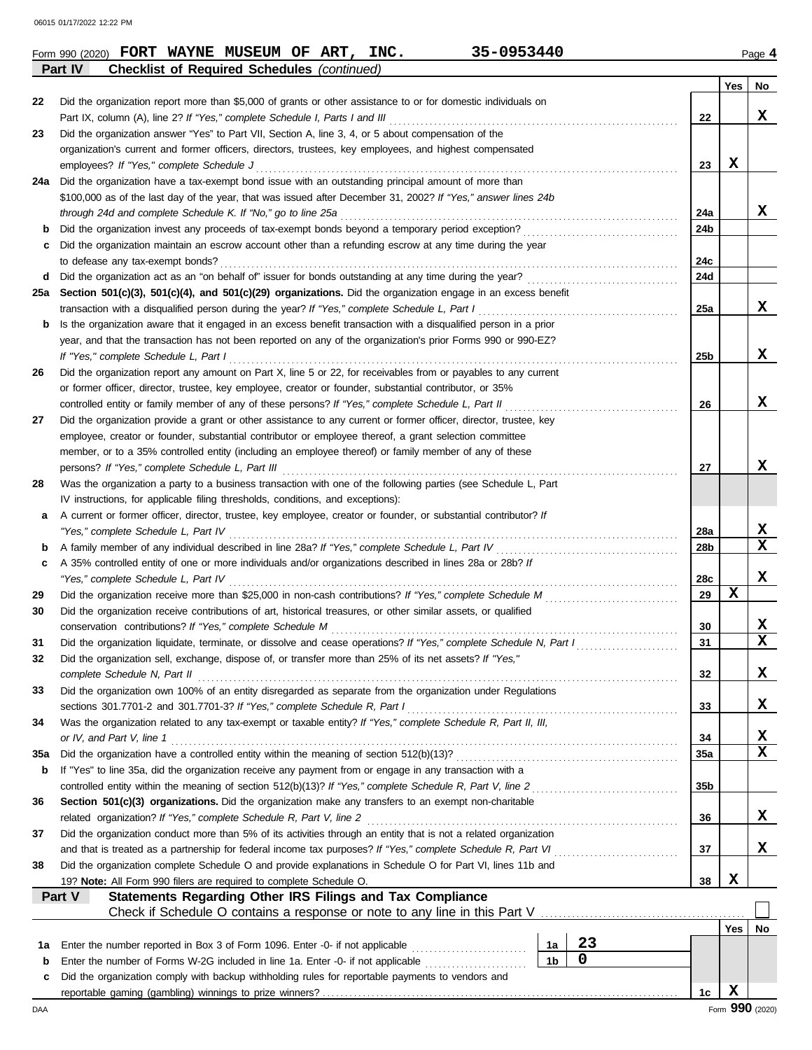Form 990 (2020) **FORT WAYNE MUSEUM OF ART, INC.** 35-0953440 Page **4**

**Part IV** **Checklist of Required Schedules** *(continued)*

| | | | Yes | No |
|---|---|---|---|---|
| 22 | Did the organization report more than $5,000 of grants or other assistance to or for domestic individuals on Part IX, column (A), line 2? *If "Yes," complete Schedule I, Parts I and III* | 22 | | X |
| 23 | Did the organization answer "Yes" to Part VII, Section A, line 3, 4, or 5 about compensation of the organization's current and former officers, directors, trustees, key employees, and highest compensated employees? *If "Yes," complete Schedule J* | 23 | X | |
| 24a | Did the organization have a tax-exempt bond issue with an outstanding principal amount of more than $100,000 as of the last day of the year, that was issued after December 31, 2002? *If "Yes," answer lines 24b through 24d and complete Schedule K. If "No," go to line 25a* | 24a | | X |
| b | Did the organization invest any proceeds of tax-exempt bonds beyond a temporary period exception? | 24b | | |
| c | Did the organization maintain an escrow account other than a refunding escrow at any time during the year to defease any tax-exempt bonds? | 24c | | |
| d | Did the organization act as an "on behalf of" issuer for bonds outstanding at any time during the year? | 24d | | |
| 25a | **Section 501(c)(3), 501(c)(4), and 501(c)(29) organizations.** Did the organization engage in an excess benefit transaction with a disqualified person during the year? *If "Yes," complete Schedule L, Part I* | 25a | | X |
| b | Is the organization aware that it engaged in an excess benefit transaction with a disqualified person in a prior year, and that the transaction has not been reported on any of the organization's prior Forms 990 or 990-EZ? *If "Yes," complete Schedule L, Part I* | 25b | | X |
| 26 | Did the organization report any amount on Part X, line 5 or 22, for receivables from or payables to any current or former officer, director, trustee, key employee, creator or founder, substantial contributor, or 35% controlled entity or family member of any of these persons? *If "Yes," complete Schedule L, Part II* | 26 | | X |
| 27 | Did the organization provide a grant or other assistance to any current or former officer, director, trustee, key employee, creator or founder, substantial contributor or employee thereof, a grant selection committee member, or to a 35% controlled entity (including an employee thereof) or family member of any of these persons? *If "Yes," complete Schedule L, Part III* | 27 | | X |
| 28 | Was the organization a party to a business transaction with one of the following parties (see Schedule L, Part IV instructions, for applicable filing thresholds, conditions, and exceptions): | | | |
| a | A current or former officer, director, trustee, key employee, creator or founder, or substantial contributor? *If "Yes," complete Schedule L, Part IV* | 28a | | X |
| b | A family member of any individual described in line 28a? *If "Yes," complete Schedule L, Part IV* | 28b | | X |
| c | A 35% controlled entity of one or more individuals and/or organizations described in lines 28a or 28b? *If "Yes," complete Schedule L, Part IV* | 28c | | X |
| 29 | Did the organization receive more than $25,000 in non-cash contributions? *If "Yes," complete Schedule M* | 29 | X | |
| 30 | Did the organization receive contributions of art, historical treasures, or other similar assets, or qualified conservation contributions? *If "Yes," complete Schedule M* | 30 | | X |
| 31 | Did the organization liquidate, terminate, or dissolve and cease operations? *If "Yes," complete Schedule N, Part I* | 31 | | X |
| 32 | Did the organization sell, exchange, dispose of, or transfer more than 25% of its net assets? *If "Yes," complete Schedule N, Part II* | 32 | | X |
| 33 | Did the organization own 100% of an entity disregarded as separate from the organization under Regulations sections 301.7701-2 and 301.7701-3? *If "Yes," complete Schedule R, Part I* | 33 | | X |
| 34 | Was the organization related to any tax-exempt or taxable entity? *If "Yes," complete Schedule R, Part II, III, or IV, and Part V, line 1* | 34 | | X |
| 35a | Did the organization have a controlled entity within the meaning of section 512(b)(13)? | 35a | | X |
| b | If "Yes" to line 35a, did the organization receive any payment from or engage in any transaction with a controlled entity within the meaning of section 512(b)(13)? *If "Yes," complete Schedule R, Part V, line 2* | 35b | | |
| 36 | **Section 501(c)(3) organizations.** Did the organization make any transfers to an exempt non-charitable related organization? *If "Yes," complete Schedule R, Part V, line 2* | 36 | | X |
| 37 | Did the organization conduct more than 5% of its activities through an entity that is not a related organization and that is treated as a partnership for federal income tax purposes? *If "Yes," complete Schedule R, Part VI* | 37 | | X |
| 38 | Did the organization complete Schedule O and provide explanations in Schedule O for Part VI, lines 11b and 19? **Note:** All Form 990 filers are required to complete Schedule O. | 38 | X | |

**Part V** **Statements Regarding Other IRS Filings and Tax Compliance**

Check if Schedule O contains a response or note to any line in this Part V ☐

| | | | | | Yes | No |
|---|---|---|---|---|---|---|
| 1a | Enter the number reported in Box 3 of Form 1096. Enter -0- if not applicable | 1a | 23 | | | |
| b | Enter the number of Forms W-2G included in line 1a. Enter -0- if not applicable | 1b | 0 | | | |
| c | Did the organization comply with backup withholding rules for reportable payments to vendors and reportable gaming (gambling) winnings to prize winners? | | | 1c | X | |

Form **990** (2020)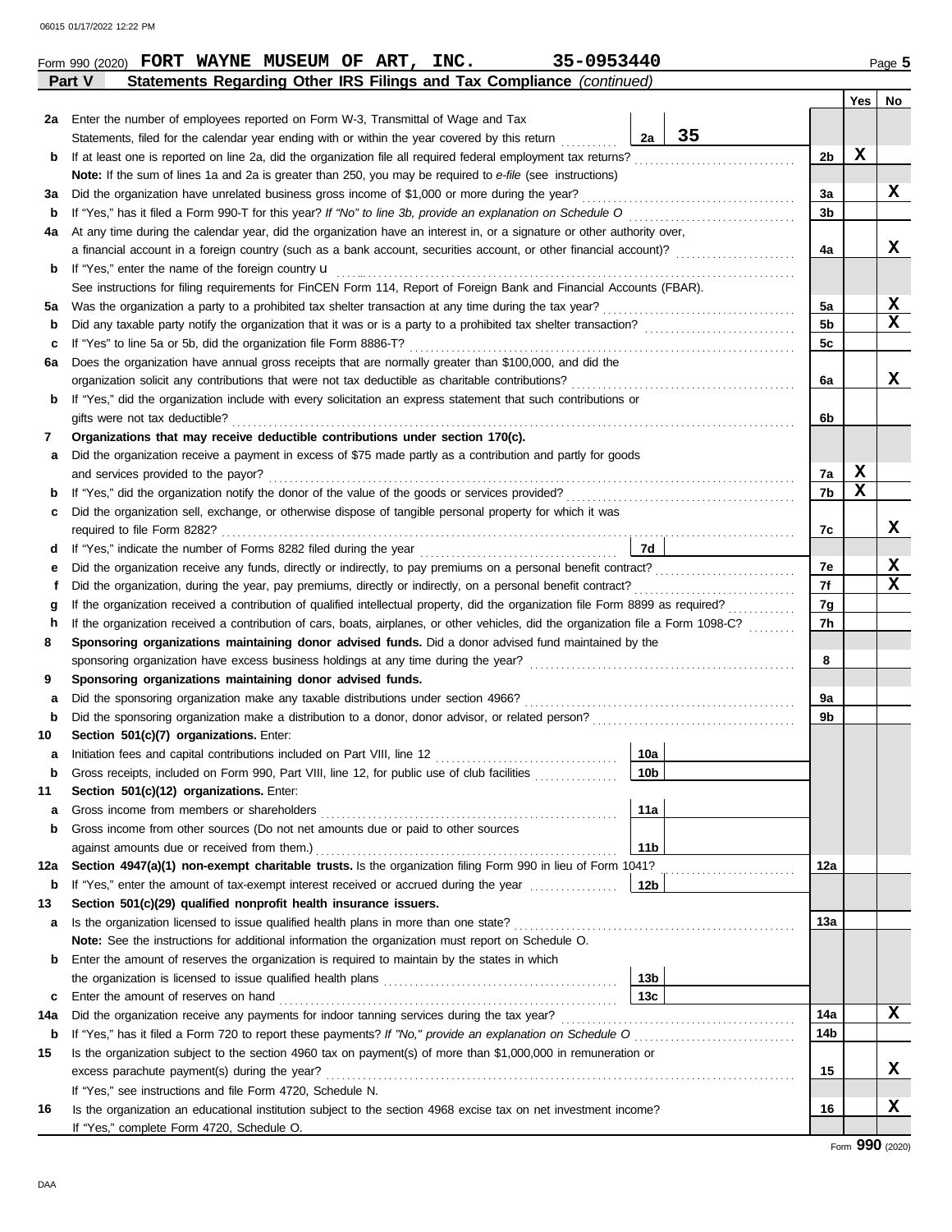Form 990 (2020) **FORT WAYNE MUSEUM OF ART, INC.** **35-0953440** Page **5**

**Part V — Statements Regarding Other IRS Filings and Tax Compliance** *(continued)*

| Line | Description | | Amount | Ref | Yes | No |
|---|---|---|---|---|---|---|
| 2a | Enter the number of employees reported on Form W-3, Transmittal of Wage and Tax Statements, filed for the calendar year ending with or within the year covered by this return | 2a | 35 | | | |
| b | If at least one is reported on line 2a, did the organization file all required federal employment tax returns? | | | 2b | X | |
| | **Note:** If the sum of lines 1a and 2a is greater than 250, you may be required to *e-file* (see instructions) | | | | | |
| 3a | Did the organization have unrelated business gross income of $1,000 or more during the year? | | | 3a | | X |
| b | If "Yes," has it filed a Form 990-T for this year? *If "No" to line 3b, provide an explanation on Schedule O* | | | 3b | | |
| 4a | At any time during the calendar year, did the organization have an interest in, or a signature or other authority over, a financial account in a foreign country (such as a bank account, securities account, or other financial account)? | | | 4a | | X |
| b | If "Yes," enter the name of the foreign country u | | | | | |
| | See instructions for filing requirements for FinCEN Form 114, Report of Foreign Bank and Financial Accounts (FBAR). | | | | | |
| 5a | Was the organization a party to a prohibited tax shelter transaction at any time during the tax year? | | | 5a | | X |
| b | Did any taxable party notify the organization that it was or is a party to a prohibited tax shelter transaction? | | | 5b | | X |
| c | If "Yes" to line 5a or 5b, did the organization file Form 8886-T? | | | 5c | | |
| 6a | Does the organization have annual gross receipts that are normally greater than $100,000, and did the organization solicit any contributions that were not tax deductible as charitable contributions? | | | 6a | | X |
| b | If "Yes," did the organization include with every solicitation an express statement that such contributions or gifts were not tax deductible? | | | 6b | | |
| 7 | **Organizations that may receive deductible contributions under section 170(c).** | | | | | |
| a | Did the organization receive a payment in excess of $75 made partly as a contribution and partly for goods and services provided to the payor? | | | 7a | X | |
| b | If "Yes," did the organization notify the donor of the value of the goods or services provided? | | | 7b | X | |
| c | Did the organization sell, exchange, or otherwise dispose of tangible personal property for which it was required to file Form 8282? | | | 7c | | X |
| d | If "Yes," indicate the number of Forms 8282 filed during the year | 7d | | | | |
| e | Did the organization receive any funds, directly or indirectly, to pay premiums on a personal benefit contract? | | | 7e | | X |
| f | Did the organization, during the year, pay premiums, directly or indirectly, on a personal benefit contract? | | | 7f | | X |
| g | If the organization received a contribution of qualified intellectual property, did the organization file Form 8899 as required? | | | 7g | | |
| h | If the organization received a contribution of cars, boats, airplanes, or other vehicles, did the organization file a Form 1098-C? | | | 7h | | |
| 8 | **Sponsoring organizations maintaining donor advised funds.** Did a donor advised fund maintained by the sponsoring organization have excess business holdings at any time during the year? | | | 8 | | |
| 9 | **Sponsoring organizations maintaining donor advised funds.** | | | | | |
| a | Did the sponsoring organization make any taxable distributions under section 4966? | | | 9a | | |
| b | Did the sponsoring organization make a distribution to a donor, donor advisor, or related person? | | | 9b | | |
| 10 | **Section 501(c)(7) organizations.** Enter: | | | | | |
| a | Initiation fees and capital contributions included on Part VIII, line 12 | 10a | | | | |
| b | Gross receipts, included on Form 990, Part VIII, line 12, for public use of club facilities | 10b | | | | |
| 11 | **Section 501(c)(12) organizations.** Enter: | | | | | |
| a | Gross income from members or shareholders | 11a | | | | |
| b | Gross income from other sources (Do not net amounts due or paid to other sources against amounts due or received from them.) | 11b | | | | |
| 12a | **Section 4947(a)(1) non-exempt charitable trusts.** Is the organization filing Form 990 in lieu of Form 1041? | | | 12a | | |
| b | If "Yes," enter the amount of tax-exempt interest received or accrued during the year | 12b | | | | |
| 13 | **Section 501(c)(29) qualified nonprofit health insurance issuers.** | | | | | |
| a | Is the organization licensed to issue qualified health plans in more than one state? | | | 13a | | |
| | **Note:** See the instructions for additional information the organization must report on Schedule O. | | | | | |
| b | Enter the amount of reserves the organization is required to maintain by the states in which the organization is licensed to issue qualified health plans | 13b | | | | |
| c | Enter the amount of reserves on hand | 13c | | | | |
| 14a | Did the organization receive any payments for indoor tanning services during the tax year? | | | 14a | | X |
| b | If "Yes," has it filed a Form 720 to report these payments? *If "No," provide an explanation on Schedule O* | | | 14b | | |
| 15 | Is the organization subject to the section 4960 tax on payment(s) of more than $1,000,000 in remuneration or excess parachute payment(s) during the year? | | | 15 | | X |
| | If "Yes," see instructions and file Form 4720, Schedule N. | | | | | |
| 16 | Is the organization an educational institution subject to the section 4968 excise tax on net investment income? | | | 16 | | X |
| | If "Yes," complete Form 4720, Schedule O. | | | | | |

Form **990** (2020)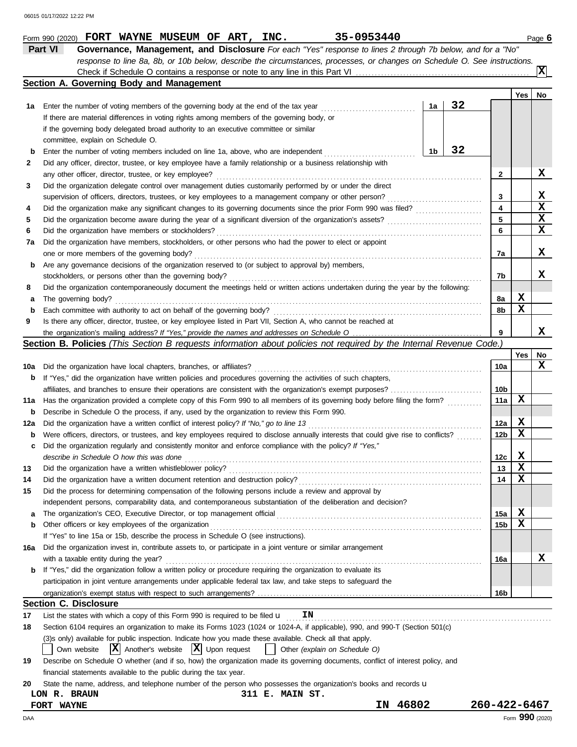Form 990 (2020) **FORT WAYNE MUSEUM OF ART, INC.** **35-0953440** Page **6**

## Part VI Governance, Management, and Disclosure

*For each "Yes" response to lines 2 through 7b below, and for a "No" response to line 8a, 8b, or 10b below, describe the circumstances, processes, or changes on Schedule O. See instructions.*

Check if Schedule O contains a response or note to any line in this Part VI ... **X**

### Section A. Governing Body and Management

| | | | | Line | Yes | No |
|---|---|---|---|---|---|---|
| 1a | Enter the number of voting members of the governing body at the end of the tax year | 1a | 32 | | | |
| | If there are material differences in voting rights among members of the governing body, or if the governing body delegated broad authority to an executive committee or similar committee, explain on Schedule O. | | | | | |
| b | Enter the number of voting members included on line 1a, above, who are independent | 1b | 32 | | | |
| 2 | Did any officer, director, trustee, or key employee have a family relationship or a business relationship with any other officer, director, trustee, or key employee? | | | 2 | | X |
| 3 | Did the organization delegate control over management duties customarily performed by or under the direct supervision of officers, directors, trustees, or key employees to a management company or other person? | | | 3 | | X |
| 4 | Did the organization make any significant changes to its governing documents since the prior Form 990 was filed? | | | 4 | | X |
| 5 | Did the organization become aware during the year of a significant diversion of the organization's assets? | | | 5 | | X |
| 6 | Did the organization have members or stockholders? | | | 6 | | X |
| 7a | Did the organization have members, stockholders, or other persons who had the power to elect or appoint one or more members of the governing body? | | | 7a | | X |
| b | Are any governance decisions of the organization reserved to (or subject to approval by) members, stockholders, or persons other than the governing body? | | | 7b | | X |
| 8 | Did the organization contemporaneously document the meetings held or written actions undertaken during the year by the following: | | | | | |
| a | The governing body? | | | 8a | X | |
| b | Each committee with authority to act on behalf of the governing body? | | | 8b | X | |
| 9 | Is there any officer, director, trustee, or key employee listed in Part VII, Section A, who cannot be reached at the organization's mailing address? *If "Yes," provide the names and addresses on Schedule O* | | | 9 | | X |

### Section B. Policies *(This Section B requests information about policies not required by the Internal Revenue Code.)*

| | | Line | Yes | No |
|---|---|---|---|---|
| 10a | Did the organization have local chapters, branches, or affiliates? | 10a | | X |
| b | If "Yes," did the organization have written policies and procedures governing the activities of such chapters, affiliates, and branches to ensure their operations are consistent with the organization's exempt purposes? | 10b | | |
| 11a | Has the organization provided a complete copy of this Form 990 to all members of its governing body before filing the form? | 11a | X | |
| b | Describe in Schedule O the process, if any, used by the organization to review this Form 990. | | | |
| 12a | Did the organization have a written conflict of interest policy? *If "No," go to line 13* | 12a | X | |
| b | Were officers, directors, or trustees, and key employees required to disclose annually interests that could give rise to conflicts? | 12b | X | |
| c | Did the organization regularly and consistently monitor and enforce compliance with the policy? *If "Yes," describe in Schedule O how this was done* | 12c | X | |
| 13 | Did the organization have a written whistleblower policy? | 13 | X | |
| 14 | Did the organization have a written document retention and destruction policy? | 14 | X | |
| 15 | Did the process for determining compensation of the following persons include a review and approval by independent persons, comparability data, and contemporaneous substantiation of the deliberation and decision? | | | |
| a | The organization's CEO, Executive Director, or top management official | 15a | X | |
| b | Other officers or key employees of the organization | 15b | X | |
| | If "Yes" to line 15a or 15b, describe the process in Schedule O (see instructions). | | | |
| 16a | Did the organization invest in, contribute assets to, or participate in a joint venture or similar arrangement with a taxable entity during the year? | 16a | | X |
| b | If "Yes," did the organization follow a written policy or procedure requiring the organization to evaluate its participation in joint venture arrangements under applicable federal tax law, and take steps to safeguard the organization's exempt status with respect to such arrangements? | 16b | | |

### Section C. Disclosure

17 List the states with which a copy of this Form 990 is required to be filed **IN**

18 Section 6104 requires an organization to make its Forms 1023 (1024 or 1024-A, if applicable), 990, and 990-T (Section 501(c)(3)s only) available for public inspection. Indicate how you made these available. Check all that apply.

☐ Own website ☒ Another's website ☒ Upon request ☐ Other *(explain on Schedule O)*

19 Describe on Schedule O whether (and if so, how) the organization made its governing documents, conflict of interest policy, and financial statements available to the public during the tax year.

20 State the name, address, and telephone number of the person who possesses the organization's books and records

**LON R. BRAUN** **311 E. MAIN ST.**
**FORT WAYNE** **IN 46802** **260-422-6467**

Form **990** (2020)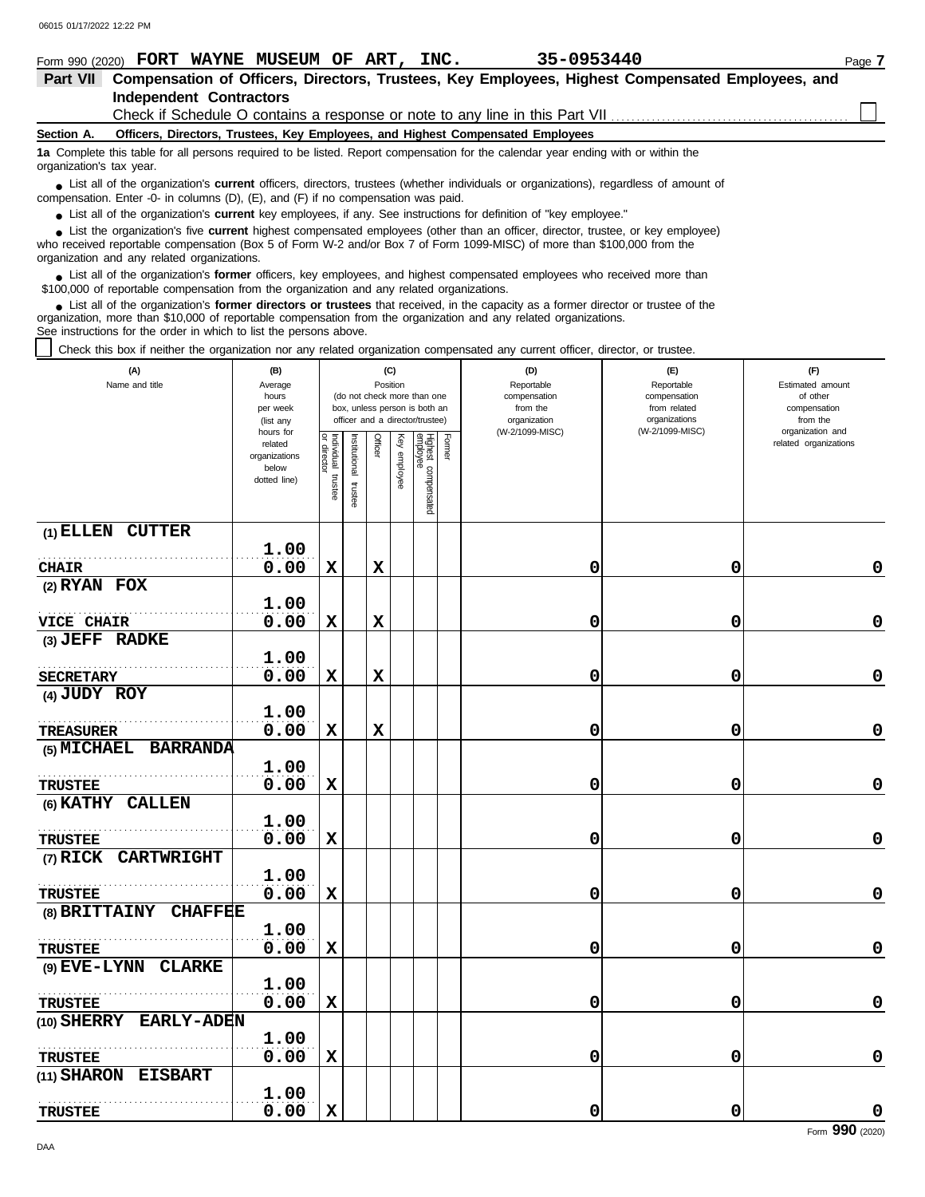06015 01/17/2022 12:22 PM

Form 990 (2020) **FORT WAYNE MUSEUM OF ART, INC.** **35-0953440** Page **7**

**Part VII Compensation of Officers, Directors, Trustees, Key Employees, Highest Compensated Employees, and Independent Contractors**

Check if Schedule O contains a response or note to any line in this Part VII ☐

**Section A. Officers, Directors, Trustees, Key Employees, and Highest Compensated Employees**

**1a** Complete this table for all persons required to be listed. Report compensation for the calendar year ending with or within the organization's tax year.

- List all of the organization's **current** officers, directors, trustees (whether individuals or organizations), regardless of amount of compensation. Enter -0- in columns (D), (E), and (F) if no compensation was paid.
- List all of the organization's **current** key employees, if any. See instructions for definition of "key employee."
- List the organization's five **current** highest compensated employees (other than an officer, director, trustee, or key employee) who received reportable compensation (Box 5 of Form W-2 and/or Box 7 of Form 1099-MISC) of more than $100,000 from the organization and any related organizations.
- List all of the organization's **former** officers, key employees, and highest compensated employees who received more than $100,000 of reportable compensation from the organization and any related organizations.
- List all of the organization's **former directors or trustees** that received, in the capacity as a former director or trustee of the organization, more than $10,000 of reportable compensation from the organization and any related organizations.

See instructions for the order in which to list the persons above.

☐ Check this box if neither the organization nor any related organization compensated any current officer, director, or trustee.

| (A) Name and title | (B) Average hours per week (list any hours for related organizations below dotted line) | (C) Position (do not check more than one box, unless person is both an officer and a director/trustee) | | | | | | (D) Reportable compensation from the organization (W-2/1099-MISC) | (E) Reportable compensation from related organizations (W-2/1099-MISC) | (F) Estimated amount of other compensation from the organization and related organizations |
|---|---|---|---|---|---|---|---|---|---|---|
| | | Individual trustee or director | Institutional trustee | Officer | Key employee | Highest compensated employee | Former | | | |
| (1) ELLEN CUTTER<br>CHAIR | 1.00<br>0.00 | X | | X | | | | 0 | 0 | 0 |
| (2) RYAN FOX<br>VICE CHAIR | 1.00<br>0.00 | X | | X | | | | 0 | 0 | 0 |
| (3) JEFF RADKE<br>SECRETARY | 1.00<br>0.00 | X | | X | | | | 0 | 0 | 0 |
| (4) JUDY ROY<br>TREASURER | 1.00<br>0.00 | X | | X | | | | 0 | 0 | 0 |
| (5) MICHAEL BARRANDA<br>TRUSTEE | 1.00<br>0.00 | X | | | | | | 0 | 0 | 0 |
| (6) KATHY CALLEN<br>TRUSTEE | 1.00<br>0.00 | X | | | | | | 0 | 0 | 0 |
| (7) RICK CARTWRIGHT<br>TRUSTEE | 1.00<br>0.00 | X | | | | | | 0 | 0 | 0 |
| (8) BRITTAINY CHAFFEE<br>TRUSTEE | 1.00<br>0.00 | X | | | | | | 0 | 0 | 0 |
| (9) EVE-LYNN CLARKE<br>TRUSTEE | 1.00<br>0.00 | X | | | | | | 0 | 0 | 0 |
| (10) SHERRY EARLY-ADEN<br>TRUSTEE | 1.00<br>0.00 | X | | | | | | 0 | 0 | 0 |
| (11) SHARON EISBART<br>TRUSTEE | 1.00<br>0.00 | X | | | | | | 0 | 0 | 0 |

Form **990** (2020)

DAA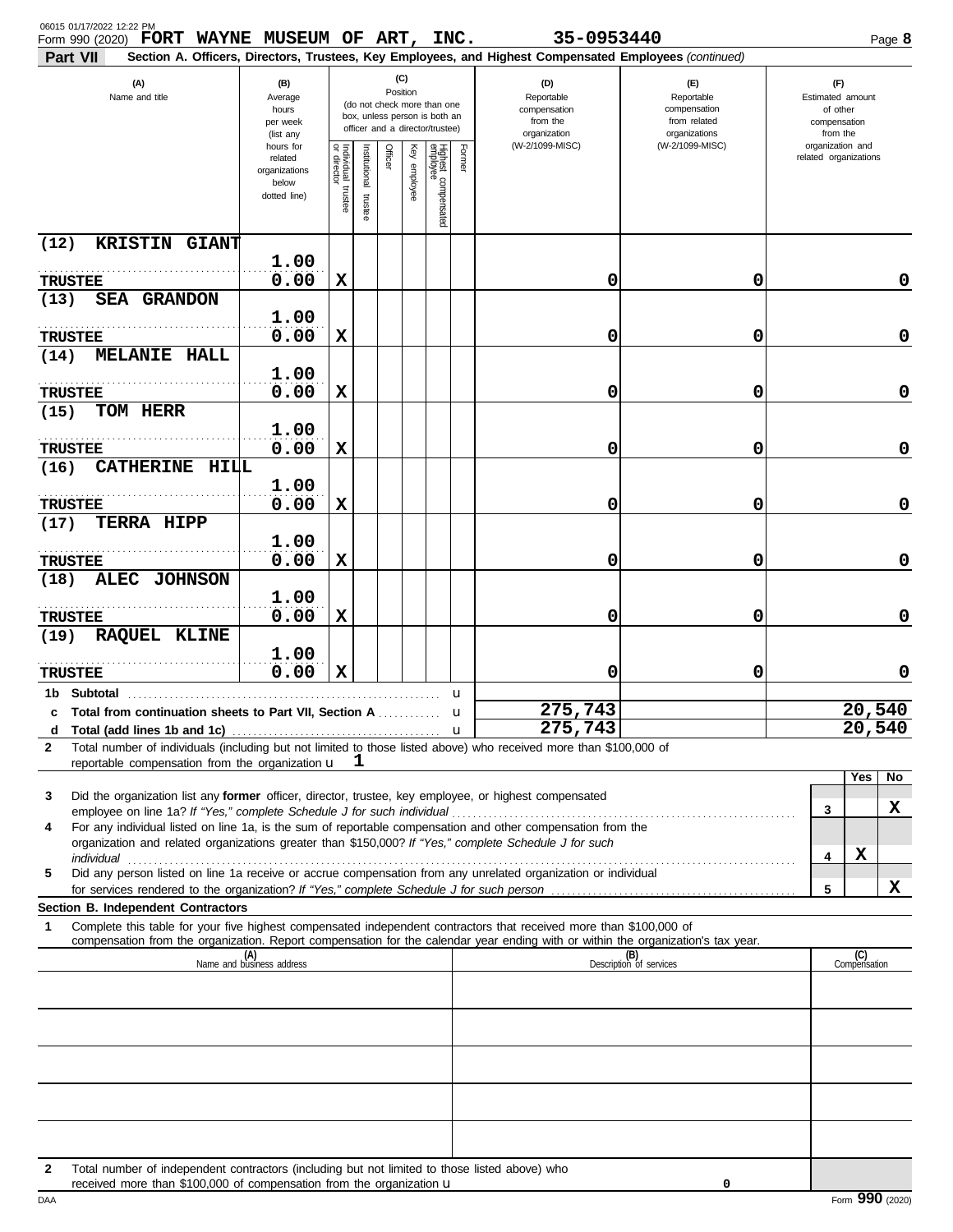Form 990 (2020) **FORT WAYNE MUSEUM OF ART, INC.** 35-0953440

**Part VII** Section A. Officers, Directors, Trustees, Key Employees, and Highest Compensated Employees *(continued)*

| (A) Name and title | (B) Average hours per week (list any hours for related organizations below dotted line) | (C) Position: Individual trustee or director | Institutional trustee | Officer | Key employee | Highest compensated employee | Former | (D) Reportable compensation from the organization (W-2/1099-MISC) | (E) Reportable compensation from related organizations (W-2/1099-MISC) | (F) Estimated amount of other compensation from the organization and related organizations |
|---|---|---|---|---|---|---|---|---|---|---|
| (12) KRISTIN GIANT<br>TRUSTEE | 1.00<br>0.00 | X | | | | | | 0 | 0 | 0 |
| (13) SEA GRANDON<br>TRUSTEE | 1.00<br>0.00 | X | | | | | | 0 | 0 | 0 |
| (14) MELANIE HALL<br>TRUSTEE | 1.00<br>0.00 | X | | | | | | 0 | 0 | 0 |
| (15) TOM HERR<br>TRUSTEE | 1.00<br>0.00 | X | | | | | | 0 | 0 | 0 |
| (16) CATHERINE HILL<br>TRUSTEE | 1.00<br>0.00 | X | | | | | | 0 | 0 | 0 |
| (17) TERRA HIPP<br>TRUSTEE | 1.00<br>0.00 | X | | | | | | 0 | 0 | 0 |
| (18) ALEC JOHNSON<br>TRUSTEE | 1.00<br>0.00 | X | | | | | | 0 | 0 | 0 |
| (19) RAQUEL KLINE<br>TRUSTEE | 1.00<br>0.00 | X | | | | | | 0 | 0 | 0 |
| 1b Subtotal | | | | | | | | | | |
| c Total from continuation sheets to Part VII, Section A | | | | | | | | 275,743 | | 20,540 |
| d Total (add lines 1b and 1c) | | | | | | | | 275,743 | | 20,540 |

2 Total number of individuals (including but not limited to those listed above) who received more than $100,000 of reportable compensation from the organization u 1

| | | Yes | No |
|---|---|---|---|
| 3 Did the organization list any **former** officer, director, trustee, key employee, or highest compensated employee on line 1a? *If "Yes," complete Schedule J for such individual* | 3 | | X |
| 4 For any individual listed on line 1a, is the sum of reportable compensation and other compensation from the organization and related organizations greater than $150,000? *If "Yes," complete Schedule J for such individual* | 4 | X | |
| 5 Did any person listed on line 1a receive or accrue compensation from any unrelated organization or individual for services rendered to the organization? *If "Yes," complete Schedule J for such person* | 5 | | X |

**Section B. Independent Contractors**

1 Complete this table for your five highest compensated independent contractors that received more than $100,000 of compensation from the organization. Report compensation for the calendar year ending with or within the organization's tax year.

| (A) Name and business address | (B) Description of services | (C) Compensation |
|---|---|---|
| | | |
| | | |
| | | |
| | | |
| | | |

2 Total number of independent contractors (including but not limited to those listed above) who received more than $100,000 of compensation from the organization u 0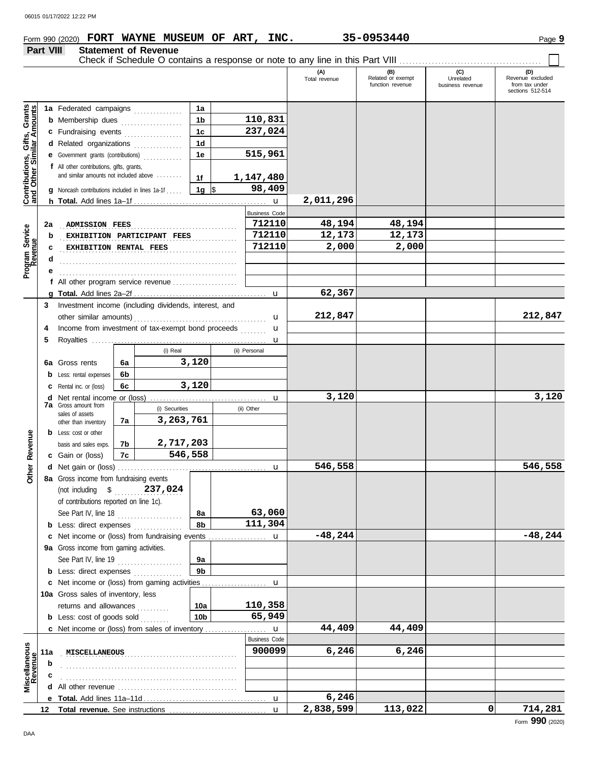06015 01/17/2022 12:22 PM

Form 990 (2020) **FORT WAYNE MUSEUM OF ART, INC.** **35-0953440** Page **9**

## Part VIII Statement of Revenue

Check if Schedule O contains a response or note to any line in this Part VIII . . . . . . . . . . . . ☐

| | | | | (A) Total revenue | (B) Related or exempt function revenue | (C) Unrelated business revenue | (D) Revenue excluded from tax under sections 512-514 |
|---|---|---|---|---|---|---|---|
| **Contributions, Gifts, Grants and Other Similar Amounts** | **1a** Federated campaigns | 1a | | | | | |
| | **b** Membership dues | 1b | 110,831 | | | | |
| | **c** Fundraising events | 1c | 237,024 | | | | |
| | **d** Related organizations | 1d | | | | | |
| | **e** Government grants (contributions) | 1e | 515,961 | | | | |
| | **f** All other contributions, gifts, grants, and similar amounts not included above | 1f | 1,147,480 | | | | |
| | **g** Noncash contributions included in lines 1a-1f | 1g | $ 98,409 | | | | |
| | **h Total.** Add lines 1a–1f | | u | 2,011,296 | | | |
| **Program Service Revenue** | | | Business Code | | | | |
| | **2a** ADMISSION FEES | | 712110 | 48,194 | 48,194 | | |
| | **b** EXHIBITION PARTICIPANT FEES | | 712110 | 12,173 | 12,173 | | |
| | **c** EXHIBITION RENTAL FEES | | 712110 | 2,000 | 2,000 | | |
| | **d** | | | | | | |
| | **e** | | | | | | |
| | **f** All other program service revenue | | | | | | |
| | **g Total.** Add lines 2a–2f | | u | 62,367 | | | |
| **Other Revenue** | **3** Investment income (including dividends, interest, and other similar amounts) | | u | 212,847 | | | 212,847 |
| | **4** Income from investment of tax-exempt bond proceeds | | u | | | | |
| | **5** Royalties | | u | | | | |
| | | (i) Real | (ii) Personal | | | | |
| | **6a** Gross rents — 6a | 3,120 | | | | | |
| | **b** Less: rental expenses — 6b | | | | | | |
| | **c** Rental inc. or (loss) — 6c | 3,120 | | | | | |
| | **d** Net rental income or (loss) | | u | 3,120 | | | 3,120 |
| | | (i) Securities | (ii) Other | | | | |
| | **7a** Gross amount from sales of assets other than inventory — 7a | 3,263,761 | | | | | |
| | **b** Less: cost or other basis and sales exps. — 7b | 2,717,203 | | | | | |
| | **c** Gain or (loss) — 7c | 546,558 | | | | | |
| | **d** Net gain or (loss) | | u | 546,558 | | | 546,558 |
| | **8a** Gross income from fundraising events (not including $ 237,024 of contributions reported on line 1c). See Part IV, line 18 | 8a | 63,060 | | | | |
| | **b** Less: direct expenses | 8b | 111,304 | | | | |
| | **c** Net income or (loss) from fundraising events | | u | -48,244 | | | -48,244 |
| | **9a** Gross income from gaming activities. See Part IV, line 19 | 9a | | | | | |
| | **b** Less: direct expenses | 9b | | | | | |
| | **c** Net income or (loss) from gaming activities | | u | | | | |
| | **10a** Gross sales of inventory, less returns and allowances | 10a | 110,358 | | | | |
| | **b** Less: cost of goods sold | 10b | 65,949 | | | | |
| | **c** Net income or (loss) from sales of inventory | | u | 44,409 | 44,409 | | |
| **Miscellaneous Revenue** | | | Business Code | | | | |
| | **11a** MISCELLANEOUS | | 900099 | 6,246 | 6,246 | | |
| | **b** | | | | | | |
| | **c** | | | | | | |
| | **d** All other revenue | | | | | | |
| | **e Total.** Add lines 11a–11d | | u | 6,246 | | | |
| | **12 Total revenue.** See instructions | | u | 2,838,599 | 113,022 | 0 | 714,281 |

DAA Form **990** (2020)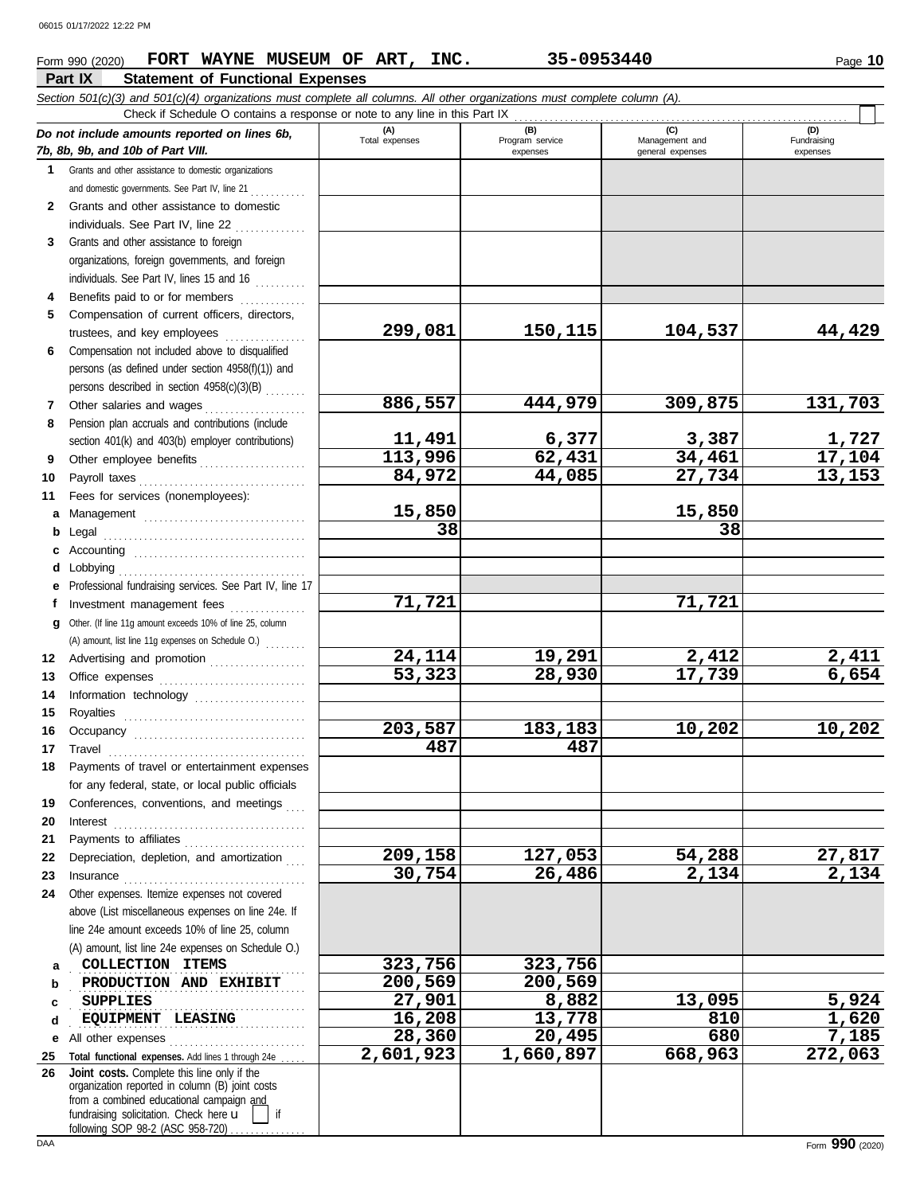Form 990 (2020) **FORT WAYNE MUSEUM OF ART, INC.** **35-0953440** Page **10**

## Part IX Statement of Functional Expenses

*Section 501(c)(3) and 501(c)(4) organizations must complete all columns. All other organizations must complete column (A).*

Check if Schedule O contains a response or note to any line in this Part IX

| *Do not include amounts reported on lines 6b, 7b, 8b, 9b, and 10b of Part VIII.* | (A) Total expenses | (B) Program service expenses | (C) Management and general expenses | (D) Fundraising expenses |
|---|---|---|---|---|
| **1** Grants and other assistance to domestic organizations and domestic governments. See Part IV, line 21 | | | | |
| **2** Grants and other assistance to domestic individuals. See Part IV, line 22 | | | | |
| **3** Grants and other assistance to foreign organizations, foreign governments, and foreign individuals. See Part IV, lines 15 and 16 | | | | |
| **4** Benefits paid to or for members | | | | |
| **5** Compensation of current officers, directors, trustees, and key employees | 299,081 | 150,115 | 104,537 | 44,429 |
| **6** Compensation not included above to disqualified persons (as defined under section 4958(f)(1)) and persons described in section 4958(c)(3)(B) | | | | |
| **7** Other salaries and wages | 886,557 | 444,979 | 309,875 | 131,703 |
| **8** Pension plan accruals and contributions (include section 401(k) and 403(b) employer contributions) | 11,491 | 6,377 | 3,387 | 1,727 |
| **9** Other employee benefits | 113,996 | 62,431 | 34,461 | 17,104 |
| **10** Payroll taxes | 84,972 | 44,085 | 27,734 | 13,153 |
| **11** Fees for services (nonemployees): | | | | |
| **a** Management | 15,850 | | 15,850 | |
| **b** Legal | 38 | | 38 | |
| **c** Accounting | | | | |
| **d** Lobbying | | | | |
| **e** Professional fundraising services. See Part IV, line 17 | | | | |
| **f** Investment management fees | 71,721 | | 71,721 | |
| **g** Other. (If line 11g amount exceeds 10% of line 25, column (A) amount, list line 11g expenses on Schedule O.) | | | | |
| **12** Advertising and promotion | 24,114 | 19,291 | 2,412 | 2,411 |
| **13** Office expenses | 53,323 | 28,930 | 17,739 | 6,654 |
| **14** Information technology | | | | |
| **15** Royalties | | | | |
| **16** Occupancy | 203,587 | 183,183 | 10,202 | 10,202 |
| **17** Travel | 487 | 487 | | |
| **18** Payments of travel or entertainment expenses for any federal, state, or local public officials | | | | |
| **19** Conferences, conventions, and meetings | | | | |
| **20** Interest | | | | |
| **21** Payments to affiliates | | | | |
| **22** Depreciation, depletion, and amortization | 209,158 | 127,053 | 54,288 | 27,817 |
| **23** Insurance | 30,754 | 26,486 | 2,134 | 2,134 |
| **24** Other expenses. Itemize expenses not covered above (List miscellaneous expenses on line 24e. If line 24e amount exceeds 10% of line 25, column (A) amount, list line 24e expenses on Schedule O.) | | | | |
| **a** COLLECTION ITEMS | 323,756 | 323,756 | | |
| **b** PRODUCTION AND EXHIBIT | 200,569 | 200,569 | | |
| **c** SUPPLIES | 27,901 | 8,882 | 13,095 | 5,924 |
| **d** EQUIPMENT LEASING | 16,208 | 13,778 | 810 | 1,620 |
| **e** All other expenses | 28,360 | 20,495 | 680 | 7,185 |
| **25 Total functional expenses.** Add lines 1 through 24e | 2,601,923 | 1,660,897 | 668,963 | 272,063 |
| **26 Joint costs.** Complete this line only if the organization reported in column (B) joint costs from a combined educational campaign and fundraising solicitation. Check here ☐ if following SOP 98-2 (ASC 958-720) | | | | |

Form **990** (2020)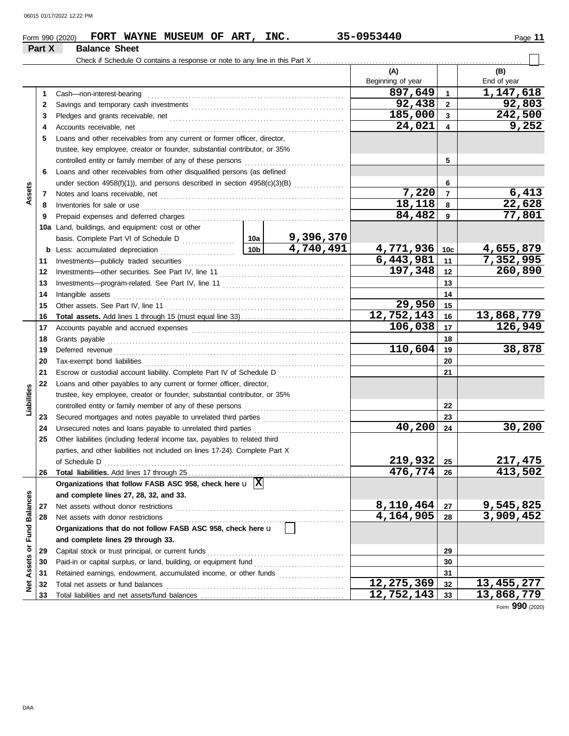Form 990 (2020) **FORT WAYNE MUSEUM OF ART, INC.** 35-0953440

## Part X Balance Sheet

Check if Schedule O contains a response or note to any line in this Part X ☐

| Section | Line | Description | | | (A) Beginning of year | | (B) End of year |
|---|---|---|---|---|---|---|---|
| Assets | 1 | Cash—non-interest-bearing | | | 897,649 | 1 | 1,147,618 |
| | 2 | Savings and temporary cash investments | | | 92,438 | 2 | 92,803 |
| | 3 | Pledges and grants receivable, net | | | 185,000 | 3 | 242,500 |
| | 4 | Accounts receivable, net | | | 24,021 | 4 | 9,252 |
| | 5 | Loans and other receivables from any current or former officer, director, trustee, key employee, creator or founder, substantial contributor, or 35% controlled entity or family member of any of these persons | | | | 5 | |
| | 6 | Loans and other receivables from other disqualified persons (as defined under section 4958(f)(1)), and persons described in section 4958(c)(3)(B) | | | | 6 | |
| | 7 | Notes and loans receivable, net | | | 7,220 | 7 | 6,413 |
| | 8 | Inventories for sale or use | | | 18,118 | 8 | 22,628 |
| | 9 | Prepaid expenses and deferred charges | | | 84,482 | 9 | 77,801 |
| | 10a | Land, buildings, and equipment: cost or other basis. Complete Part VI of Schedule D | 10a | 9,396,370 | | | |
| | b | Less: accumulated depreciation | 10b | 4,740,491 | 4,771,936 | 10c | 4,655,879 |
| | 11 | Investments—publicly traded securities | | | 6,443,981 | 11 | 7,352,995 |
| | 12 | Investments—other securities. See Part IV, line 11 | | | 197,348 | 12 | 260,890 |
| | 13 | Investments—program-related. See Part IV, line 11 | | | | 13 | |
| | 14 | Intangible assets | | | | 14 | |
| | 15 | Other assets. See Part IV, line 11 | | | 29,950 | 15 | |
| | 16 | **Total assets.** Add lines 1 through 15 (must equal line 33) | | | 12,752,143 | 16 | 13,868,779 |
| Liabilities | 17 | Accounts payable and accrued expenses | | | 106,038 | 17 | 126,949 |
| | 18 | Grants payable | | | | 18 | |
| | 19 | Deferred revenue | | | 110,604 | 19 | 38,878 |
| | 20 | Tax-exempt bond liabilities | | | | 20 | |
| | 21 | Escrow or custodial account liability. Complete Part IV of Schedule D | | | | 21 | |
| | 22 | Loans and other payables to any current or former officer, director, trustee, key employee, creator or founder, substantial contributor, or 35% controlled entity or family member of any of these persons | | | | 22 | |
| | 23 | Secured mortgages and notes payable to unrelated third parties | | | | 23 | |
| | 24 | Unsecured notes and loans payable to unrelated third parties | | | 40,200 | 24 | 30,200 |
| | 25 | Other liabilities (including federal income tax, payables to related third parties, and other liabilities not included on lines 17-24). Complete Part X of Schedule D | | | 219,932 | 25 | 217,475 |
| | 26 | **Total liabilities.** Add lines 17 through 25 | | | 476,774 | 26 | 413,502 |
| Net Assets or Fund Balances | | **Organizations that follow FASB ASC 958, check here** ☒ **and complete lines 27, 28, 32, and 33.** | | | | | |
| | 27 | Net assets without donor restrictions | | | 8,110,464 | 27 | 9,545,825 |
| | 28 | Net assets with donor restrictions | | | 4,164,905 | 28 | 3,909,452 |
| | | **Organizations that do not follow FASB ASC 958, check here** ☐ **and complete lines 29 through 33.** | | | | | |
| | 29 | Capital stock or trust principal, or current funds | | | | 29 | |
| | 30 | Paid-in or capital surplus, or land, building, or equipment fund | | | | 30 | |
| | 31 | Retained earnings, endowment, accumulated income, or other funds | | | | 31 | |
| | 32 | Total net assets or fund balances | | | 12,275,369 | 32 | 13,455,277 |
| | 33 | Total liabilities and net assets/fund balances | | | 12,752,143 | 33 | 13,868,779 |

Form **990** (2020)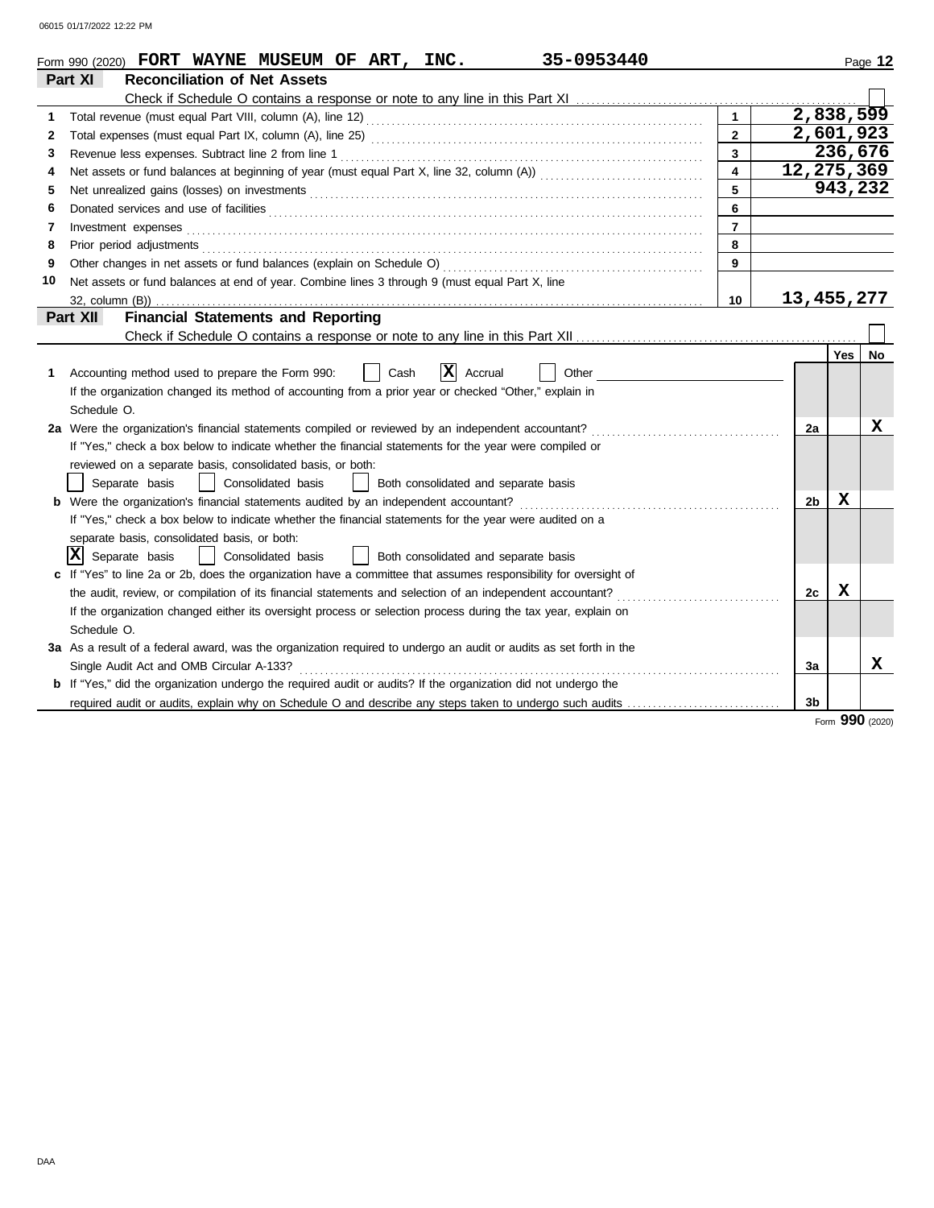Form 990 (2020) **FORT WAYNE MUSEUM OF ART, INC.** **35-0953440**

## Part XI Reconciliation of Net Assets

Check if Schedule O contains a response or note to any line in this Part XI ☐

| | | Line | Amount |
|---|---|---|---|
| 1 | Total revenue (must equal Part VIII, column (A), line 12) | 1 | 2,838,599 |
| 2 | Total expenses (must equal Part IX, column (A), line 25) | 2 | 2,601,923 |
| 3 | Revenue less expenses. Subtract line 2 from line 1 | 3 | 236,676 |
| 4 | Net assets or fund balances at beginning of year (must equal Part X, line 32, column (A)) | 4 | 12,275,369 |
| 5 | Net unrealized gains (losses) on investments | 5 | 943,232 |
| 6 | Donated services and use of facilities | 6 | |
| 7 | Investment expenses | 7 | |
| 8 | Prior period adjustments | 8 | |
| 9 | Other changes in net assets or fund balances (explain on Schedule O) | 9 | |
| 10 | Net assets or fund balances at end of year. Combine lines 3 through 9 (must equal Part X, line 32, column (B)) | 10 | 13,455,277 |

## Part XII Financial Statements and Reporting

Check if Schedule O contains a response or note to any line in this Part XII ☐

| | | | Yes | No |
|---|---|---|---|---|
| 1 | Accounting method used to prepare the Form 990: ☐ Cash ☒ Accrual ☐ Other<br>If the organization changed its method of accounting from a prior year or checked "Other," explain in Schedule O. | | | |
| 2a | Were the organization's financial statements compiled or reviewed by an independent accountant?<br>If "Yes," check a box below to indicate whether the financial statements for the year were compiled or reviewed on a separate basis, consolidated basis, or both:<br>☐ Separate basis ☐ Consolidated basis ☐ Both consolidated and separate basis | 2a | | X |
| b | Were the organization's financial statements audited by an independent accountant?<br>If "Yes," check a box below to indicate whether the financial statements for the year were audited on a separate basis, consolidated basis, or both:<br>☒ Separate basis ☐ Consolidated basis ☐ Both consolidated and separate basis | 2b | X | |
| c | If "Yes" to line 2a or 2b, does the organization have a committee that assumes responsibility for oversight of the audit, review, or compilation of its financial statements and selection of an independent accountant?<br>If the organization changed either its oversight process or selection process during the tax year, explain on Schedule O. | 2c | X | |
| 3a | As a result of a federal award, was the organization required to undergo an audit or audits as set forth in the Single Audit Act and OMB Circular A-133? | 3a | | X |
| b | If "Yes," did the organization undergo the required audit or audits? If the organization did not undergo the required audit or audits, explain why on Schedule O and describe any steps taken to undergo such audits | 3b | | |

Form **990** (2020)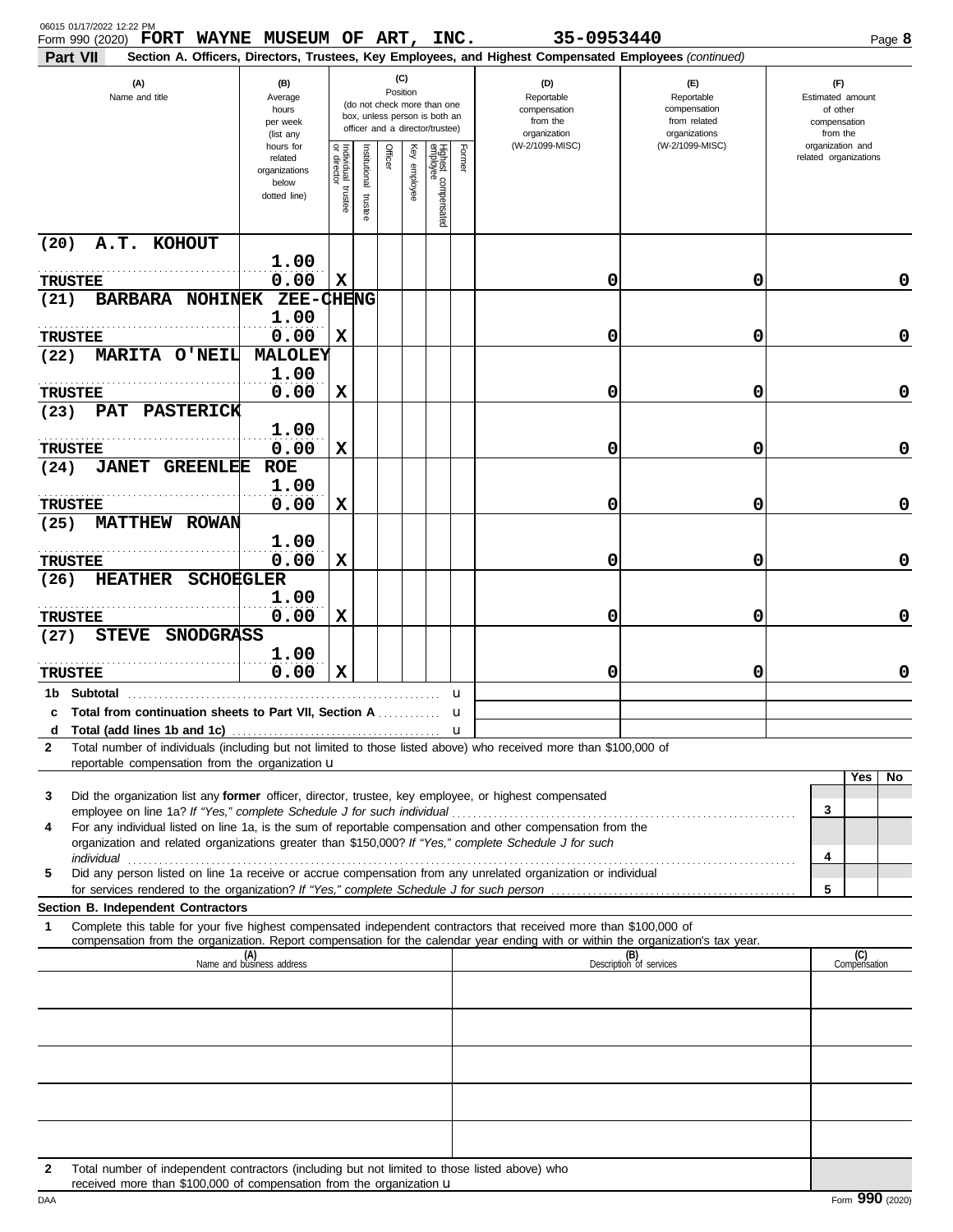Form 990 (2020) **FORT WAYNE MUSEUM OF ART, INC.** **35-0953440** Page **8**

**Part VII** **Section A. Officers, Directors, Trustees, Key Employees, and Highest Compensated Employees** *(continued)*

| (A) Name and title | (B) Average hours per week (list any hours for related organizations below dotted line) | (C) Position: Individual trustee or director | Institutional trustee | Officer | Key employee | Highest compensated employee | Former | (D) Reportable compensation from the organization (W-2/1099-MISC) | (E) Reportable compensation from related organizations (W-2/1099-MISC) | (F) Estimated amount of other compensation from the organization and related organizations |
|---|---|---|---|---|---|---|---|---|---|---|
| (20) A.T. KOHOUT<br>TRUSTEE | 1.00<br>0.00 | X | | | | | | 0 | 0 | 0 |
| (21) BARBARA NOHINEK ZEE-CHENG<br>TRUSTEE | 1.00<br>0.00 | X | | | | | | 0 | 0 | 0 |
| (22) MARITA O'NEIL MALOLEY<br>TRUSTEE | 1.00<br>0.00 | X | | | | | | 0 | 0 | 0 |
| (23) PAT PASTERICK<br>TRUSTEE | 1.00<br>0.00 | X | | | | | | 0 | 0 | 0 |
| (24) JANET GREENLEE ROE<br>TRUSTEE | 1.00<br>0.00 | X | | | | | | 0 | 0 | 0 |
| (25) MATTHEW ROWAN<br>TRUSTEE | 1.00<br>0.00 | X | | | | | | 0 | 0 | 0 |
| (26) HEATHER SCHOEGLER<br>TRUSTEE | 1.00<br>0.00 | X | | | | | | 0 | 0 | 0 |
| (27) STEVE SNODGRASS<br>TRUSTEE | 1.00<br>0.00 | X | | | | | | 0 | 0 | 0 |
| 1b Subtotal | | | | | | | | | | |
| c Total from continuation sheets to Part VII, Section A | | | | | | | | | | |
| d Total (add lines 1b and 1c) | | | | | | | | | | |

**2** Total number of individuals (including but not limited to those listed above) who received more than $100,000 of reportable compensation from the organization u

| | | Yes | No |
|---|---|---|---|
| **3** Did the organization list any **former** officer, director, trustee, key employee, or highest compensated employee on line 1a? *If "Yes," complete Schedule J for such individual* | 3 | | |
| **4** For any individual listed on line 1a, is the sum of reportable compensation and other compensation from the organization and related organizations greater than $150,000? *If "Yes," complete Schedule J for such individual* | 4 | | |
| **5** Did any person listed on line 1a receive or accrue compensation from any unrelated organization or individual for services rendered to the organization? *If "Yes," complete Schedule J for such person* | 5 | | |

**Section B. Independent Contractors**

**1** Complete this table for your five highest compensated independent contractors that received more than $100,000 of compensation from the organization. Report compensation for the calendar year ending with or within the organization's tax year.

| (A) Name and business address | (B) Description of services | (C) Compensation |
|---|---|---|
| | | |
| | | |
| | | |
| | | |
| | | |

**2** Total number of independent contractors (including but not limited to those listed above) who received more than $100,000 of compensation from the organization u

Form **990** (2020)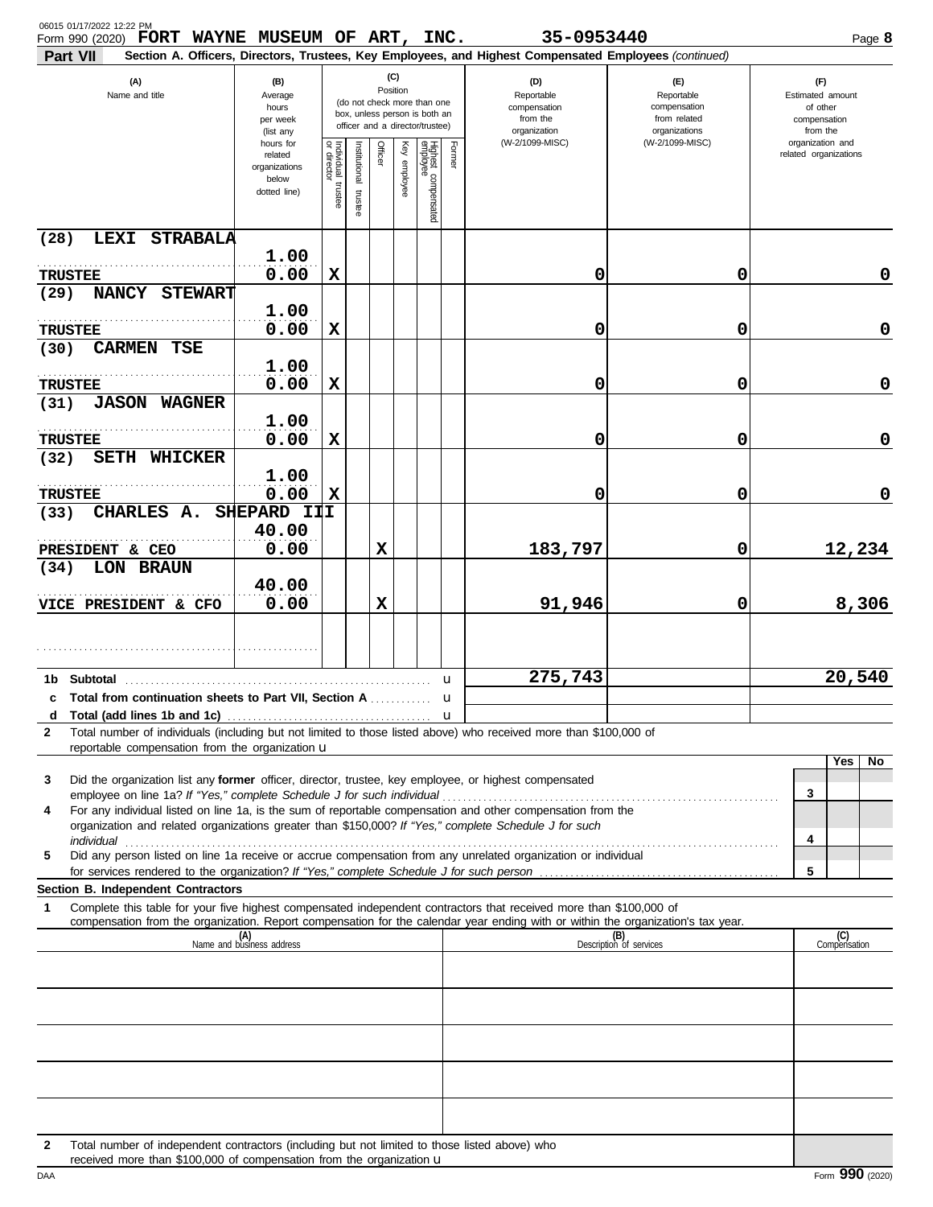Form 990 (2020) **FORT WAYNE MUSEUM OF ART, INC.** 35-0953440 Page **8**

**Part VII** **Section A. Officers, Directors, Trustees, Key Employees, and Highest Compensated Employees** *(continued)*

| (A) Name and title | (B) Average hours per week (list any hours for related organizations below dotted line) | (C) Position: Individual trustee or director | Institutional trustee | Officer | Key employee | Highest compensated employee | Former | (D) Reportable compensation from the organization (W-2/1099-MISC) | (E) Reportable compensation from related organizations (W-2/1099-MISC) | (F) Estimated amount of other compensation from the organization and related organizations |
|---|---|---|---|---|---|---|---|---|---|---|
| (28) LEXI STRABALA<br>TRUSTEE | 1.00<br>0.00 | X | | | | | | 0 | 0 | 0 |
| (29) NANCY STEWART<br>TRUSTEE | 1.00<br>0.00 | X | | | | | | 0 | 0 | 0 |
| (30) CARMEN TSE<br>TRUSTEE | 1.00<br>0.00 | X | | | | | | 0 | 0 | 0 |
| (31) JASON WAGNER<br>TRUSTEE | 1.00<br>0.00 | X | | | | | | 0 | 0 | 0 |
| (32) SETH WHICKER<br>TRUSTEE | 1.00<br>0.00 | X | | | | | | 0 | 0 | 0 |
| (33) CHARLES A. SHEPARD III<br>PRESIDENT & CEO | 40.00<br>0.00 | | | X | | | | 183,797 | 0 | 12,234 |
| (34) LON BRAUN<br>VICE PRESIDENT & CFO | 40.00<br>0.00 | | | X | | | | 91,946 | 0 | 8,306 |
| | | | | | | | | | | |
| **1b Subtotal** | | | | | | | | 275,743 | | 20,540 |
| **c Total from continuation sheets to Part VII, Section A** | | | | | | | | | | |
| **d Total (add lines 1b and 1c)** | | | | | | | | | | |

**2** Total number of individuals (including but not limited to those listed above) who received more than $100,000 of reportable compensation from the organization

| | | Yes | No |
|---|---|---|---|
| **3** Did the organization list any **former** officer, director, trustee, key employee, or highest compensated employee on line 1a? *If "Yes," complete Schedule J for such individual* | 3 | | |
| **4** For any individual listed on line 1a, is the sum of reportable compensation and other compensation from the organization and related organizations greater than $150,000? *If "Yes," complete Schedule J for such individual* | 4 | | |
| **5** Did any person listed on line 1a receive or accrue compensation from any unrelated organization or individual for services rendered to the organization? *If "Yes," complete Schedule J for such person* | 5 | | |

**Section B. Independent Contractors**

**1** Complete this table for your five highest compensated independent contractors that received more than $100,000 of compensation from the organization. Report compensation for the calendar year ending with or within the organization's tax year.

| (A) Name and business address | (B) Description of services | (C) Compensation |
|---|---|---|
| | | |
| | | |
| | | |
| | | |
| | | |

**2** Total number of independent contractors (including but not limited to those listed above) who received more than $100,000 of compensation from the organization

Form **990** (2020)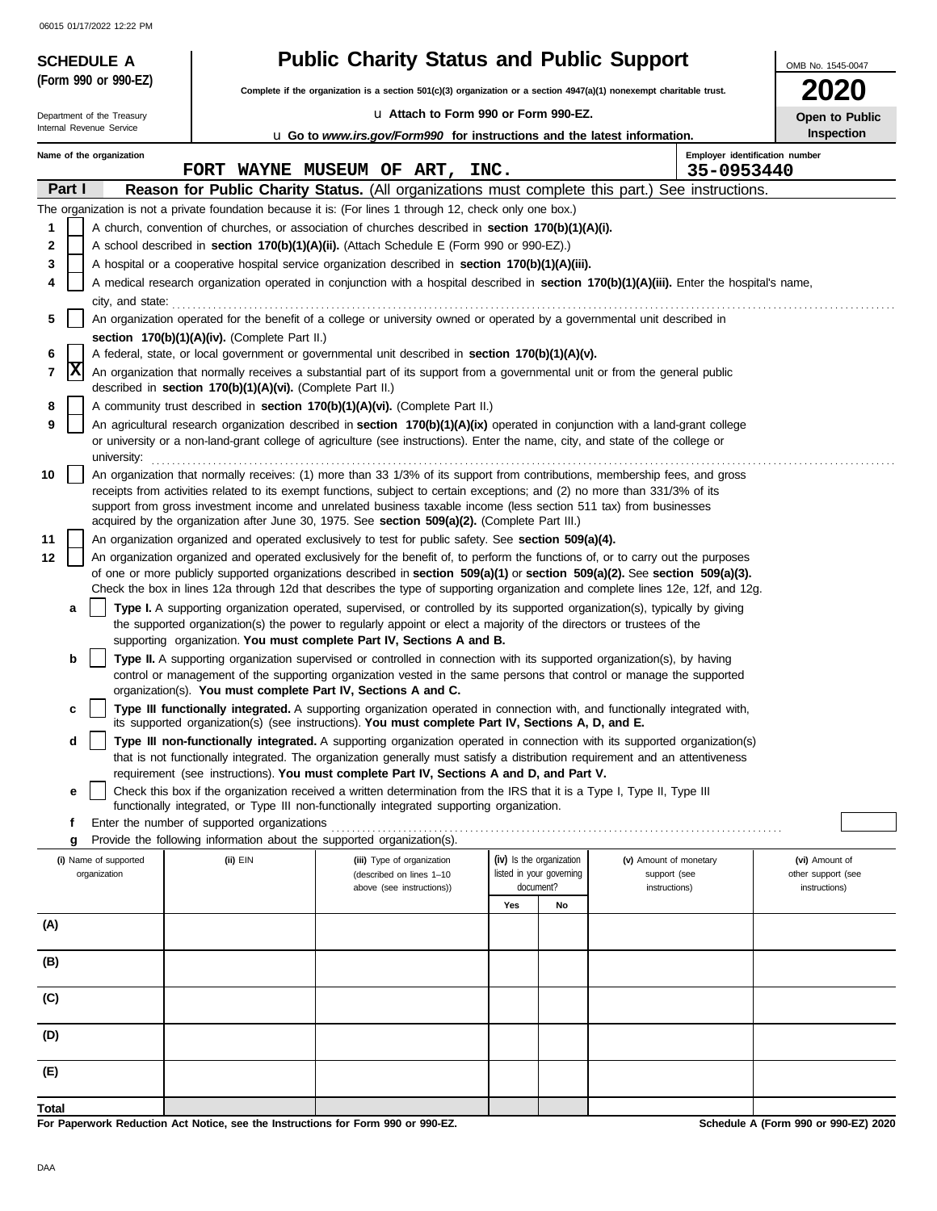06015 01/17/2022 12:22 PM

**SCHEDULE A** **(Form 990 or 990-EZ)**

Department of the Treasury Internal Revenue Service

# Public Charity Status and Public Support

**Complete if the organization is a section 501(c)(3) organization or a section 4947(a)(1) nonexempt charitable trust.**

u **Attach to Form 990 or Form 990-EZ.**

u **Go to *www.irs.gov/Form990* for instructions and the latest information.**

OMB No. 1545-0047

**2020**

**Open to Public Inspection**

**Name of the organization**
FORT WAYNE MUSEUM OF ART, INC.

**Employer identification number**
35-0953440

**Part I** **Reason for Public Charity Status.** (All organizations must complete this part.) See instructions.

The organization is not a private foundation because it is: (For lines 1 through 12, check only one box.)

1 [ ] A church, convention of churches, or association of churches described in **section 170(b)(1)(A)(i).**

2 [ ] A school described in **section 170(b)(1)(A)(ii).** (Attach Schedule E (Form 990 or 990-EZ).)

3 [ ] A hospital or a cooperative hospital service organization described in **section 170(b)(1)(A)(iii).**

4 [ ] A medical research organization operated in conjunction with a hospital described in **section 170(b)(1)(A)(iii).** Enter the hospital's name, city, and state:

5 [ ] An organization operated for the benefit of a college or university owned or operated by a governmental unit described in **section 170(b)(1)(A)(iv).** (Complete Part II.)

6 [ ] A federal, state, or local government or governmental unit described in **section 170(b)(1)(A)(v).**

7 [X] An organization that normally receives a substantial part of its support from a governmental unit or from the general public described in **section 170(b)(1)(A)(vi).** (Complete Part II.)

8 [ ] A community trust described in **section 170(b)(1)(A)(vi).** (Complete Part II.)

9 [ ] An agricultural research organization described in **section 170(b)(1)(A)(ix)** operated in conjunction with a land-grant college or university or a non-land-grant college of agriculture (see instructions). Enter the name, city, and state of the college or university:

10 [ ] An organization that normally receives: (1) more than 33 1/3% of its support from contributions, membership fees, and gross receipts from activities related to its exempt functions, subject to certain exceptions; and (2) no more than 331/3% of its support from gross investment income and unrelated business taxable income (less section 511 tax) from businesses acquired by the organization after June 30, 1975. See **section 509(a)(2).** (Complete Part III.)

11 [ ] An organization organized and operated exclusively to test for public safety. See **section 509(a)(4).**

12 [ ] An organization organized and operated exclusively for the benefit of, to perform the functions of, or to carry out the purposes of one or more publicly supported organizations described in **section 509(a)(1)** or **section 509(a)(2).** See **section 509(a)(3).** Check the box in lines 12a through 12d that describes the type of supporting organization and complete lines 12e, 12f, and 12g.

**a** [ ] **Type I.** A supporting organization operated, supervised, or controlled by its supported organization(s), typically by giving the supported organization(s) the power to regularly appoint or elect a majority of the directors or trustees of the supporting organization. **You must complete Part IV, Sections A and B.**

**b** [ ] **Type II.** A supporting organization supervised or controlled in connection with its supported organization(s), by having control or management of the supporting organization vested in the same persons that control or manage the supported organization(s). **You must complete Part IV, Sections A and C.**

**c** [ ] **Type III functionally integrated.** A supporting organization operated in connection with, and functionally integrated with, its supported organization(s) (see instructions). **You must complete Part IV, Sections A, D, and E.**

**d** [ ] **Type III non-functionally integrated.** A supporting organization operated in connection with its supported organization(s) that is not functionally integrated. The organization generally must satisfy a distribution requirement and an attentiveness requirement (see instructions). **You must complete Part IV, Sections A and D, and Part V.**

**e** [ ] Check this box if the organization received a written determination from the IRS that it is a Type I, Type II, Type III functionally integrated, or Type III non-functionally integrated supporting organization.

**f** Enter the number of supported organizations

**g** Provide the following information about the supported organization(s).

| (i) Name of supported organization | (ii) EIN | (iii) Type of organization (described on lines 1–10 above (see instructions)) | (iv) Is the organization listed in your governing document? | | (v) Amount of monetary support (see instructions) | (vi) Amount of other support (see instructions) |
|---|---|---|---|---|---|---|
| | | | Yes | No | | |
| (A) | | | | | | |
| (B) | | | | | | |
| (C) | | | | | | |
| (D) | | | | | | |
| (E) | | | | | | |
| Total | | | | | | |

**For Paperwork Reduction Act Notice, see the Instructions for Form 990 or 990-EZ.**

**Schedule A (Form 990 or 990-EZ) 2020**

DAA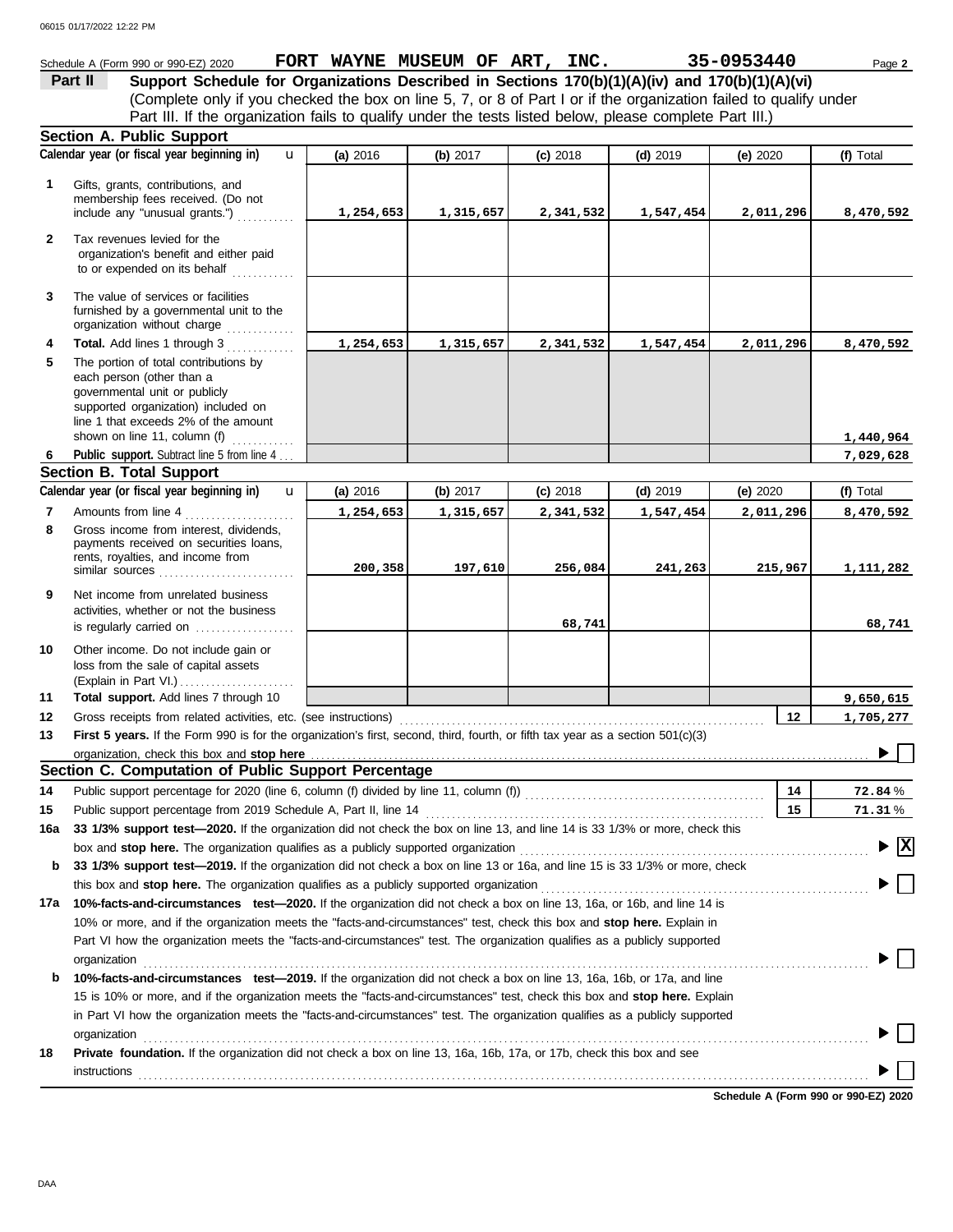Schedule A (Form 990 or 990-EZ) 2020 **FORT WAYNE MUSEUM OF ART, INC.** **35-0953440** Page **2**

**Part II** **Support Schedule for Organizations Described in Sections 170(b)(1)(A)(iv) and 170(b)(1)(A)(vi)**
(Complete only if you checked the box on line 5, 7, or 8 of Part I or if the organization failed to qualify under Part III. If the organization fails to qualify under the tests listed below, please complete Part III.)

## Section A. Public Support

| | Calendar year (or fiscal year beginning in) | (a) 2016 | (b) 2017 | (c) 2018 | (d) 2019 | (e) 2020 | (f) Total |
|---|---|---|---|---|---|---|---|
| 1 | Gifts, grants, contributions, and membership fees received. (Do not include any "unusual grants.") | 1,254,653 | 1,315,657 | 2,341,532 | 1,547,454 | 2,011,296 | 8,470,592 |
| 2 | Tax revenues levied for the organization's benefit and either paid to or expended on its behalf | | | | | | |
| 3 | The value of services or facilities furnished by a governmental unit to the organization without charge | | | | | | |
| 4 | **Total.** Add lines 1 through 3 | 1,254,653 | 1,315,657 | 2,341,532 | 1,547,454 | 2,011,296 | 8,470,592 |
| 5 | The portion of total contributions by each person (other than a governmental unit or publicly supported organization) included on line 1 that exceeds 2% of the amount shown on line 11, column (f) | | | | | | 1,440,964 |
| 6 | **Public support.** Subtract line 5 from line 4 | | | | | | 7,029,628 |

## Section B. Total Support

| | Calendar year (or fiscal year beginning in) | (a) 2016 | (b) 2017 | (c) 2018 | (d) 2019 | (e) 2020 | (f) Total |
|---|---|---|---|---|---|---|---|
| 7 | Amounts from line 4 | 1,254,653 | 1,315,657 | 2,341,532 | 1,547,454 | 2,011,296 | 8,470,592 |
| 8 | Gross income from interest, dividends, payments received on securities loans, rents, royalties, and income from similar sources | 200,358 | 197,610 | 256,084 | 241,263 | 215,967 | 1,111,282 |
| 9 | Net income from unrelated business activities, whether or not the business is regularly carried on | | | 68,741 | | | 68,741 |
| 10 | Other income. Do not include gain or loss from the sale of capital assets (Explain in Part VI.) | | | | | | |
| 11 | **Total support.** Add lines 7 through 10 | | | | | | 9,650,615 |
| 12 | Gross receipts from related activities, etc. (see instructions) | | | | | 12 | 1,705,277 |

**13** **First 5 years.** If the Form 990 is for the organization's first, second, third, fourth, or fifth tax year as a section 501(c)(3) organization, check this box and **stop here** ☐

## Section C. Computation of Public Support Percentage

| | | | |
|---|---|---|---|
| 14 | Public support percentage for 2020 (line 6, column (f) divided by line 11, column (f)) | 14 | 72.84 % |
| 15 | Public support percentage from 2019 Schedule A, Part II, line 14 | 15 | 71.31 % |

**16a** **33 1/3% support test—2020.** If the organization did not check the box on line 13, and line 14 is 33 1/3% or more, check this box and **stop here.** The organization qualifies as a publicly supported organization ☒

**b** **33 1/3% support test—2019.** If the organization did not check a box on line 13 or 16a, and line 15 is 33 1/3% or more, check this box and **stop here.** The organization qualifies as a publicly supported organization ☐

**17a** **10%-facts-and-circumstances test—2020.** If the organization did not check a box on line 13, 16a, or 16b, and line 14 is 10% or more, and if the organization meets the "facts-and-circumstances" test, check this box and **stop here.** Explain in Part VI how the organization meets the "facts-and-circumstances" test. The organization qualifies as a publicly supported organization ☐

**b** **10%-facts-and-circumstances test—2019.** If the organization did not check a box on line 13, 16a, 16b, or 17a, and line 15 is 10% or more, and if the organization meets the "facts-and-circumstances" test, check this box and **stop here.** Explain in Part VI how the organization meets the "facts-and-circumstances" test. The organization qualifies as a publicly supported organization ☐

**18** **Private foundation.** If the organization did not check a box on line 13, 16a, 16b, 17a, or 17b, check this box and see instructions ☐

**Schedule A (Form 990 or 990-EZ) 2020**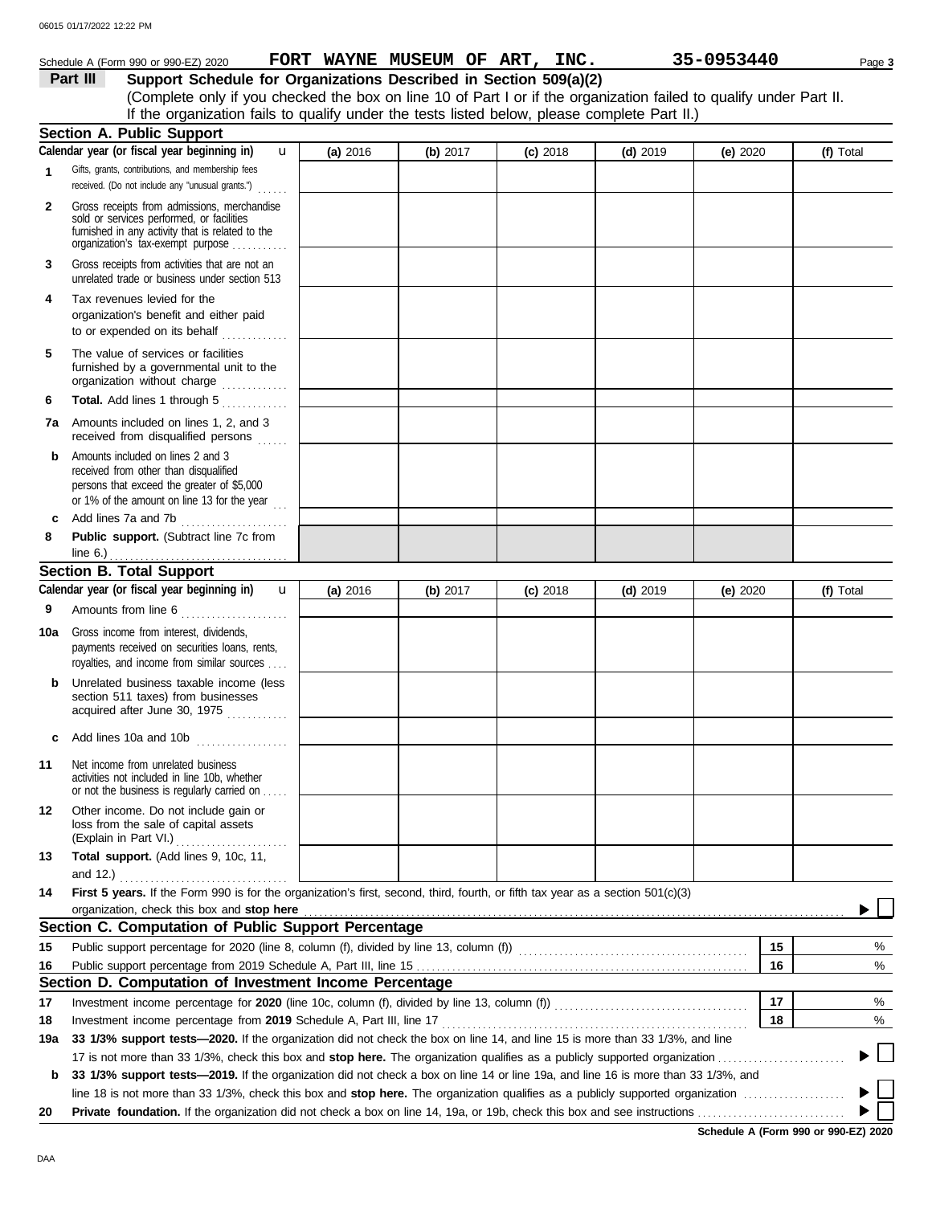Schedule A (Form 990 or 990-EZ) 2020 **FORT WAYNE MUSEUM OF ART, INC.** **35-0953440**

## Part III Support Schedule for Organizations Described in Section 509(a)(2)

(Complete only if you checked the box on line 10 of Part I or if the organization failed to qualify under Part II. If the organization fails to qualify under the tests listed below, please complete Part II.)

### Section A. Public Support

| Calendar year (or fiscal year beginning in) | (a) 2016 | (b) 2017 | (c) 2018 | (d) 2019 | (e) 2020 | (f) Total |
|---|---|---|---|---|---|---|
| **1** Gifts, grants, contributions, and membership fees received. (Do not include any "unusual grants.") | | | | | | |
| **2** Gross receipts from admissions, merchandise sold or services performed, or facilities furnished in any activity that is related to the organization's tax-exempt purpose | | | | | | |
| **3** Gross receipts from activities that are not an unrelated trade or business under section 513 | | | | | | |
| **4** Tax revenues levied for the organization's benefit and either paid to or expended on its behalf | | | | | | |
| **5** The value of services or facilities furnished by a governmental unit to the organization without charge | | | | | | |
| **6** **Total.** Add lines 1 through 5 | | | | | | |
| **7a** Amounts included on lines 1, 2, and 3 received from disqualified persons | | | | | | |
| **b** Amounts included on lines 2 and 3 received from other than disqualified persons that exceed the greater of $5,000 or 1% of the amount on line 13 for the year | | | | | | |
| **c** Add lines 7a and 7b | | | | | | |
| **8** **Public support.** (Subtract line 7c from line 6.) | | | | | | |

### Section B. Total Support

| Calendar year (or fiscal year beginning in) | (a) 2016 | (b) 2017 | (c) 2018 | (d) 2019 | (e) 2020 | (f) Total |
|---|---|---|---|---|---|---|
| **9** Amounts from line 6 | | | | | | |
| **10a** Gross income from interest, dividends, payments received on securities loans, rents, royalties, and income from similar sources | | | | | | |
| **b** Unrelated business taxable income (less section 511 taxes) from businesses acquired after June 30, 1975 | | | | | | |
| **c** Add lines 10a and 10b | | | | | | |
| **11** Net income from unrelated business activities not included in line 10b, whether or not the business is regularly carried on | | | | | | |
| **12** Other income. Do not include gain or loss from the sale of capital assets (Explain in Part VI.) | | | | | | |
| **13** **Total support.** (Add lines 9, 10c, 11, and 12.) | | | | | | |

**14** **First 5 years.** If the Form 990 is for the organization's first, second, third, fourth, or fifth tax year as a section 501(c)(3) organization, check this box and **stop here** ▶ ☐

### Section C. Computation of Public Support Percentage

| | | | |
|---|---|---|---|
| **15** | Public support percentage for 2020 (line 8, column (f), divided by line 13, column (f)) | **15** | % |
| **16** | Public support percentage from 2019 Schedule A, Part III, line 15 | **16** | % |

### Section D. Computation of Investment Income Percentage

| | | | |
|---|---|---|---|
| **17** | Investment income percentage for **2020** (line 10c, column (f), divided by line 13, column (f)) | **17** | % |
| **18** | Investment income percentage from **2019** Schedule A, Part III, line 17 | **18** | % |

**19a** **33 1/3% support tests—2020.** If the organization did not check the box on line 14, and line 15 is more than 33 1/3%, and line 17 is not more than 33 1/3%, check this box and **stop here.** The organization qualifies as a publicly supported organization ▶ ☐

**b** **33 1/3% support tests—2019.** If the organization did not check a box on line 14 or line 19a, and line 16 is more than 33 1/3%, and line 18 is not more than 33 1/3%, check this box and **stop here.** The organization qualifies as a publicly supported organization ▶ ☐

**20** **Private foundation.** If the organization did not check a box on line 14, 19a, or 19b, check this box and see instructions ▶ ☐

**Schedule A (Form 990 or 990-EZ) 2020**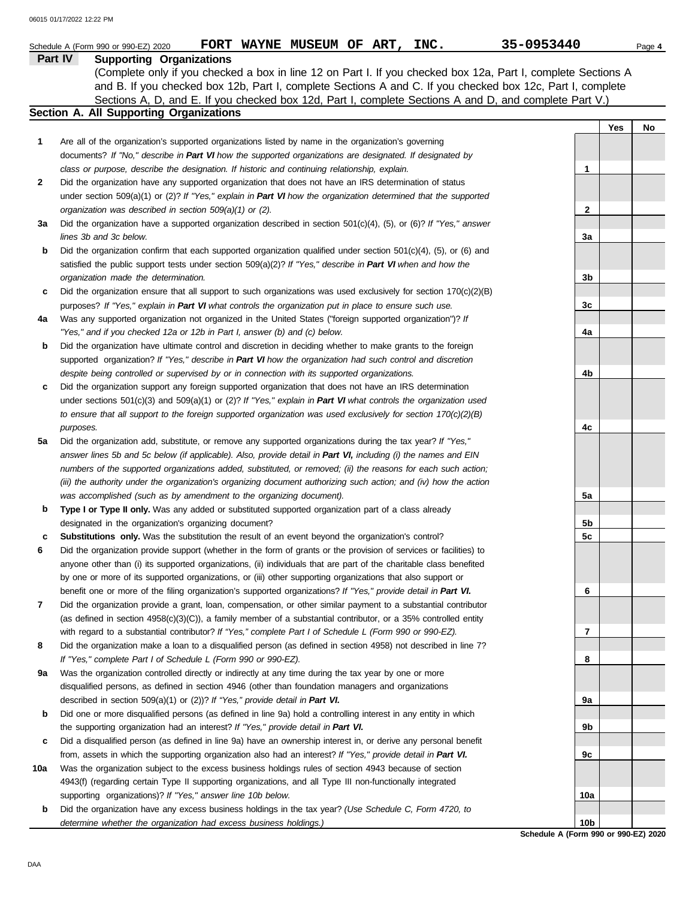Schedule A (Form 990 or 990-EZ) 2020 **FORT WAYNE MUSEUM OF ART, INC.** **35-0953440** Page **4**

## Part IV Supporting Organizations

(Complete only if you checked a box in line 12 on Part I. If you checked box 12a, Part I, complete Sections A and B. If you checked box 12b, Part I, complete Sections A and C. If you checked box 12c, Part I, complete Sections A, D, and E. If you checked box 12d, Part I, complete Sections A and D, and complete Part V.)

### Section A. All Supporting Organizations

| | | Line | Yes | No |
|---|---|---|---|---|
| **1** | Are all of the organization's supported organizations listed by name in the organization's governing documents? *If "No," describe in **Part VI** how the supported organizations are designated. If designated by class or purpose, describe the designation. If historic and continuing relationship, explain.* | 1 | | |
| **2** | Did the organization have any supported organization that does not have an IRS determination of status under section 509(a)(1) or (2)? *If "Yes," explain in **Part VI** how the organization determined that the supported organization was described in section 509(a)(1) or (2).* | 2 | | |
| **3a** | Did the organization have a supported organization described in section 501(c)(4), (5), or (6)? *If "Yes," answer lines 3b and 3c below.* | 3a | | |
| **b** | Did the organization confirm that each supported organization qualified under section 501(c)(4), (5), or (6) and satisfied the public support tests under section 509(a)(2)? *If "Yes," describe in **Part VI** when and how the organization made the determination.* | 3b | | |
| **c** | Did the organization ensure that all support to such organizations was used exclusively for section 170(c)(2)(B) purposes? *If "Yes," explain in **Part VI** what controls the organization put in place to ensure such use.* | 3c | | |
| **4a** | Was any supported organization not organized in the United States ("foreign supported organization")? *If "Yes," and if you checked 12a or 12b in Part I, answer (b) and (c) below.* | 4a | | |
| **b** | Did the organization have ultimate control and discretion in deciding whether to make grants to the foreign supported organization? *If "Yes," describe in **Part VI** how the organization had such control and discretion despite being controlled or supervised by or in connection with its supported organizations.* | 4b | | |
| **c** | Did the organization support any foreign supported organization that does not have an IRS determination under sections 501(c)(3) and 509(a)(1) or (2)? *If "Yes," explain in **Part VI** what controls the organization used to ensure that all support to the foreign supported organization was used exclusively for section 170(c)(2)(B) purposes.* | 4c | | |
| **5a** | Did the organization add, substitute, or remove any supported organizations during the tax year? *If "Yes," answer lines 5b and 5c below (if applicable). Also, provide detail in **Part VI,** including (i) the names and EIN numbers of the supported organizations added, substituted, or removed; (ii) the reasons for each such action; (iii) the authority under the organization's organizing document authorizing such action; and (iv) how the action was accomplished (such as by amendment to the organizing document).* | 5a | | |
| **b** | **Type I or Type II only.** Was any added or substituted supported organization part of a class already designated in the organization's organizing document? | 5b | | |
| **c** | **Substitutions only.** Was the substitution the result of an event beyond the organization's control? | 5c | | |
| **6** | Did the organization provide support (whether in the form of grants or the provision of services or facilities) to anyone other than (i) its supported organizations, (ii) individuals that are part of the charitable class benefited by one or more of its supported organizations, or (iii) other supporting organizations that also support or benefit one or more of the filing organization's supported organizations? *If "Yes," provide detail in **Part VI.*** | 6 | | |
| **7** | Did the organization provide a grant, loan, compensation, or other similar payment to a substantial contributor (as defined in section 4958(c)(3)(C)), a family member of a substantial contributor, or a 35% controlled entity with regard to a substantial contributor? *If "Yes," complete Part I of Schedule L (Form 990 or 990-EZ).* | 7 | | |
| **8** | Did the organization make a loan to a disqualified person (as defined in section 4958) not described in line 7? *If "Yes," complete Part I of Schedule L (Form 990 or 990-EZ).* | 8 | | |
| **9a** | Was the organization controlled directly or indirectly at any time during the tax year by one or more disqualified persons, as defined in section 4946 (other than foundation managers and organizations described in section 509(a)(1) or (2))? *If "Yes," provide detail in **Part VI.*** | 9a | | |
| **b** | Did one or more disqualified persons (as defined in line 9a) hold a controlling interest in any entity in which the supporting organization had an interest? *If "Yes," provide detail in **Part VI.*** | 9b | | |
| **c** | Did a disqualified person (as defined in line 9a) have an ownership interest in, or derive any personal benefit from, assets in which the supporting organization also had an interest? *If "Yes," provide detail in **Part VI.*** | 9c | | |
| **10a** | Was the organization subject to the excess business holdings rules of section 4943 because of section 4943(f) (regarding certain Type II supporting organizations, and all Type III non-functionally integrated supporting organizations)? *If "Yes," answer line 10b below.* | 10a | | |
| **b** | Did the organization have any excess business holdings in the tax year? *(Use Schedule C, Form 4720, to determine whether the organization had excess business holdings.)* | 10b | | |

**Schedule A (Form 990 or 990-EZ) 2020**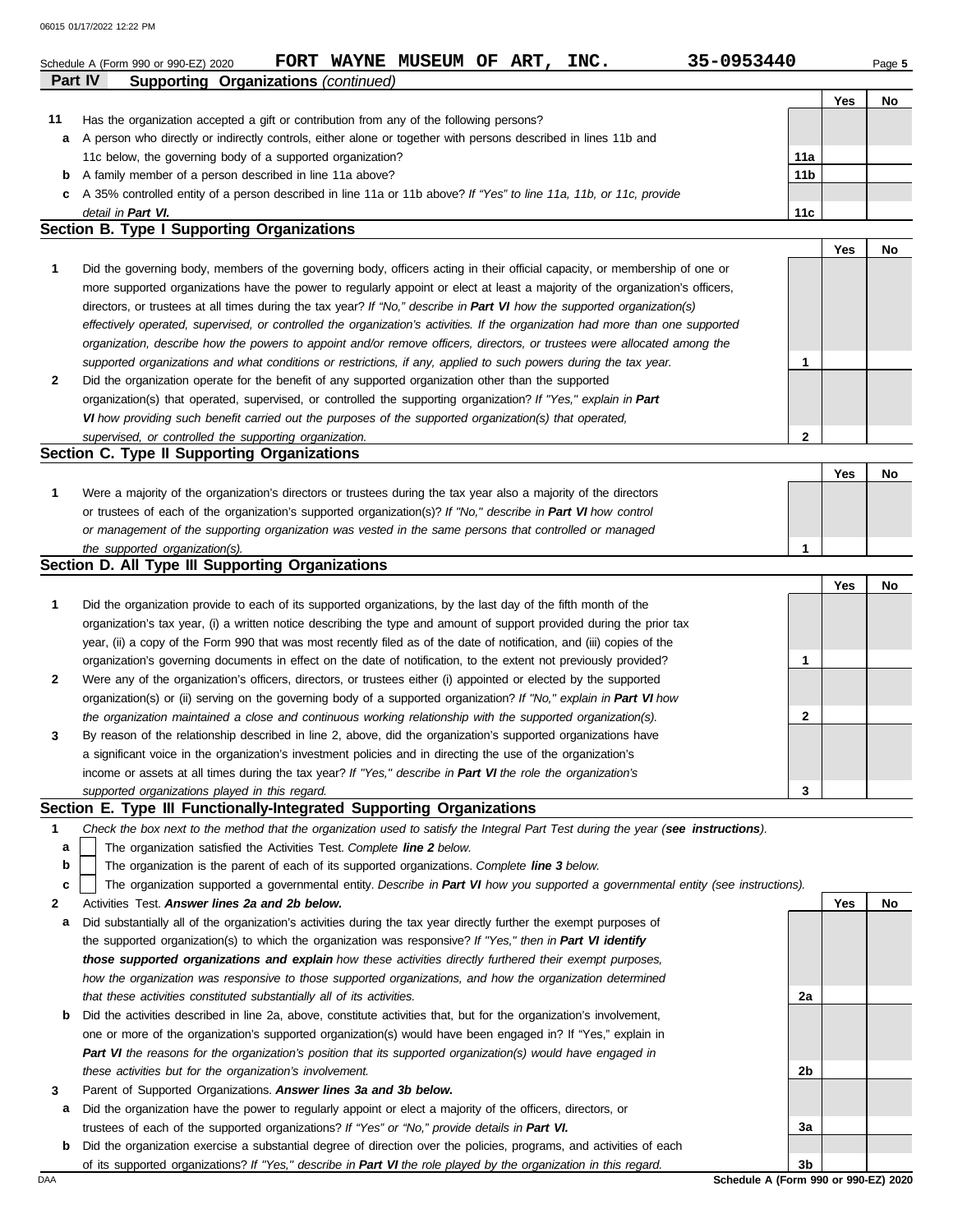Schedule A (Form 990 or 990-EZ) 2020 **FORT WAYNE MUSEUM OF ART, INC.** **35-0953440**

## Part IV Supporting Organizations *(continued)*

| | | | Yes | No |
|---|---|---|---|---|
| **11** | Has the organization accepted a gift or contribution from any of the following persons? | | | |
| **a** | A person who directly or indirectly controls, either alone or together with persons described in lines 11b and 11c below, the governing body of a supported organization? | **11a** | | |
| **b** | A family member of a person described in line 11a above? | **11b** | | |
| **c** | A 35% controlled entity of a person described in line 11a or 11b above? *If "Yes" to line 11a, 11b, or 11c, provide detail in **Part VI.*** | **11c** | | |

### Section B. Type I Supporting Organizations

| | | | Yes | No |
|---|---|---|---|---|
| **1** | Did the governing body, members of the governing body, officers acting in their official capacity, or membership of one or more supported organizations have the power to regularly appoint or elect at least a majority of the organization's officers, directors, or trustees at all times during the tax year? *If "No," describe in **Part VI** how the supported organization(s) effectively operated, supervised, or controlled the organization's activities. If the organization had more than one supported organization, describe how the powers to appoint and/or remove officers, directors, or trustees were allocated among the supported organizations and what conditions or restrictions, if any, applied to such powers during the tax year.* | **1** | | |
| **2** | Did the organization operate for the benefit of any supported organization other than the supported organization(s) that operated, supervised, or controlled the supporting organization? *If "Yes," explain in **Part VI** how providing such benefit carried out the purposes of the supported organization(s) that operated, supervised, or controlled the supporting organization.* | **2** | | |

### Section C. Type II Supporting Organizations

| | | | Yes | No |
|---|---|---|---|---|
| **1** | Were a majority of the organization's directors or trustees during the tax year also a majority of the directors or trustees of each of the organization's supported organization(s)? *If "No," describe in **Part VI** how control or management of the supporting organization was vested in the same persons that controlled or managed the supported organization(s).* | **1** | | |

### Section D. All Type III Supporting Organizations

| | | | Yes | No |
|---|---|---|---|---|
| **1** | Did the organization provide to each of its supported organizations, by the last day of the fifth month of the organization's tax year, (i) a written notice describing the type and amount of support provided during the prior tax year, (ii) a copy of the Form 990 that was most recently filed as of the date of notification, and (iii) copies of the organization's governing documents in effect on the date of notification, to the extent not previously provided? | **1** | | |
| **2** | Were any of the organization's officers, directors, or trustees either (i) appointed or elected by the supported organization(s) or (ii) serving on the governing body of a supported organization? *If "No," explain in **Part VI** how the organization maintained a close and continuous working relationship with the supported organization(s).* | **2** | | |
| **3** | By reason of the relationship described in line 2, above, did the organization's supported organizations have a significant voice in the organization's investment policies and in directing the use of the organization's income or assets at all times during the tax year? *If "Yes," describe in **Part VI** the role the organization's supported organizations played in this regard.* | **3** | | |

### Section E. Type III Functionally-Integrated Supporting Organizations

**1** *Check the box next to the method that the organization used to satisfy the Integral Part Test during the year (**see instructions**).*

- **a** ☐ The organization satisfied the Activities Test. *Complete **line 2** below.*
- **b** ☐ The organization is the parent of each of its supported organizations. *Complete **line 3** below.*
- **c** ☐ The organization supported a governmental entity. *Describe in **Part VI** how you supported a governmental entity (see instructions).*

| | | | Yes | No |
|---|---|---|---|---|
| **2** | Activities Test. ***Answer lines 2a and 2b below.*** | | | |
| **a** | Did substantially all of the organization's activities during the tax year directly further the exempt purposes of the supported organization(s) to which the organization was responsive? *If "Yes," then in **Part VI identify those supported organizations and explain** how these activities directly furthered their exempt purposes, how the organization was responsive to those supported organizations, and how the organization determined that these activities constituted substantially all of its activities.* | **2a** | | |
| **b** | Did the activities described in line 2a, above, constitute activities that, but for the organization's involvement, one or more of the organization's supported organization(s) would have been engaged in? If "Yes," explain in ***Part VI*** *the reasons for the organization's position that its supported organization(s) would have engaged in these activities but for the organization's involvement.* | **2b** | | |
| **3** | Parent of Supported Organizations. ***Answer lines 3a and 3b below.*** | | | |
| **a** | Did the organization have the power to regularly appoint or elect a majority of the officers, directors, or trustees of each of the supported organizations? *If "Yes" or "No," provide details in **Part VI.*** | **3a** | | |
| **b** | Did the organization exercise a substantial degree of direction over the policies, programs, and activities of each of its supported organizations? *If "Yes," describe in **Part VI** the role played by the organization in this regard.* | **3b** | | |

**Schedule A (Form 990 or 990-EZ) 2020**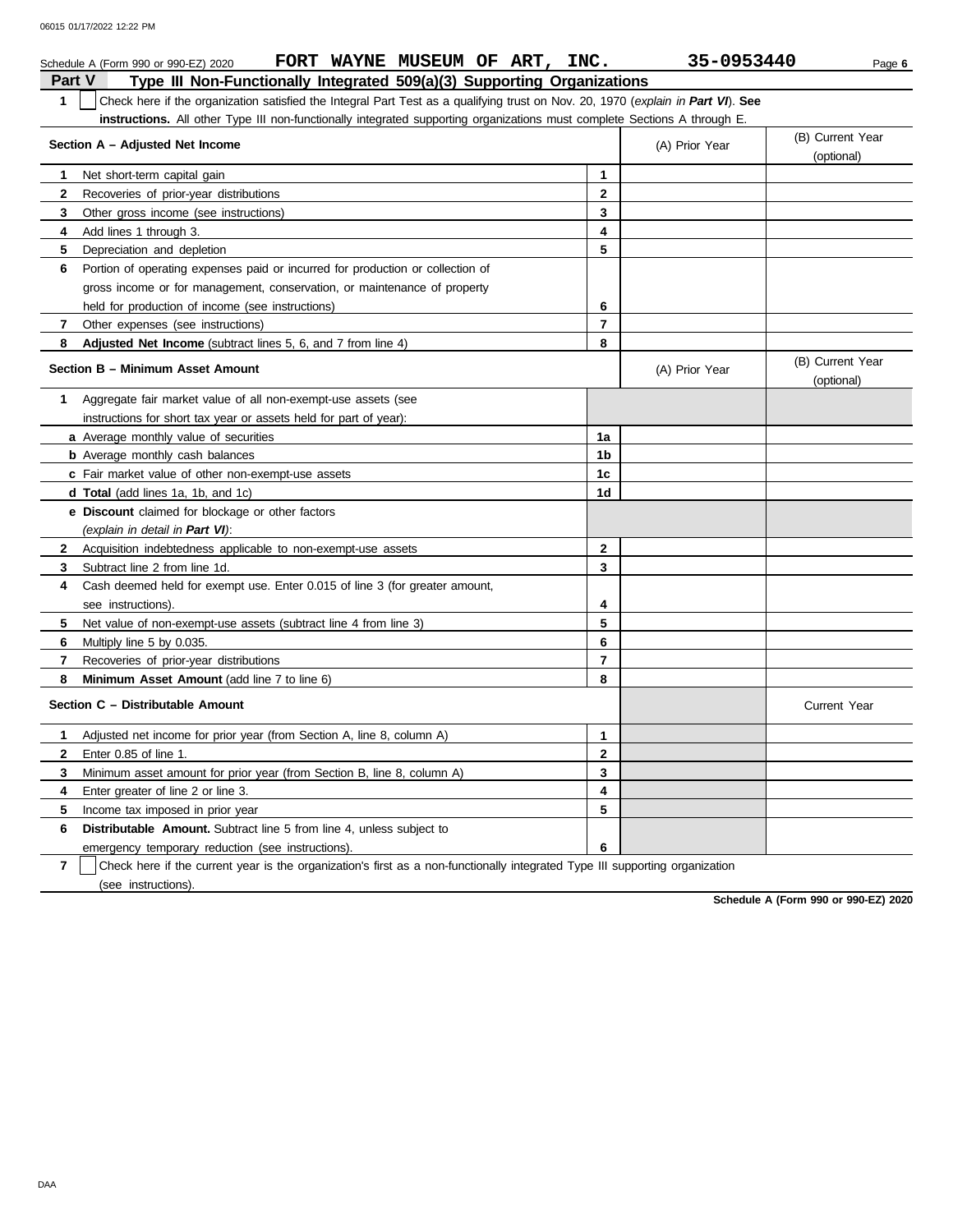Schedule A (Form 990 or 990-EZ) 2020 **FORT WAYNE MUSEUM OF ART, INC.** **35-0953440**

## Part V Type III Non-Functionally Integrated 509(a)(3) Supporting Organizations

**1** ☐ Check here if the organization satisfied the Integral Part Test as a qualifying trust on Nov. 20, 1970 (*explain in **Part VI***). **See instructions.** All other Type III non-functionally integrated supporting organizations must complete Sections A through E.

| **Section A – Adjusted Net Income** | | (A) Prior Year | (B) Current Year (optional) |
|---|---|---|---|
| **1** Net short-term capital gain | 1 | | |
| **2** Recoveries of prior-year distributions | 2 | | |
| **3** Other gross income (see instructions) | 3 | | |
| **4** Add lines 1 through 3. | 4 | | |
| **5** Depreciation and depletion | 5 | | |
| **6** Portion of operating expenses paid or incurred for production or collection of gross income or for management, conservation, or maintenance of property held for production of income (see instructions) | 6 | | |
| **7** Other expenses (see instructions) | 7 | | |
| **8** **Adjusted Net Income** (subtract lines 5, 6, and 7 from line 4) | 8 | | |

| **Section B – Minimum Asset Amount** | | (A) Prior Year | (B) Current Year (optional) |
|---|---|---|---|
| **1** Aggregate fair market value of all non-exempt-use assets (see instructions for short tax year or assets held for part of year): | | | |
| ***a*** Average monthly value of securities | 1a | | |
| ***b*** Average monthly cash balances | 1b | | |
| ***c*** Fair market value of other non-exempt-use assets | 1c | | |
| ***d*** **Total** (add lines 1a, 1b, and 1c) | 1d | | |
| ***e*** **Discount** claimed for blockage or other factors (*explain in detail in **Part VI***): | | | |
| **2** Acquisition indebtedness applicable to non-exempt-use assets | 2 | | |
| **3** Subtract line 2 from line 1d. | 3 | | |
| **4** Cash deemed held for exempt use. Enter 0.015 of line 3 (for greater amount, see instructions). | 4 | | |
| **5** Net value of non-exempt-use assets (subtract line 4 from line 3) | 5 | | |
| **6** Multiply line 5 by 0.035. | 6 | | |
| **7** Recoveries of prior-year distributions | 7 | | |
| **8** **Minimum Asset Amount** (add line 7 to line 6) | 8 | | |

| **Section C – Distributable Amount** | | | Current Year |
|---|---|---|---|
| **1** Adjusted net income for prior year (from Section A, line 8, column A) | 1 | | |
| **2** Enter 0.85 of line 1. | 2 | | |
| **3** Minimum asset amount for prior year (from Section B, line 8, column A) | 3 | | |
| **4** Enter greater of line 2 or line 3. | 4 | | |
| **5** Income tax imposed in prior year | 5 | | |
| **6** **Distributable Amount.** Subtract line 5 from line 4, unless subject to emergency temporary reduction (see instructions). | 6 | | |

**7** ☐ Check here if the current year is the organization's first as a non-functionally integrated Type III supporting organization (see instructions).

**Schedule A (Form 990 or 990-EZ) 2020**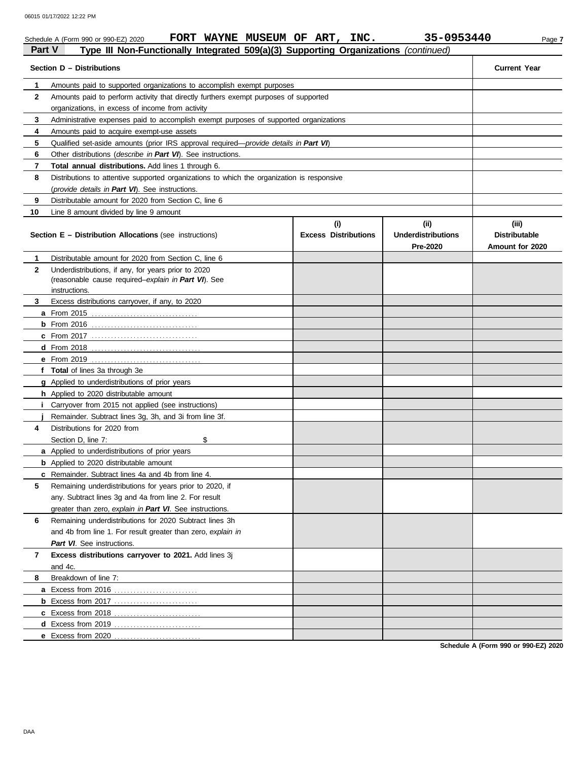Schedule A (Form 990 or 990-EZ) 2020 FORT WAYNE MUSEUM OF ART, INC. 35-0953440 Page 7

**Part V** **Type III Non-Functionally Integrated 509(a)(3) Supporting Organizations** *(continued)*

| | **Section D – Distributions** | **Current Year** |
|---|---|---|
| 1 | Amounts paid to supported organizations to accomplish exempt purposes | |
| 2 | Amounts paid to perform activity that directly furthers exempt purposes of supported organizations, in excess of income from activity | |
| 3 | Administrative expenses paid to accomplish exempt purposes of supported organizations | |
| 4 | Amounts paid to acquire exempt-use assets | |
| 5 | Qualified set-aside amounts (prior IRS approval required—*provide details in* ***Part VI***) | |
| 6 | Other distributions (*describe in* ***Part VI***). See instructions. | |
| 7 | **Total annual distributions.** Add lines 1 through 6. | |
| 8 | Distributions to attentive supported organizations to which the organization is responsive (*provide details in* ***Part VI***). See instructions. | |
| 9 | Distributable amount for 2020 from Section C, line 6 | |
| 10 | Line 8 amount divided by line 9 amount | |

| | **Section E – Distribution Allocations** (see instructions) | **(i) Excess Distributions** | **(ii) Underdistributions Pre-2020** | **(iii) Distributable Amount for 2020** |
|---|---|---|---|---|
| 1 | Distributable amount for 2020 from Section C, line 6 | | | |
| 2 | Underdistributions, if any, for years prior to 2020 (reasonable cause required–*explain in* ***Part VI***). See instructions. | | | |
| 3 | Excess distributions carryover, if any, to 2020 | | | |
| a | From 2015 | | | |
| b | From 2016 | | | |
| c | From 2017 | | | |
| d | From 2018 | | | |
| e | From 2019 | | | |
| f | **Total** of lines 3a through 3e | | | |
| g | Applied to underdistributions of prior years | | | |
| h | Applied to 2020 distributable amount | | | |
| i | Carryover from 2015 not applied (see instructions) | | | |
| j | Remainder. Subtract lines 3g, 3h, and 3i from line 3f. | | | |
| 4 | Distributions for 2020 from Section D, line 7: $ | | | |
| a | Applied to underdistributions of prior years | | | |
| b | Applied to 2020 distributable amount | | | |
| c | Remainder. Subtract lines 4a and 4b from line 4. | | | |
| 5 | Remaining underdistributions for years prior to 2020, if any. Subtract lines 3g and 4a from line 2. For result greater than zero, *explain in* ***Part VI***. See instructions. | | | |
| 6 | Remaining underdistributions for 2020 Subtract lines 3h and 4b from line 1. For result greater than zero, *explain in* ***Part VI***. See instructions. | | | |
| 7 | **Excess distributions carryover to 2021.** Add lines 3j and 4c. | | | |
| 8 | Breakdown of line 7: | | | |
| a | Excess from 2016 | | | |
| b | Excess from 2017 | | | |
| c | Excess from 2018 | | | |
| d | Excess from 2019 | | | |
| e | Excess from 2020 | | | |

**Schedule A (Form 990 or 990-EZ) 2020**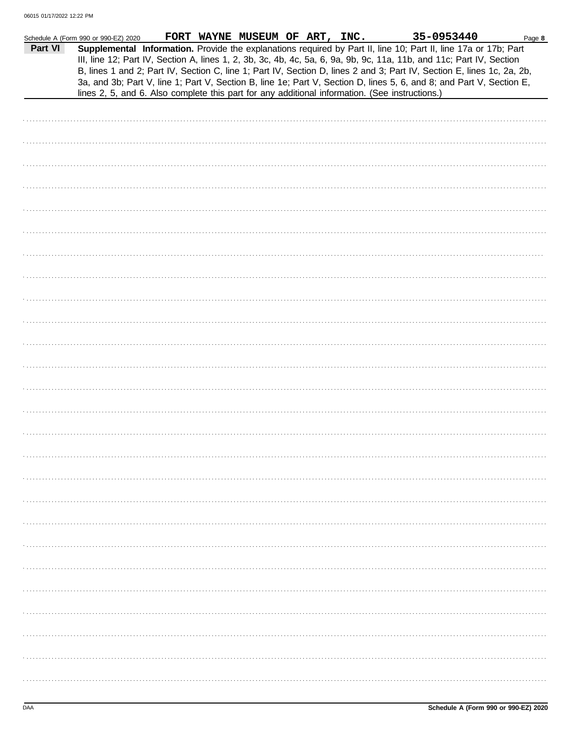Schedule A (Form 990 or 990-EZ) 2020 FORT WAYNE MUSEUM OF ART, INC. 35-0953440 Page **8**

**Part VI** **Supplemental Information.** Provide the explanations required by Part II, line 10; Part II, line 17a or 17b; Part III, line 12; Part IV, Section A, lines 1, 2, 3b, 3c, 4b, 4c, 5a, 6, 9a, 9b, 9c, 11a, 11b, and 11c; Part IV, Section B, lines 1 and 2; Part IV, Section C, line 1; Part IV, Section D, lines 2 and 3; Part IV, Section E, lines 1c, 2a, 2b, 3a, and 3b; Part V, line 1; Part V, Section B, line 1e; Part V, Section D, lines 5, 6, and 8; and Part V, Section E, lines 2, 5, and 6. Also complete this part for any additional information. (See instructions.)

DAA **Schedule A (Form 990 or 990-EZ) 2020**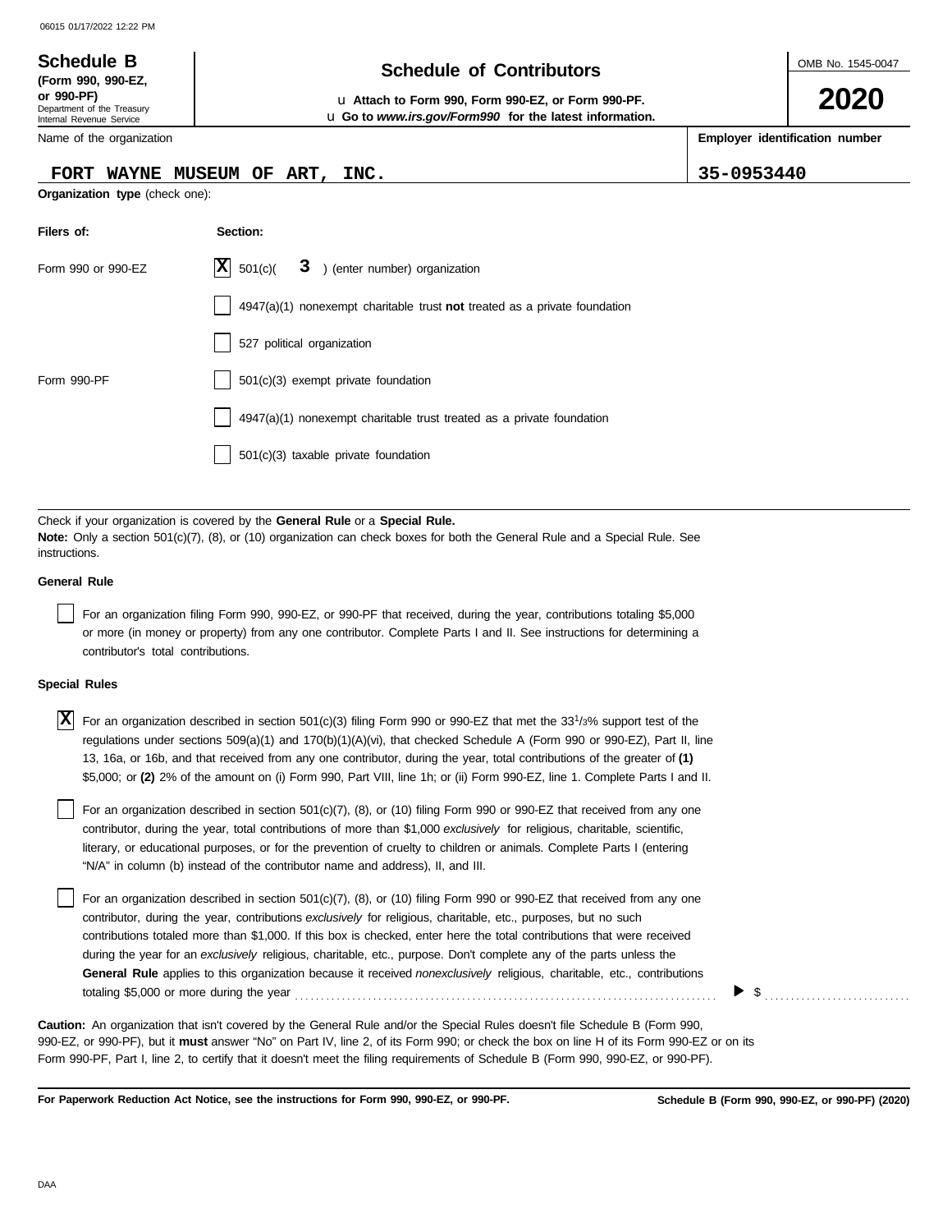06015 01/17/2022 12:22 PM

**Schedule B** (Form 990, 990-EZ, or 990-PF)
Department of the Treasury
Internal Revenue Service

# Schedule of Contributors

u **Attach to Form 990, Form 990-EZ, or Form 990-PF.**
u **Go to *www.irs.gov/Form990* for the latest information.**

OMB No. 1545-0047

**2020**

Name of the organization: **FORT WAYNE MUSEUM OF ART, INC.**

**Employer identification number:** 35-0953440

**Organization type** (check one):

| Filers of: | Section: |
|---|---|
| Form 990 or 990-EZ | [X] 501(c)( 3 ) (enter number) organization |
| | [ ] 4947(a)(1) nonexempt charitable trust **not** treated as a private foundation |
| | [ ] 527 political organization |
| Form 990-PF | [ ] 501(c)(3) exempt private foundation |
| | [ ] 4947(a)(1) nonexempt charitable trust treated as a private foundation |
| | [ ] 501(c)(3) taxable private foundation |

Check if your organization is covered by the **General Rule** or a **Special Rule.**
**Note:** Only a section 501(c)(7), (8), or (10) organization can check boxes for both the General Rule and a Special Rule. See instructions.

**General Rule**

[ ] For an organization filing Form 990, 990-EZ, or 990-PF that received, during the year, contributions totaling $5,000 or more (in money or property) from any one contributor. Complete Parts I and II. See instructions for determining a contributor's total contributions.

**Special Rules**

[X] For an organization described in section 501(c)(3) filing Form 990 or 990-EZ that met the 33 1/3% support test of the regulations under sections 509(a)(1) and 170(b)(1)(A)(vi), that checked Schedule A (Form 990 or 990-EZ), Part II, line 13, 16a, or 16b, and that received from any one contributor, during the year, total contributions of the greater of **(1)** $5,000; or **(2)** 2% of the amount on (i) Form 990, Part VIII, line 1h; or (ii) Form 990-EZ, line 1. Complete Parts I and II.

[ ] For an organization described in section 501(c)(7), (8), or (10) filing Form 990 or 990-EZ that received from any one contributor, during the year, total contributions of more than $1,000 *exclusively* for religious, charitable, scientific, literary, or educational purposes, or for the prevention of cruelty to children or animals. Complete Parts I (entering "N/A" in column (b) instead of the contributor name and address), II, and III.

[ ] For an organization described in section 501(c)(7), (8), or (10) filing Form 990 or 990-EZ that received from any one contributor, during the year, contributions *exclusively* for religious, charitable, etc., purposes, but no such contributions totaled more than $1,000. If this box is checked, enter here the total contributions that were received during the year for an *exclusively* religious, charitable, etc., purpose. Don't complete any of the parts unless the **General Rule** applies to this organization because it received *nonexclusively* religious, charitable, etc., contributions totaling $5,000 or more during the year ........ ▶ $ ..........

**Caution:** An organization that isn't covered by the General Rule and/or the Special Rules doesn't file Schedule B (Form 990, 990-EZ, or 990-PF), but it **must** answer "No" on Part IV, line 2, of its Form 990; or check the box on line H of its Form 990-EZ or on its Form 990-PF, Part I, line 2, to certify that it doesn't meet the filing requirements of Schedule B (Form 990, 990-EZ, or 990-PF).

**For Paperwork Reduction Act Notice, see the instructions for Form 990, 990-EZ, or 990-PF.**

**Schedule B (Form 990, 990-EZ, or 990-PF) (2020)**

DAA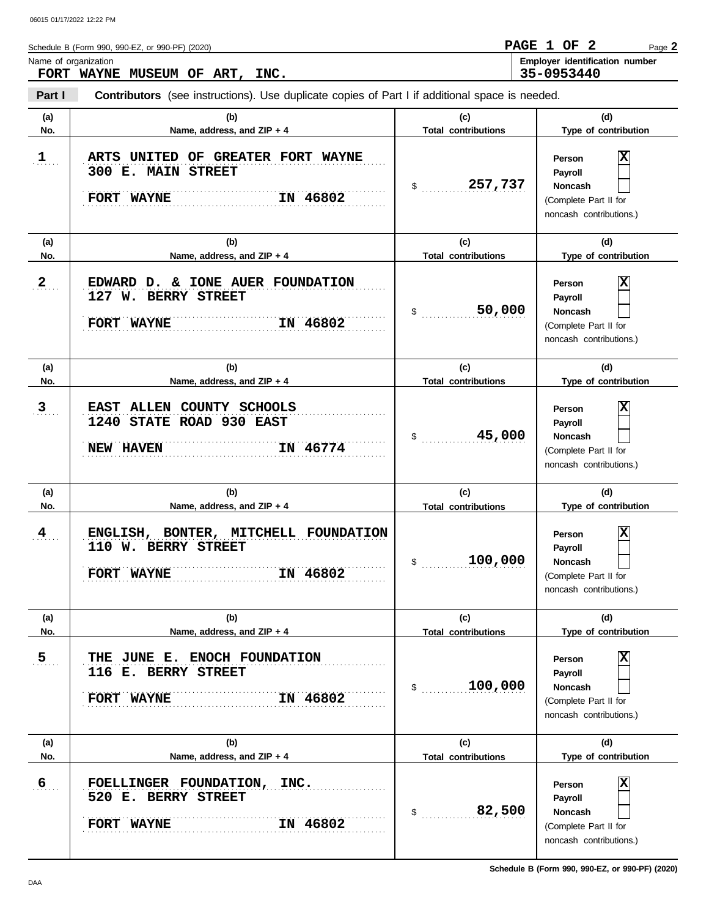Schedule B (Form 990, 990-EZ, or 990-PF) (2020)

**PAGE 1 OF 2**

Name of organization: **FORT WAYNE MUSEUM OF ART, INC.**

Employer identification number: **35-0953440**

**Part I** **Contributors** (see instructions). Use duplicate copies of Part I if additional space is needed.

| (a) No. | (b) Name, address, and ZIP + 4 | (c) Total contributions | (d) Type of contribution |
|---|---|---|---|
| 1 | ARTS UNITED OF GREATER FORT WAYNE<br>300 E. MAIN STREET<br>FORT WAYNE IN 46802 | $ 257,737 | Person [X]<br>Payroll [ ]<br>Noncash [ ]<br>(Complete Part II for noncash contributions.) |
| 2 | EDWARD D. & IONE AUER FOUNDATION<br>127 W. BERRY STREET<br>FORT WAYNE IN 46802 | $ 50,000 | Person [X]<br>Payroll [ ]<br>Noncash [ ]<br>(Complete Part II for noncash contributions.) |
| 3 | EAST ALLEN COUNTY SCHOOLS<br>1240 STATE ROAD 930 EAST<br>NEW HAVEN IN 46774 | $ 45,000 | Person [X]<br>Payroll [ ]<br>Noncash [ ]<br>(Complete Part II for noncash contributions.) |
| 4 | ENGLISH, BONTER, MITCHELL FOUNDATION<br>110 W. BERRY STREET<br>FORT WAYNE IN 46802 | $ 100,000 | Person [X]<br>Payroll [ ]<br>Noncash [ ]<br>(Complete Part II for noncash contributions.) |
| 5 | THE JUNE E. ENOCH FOUNDATION<br>116 E. BERRY STREET<br>FORT WAYNE IN 46802 | $ 100,000 | Person [X]<br>Payroll [ ]<br>Noncash [ ]<br>(Complete Part II for noncash contributions.) |
| 6 | FOELLINGER FOUNDATION, INC.<br>520 E. BERRY STREET<br>FORT WAYNE IN 46802 | $ 82,500 | Person [X]<br>Payroll [ ]<br>Noncash [ ]<br>(Complete Part II for noncash contributions.) |

Schedule B (Form 990, 990-EZ, or 990-PF) (2020)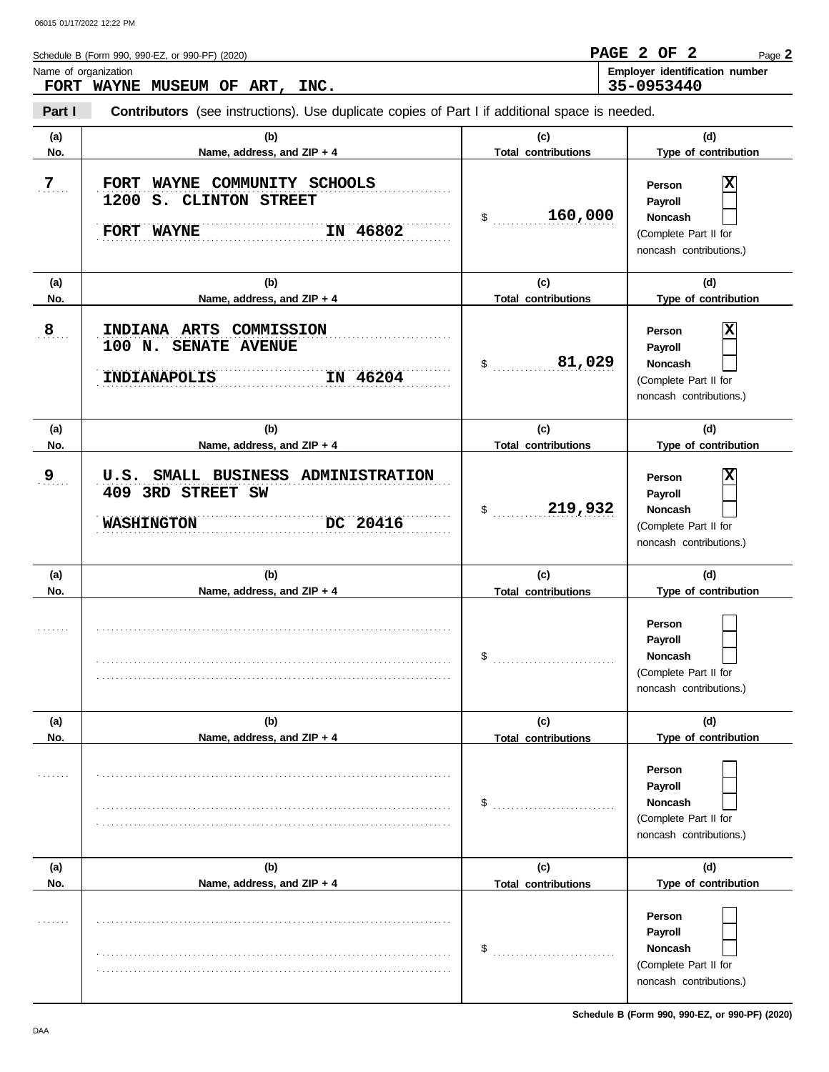Schedule B (Form 990, 990-EZ, or 990-PF) (2020)

Name of organization: **FORT WAYNE MUSEUM OF ART, INC.**

Employer identification number: **35-0953440**

**Part I** **Contributors** (see instructions). Use duplicate copies of Part I if additional space is needed.

| (a) No. | (b) Name, address, and ZIP + 4 | (c) Total contributions | (d) Type of contribution |
|---|---|---|---|
| 7 | FORT WAYNE COMMUNITY SCHOOLS<br>1200 S. CLINTON STREET<br>FORT WAYNE IN 46802 | $ 160,000 | Person [X]<br>Payroll [ ]<br>Noncash [ ]<br>(Complete Part II for noncash contributions.) |
| 8 | INDIANA ARTS COMMISSION<br>100 N. SENATE AVENUE<br>INDIANAPOLIS IN 46204 | $ 81,029 | Person [X]<br>Payroll [ ]<br>Noncash [ ]<br>(Complete Part II for noncash contributions.) |
| 9 | U.S. SMALL BUSINESS ADMINISTRATION<br>409 3RD STREET SW<br>WASHINGTON DC 20416 | $ 219,932 | Person [X]<br>Payroll [ ]<br>Noncash [ ]<br>(Complete Part II for noncash contributions.) |
| | | $ | Person [ ]<br>Payroll [ ]<br>Noncash [ ]<br>(Complete Part II for noncash contributions.) |
| | | $ | Person [ ]<br>Payroll [ ]<br>Noncash [ ]<br>(Complete Part II for noncash contributions.) |
| | | $ | Person [ ]<br>Payroll [ ]<br>Noncash [ ]<br>(Complete Part II for noncash contributions.) |

Schedule B (Form 990, 990-EZ, or 990-PF) (2020)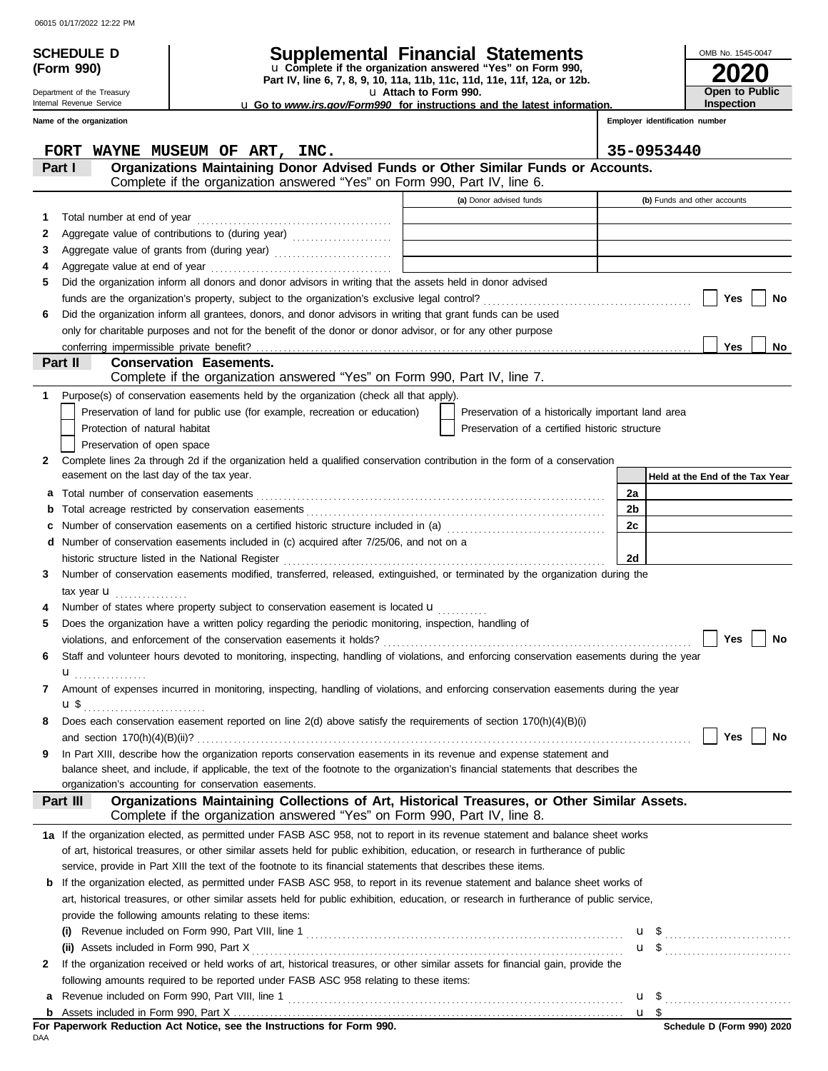06015 01/17/2022 12:22 PM

**SCHEDULE D (Form 990)**

Department of the Treasury
Internal Revenue Service

# Supplemental Financial Statements

u Complete if the organization answered "Yes" on Form 990, Part IV, line 6, 7, 8, 9, 10, 11a, 11b, 11c, 11d, 11e, 11f, 12a, or 12b.
u Attach to Form 990.
u Go to *www.irs.gov/Form990* for instructions and the latest information.

OMB No. 1545-0047
**2020**
**Open to Public Inspection**

Name of the organization: FORT WAYNE MUSEUM OF ART, INC.
Employer identification number: 35-0953440

## Part I — Organizations Maintaining Donor Advised Funds or Other Similar Funds or Accounts.
Complete if the organization answered "Yes" on Form 990, Part IV, line 6.

| | | (a) Donor advised funds | (b) Funds and other accounts |
|---|---|---|---|
| 1 | Total number at end of year | | |
| 2 | Aggregate value of contributions to (during year) | | |
| 3 | Aggregate value of grants from (during year) | | |
| 4 | Aggregate value at end of year | | |

5 Did the organization inform all donors and donor advisors in writing that the assets held in donor advised funds are the organization's property, subject to the organization's exclusive legal control? ☐ Yes ☐ No

6 Did the organization inform all grantees, donors, and donor advisors in writing that grant funds can be used only for charitable purposes and not for the benefit of the donor or donor advisor, or for any other purpose conferring impermissible private benefit? ☐ Yes ☐ No

## Part II — Conservation Easements.
Complete if the organization answered "Yes" on Form 990, Part IV, line 7.

1 Purpose(s) of conservation easements held by the organization (check all that apply).
- ☐ Preservation of land for public use (for example, recreation or education)
- ☐ Preservation of a historically important land area
- ☐ Protection of natural habitat
- ☐ Preservation of a certified historic structure
- ☐ Preservation of open space

2 Complete lines 2a through 2d if the organization held a qualified conservation contribution in the form of a conservation easement on the last day of the tax year.

| | | | Held at the End of the Tax Year |
|---|---|---|---|
| a | Total number of conservation easements | 2a | |
| b | Total acreage restricted by conservation easements | 2b | |
| c | Number of conservation easements on a certified historic structure included in (a) | 2c | |
| d | Number of conservation easements included in (c) acquired after 7/25/06, and not on a historic structure listed in the National Register | 2d | |

3 Number of conservation easements modified, transferred, released, extinguished, or terminated by the organization during the tax year u

4 Number of states where property subject to conservation easement is located u

5 Does the organization have a written policy regarding the periodic monitoring, inspection, handling of violations, and enforcement of the conservation easements it holds? ☐ Yes ☐ No

6 Staff and volunteer hours devoted to monitoring, inspecting, handling of violations, and enforcing conservation easements during the year u

7 Amount of expenses incurred in monitoring, inspecting, handling of violations, and enforcing conservation easements during the year u $

8 Does each conservation easement reported on line 2(d) above satisfy the requirements of section 170(h)(4)(B)(i) and section 170(h)(4)(B)(ii)? ☐ Yes ☐ No

9 In Part XIII, describe how the organization reports conservation easements in its revenue and expense statement and balance sheet, and include, if applicable, the text of the footnote to the organization's financial statements that describes the organization's accounting for conservation easements.

## Part III — Organizations Maintaining Collections of Art, Historical Treasures, or Other Similar Assets.
Complete if the organization answered "Yes" on Form 990, Part IV, line 8.

1a If the organization elected, as permitted under FASB ASC 958, not to report in its revenue statement and balance sheet works of art, historical treasures, or other similar assets held for public exhibition, education, or research in furtherance of public service, provide in Part XIII the text of the footnote to its financial statements that describes these items.

b If the organization elected, as permitted under FASB ASC 958, to report in its revenue statement and balance sheet works of art, historical treasures, or other similar assets held for public exhibition, education, or research in furtherance of public service, provide the following amounts relating to these items:

(i) Revenue included on Form 990, Part VIII, line 1 u $

(ii) Assets included in Form 990, Part X u $

2 If the organization received or held works of art, historical treasures, or other similar assets for financial gain, provide the following amounts required to be reported under FASB ASC 958 relating to these items:

a Revenue included on Form 990, Part VIII, line 1 u $

b Assets included in Form 990, Part X u $

**For Paperwork Reduction Act Notice, see the Instructions for Form 990.**
DAA
**Schedule D (Form 990) 2020**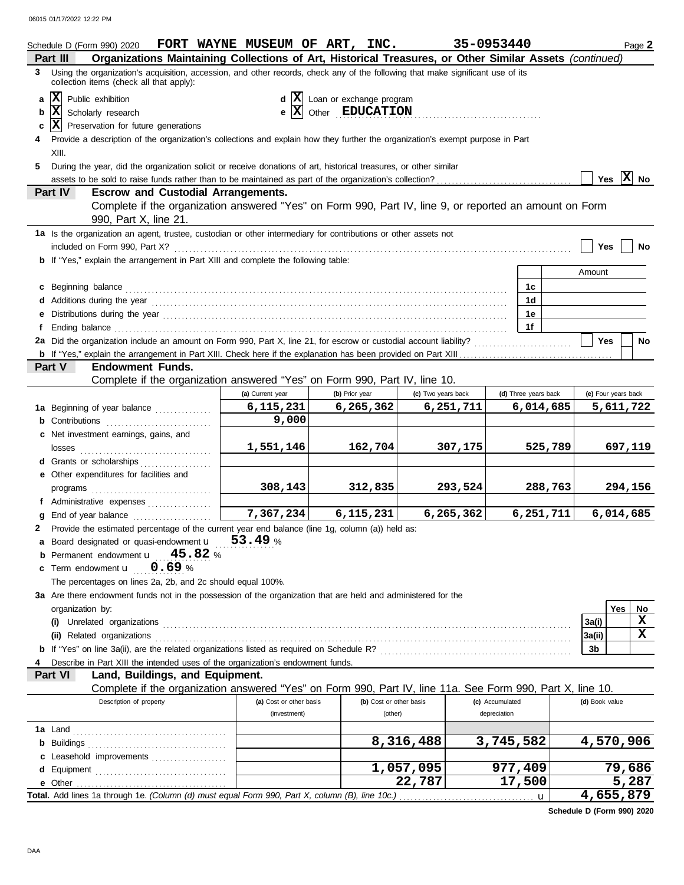06015 01/17/2022 12:22 PM

Schedule D (Form 990) 2020 **FORT WAYNE MUSEUM OF ART, INC.** **35-0953440** Page **2**

## Part III Organizations Maintaining Collections of Art, Historical Treasures, or Other Similar Assets *(continued)*

**3** Using the organization's acquisition, accession, and other records, check any of the following that make significant use of its collection items (check all that apply):

- **a** [X] Public exhibition
- **b** [X] Scholarly research
- **c** [X] Preservation for future generations
- **d** [X] Loan or exchange program
- **e** [X] Other **EDUCATION**

**4** Provide a description of the organization's collections and explain how they further the organization's exempt purpose in Part XIII.

**5** During the year, did the organization solicit or receive donations of art, historical treasures, or other similar assets to be sold to raise funds rather than to be maintained as part of the organization's collection? [ ] Yes [X] No

## Part IV Escrow and Custodial Arrangements.

Complete if the organization answered "Yes" on Form 990, Part IV, line 9, or reported an amount on Form 990, Part X, line 21.

**1a** Is the organization an agent, trustee, custodian or other intermediary for contributions or other assets not included on Form 990, Part X? [ ] Yes [ ] No

**b** If "Yes," explain the arrangement in Part XIII and complete the following table:

| | | Amount |
|---|---|---|
| **c** Beginning balance | 1c | |
| **d** Additions during the year | 1d | |
| **e** Distributions during the year | 1e | |
| **f** Ending balance | 1f | |

**2a** Did the organization include an amount on Form 990, Part X, line 21, for escrow or custodial account liability? [ ] Yes [ ] No

**b** If "Yes," explain the arrangement in Part XIII. Check here if the explanation has been provided on Part XIII [ ]

## Part V Endowment Funds.

Complete if the organization answered "Yes" on Form 990, Part IV, line 10.

| | (a) Current year | (b) Prior year | (c) Two years back | (d) Three years back | (e) Four years back |
|---|---|---|---|---|---|
| **1a** Beginning of year balance | 6,115,231 | 6,265,362 | 6,251,711 | 6,014,685 | 5,611,722 |
| **b** Contributions | 9,000 | | | | |
| **c** Net investment earnings, gains, and losses | 1,551,146 | 162,704 | 307,175 | 525,789 | 697,119 |
| **d** Grants or scholarships | | | | | |
| **e** Other expenditures for facilities and programs | 308,143 | 312,835 | 293,524 | 288,763 | 294,156 |
| **f** Administrative expenses | | | | | |
| **g** End of year balance | 7,367,234 | 6,115,231 | 6,265,362 | 6,251,711 | 6,014,685 |

**2** Provide the estimated percentage of the current year end balance (line 1g, column (a)) held as:

- **a** Board designated or quasi-endowment **53.49** %
- **b** Permanent endowment **45.82** %
- **c** Term endowment **0.69** %

The percentages on lines 2a, 2b, and 2c should equal 100%.

**3a** Are there endowment funds not in the possession of the organization that are held and administered for the organization by:

| | | Yes | No |
|---|---|---|---|
| **(i)** Unrelated organizations | 3a(i) | | X |
| **(ii)** Related organizations | 3a(ii) | | X |
| **b** If "Yes" on line 3a(ii), are the related organizations listed as required on Schedule R? | 3b | | |

**4** Describe in Part XIII the intended uses of the organization's endowment funds.

## Part VI Land, Buildings, and Equipment.

Complete if the organization answered "Yes" on Form 990, Part IV, line 11a. See Form 990, Part X, line 10.

| Description of property | (a) Cost or other basis (investment) | (b) Cost or other basis (other) | (c) Accumulated depreciation | (d) Book value |
|---|---|---|---|---|
| **1a** Land | | | | |
| **b** Buildings | | 8,316,488 | 3,745,582 | 4,570,906 |
| **c** Leasehold improvements | | | | |
| **d** Equipment | | 1,057,095 | 977,409 | 79,686 |
| **e** Other | | 22,787 | 17,500 | 5,287 |
| **Total.** Add lines 1a through 1e. *(Column (d) must equal Form 990, Part X, column (B), line 10c.)* | | | | 4,655,879 |

**Schedule D (Form 990) 2020**

DAA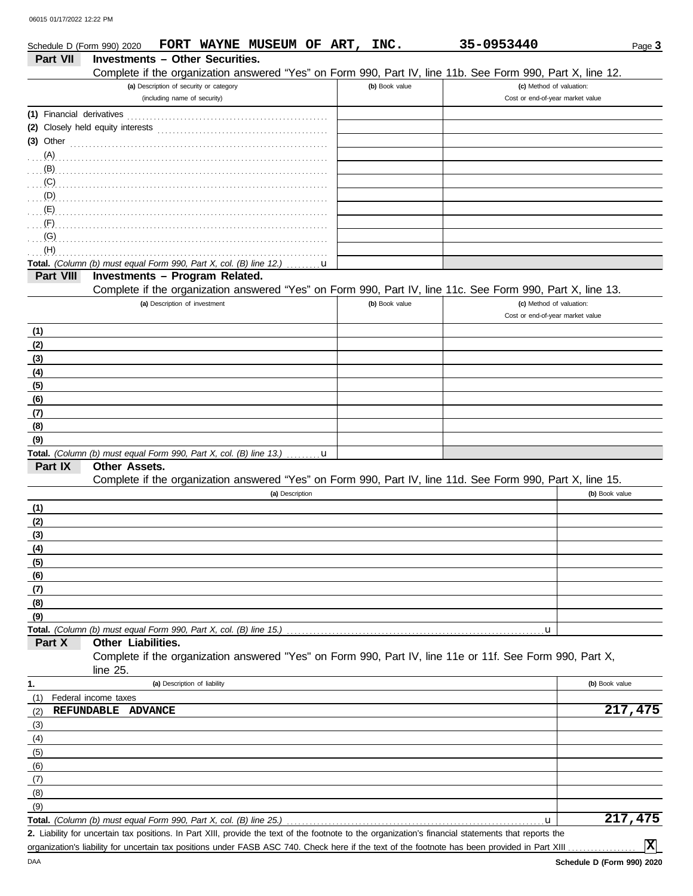Schedule D (Form 990) 2020 FORT WAYNE MUSEUM OF ART, INC. 35-0953440

## Part VII Investments – Other Securities.

Complete if the organization answered "Yes" on Form 990, Part IV, line 11b. See Form 990, Part X, line 12.

| (a) Description of security or category (including name of security) | (b) Book value | (c) Method of valuation: Cost or end-of-year market value |
|---|---|---|
| (1) Financial derivatives | | |
| (2) Closely held equity interests | | |
| (3) Other | | |
| (A) | | |
| (B) | | |
| (C) | | |
| (D) | | |
| (E) | | |
| (F) | | |
| (G) | | |
| (H) | | |
| **Total.** *(Column (b) must equal Form 990, Part X, col. (B) line 12.)* u | | |

## Part VIII Investments – Program Related.

Complete if the organization answered "Yes" on Form 990, Part IV, line 11c. See Form 990, Part X, line 13.

| (a) Description of investment | (b) Book value | (c) Method of valuation: Cost or end-of-year market value |
|---|---|---|
| (1) | | |
| (2) | | |
| (3) | | |
| (4) | | |
| (5) | | |
| (6) | | |
| (7) | | |
| (8) | | |
| (9) | | |
| **Total.** *(Column (b) must equal Form 990, Part X, col. (B) line 13.)* u | | |

## Part IX Other Assets.

Complete if the organization answered "Yes" on Form 990, Part IV, line 11d. See Form 990, Part X, line 15.

| (a) Description | (b) Book value |
|---|---|
| (1) | |
| (2) | |
| (3) | |
| (4) | |
| (5) | |
| (6) | |
| (7) | |
| (8) | |
| (9) | |
| **Total.** *(Column (b) must equal Form 990, Part X, col. (B) line 15.)* u | |

## Part X Other Liabilities.

Complete if the organization answered "Yes" on Form 990, Part IV, line 11e or 11f. See Form 990, Part X, line 25.

| 1. (a) Description of liability | (b) Book value |
|---|---|
| (1) Federal income taxes | |
| (2) REFUNDABLE ADVANCE | 217,475 |
| (3) | |
| (4) | |
| (5) | |
| (6) | |
| (7) | |
| (8) | |
| (9) | |
| **Total.** *(Column (b) must equal Form 990, Part X, col. (B) line 25.)* u | 217,475 |

**2.** Liability for uncertain tax positions. In Part XIII, provide the text of the footnote to the organization's financial statements that reports the organization's liability for uncertain tax positions under FASB ASC 740. Check here if the text of the footnote has been provided in Part XIII .................. [X]

Schedule D (Form 990) 2020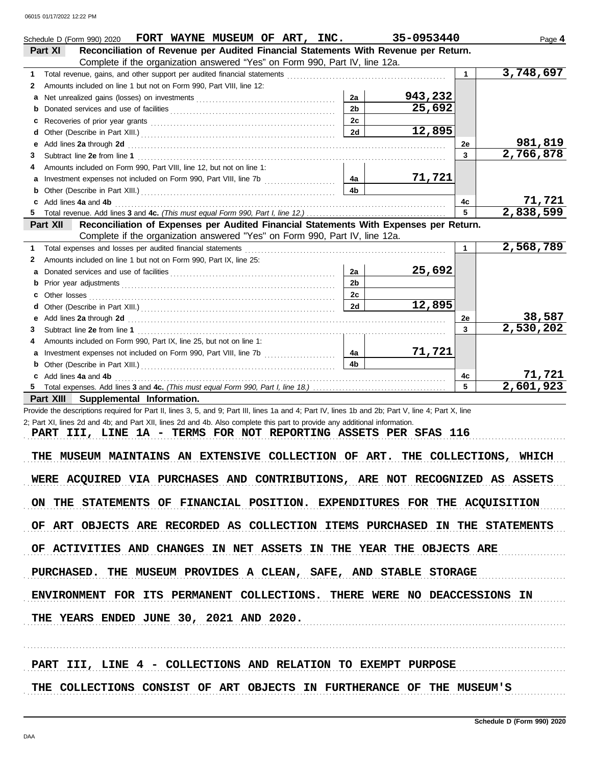Schedule D (Form 990) 2020 FORT WAYNE MUSEUM OF ART, INC. 35-0953440 Page 4

## Part XI Reconciliation of Revenue per Audited Financial Statements With Revenue per Return.

Complete if the organization answered "Yes" on Form 990, Part IV, line 12a.

| | | | | | |
|---|---|---|---|---|---|
| 1 | Total revenue, gains, and other support per audited financial statements | | | 1 | 3,748,697 |
| 2 | Amounts included on line 1 but not on Form 990, Part VIII, line 12: | | | | |
| a | Net unrealized gains (losses) on investments | 2a | 943,232 | | |
| b | Donated services and use of facilities | 2b | 25,692 | | |
| c | Recoveries of prior year grants | 2c | | | |
| d | Other (Describe in Part XIII.) | 2d | 12,895 | | |
| e | Add lines **2a** through **2d** | | | 2e | 981,819 |
| 3 | Subtract line **2e** from line **1** | | | 3 | 2,766,878 |
| 4 | Amounts included on Form 990, Part VIII, line 12, but not on line 1: | | | | |
| a | Investment expenses not included on Form 990, Part VIII, line 7b | 4a | 71,721 | | |
| b | Other (Describe in Part XIII.) | 4b | | | |
| c | Add lines **4a** and **4b** | | | 4c | 71,721 |
| 5 | Total revenue. Add lines **3** and **4c.** *(This must equal Form 990, Part I, line 12.)* | | | 5 | 2,838,599 |

## Part XII Reconciliation of Expenses per Audited Financial Statements With Expenses per Return.

Complete if the organization answered "Yes" on Form 990, Part IV, line 12a.

| | | | | | |
|---|---|---|---|---|---|
| 1 | Total expenses and losses per audited financial statements | | | 1 | 2,568,789 |
| 2 | Amounts included on line 1 but not on Form 990, Part IX, line 25: | | | | |
| a | Donated services and use of facilities | 2a | 25,692 | | |
| b | Prior year adjustments | 2b | | | |
| c | Other losses | 2c | | | |
| d | Other (Describe in Part XIII.) | 2d | 12,895 | | |
| e | Add lines **2a** through **2d** | | | 2e | 38,587 |
| 3 | Subtract line **2e** from line **1** | | | 3 | 2,530,202 |
| 4 | Amounts included on Form 990, Part IX, line 25, but not on line 1: | | | | |
| a | Investment expenses not included on Form 990, Part VIII, line 7b | 4a | 71,721 | | |
| b | Other (Describe in Part XIII.) | 4b | | | |
| c | Add lines **4a** and **4b** | | | 4c | 71,721 |
| 5 | Total expenses. Add lines **3** and **4c.** *(This must equal Form 990, Part I, line 18.)* | | | 5 | 2,601,923 |

## Part XIII Supplemental Information.

Provide the descriptions required for Part II, lines 3, 5, and 9; Part III, lines 1a and 4; Part IV, lines 1b and 2b; Part V, line 4; Part X, line 2; Part XI, lines 2d and 4b; and Part XII, lines 2d and 4b. Also complete this part to provide any additional information.

PART III, LINE 1A - TERMS FOR NOT REPORTING ASSETS PER SFAS 116

THE MUSEUM MAINTAINS AN EXTENSIVE COLLECTION OF ART. THE COLLECTIONS, WHICH WERE ACQUIRED VIA PURCHASES AND CONTRIBUTIONS, ARE NOT RECOGNIZED AS ASSETS ON THE STATEMENTS OF FINANCIAL POSITION. EXPENDITURES FOR THE ACQUISITION OF ART OBJECTS ARE RECORDED AS COLLECTION ITEMS PURCHASED IN THE STATEMENTS OF ACTIVITIES AND CHANGES IN NET ASSETS IN THE YEAR THE OBJECTS ARE PURCHASED. THE MUSEUM PROVIDES A CLEAN, SAFE, AND STABLE STORAGE ENVIRONMENT FOR ITS PERMANENT COLLECTIONS. THERE WERE NO DEACCESSIONS IN THE YEARS ENDED JUNE 30, 2021 AND 2020.

PART III, LINE 4 - COLLECTIONS AND RELATION TO EXEMPT PURPOSE

THE COLLECTIONS CONSIST OF ART OBJECTS IN FURTHERANCE OF THE MUSEUM'S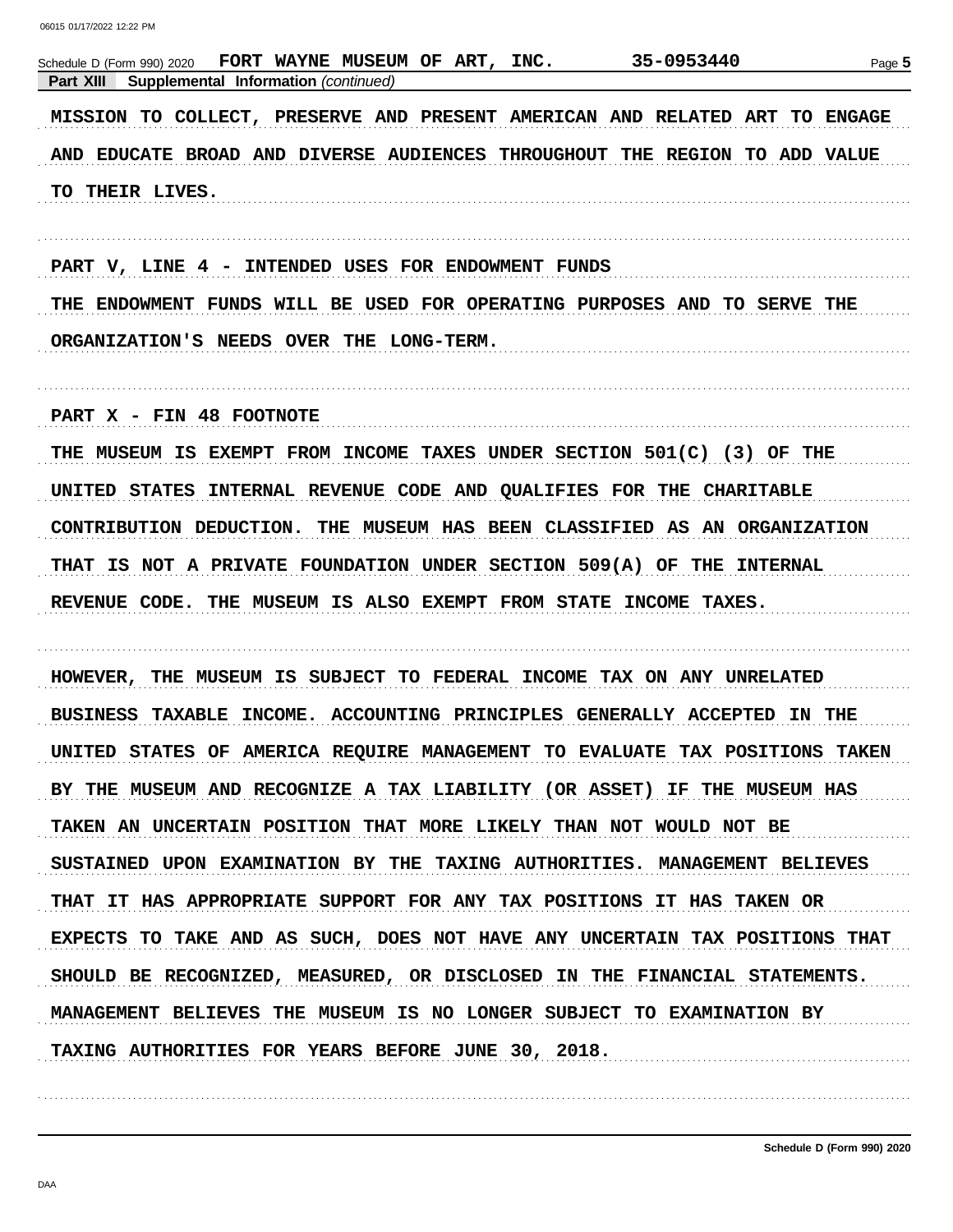Schedule D (Form 990) 2020 FORT WAYNE MUSEUM OF ART, INC. 35-0953440

**Part XIII Supplemental Information** *(continued)*

MISSION TO COLLECT, PRESERVE AND PRESENT AMERICAN AND RELATED ART TO ENGAGE AND EDUCATE BROAD AND DIVERSE AUDIENCES THROUGHOUT THE REGION TO ADD VALUE TO THEIR LIVES.

PART V, LINE 4 - INTENDED USES FOR ENDOWMENT FUNDS

THE ENDOWMENT FUNDS WILL BE USED FOR OPERATING PURPOSES AND TO SERVE THE ORGANIZATION'S NEEDS OVER THE LONG-TERM.

PART X - FIN 48 FOOTNOTE

THE MUSEUM IS EXEMPT FROM INCOME TAXES UNDER SECTION 501(C) (3) OF THE UNITED STATES INTERNAL REVENUE CODE AND QUALIFIES FOR THE CHARITABLE CONTRIBUTION DEDUCTION. THE MUSEUM HAS BEEN CLASSIFIED AS AN ORGANIZATION THAT IS NOT A PRIVATE FOUNDATION UNDER SECTION 509(A) OF THE INTERNAL REVENUE CODE. THE MUSEUM IS ALSO EXEMPT FROM STATE INCOME TAXES.

HOWEVER, THE MUSEUM IS SUBJECT TO FEDERAL INCOME TAX ON ANY UNRELATED BUSINESS TAXABLE INCOME. ACCOUNTING PRINCIPLES GENERALLY ACCEPTED IN THE UNITED STATES OF AMERICA REQUIRE MANAGEMENT TO EVALUATE TAX POSITIONS TAKEN BY THE MUSEUM AND RECOGNIZE A TAX LIABILITY (OR ASSET) IF THE MUSEUM HAS TAKEN AN UNCERTAIN POSITION THAT MORE LIKELY THAN NOT WOULD NOT BE SUSTAINED UPON EXAMINATION BY THE TAXING AUTHORITIES. MANAGEMENT BELIEVES THAT IT HAS APPROPRIATE SUPPORT FOR ANY TAX POSITIONS IT HAS TAKEN OR EXPECTS TO TAKE AND AS SUCH, DOES NOT HAVE ANY UNCERTAIN TAX POSITIONS THAT SHOULD BE RECOGNIZED, MEASURED, OR DISCLOSED IN THE FINANCIAL STATEMENTS. MANAGEMENT BELIEVES THE MUSEUM IS NO LONGER SUBJECT TO EXAMINATION BY TAXING AUTHORITIES FOR YEARS BEFORE JUNE 30, 2018.

Schedule D (Form 990) 2020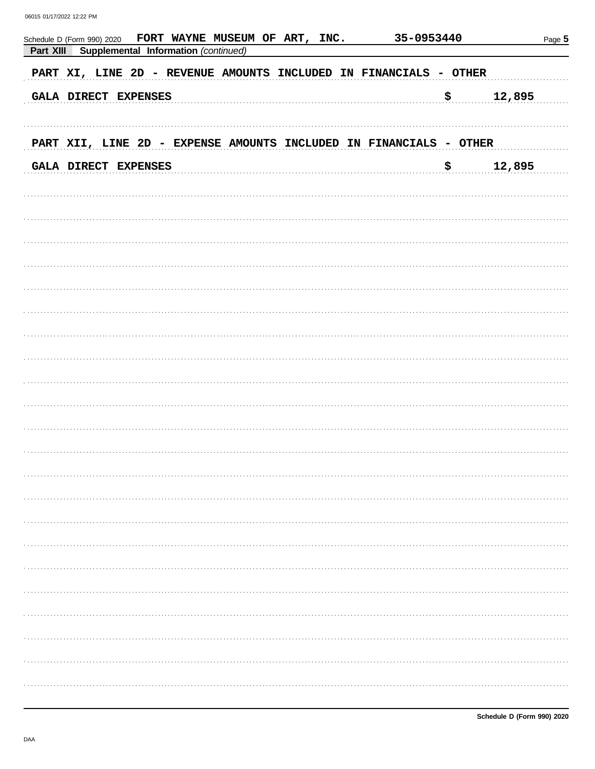Schedule D (Form 990) 2020 FORT WAYNE MUSEUM OF ART, INC. 35-0953440 Page 5

**Part XIII Supplemental Information** *(continued)*

PART XI, LINE 2D - REVENUE AMOUNTS INCLUDED IN FINANCIALS - OTHER

GALA DIRECT EXPENSES $ 12,895

PART XII, LINE 2D - EXPENSE AMOUNTS INCLUDED IN FINANCIALS - OTHER

GALA DIRECT EXPENSES $ 12,895

Schedule D (Form 990) 2020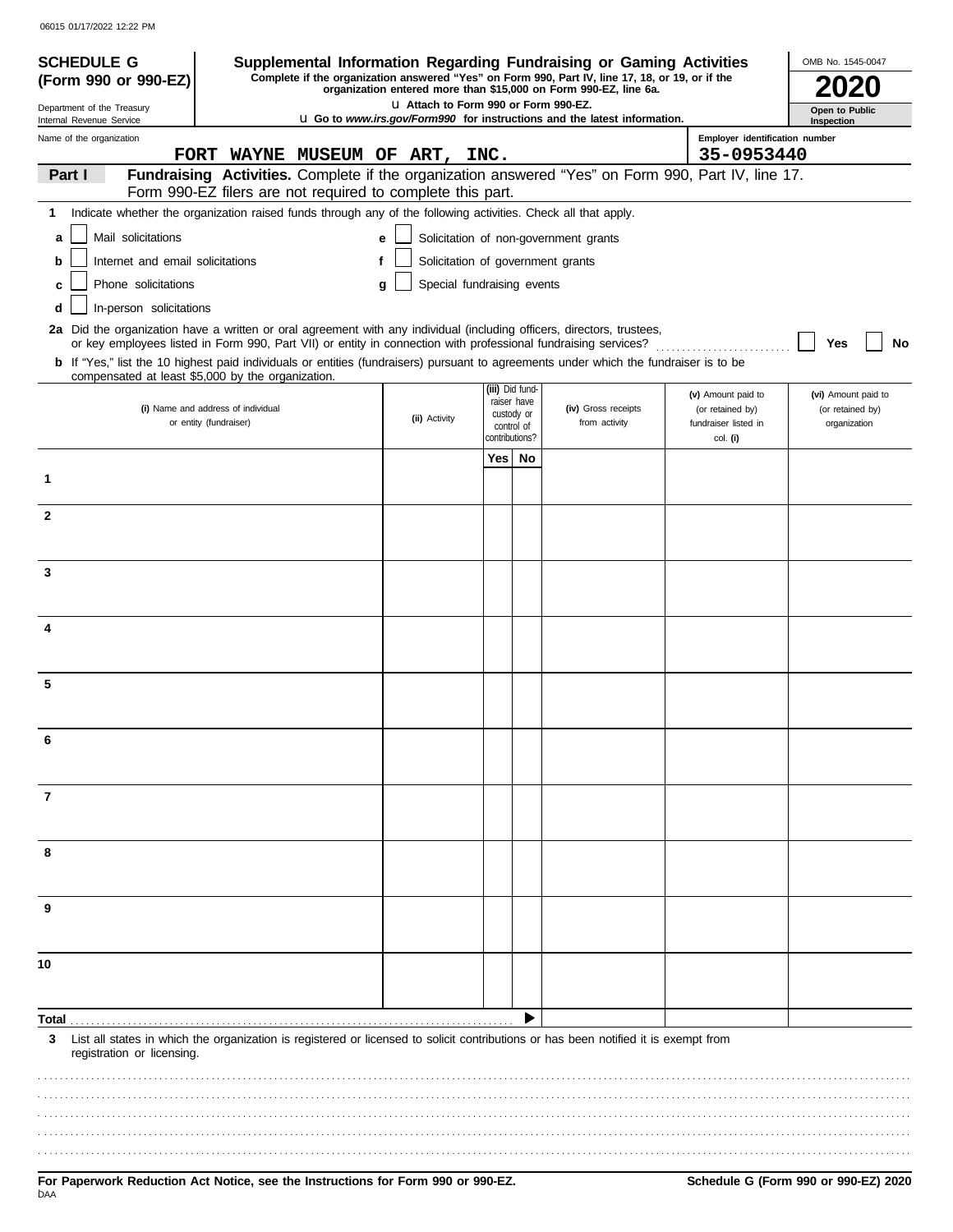06015 01/17/2022 12:22 PM

**SCHEDULE G (Form 990 or 990-EZ)**

Department of the Treasury
Internal Revenue Service

# Supplemental Information Regarding Fundraising or Gaming Activities

**Complete if the organization answered "Yes" on Form 990, Part IV, line 17, 18, or 19, or if the organization entered more than $15,000 on Form 990-EZ, line 6a.**

u Attach to Form 990 or Form 990-EZ.

u Go to *www.irs.gov/Form990* for instructions and the latest information.

OMB No. 1545-0047

**2020**

**Open to Public Inspection**

Name of the organization: FORT WAYNE MUSEUM OF ART, INC.

Employer identification number: 35-0953440

**Part I** **Fundraising Activities.** Complete if the organization answered "Yes" on Form 990, Part IV, line 17. Form 990-EZ filers are not required to complete this part.

1 Indicate whether the organization raised funds through any of the following activities. Check all that apply.

- a ☐ Mail solicitations
- b ☐ Internet and email solicitations
- c ☐ Phone solicitations
- d ☐ In-person solicitations
- e ☐ Solicitation of non-government grants
- f ☐ Solicitation of government grants
- g ☐ Special fundraising events

2a Did the organization have a written or oral agreement with any individual (including officers, directors, trustees, or key employees listed in Form 990, Part VII) or entity in connection with professional fundraising services? ☐ Yes ☐ No

b If "Yes," list the 10 highest paid individuals or entities (fundraisers) pursuant to agreements under which the fundraiser is to be compensated at least $5,000 by the organization.

| | (i) Name and address of individual or entity (fundraiser) | (ii) Activity | (iii) Did fund-raiser have custody or control of contributions? Yes | No | (iv) Gross receipts from activity | (v) Amount paid to (or retained by) fundraiser listed in col. (i) | (vi) Amount paid to (or retained by) organization |
|---|---|---|---|---|---|---|---|
| 1 | | | | | | | |
| 2 | | | | | | | |
| 3 | | | | | | | |
| 4 | | | | | | | |
| 5 | | | | | | | |
| 6 | | | | | | | |
| 7 | | | | | | | |
| 8 | | | | | | | |
| 9 | | | | | | | |
| 10 | | | | | | | |
| **Total** | | | | ▶ | | | |

3 List all states in which the organization is registered or licensed to solicit contributions or has been notified it is exempt from registration or licensing.

**For Paperwork Reduction Act Notice, see the Instructions for Form 990 or 990-EZ.**

**Schedule G (Form 990 or 990-EZ) 2020**

DAA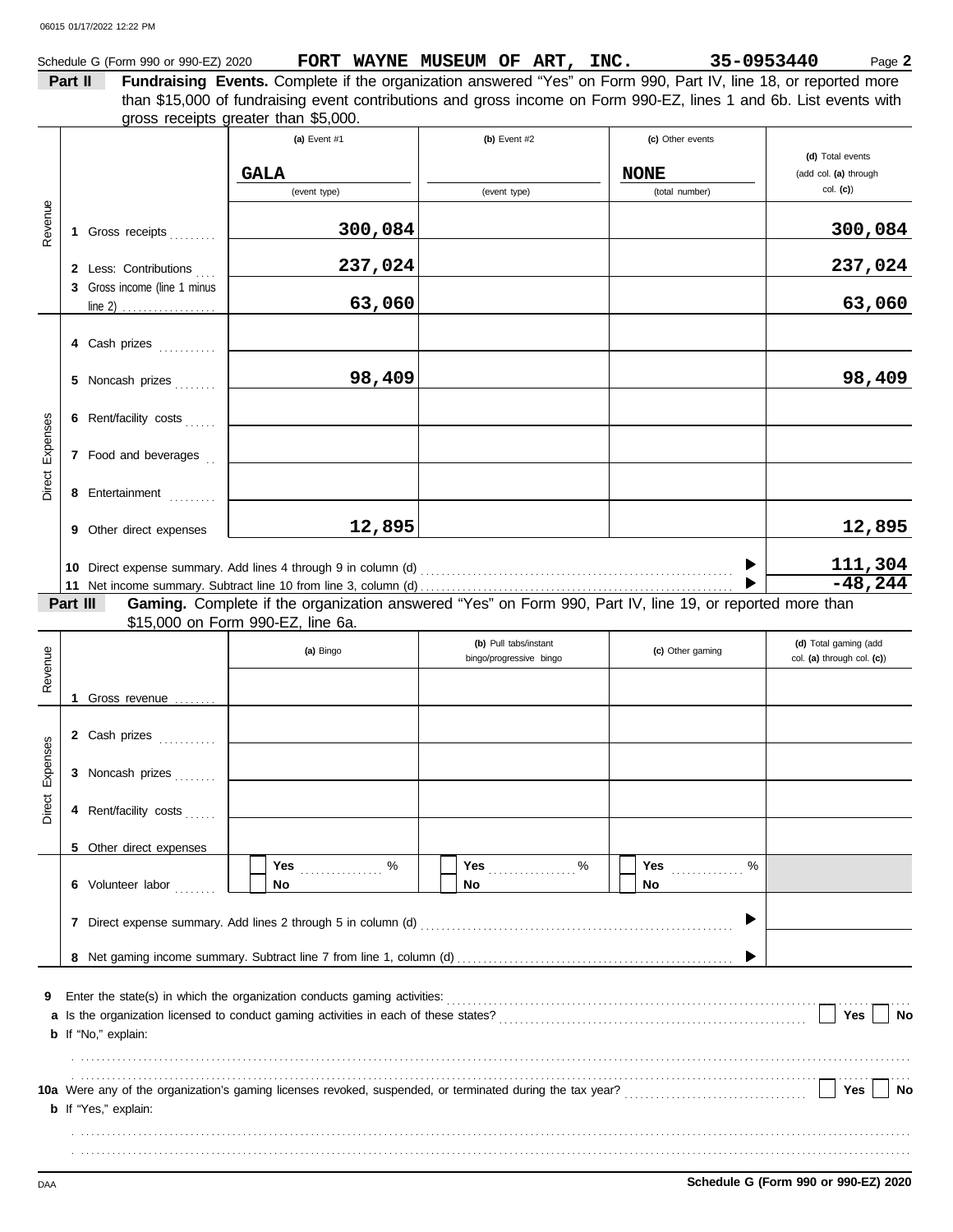Schedule G (Form 990 or 990-EZ) 2020 **FORT WAYNE MUSEUM OF ART, INC.** **35-0953440**

**Part II** **Fundraising Events.** Complete if the organization answered "Yes" on Form 990, Part IV, line 18, or reported more than $15,000 of fundraising event contributions and gross income on Form 990-EZ, lines 1 and 6b. List events with gross receipts greater than $5,000.

| | | (a) Event #1 | (b) Event #2 | (c) Other events | (d) Total events (add col. (a) through col. (c)) |
|---|---|---|---|---|---|
| | | GALA (event type) | (event type) | NONE (total number) | |
| Revenue | 1 Gross receipts | 300,084 | | | 300,084 |
| | 2 Less: Contributions | 237,024 | | | 237,024 |
| | 3 Gross income (line 1 minus line 2) | 63,060 | | | 63,060 |
| Direct Expenses | 4 Cash prizes | | | | |
| | 5 Noncash prizes | 98,409 | | | 98,409 |
| | 6 Rent/facility costs | | | | |
| | 7 Food and beverages | | | | |
| | 8 Entertainment | | | | |
| | 9 Other direct expenses | 12,895 | | | 12,895 |
| | 10 Direct expense summary. Add lines 4 through 9 in column (d) | | | ▶ | 111,304 |
| | 11 Net income summary. Subtract line 10 from line 3, column (d) | | | ▶ | -48,244 |

**Part III** **Gaming.** Complete if the organization answered "Yes" on Form 990, Part IV, line 19, or reported more than $15,000 on Form 990-EZ, line 6a.

| | | (a) Bingo | (b) Pull tabs/instant bingo/progressive bingo | (c) Other gaming | (d) Total gaming (add col. (a) through col. (c)) |
|---|---|---|---|---|---|
| Revenue | 1 Gross revenue | | | | |
| Direct Expenses | 2 Cash prizes | | | | |
| | 3 Noncash prizes | | | | |
| | 4 Rent/facility costs | | | | |
| | 5 Other direct expenses | | | | |
| | 6 Volunteer labor | Yes ____ % / No | Yes ____ % / No | Yes ____ % / No | |
| | 7 Direct expense summary. Add lines 2 through 5 in column (d) | | | ▶ | |
| | 8 Net gaming income summary. Subtract line 7 from line 1, column (d) | | | ▶ | |

**9** Enter the state(s) in which the organization conducts gaming activities:

**a** Is the organization licensed to conduct gaming activities in each of these states? Yes No

**b** If "No," explain:

**10a** Were any of the organization's gaming licenses revoked, suspended, or terminated during the tax year? Yes No

**b** If "Yes," explain:

**Schedule G (Form 990 or 990-EZ) 2020**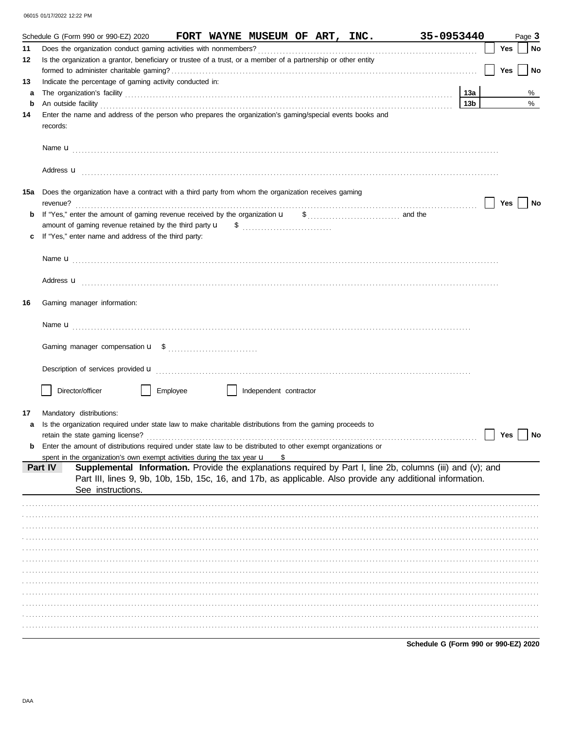06015 01/17/2022 12:22 PM

Schedule G (Form 990 or 990-EZ) 2020 **FORT WAYNE MUSEUM OF ART, INC.** **35-0953440** Page **3**

**11** Does the organization conduct gaming activities with nonmembers? ☐ Yes ☐ No

**12** Is the organization a grantor, beneficiary or trustee of a trust, or a member of a partnership or other entity formed to administer charitable gaming? ☐ Yes ☐ No

**13** Indicate the percentage of gaming activity conducted in:

**a** The organization's facility **13a** %

**b** An outside facility **13b** %

**14** Enter the name and address of the person who prepares the organization's gaming/special events books and records:

Name u

Address u

**15a** Does the organization have a contract with a third party from whom the organization receives gaming revenue? ☐ Yes ☐ No

**b** If "Yes," enter the amount of gaming revenue received by the organization u $ and the amount of gaming revenue retained by the third party u $

**c** If "Yes," enter name and address of the third party:

Name u

Address u

**16** Gaming manager information:

Name u

Gaming manager compensation u $

Description of services provided u

☐ Director/officer ☐ Employee ☐ Independent contractor

**17** Mandatory distributions:

**a** Is the organization required under state law to make charitable distributions from the gaming proceeds to retain the state gaming license? ☐ Yes ☐ No

**b** Enter the amount of distributions required under state law to be distributed to other exempt organizations or spent in the organization's own exempt activities during the tax year u $

**Part IV** **Supplemental Information.** Provide the explanations required by Part I, line 2b, columns (iii) and (v); and Part III, lines 9, 9b, 10b, 15b, 15c, 16, and 17b, as applicable. Also provide any additional information. See instructions.

**Schedule G (Form 990 or 990-EZ) 2020**

DAA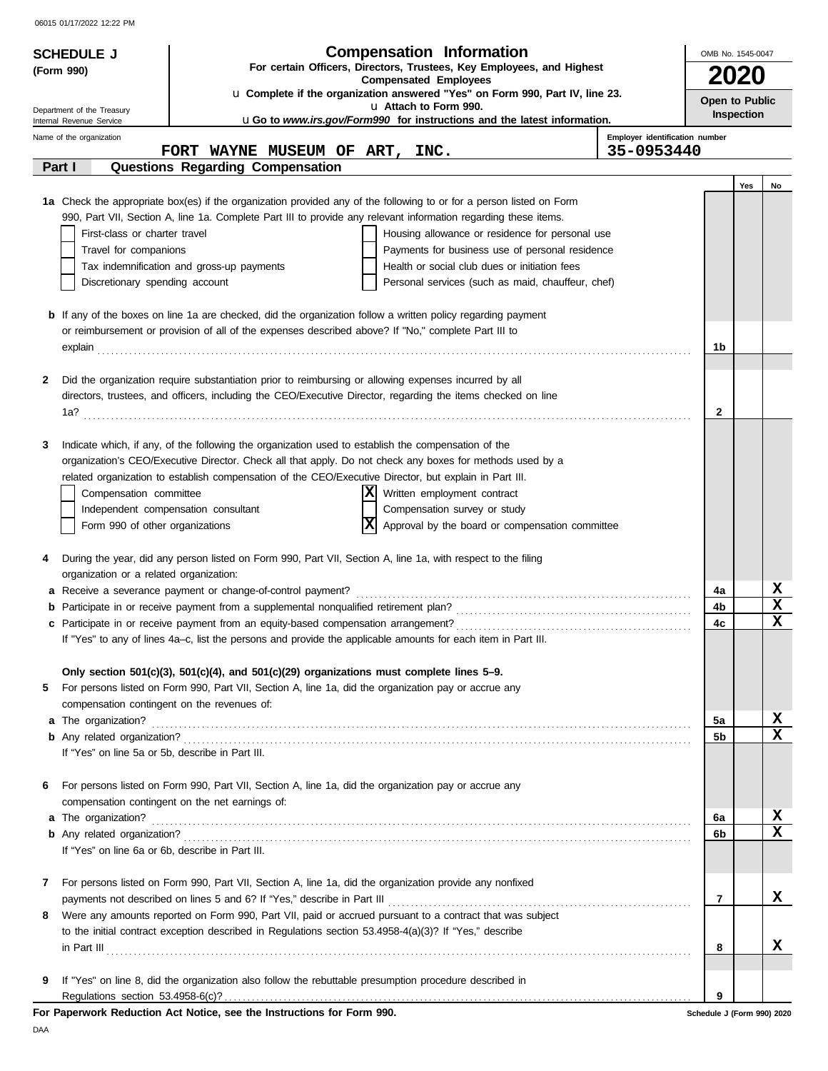# SCHEDULE J (Form 990)

## Compensation Information

**For certain Officers, Directors, Trustees, Key Employees, and Highest Compensated Employees**

u Complete if the organization answered "Yes" on Form 990, Part IV, line 23.

u Attach to Form 990.

u Go to *www.irs.gov/Form990* for instructions and the latest information.

OMB No. 1545-0047

**2020**

**Open to Public Inspection**

Department of the Treasury
Internal Revenue Service

Name of the organization: **FORT WAYNE MUSEUM OF ART, INC.**

Employer identification number: **35-0953440**

## Part I Questions Regarding Compensation

| | | | Yes | No |
|---|---|---|---|---|
| **1a** | Check the appropriate box(es) if the organization provided any of the following to or for a person listed on Form 990, Part VII, Section A, line 1a. Complete Part III to provide any relevant information regarding these items.<br>☐ First-class or charter travel ☐ Housing allowance or residence for personal use<br>☐ Travel for companions ☐ Payments for business use of personal residence<br>☐ Tax indemnification and gross-up payments ☐ Health or social club dues or initiation fees<br>☐ Discretionary spending account ☐ Personal services (such as maid, chauffeur, chef) | | | |
| **b** | If any of the boxes on line 1a are checked, did the organization follow a written policy regarding payment or reimbursement or provision of all of the expenses described above? If "No," complete Part III to explain | 1b | | |
| **2** | Did the organization require substantiation prior to reimbursing or allowing expenses incurred by all directors, trustees, and officers, including the CEO/Executive Director, regarding the items checked on line 1a? | 2 | | |
| **3** | Indicate which, if any, of the following the organization used to establish the compensation of the organization's CEO/Executive Director. Check all that apply. Do not check any boxes for methods used by a related organization to establish compensation of the CEO/Executive Director, but explain in Part III.<br>☐ Compensation committee ☒ Written employment contract<br>☐ Independent compensation consultant ☐ Compensation survey or study<br>☐ Form 990 of other organizations ☒ Approval by the board or compensation committee | | | |
| **4** | During the year, did any person listed on Form 990, Part VII, Section A, line 1a, with respect to the filing organization or a related organization: | | | |
| **a** | Receive a severance payment or change-of-control payment? | 4a | | X |
| **b** | Participate in or receive payment from a supplemental nonqualified retirement plan? | 4b | | X |
| **c** | Participate in or receive payment from an equity-based compensation arrangement? | 4c | | X |
| | If "Yes" to any of lines 4a–c, list the persons and provide the applicable amounts for each item in Part III. | | | |
| | **Only section 501(c)(3), 501(c)(4), and 501(c)(29) organizations must complete lines 5–9.** | | | |
| **5** | For persons listed on Form 990, Part VII, Section A, line 1a, did the organization pay or accrue any compensation contingent on the revenues of: | | | |
| **a** | The organization? | 5a | | X |
| **b** | Any related organization? | 5b | | X |
| | If "Yes" on line 5a or 5b, describe in Part III. | | | |
| **6** | For persons listed on Form 990, Part VII, Section A, line 1a, did the organization pay or accrue any compensation contingent on the net earnings of: | | | |
| **a** | The organization? | 6a | | X |
| **b** | Any related organization? | 6b | | X |
| | If "Yes" on line 6a or 6b, describe in Part III. | | | |
| **7** | For persons listed on Form 990, Part VII, Section A, line 1a, did the organization provide any nonfixed payments not described on lines 5 and 6? If "Yes," describe in Part III | 7 | | X |
| **8** | Were any amounts reported on Form 990, Part VII, paid or accrued pursuant to a contract that was subject to the initial contract exception described in Regulations section 53.4958-4(a)(3)? If "Yes," describe in Part III | 8 | | X |
| **9** | If "Yes" on line 8, did the organization also follow the rebuttable presumption procedure described in Regulations section 53.4958-6(c)? | 9 | | |

**For Paperwork Reduction Act Notice, see the Instructions for Form 990.**

Schedule J (Form 990) 2020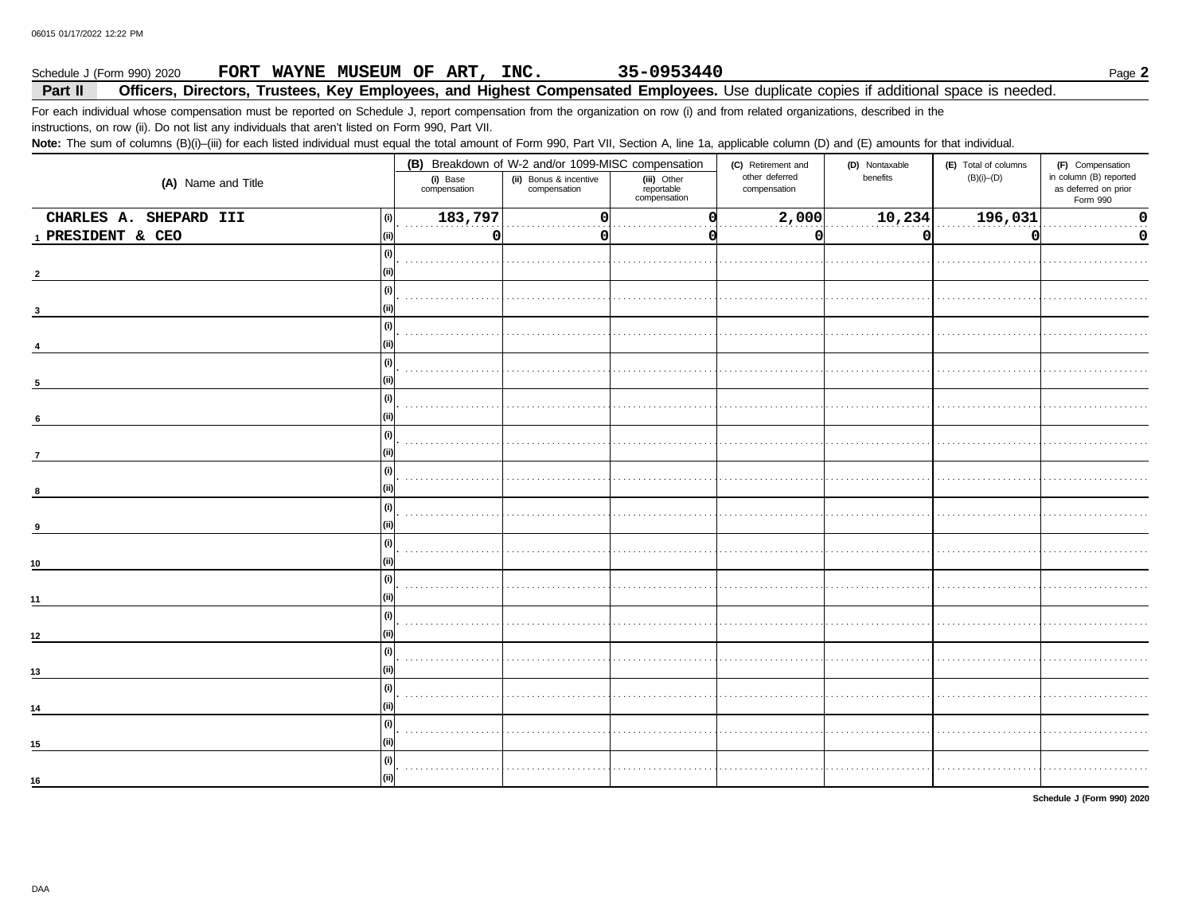Schedule J (Form 990) 2020 **FORT WAYNE MUSEUM OF ART, INC.** **35-0953440** Page **2**

## Part II Officers, Directors, Trustees, Key Employees, and Highest Compensated Employees.

Use duplicate copies if additional space is needed.

For each individual whose compensation must be reported on Schedule J, report compensation from the organization on row (i) and from related organizations, described in the instructions, on row (ii). Do not list any individuals that aren't listed on Form 990, Part VII.

**Note:** The sum of columns (B)(i)–(iii) for each listed individual must equal the total amount of Form 990, Part VII, Section A, line 1a, applicable column (D) and (E) amounts for that individual.

| (A) Name and Title | | (B) Breakdown of W-2 and/or 1099-MISC compensation | | | (C) Retirement and other deferred compensation | (D) Nontaxable benefits | (E) Total of columns (B)(i)–(D) | (F) Compensation in column (B) reported as deferred on prior Form 990 |
|---|---|---|---|---|---|---|---|---|
| | | (i) Base compensation | (ii) Bonus & incentive compensation | (iii) Other reportable compensation | | | | |
| 1 CHARLES A. SHEPARD III | (i) | 183,797 | 0 | 0 | 2,000 | 10,234 | 196,031 | 0 |
| PRESIDENT & CEO | (ii) | 0 | 0 | 0 | 0 | 0 | 0 | 0 |
| 2 | (i) | | | | | | | |
| | (ii) | | | | | | | |
| 3 | (i) | | | | | | | |
| | (ii) | | | | | | | |
| 4 | (i) | | | | | | | |
| | (ii) | | | | | | | |
| 5 | (i) | | | | | | | |
| | (ii) | | | | | | | |
| 6 | (i) | | | | | | | |
| | (ii) | | | | | | | |
| 7 | (i) | | | | | | | |
| | (ii) | | | | | | | |
| 8 | (i) | | | | | | | |
| | (ii) | | | | | | | |
| 9 | (i) | | | | | | | |
| | (ii) | | | | | | | |
| 10 | (i) | | | | | | | |
| | (ii) | | | | | | | |
| 11 | (i) | | | | | | | |
| | (ii) | | | | | | | |
| 12 | (i) | | | | | | | |
| | (ii) | | | | | | | |
| 13 | (i) | | | | | | | |
| | (ii) | | | | | | | |
| 14 | (i) | | | | | | | |
| | (ii) | | | | | | | |
| 15 | (i) | | | | | | | |
| | (ii) | | | | | | | |
| 16 | (i) | | | | | | | |
| | (ii) | | | | | | | |

**Schedule J (Form 990) 2020**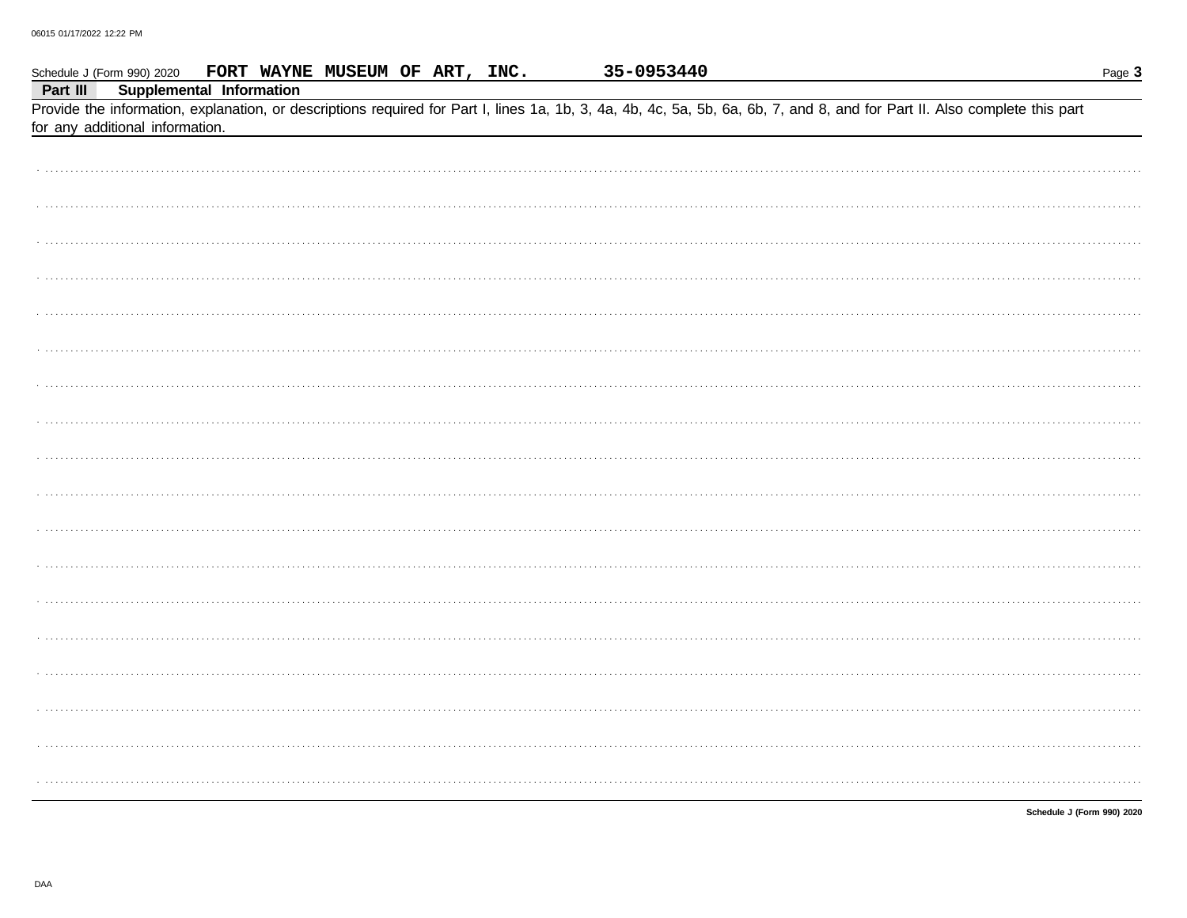Schedule J (Form 990) 2020 **FORT WAYNE MUSEUM OF ART, INC.** **35-0953440**

**Part III** **Supplemental Information**

Provide the information, explanation, or descriptions required for Part I, lines 1a, 1b, 3, 4a, 4b, 4c, 5a, 5b, 6a, 6b, 7, and 8, and for Part II. Also complete this part for any additional information.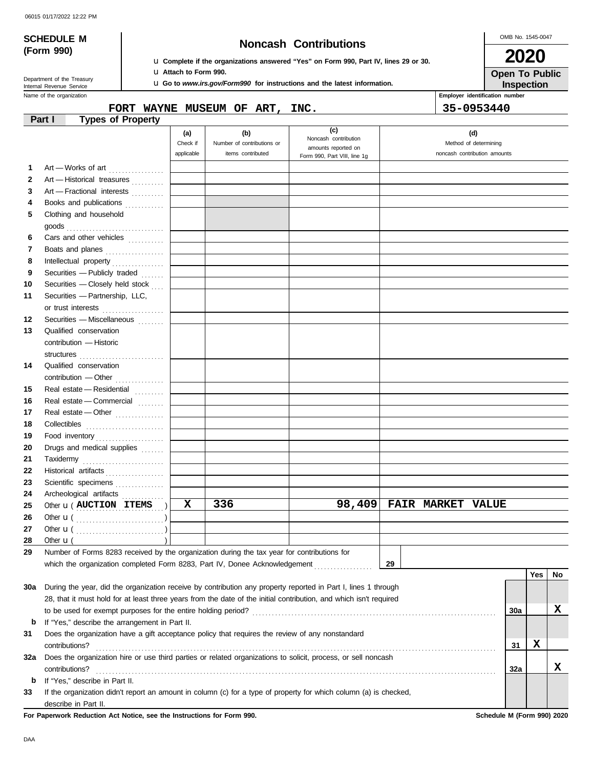**SCHEDULE M (Form 990)**

Department of the Treasury
Internal Revenue Service

# Noncash Contributions

u Complete if the organizations answered "Yes" on Form 990, Part IV, lines 29 or 30.
u Attach to Form 990.
u Go to *www.irs.gov/Form990* for instructions and the latest information.

OMB No. 1545-0047

**2020**

**Open To Public Inspection**

Name of the organization: FORT WAYNE MUSEUM OF ART, INC.

Employer identification number: 35-0953440

## Part I Types of Property

| | | (a) Check if applicable | (b) Number of contributions or items contributed | (c) Noncash contribution amounts reported on Form 990, Part VIII, line 1g | (d) Method of determining noncash contribution amounts |
|---|---|---|---|---|---|
| 1 | Art — Works of art | | | | |
| 2 | Art — Historical treasures | | | | |
| 3 | Art — Fractional interests | | | | |
| 4 | Books and publications | | | | |
| 5 | Clothing and household goods | | | | |
| 6 | Cars and other vehicles | | | | |
| 7 | Boats and planes | | | | |
| 8 | Intellectual property | | | | |
| 9 | Securities — Publicly traded | | | | |
| 10 | Securities — Closely held stock | | | | |
| 11 | Securities — Partnership, LLC, or trust interests | | | | |
| 12 | Securities — Miscellaneous | | | | |
| 13 | Qualified conservation contribution — Historic structures | | | | |
| 14 | Qualified conservation contribution — Other | | | | |
| 15 | Real estate — Residential | | | | |
| 16 | Real estate — Commercial | | | | |
| 17 | Real estate — Other | | | | |
| 18 | Collectibles | | | | |
| 19 | Food inventory | | | | |
| 20 | Drugs and medical supplies | | | | |
| 21 | Taxidermy | | | | |
| 22 | Historical artifacts | | | | |
| 23 | Scientific specimens | | | | |
| 24 | Archeological artifacts | | | | |
| 25 | Other u ( AUCTION ITEMS ) | X | 336 | 98,409 | FAIR MARKET VALUE |
| 26 | Other u ( ) | | | | |
| 27 | Other u ( ) | | | | |
| 28 | Other u ( ) | | | | |

29 Number of Forms 8283 received by the organization during the tax year for contributions for which the organization completed Form 8283, Part IV, Donee Acknowledgement ..... 29

| | | | Yes | No |
|---|---|---|---|---|
| 30a | During the year, did the organization receive by contribution any property reported in Part I, lines 1 through 28, that it must hold for at least three years from the date of the initial contribution, and which isn't required to be used for exempt purposes for the entire holding period? | 30a | | X |
| b | If "Yes," describe the arrangement in Part II. | | | |
| 31 | Does the organization have a gift acceptance policy that requires the review of any nonstandard contributions? | 31 | X | |
| 32a | Does the organization hire or use third parties or related organizations to solicit, process, or sell noncash contributions? | 32a | | X |
| b | If "Yes," describe in Part II. | | | |
| 33 | If the organization didn't report an amount in column (c) for a type of property for which column (a) is checked, describe in Part II. | | | |

**For Paperwork Reduction Act Notice, see the Instructions for Form 990.** Schedule M (Form 990) 2020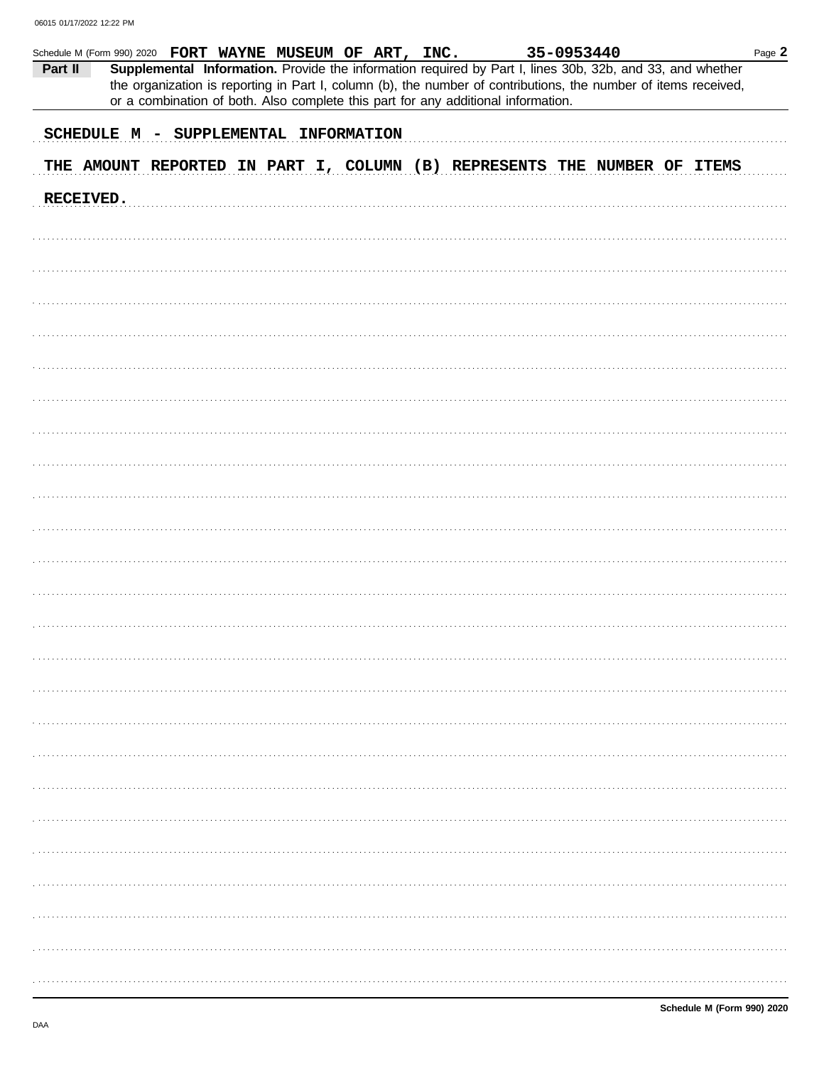Schedule M (Form 990) 2020 **FORT WAYNE MUSEUM OF ART, INC.** **35-0953440**

**Part II** **Supplemental Information.** Provide the information required by Part I, lines 30b, 32b, and 33, and whether the organization is reporting in Part I, column (b), the number of contributions, the number of items received, or a combination of both. Also complete this part for any additional information.

SCHEDULE M - SUPPLEMENTAL INFORMATION

THE AMOUNT REPORTED IN PART I, COLUMN (B) REPRESENTS THE NUMBER OF ITEMS RECEIVED.

**Schedule M (Form 990) 2020**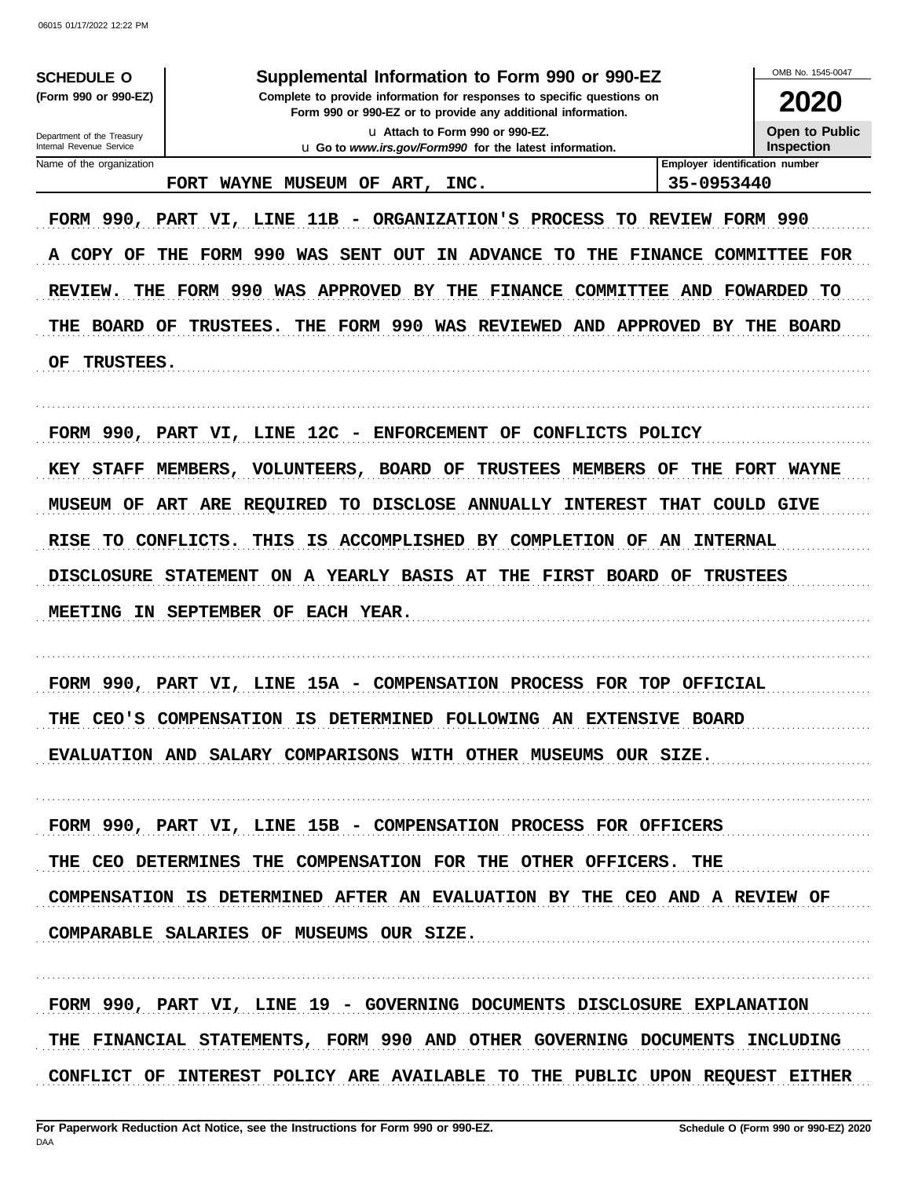**SCHEDULE O (Form 990 or 990-EZ)**

Department of the Treasury
Internal Revenue Service

# Supplemental Information to Form 990 or 990-EZ

**Complete to provide information for responses to specific questions on Form 990 or 990-EZ or to provide any additional information.**

u Attach to Form 990 or 990-EZ.

u Go to *www.irs.gov/Form990* for the latest information.

OMB No. 1545-0047

**2020**

**Open to Public Inspection**

| Name of the organization | Employer identification number |
|---|---|
| FORT WAYNE MUSEUM OF ART, INC. | 35-0953440 |

FORM 990, PART VI, LINE 11B - ORGANIZATION'S PROCESS TO REVIEW FORM 990

A COPY OF THE FORM 990 WAS SENT OUT IN ADVANCE TO THE FINANCE COMMITTEE FOR REVIEW. THE FORM 990 WAS APPROVED BY THE FINANCE COMMITTEE AND FOWARDED TO THE BOARD OF TRUSTEES. THE FORM 990 WAS REVIEWED AND APPROVED BY THE BOARD OF TRUSTEES.

FORM 990, PART VI, LINE 12C - ENFORCEMENT OF CONFLICTS POLICY

KEY STAFF MEMBERS, VOLUNTEERS, BOARD OF TRUSTEES MEMBERS OF THE FORT WAYNE MUSEUM OF ART ARE REQUIRED TO DISCLOSE ANNUALLY INTEREST THAT COULD GIVE RISE TO CONFLICTS. THIS IS ACCOMPLISHED BY COMPLETION OF AN INTERNAL DISCLOSURE STATEMENT ON A YEARLY BASIS AT THE FIRST BOARD OF TRUSTEES MEETING IN SEPTEMBER OF EACH YEAR.

FORM 990, PART VI, LINE 15A - COMPENSATION PROCESS FOR TOP OFFICIAL

THE CEO'S COMPENSATION IS DETERMINED FOLLOWING AN EXTENSIVE BOARD EVALUATION AND SALARY COMPARISONS WITH OTHER MUSEUMS OUR SIZE.

FORM 990, PART VI, LINE 15B - COMPENSATION PROCESS FOR OFFICERS

THE CEO DETERMINES THE COMPENSATION FOR THE OTHER OFFICERS. THE COMPENSATION IS DETERMINED AFTER AN EVALUATION BY THE CEO AND A REVIEW OF COMPARABLE SALARIES OF MUSEUMS OUR SIZE.

FORM 990, PART VI, LINE 19 - GOVERNING DOCUMENTS DISCLOSURE EXPLANATION

THE FINANCIAL STATEMENTS, FORM 990 AND OTHER GOVERNING DOCUMENTS INCLUDING CONFLICT OF INTEREST POLICY ARE AVAILABLE TO THE PUBLIC UPON REQUEST EITHER

**For Paperwork Reduction Act Notice, see the Instructions for Form 990 or 990-EZ.** **Schedule O (Form 990 or 990-EZ) 2020**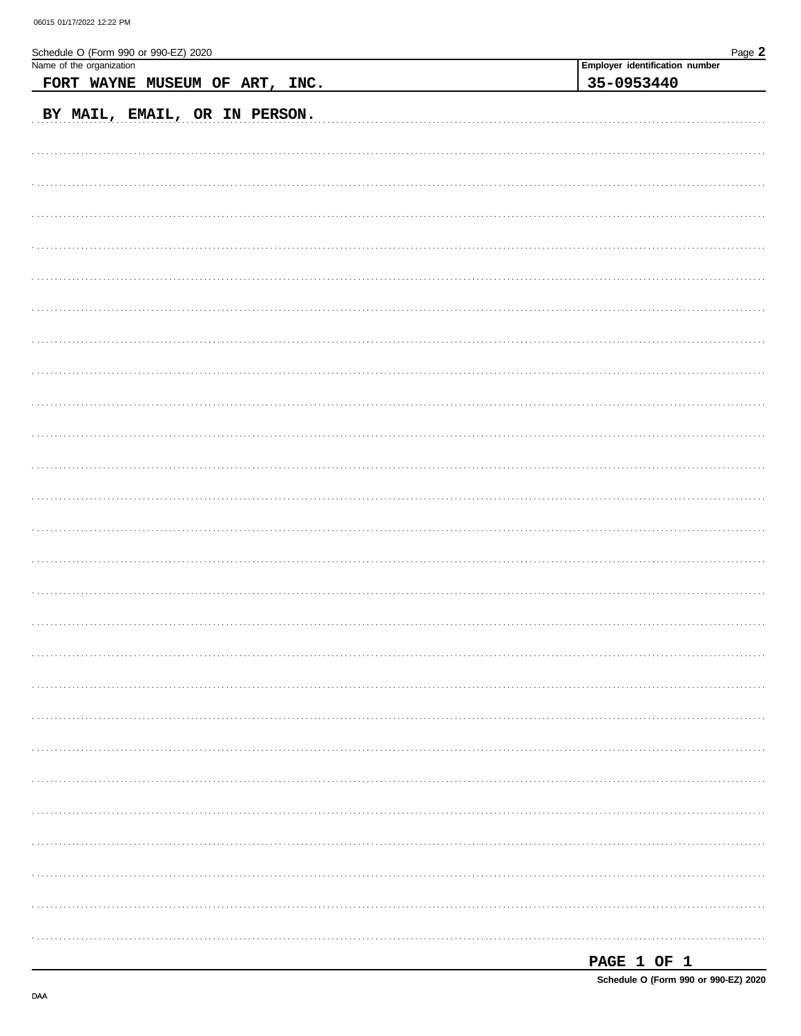Schedule O (Form 990 or 990-EZ) 2020

Name of the organization: FORT WAYNE MUSEUM OF ART, INC.

Employer identification number: 35-0953440

BY MAIL, EMAIL, OR IN PERSON.

PAGE 1 OF 1

Schedule O (Form 990 or 990-EZ) 2020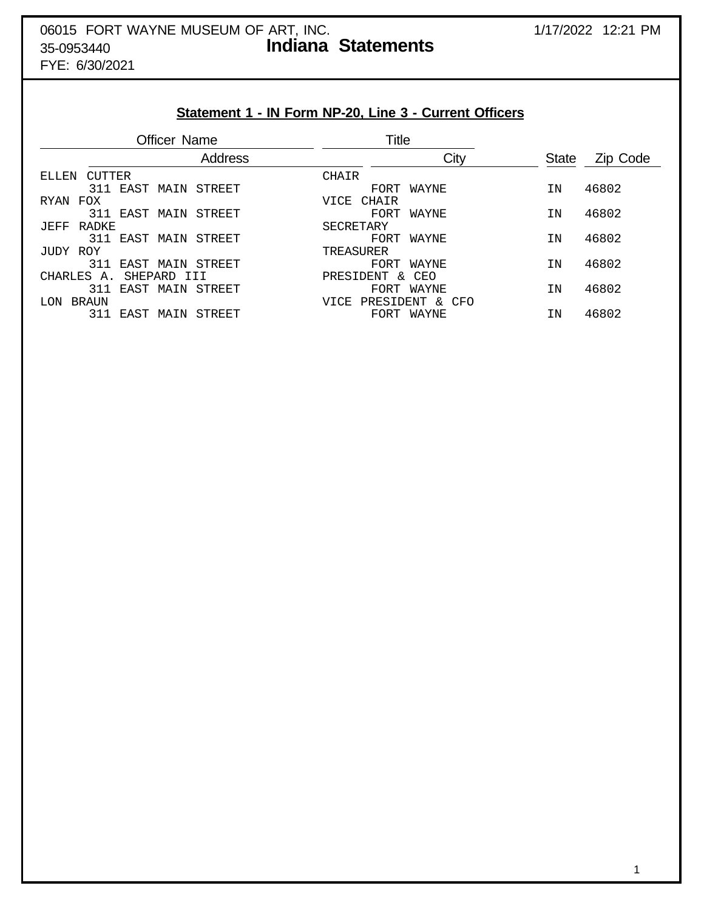06015 FORT WAYNE MUSEUM OF ART, INC.
35-0953440
FYE: 6/30/2021

1/17/2022 12:21 PM

# Indiana Statements

## Statement 1 - IN Form NP-20, Line 3 - Current Officers

| Officer Name / Address | Title / City | State | Zip Code |
|---|---|---|---|
| ELLEN CUTTER | CHAIR | | |
| 311 EAST MAIN STREET | FORT WAYNE | IN | 46802 |
| RYAN FOX | VICE CHAIR | | |
| 311 EAST MAIN STREET | FORT WAYNE | IN | 46802 |
| JEFF RADKE | SECRETARY | | |
| 311 EAST MAIN STREET | FORT WAYNE | IN | 46802 |
| JUDY ROY | TREASURER | | |
| 311 EAST MAIN STREET | FORT WAYNE | IN | 46802 |
| CHARLES A. SHEPARD III | PRESIDENT & CEO | | |
| 311 EAST MAIN STREET | FORT WAYNE | IN | 46802 |
| LON BRAUN | VICE PRESIDENT & CFO | | |
| 311 EAST MAIN STREET | FORT WAYNE | IN | 46802 |